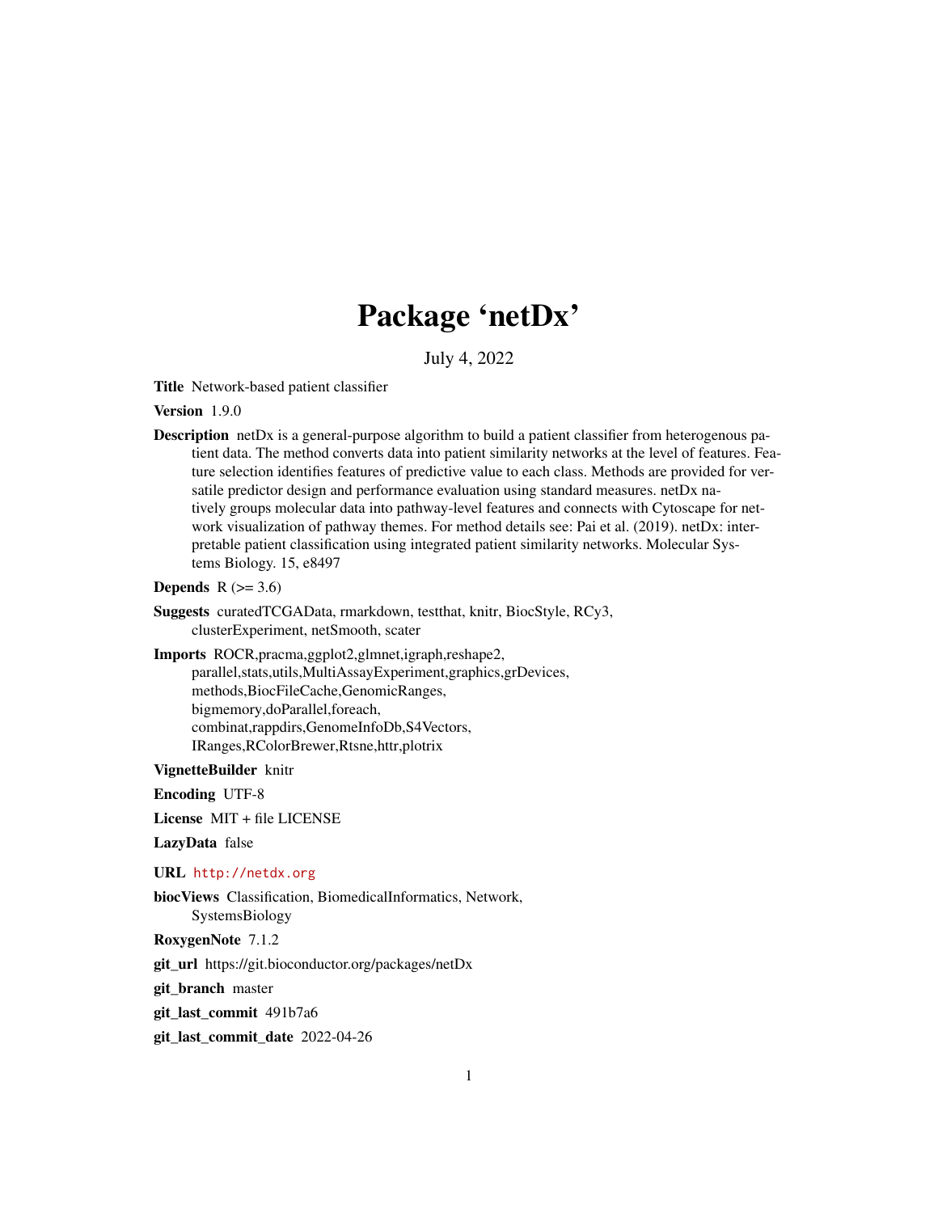# Package 'netDx'

July 4, 2022

**Title** Network-based patient classifier

**Version** 1.9.0

**Description** netDx is a general-purpose algorithm to build a patient classifier from heterogenous patient data. The method converts data into patient similarity networks at the level of features. Feature selection identifies features of predictive value to each class. Methods are provided for versatile predictor design and performance evaluation using standard measures. netDx natively groups molecular data into pathway-level features and connects with Cytoscape for network visualization of pathway themes. For method details see: Pai et al. (2019). netDx: interpretable patient classification using integrated patient similarity networks. Molecular Systems Biology. 15, e8497

**Depends** R (>= 3.6)

**Suggests** curatedTCGAData, rmarkdown, testthat, knitr, BiocStyle, RCy3, clusterExperiment, netSmooth, scater

**Imports** ROCR,pracma,ggplot2,glmnet,igraph,reshape2, parallel,stats,utils,MultiAssayExperiment,graphics,grDevices, methods,BiocFileCache,GenomicRanges, bigmemory,doParallel,foreach, combinat,rappdirs,GenomeInfoDb,S4Vectors, IRanges,RColorBrewer,Rtsne,httr,plotrix

**VignetteBuilder** knitr

**Encoding** UTF-8

**License** MIT + file LICENSE

**LazyData** false

**URL** http://netdx.org

**biocViews** Classification, BiomedicalInformatics, Network, SystemsBiology

**RoxygenNote** 7.1.2

**git_url** https://git.bioconductor.org/packages/netDx

**git_branch** master

**git_last_commit** 491b7a6

**git_last_commit_date** 2022-04-26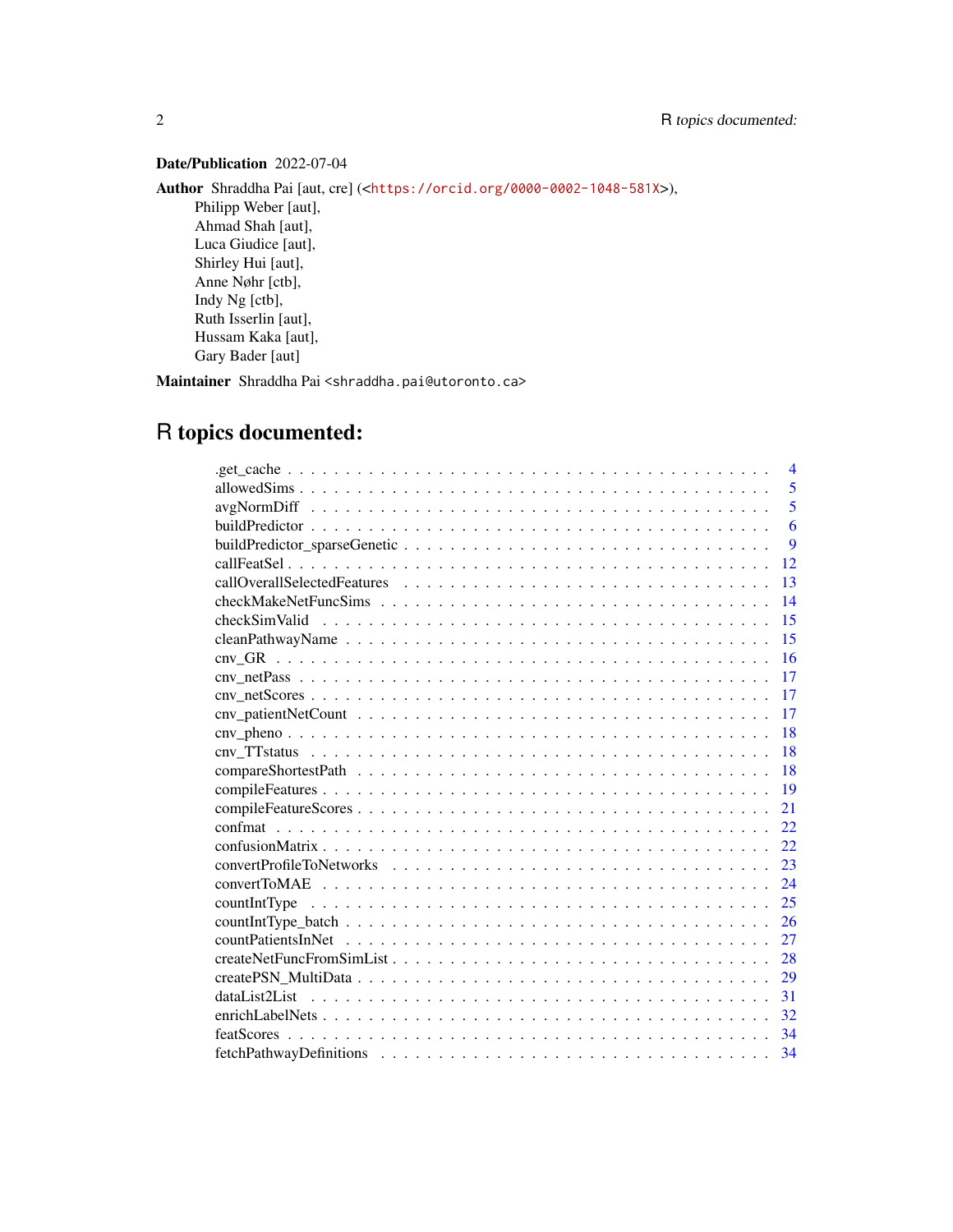**Date/Publication** 2022-07-04

**Author** Shraddha Pai [aut, cre] (<https://orcid.org/0000-0002-1048-581X>),
Philipp Weber [aut],
Ahmad Shah [aut],
Luca Giudice [aut],
Shirley Hui [aut],
Anne Nøhr [ctb],
Indy Ng [ctb],
Ruth Isserlin [aut],
Hussam Kaka [aut],
Gary Bader [aut]

**Maintainer** Shraddha Pai <shraddha.pai@utoronto.ca>

# R topics documented:

.get_cache . . . . . . . . . . . . . . . . . . . . . . . . . . . . . . . . . . . . . . . 4
allowedSims . . . . . . . . . . . . . . . . . . . . . . . . . . . . . . . . . . . . . . 5
avgNormDiff . . . . . . . . . . . . . . . . . . . . . . . . . . . . . . . . . . . . . . 5
buildPredictor . . . . . . . . . . . . . . . . . . . . . . . . . . . . . . . . . . . . . . 6
buildPredictor_sparseGenetic . . . . . . . . . . . . . . . . . . . . . . . . . . . . . . 9
callFeatSel . . . . . . . . . . . . . . . . . . . . . . . . . . . . . . . . . . . . . . . 12
callOverallSelectedFeatures . . . . . . . . . . . . . . . . . . . . . . . . . . . . . . 13
checkMakeNetFuncSims . . . . . . . . . . . . . . . . . . . . . . . . . . . . . . . . 14
checkSimValid . . . . . . . . . . . . . . . . . . . . . . . . . . . . . . . . . . . . . 15
cleanPathwayName . . . . . . . . . . . . . . . . . . . . . . . . . . . . . . . . . . . 15
cnv_GR . . . . . . . . . . . . . . . . . . . . . . . . . . . . . . . . . . . . . . . . 16
cnv_netPass . . . . . . . . . . . . . . . . . . . . . . . . . . . . . . . . . . . . . . 17
cnv_netScores . . . . . . . . . . . . . . . . . . . . . . . . . . . . . . . . . . . . . 17
cnv_patientNetCount . . . . . . . . . . . . . . . . . . . . . . . . . . . . . . . . . . 17
cnv_pheno . . . . . . . . . . . . . . . . . . . . . . . . . . . . . . . . . . . . . . . 18
cnv_TTstatus . . . . . . . . . . . . . . . . . . . . . . . . . . . . . . . . . . . . . . 18
compareShortestPath . . . . . . . . . . . . . . . . . . . . . . . . . . . . . . . . . . 18
compileFeatures . . . . . . . . . . . . . . . . . . . . . . . . . . . . . . . . . . . . . 19
compileFeatureScores . . . . . . . . . . . . . . . . . . . . . . . . . . . . . . . . . . 21
confmat . . . . . . . . . . . . . . . . . . . . . . . . . . . . . . . . . . . . . . . . . 22
confusionMatrix . . . . . . . . . . . . . . . . . . . . . . . . . . . . . . . . . . . . . 22
convertProfileToNetworks . . . . . . . . . . . . . . . . . . . . . . . . . . . . . . . . 23
convertToMAE . . . . . . . . . . . . . . . . . . . . . . . . . . . . . . . . . . . . . . 24
countIntType . . . . . . . . . . . . . . . . . . . . . . . . . . . . . . . . . . . . . . 25
countIntType_batch . . . . . . . . . . . . . . . . . . . . . . . . . . . . . . . . . . . 26
countPatientsInNet . . . . . . . . . . . . . . . . . . . . . . . . . . . . . . . . . . . 27
createNetFuncFromSimList . . . . . . . . . . . . . . . . . . . . . . . . . . . . . . . 28
createPSN_MultiData . . . . . . . . . . . . . . . . . . . . . . . . . . . . . . . . . . 29
dataList2List . . . . . . . . . . . . . . . . . . . . . . . . . . . . . . . . . . . . . . 31
enrichLabelNets . . . . . . . . . . . . . . . . . . . . . . . . . . . . . . . . . . . . . 32
featScores . . . . . . . . . . . . . . . . . . . . . . . . . . . . . . . . . . . . . . . . 34
fetchPathwayDefinitions . . . . . . . . . . . . . . . . . . . . . . . . . . . . . . . . . 34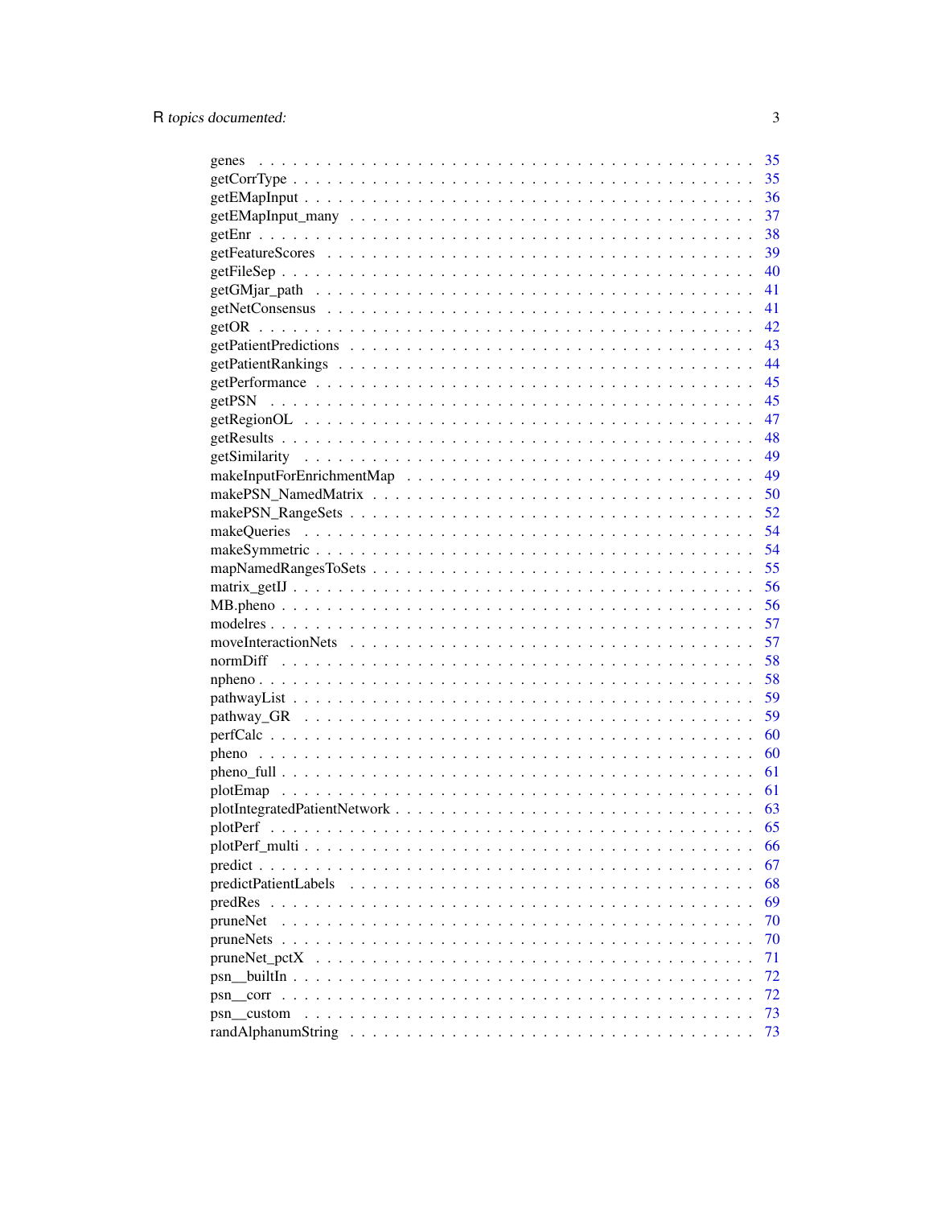genes . . . . . . . . . . . . . . . . . . . . . . . . . . . . . . . . . . . . . . . . . . . 35
getCorrType . . . . . . . . . . . . . . . . . . . . . . . . . . . . . . . . . . . . . . . . . 35
getEMapInput . . . . . . . . . . . . . . . . . . . . . . . . . . . . . . . . . . . . . . . . 36
getEMapInput_many . . . . . . . . . . . . . . . . . . . . . . . . . . . . . . . . . . . . 37
getEnr . . . . . . . . . . . . . . . . . . . . . . . . . . . . . . . . . . . . . . . . . . . 38
getFeatureScores . . . . . . . . . . . . . . . . . . . . . . . . . . . . . . . . . . . . . 39
getFileSep . . . . . . . . . . . . . . . . . . . . . . . . . . . . . . . . . . . . . . . . . 40
getGMjar_path . . . . . . . . . . . . . . . . . . . . . . . . . . . . . . . . . . . . . . . 41
getNetConsensus . . . . . . . . . . . . . . . . . . . . . . . . . . . . . . . . . . . . . . 41
getOR . . . . . . . . . . . . . . . . . . . . . . . . . . . . . . . . . . . . . . . . . . . 42
getPatientPredictions . . . . . . . . . . . . . . . . . . . . . . . . . . . . . . . . . . . 43
getPatientRankings . . . . . . . . . . . . . . . . . . . . . . . . . . . . . . . . . . . . 44
getPerformance . . . . . . . . . . . . . . . . . . . . . . . . . . . . . . . . . . . . . . 45
getPSN . . . . . . . . . . . . . . . . . . . . . . . . . . . . . . . . . . . . . . . . . . . 45
getRegionOL . . . . . . . . . . . . . . . . . . . . . . . . . . . . . . . . . . . . . . . . 47
getResults . . . . . . . . . . . . . . . . . . . . . . . . . . . . . . . . . . . . . . . . . 48
getSimilarity . . . . . . . . . . . . . . . . . . . . . . . . . . . . . . . . . . . . . . . 49
makeInputForEnrichmentMap . . . . . . . . . . . . . . . . . . . . . . . . . . . . . . . 49
makePSN_NamedMatrix . . . . . . . . . . . . . . . . . . . . . . . . . . . . . . . . . . 50
makePSN_RangeSets . . . . . . . . . . . . . . . . . . . . . . . . . . . . . . . . . . . 52
makeQueries . . . . . . . . . . . . . . . . . . . . . . . . . . . . . . . . . . . . . . . 54
makeSymmetric . . . . . . . . . . . . . . . . . . . . . . . . . . . . . . . . . . . . . . 54
mapNamedRangesToSets . . . . . . . . . . . . . . . . . . . . . . . . . . . . . . . . . . 55
matrix_getIJ . . . . . . . . . . . . . . . . . . . . . . . . . . . . . . . . . . . . . . . 56
MB.pheno . . . . . . . . . . . . . . . . . . . . . . . . . . . . . . . . . . . . . . . . . 56
modelres . . . . . . . . . . . . . . . . . . . . . . . . . . . . . . . . . . . . . . . . . 57
moveInteractionNets . . . . . . . . . . . . . . . . . . . . . . . . . . . . . . . . . . . 57
normDiff . . . . . . . . . . . . . . . . . . . . . . . . . . . . . . . . . . . . . . . . . 58
npheno . . . . . . . . . . . . . . . . . . . . . . . . . . . . . . . . . . . . . . . . . . 58
pathwayList . . . . . . . . . . . . . . . . . . . . . . . . . . . . . . . . . . . . . . . . 59
pathway_GR . . . . . . . . . . . . . . . . . . . . . . . . . . . . . . . . . . . . . . . . 59
perfCalc . . . . . . . . . . . . . . . . . . . . . . . . . . . . . . . . . . . . . . . . . 60
pheno . . . . . . . . . . . . . . . . . . . . . . . . . . . . . . . . . . . . . . . . . . . 60
pheno_full . . . . . . . . . . . . . . . . . . . . . . . . . . . . . . . . . . . . . . . . 61
plotEmap . . . . . . . . . . . . . . . . . . . . . . . . . . . . . . . . . . . . . . . . . 61
plotIntegratedPatientNetwork . . . . . . . . . . . . . . . . . . . . . . . . . . . . . . 63
plotPerf . . . . . . . . . . . . . . . . . . . . . . . . . . . . . . . . . . . . . . . . . 65
plotPerf_multi . . . . . . . . . . . . . . . . . . . . . . . . . . . . . . . . . . . . . . 66
predict . . . . . . . . . . . . . . . . . . . . . . . . . . . . . . . . . . . . . . . . . . 67
predictPatientLabels . . . . . . . . . . . . . . . . . . . . . . . . . . . . . . . . . . 68
predRes . . . . . . . . . . . . . . . . . . . . . . . . . . . . . . . . . . . . . . . . . . 69
pruneNet . . . . . . . . . . . . . . . . . . . . . . . . . . . . . . . . . . . . . . . . . 70
pruneNets . . . . . . . . . . . . . . . . . . . . . . . . . . . . . . . . . . . . . . . . . 70
pruneNet_pctX . . . . . . . . . . . . . . . . . . . . . . . . . . . . . . . . . . . . . . . 71
psn__builtIn . . . . . . . . . . . . . . . . . . . . . . . . . . . . . . . . . . . . . . . 72
psn__corr . . . . . . . . . . . . . . . . . . . . . . . . . . . . . . . . . . . . . . . . . 72
psn__custom . . . . . . . . . . . . . . . . . . . . . . . . . . . . . . . . . . . . . . . . 73
randAlphanumString . . . . . . . . . . . . . . . . . . . . . . . . . . . . . . . . . . . 73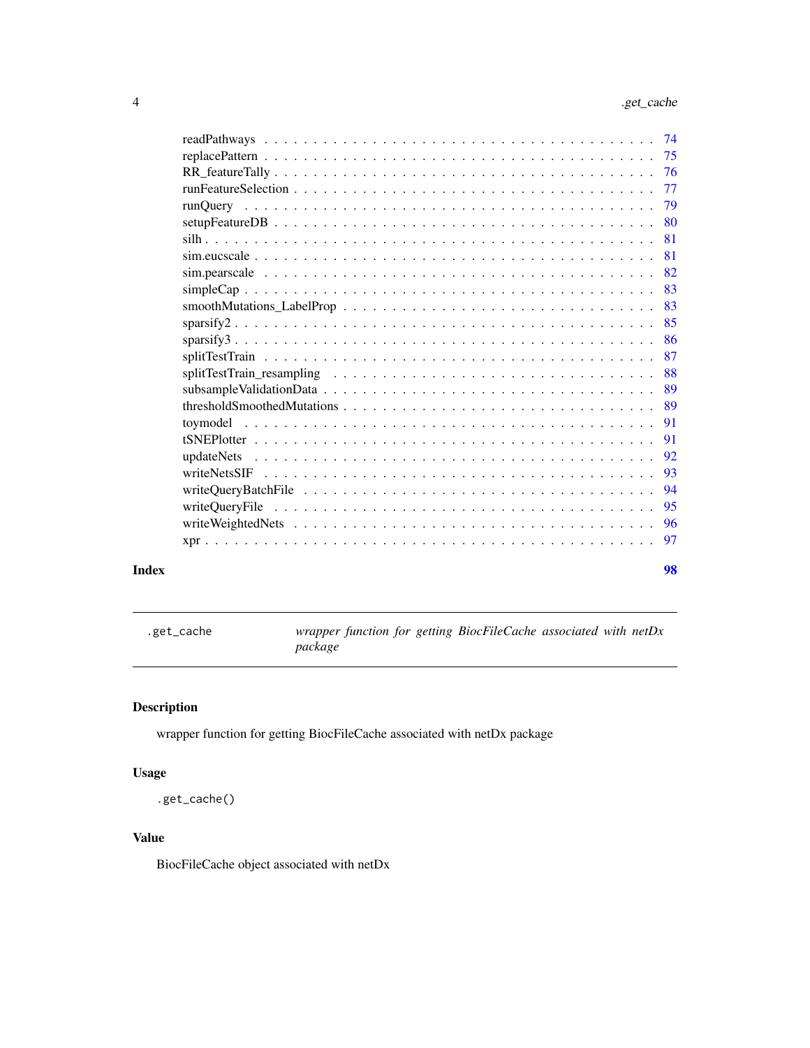readPathways . . . . . . . . . . . . . . . . . . . . . . . . . . . . . . . . . . . . . 74
replacePattern . . . . . . . . . . . . . . . . . . . . . . . . . . . . . . . . . . . . . 75
RR_featureTally . . . . . . . . . . . . . . . . . . . . . . . . . . . . . . . . . . . . 76
runFeatureSelection . . . . . . . . . . . . . . . . . . . . . . . . . . . . . . . . . . 77
runQuery . . . . . . . . . . . . . . . . . . . . . . . . . . . . . . . . . . . . . . . 79
setupFeatureDB . . . . . . . . . . . . . . . . . . . . . . . . . . . . . . . . . . . . 80
silh . . . . . . . . . . . . . . . . . . . . . . . . . . . . . . . . . . . . . . . . . . 81
sim.eucscale . . . . . . . . . . . . . . . . . . . . . . . . . . . . . . . . . . . . . . 81
sim.pearscale . . . . . . . . . . . . . . . . . . . . . . . . . . . . . . . . . . . . . 82
simpleCap . . . . . . . . . . . . . . . . . . . . . . . . . . . . . . . . . . . . . . . 83
smoothMutations_LabelProp . . . . . . . . . . . . . . . . . . . . . . . . . . . . . . 83
sparsify2 . . . . . . . . . . . . . . . . . . . . . . . . . . . . . . . . . . . . . . . 85
sparsify3 . . . . . . . . . . . . . . . . . . . . . . . . . . . . . . . . . . . . . . . 86
splitTestTrain . . . . . . . . . . . . . . . . . . . . . . . . . . . . . . . . . . . . 87
splitTestTrain_resampling . . . . . . . . . . . . . . . . . . . . . . . . . . . . . . 88
subsampleValidationData . . . . . . . . . . . . . . . . . . . . . . . . . . . . . . . 89
thresholdSmoothedMutations . . . . . . . . . . . . . . . . . . . . . . . . . . . . . 89
toymodel . . . . . . . . . . . . . . . . . . . . . . . . . . . . . . . . . . . . . . . 91
tSNEPlotter . . . . . . . . . . . . . . . . . . . . . . . . . . . . . . . . . . . . . . 91
updateNets . . . . . . . . . . . . . . . . . . . . . . . . . . . . . . . . . . . . . . 92
writeNetsSIF . . . . . . . . . . . . . . . . . . . . . . . . . . . . . . . . . . . . . 93
writeQueryBatchFile . . . . . . . . . . . . . . . . . . . . . . . . . . . . . . . . . 94
writeQueryFile . . . . . . . . . . . . . . . . . . . . . . . . . . . . . . . . . . . . 95
writeWeightedNets . . . . . . . . . . . . . . . . . . . . . . . . . . . . . . . . . . 96
xpr . . . . . . . . . . . . . . . . . . . . . . . . . . . . . . . . . . . . . . . . . . 97

**Index** **98**

---

`.get_cache` *wrapper function for getting BiocFileCache associated with netDx package*

---

## Description

wrapper function for getting BiocFileCache associated with netDx package

## Usage

```
.get_cache()
```

## Value

BiocFileCache object associated with netDx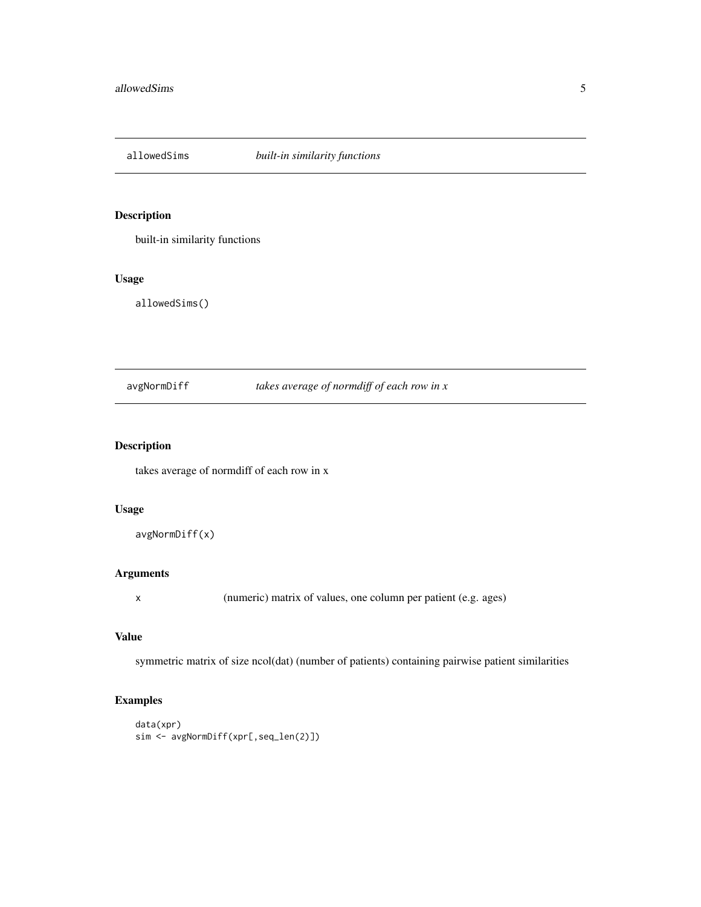## allowedSims *built-in similarity functions*

### Description

built-in similarity functions

### Usage

```
allowedSims()
```

## avgNormDiff *takes average of normdiff of each row in x*

### Description

takes average of normdiff of each row in x

### Usage

```
avgNormDiff(x)
```

### Arguments

| | |
|---|---|
| x | (numeric) matrix of values, one column per patient (e.g. ages) |

### Value

symmetric matrix of size ncol(dat) (number of patients) containing pairwise patient similarities

### Examples

```
data(xpr)
sim <- avgNormDiff(xpr[,seq_len(2)])
```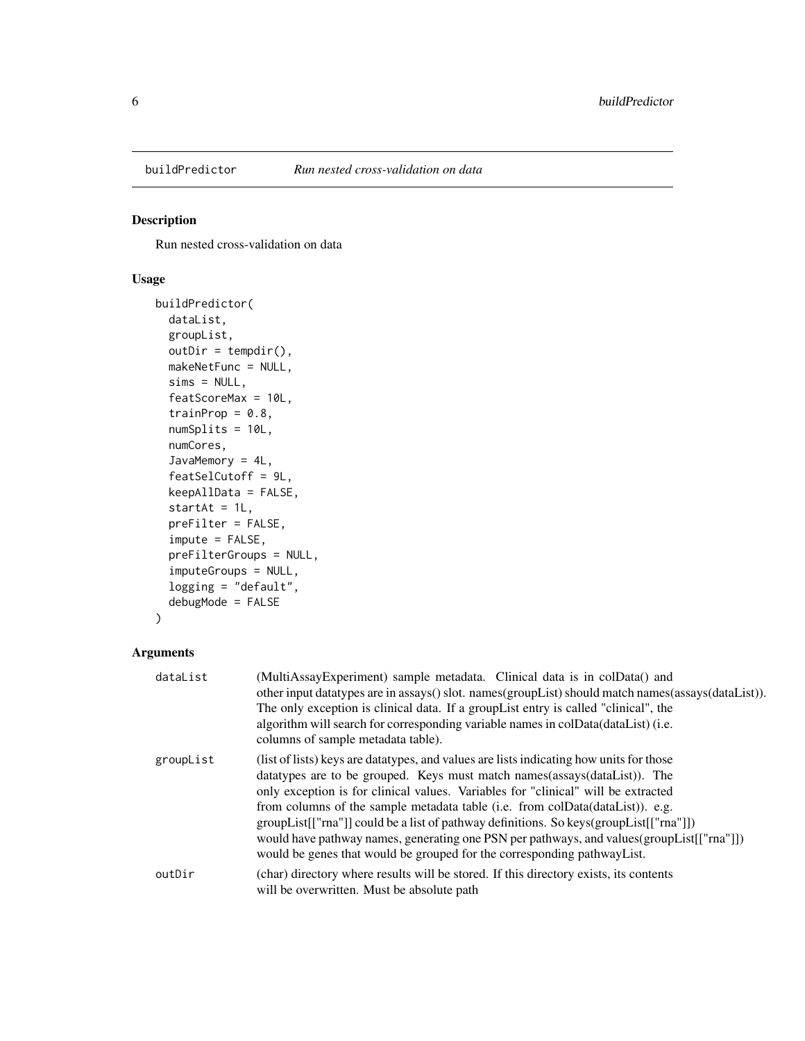# buildPredictor *Run nested cross-validation on data*

## Description

Run nested cross-validation on data

## Usage

```
buildPredictor(
  dataList,
  groupList,
  outDir = tempdir(),
  makeNetFunc = NULL,
  sims = NULL,
  featScoreMax = 10L,
  trainProp = 0.8,
  numSplits = 10L,
  numCores,
  JavaMemory = 4L,
  featSelCutoff = 9L,
  keepAllData = FALSE,
  startAt = 1L,
  preFilter = FALSE,
  impute = FALSE,
  preFilterGroups = NULL,
  imputeGroups = NULL,
  logging = "default",
  debugMode = FALSE
)
```

## Arguments

| | |
|---|---|
| dataList | (MultiAssayExperiment) sample metadata. Clinical data is in colData() and other input datatypes are in assays() slot. names(groupList) should match names(assays(dataList)). The only exception is clinical data. If a groupList entry is called "clinical", the algorithm will search for corresponding variable names in colData(dataList) (i.e. columns of sample metadata table). |
| groupList | (list of lists) keys are datatypes, and values are lists indicating how units for those datatypes are to be grouped. Keys must match names(assays(dataList)). The only exception is for clinical values. Variables for "clinical" will be extracted from columns of the sample metadata table (i.e. from colData(dataList)). e.g. groupList[["rna"]] could be a list of pathway definitions. So keys(groupList[["rna"]]) would have pathway names, generating one PSN per pathways, and values(groupList[["rna"]]) would be genes that would be grouped for the corresponding pathwayList. |
| outDir | (char) directory where results will be stored. If this directory exists, its contents will be overwritten. Must be absolute path |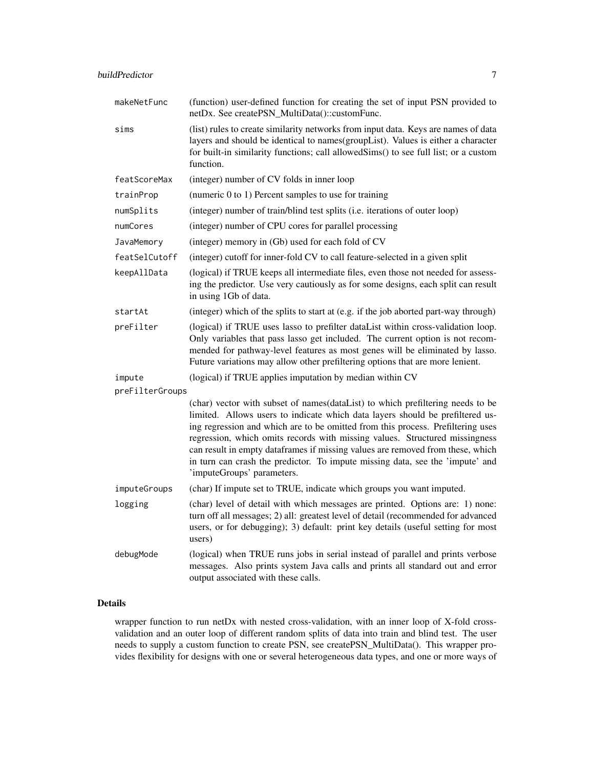| | |
|---|---|
| `makeNetFunc` | (function) user-defined function for creating the set of input PSN provided to netDx. See createPSN_MultiData()::customFunc. |
| `sims` | (list) rules to create similarity networks from input data. Keys are names of data layers and should be identical to names(groupList). Values is either a character for built-in similarity functions; call allowedSims() to see full list; or a custom function. |
| `featScoreMax` | (integer) number of CV folds in inner loop |
| `trainProp` | (numeric 0 to 1) Percent samples to use for training |
| `numSplits` | (integer) number of train/blind test splits (i.e. iterations of outer loop) |
| `numCores` | (integer) number of CPU cores for parallel processing |
| `JavaMemory` | (integer) memory in (Gb) used for each fold of CV |
| `featSelCutoff` | (integer) cutoff for inner-fold CV to call feature-selected in a given split |
| `keepAllData` | (logical) if TRUE keeps all intermediate files, even those not needed for assessing the predictor. Use very cautiously as for some designs, each split can result in using 1Gb of data. |
| `startAt` | (integer) which of the splits to start at (e.g. if the job aborted part-way through) |
| `preFilter` | (logical) if TRUE uses lasso to prefilter dataList within cross-validation loop. Only variables that pass lasso get included. The current option is not recommended for pathway-level features as most genes will be eliminated by lasso. Future variations may allow other prefiltering options that are more lenient. |
| `impute` | (logical) if TRUE applies imputation by median within CV |
| `preFilterGroups` | (char) vector with subset of names(dataList) to which prefiltering needs to be limited. Allows users to indicate which data layers should be prefiltered using regression and which are to be omitted from this process. Prefiltering uses regression, which omits records with missing values. Structured missingness can result in empty dataframes if missing values are removed from these, which in turn can crash the predictor. To impute missing data, see the 'impute' and 'imputeGroups' parameters. |
| `imputeGroups` | (char) If impute set to TRUE, indicate which groups you want imputed. |
| `logging` | (char) level of detail with which messages are printed. Options are: 1) none: turn off all messages; 2) all: greatest level of detail (recommended for advanced users, or for debugging); 3) default: print key details (useful setting for most users) |
| `debugMode` | (logical) when TRUE runs jobs in serial instead of parallel and prints verbose messages. Also prints system Java calls and prints all standard out and error output associated with these calls. |

## Details

wrapper function to run netDx with nested cross-validation, with an inner loop of X-fold cross-validation and an outer loop of different random splits of data into train and blind test. The user needs to supply a custom function to create PSN, see createPSN_MultiData(). This wrapper provides flexibility for designs with one or several heterogeneous data types, and one or more ways of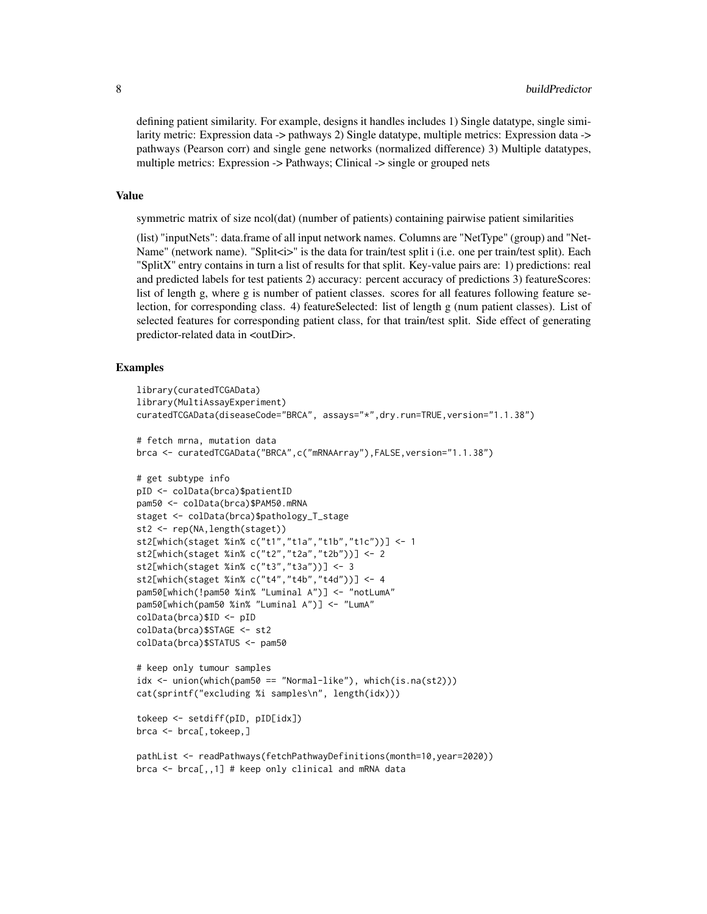defining patient similarity. For example, designs it handles includes 1) Single datatype, single similarity metric: Expression data -> pathways 2) Single datatype, multiple metrics: Expression data -> pathways (Pearson corr) and single gene networks (normalized difference) 3) Multiple datatypes, multiple metrics: Expression -> Pathways; Clinical -> single or grouped nets

### Value

symmetric matrix of size ncol(dat) (number of patients) containing pairwise patient similarities

(list) "inputNets": data.frame of all input network names. Columns are "NetType" (group) and "NetName" (network name). "Split<i>" is the data for train/test split i (i.e. one per train/test split). Each "SplitX" entry contains in turn a list of results for that split. Key-value pairs are: 1) predictions: real and predicted labels for test patients 2) accuracy: percent accuracy of predictions 3) featureScores: list of length g, where g is number of patient classes. scores for all features following feature selection, for corresponding class. 4) featureSelected: list of length g (num patient classes). List of selected features for corresponding patient class, for that train/test split. Side effect of generating predictor-related data in <outDir>.

### Examples

```
library(curatedTCGAData)
library(MultiAssayExperiment)
curatedTCGAData(diseaseCode="BRCA", assays="*",dry.run=TRUE,version="1.1.38")

# fetch mrna, mutation data
brca <- curatedTCGAData("BRCA",c("mRNAArray"),FALSE,version="1.1.38")

# get subtype info
pID <- colData(brca)$patientID
pam50 <- colData(brca)$PAM50.mRNA
staget <- colData(brca)$pathology_T_stage
st2 <- rep(NA,length(staget))
st2[which(staget %in% c("t1","t1a","t1b","t1c"))] <- 1
st2[which(staget %in% c("t2","t2a","t2b"))] <- 2
st2[which(staget %in% c("t3","t3a"))] <- 3
st2[which(staget %in% c("t4","t4b","t4d"))] <- 4
pam50[which(!pam50 %in% "Luminal A")] <- "notLumA"
pam50[which(pam50 %in% "Luminal A")] <- "LumA"
colData(brca)$ID <- pID
colData(brca)$STAGE <- st2
colData(brca)$STATUS <- pam50

# keep only tumour samples
idx <- union(which(pam50 == "Normal-like"), which(is.na(st2)))
cat(sprintf("excluding %i samples\n", length(idx)))

tokeep <- setdiff(pID, pID[idx])
brca <- brca[,tokeep,]

pathList <- readPathways(fetchPathwayDefinitions(month=10,year=2020))
brca <- brca[,,1] # keep only clinical and mRNA data
```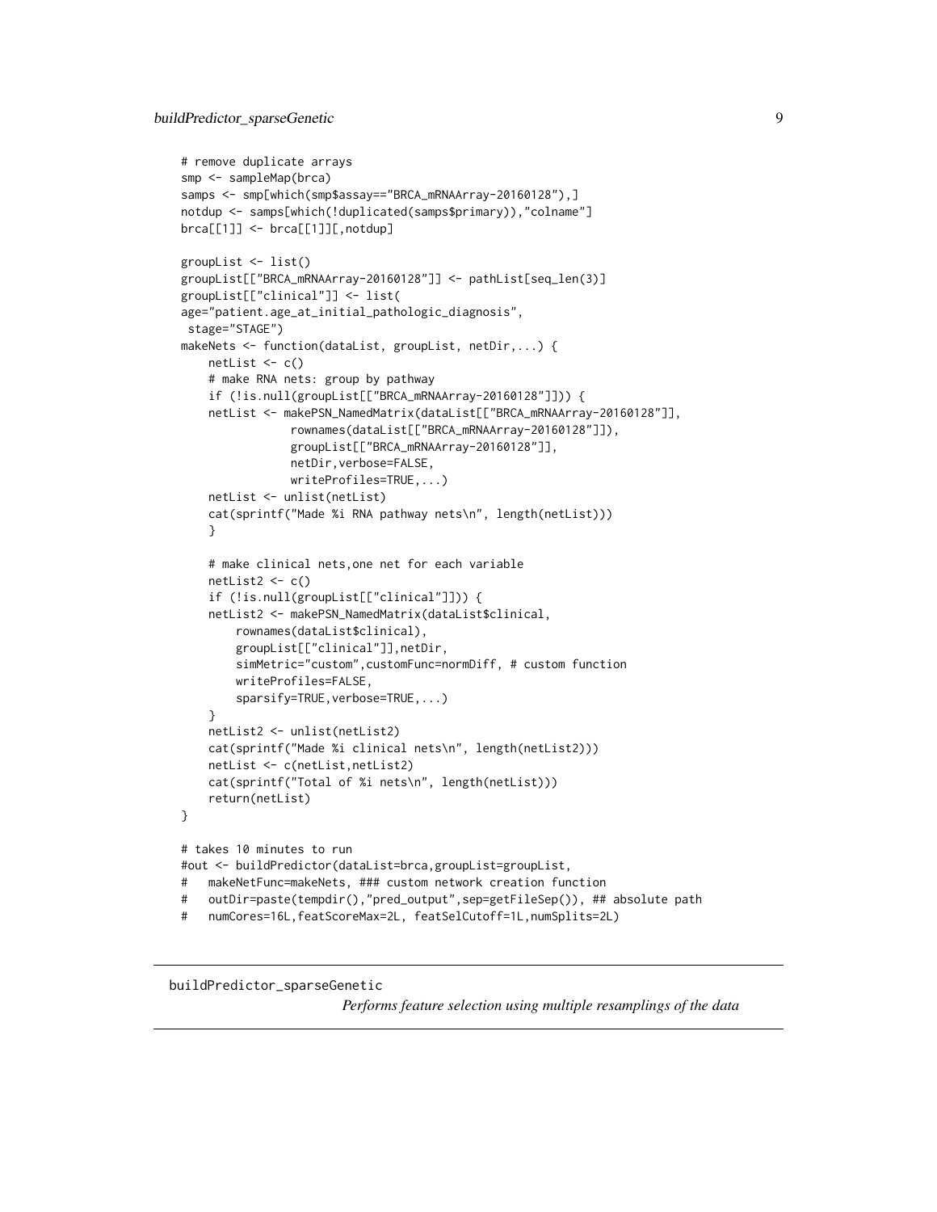```
# remove duplicate arrays
smp <- sampleMap(brca)
samps <- smp[which(smp$assay=="BRCA_mRNAArray-20160128"),]
notdup <- samps[which(!duplicated(samps$primary)),"colname"]
brca[[1]] <- brca[[1]][,notdup]

groupList <- list()
groupList[["BRCA_mRNAArray-20160128"]] <- pathList[seq_len(3)]
groupList[["clinical"]] <- list(
age="patient.age_at_initial_pathologic_diagnosis",
 stage="STAGE")
makeNets <- function(dataList, groupList, netDir,...) {
    netList <- c()
    # make RNA nets: group by pathway
    if (!is.null(groupList[["BRCA_mRNAArray-20160128"]])) {
    netList <- makePSN_NamedMatrix(dataList[["BRCA_mRNAArray-20160128"]],
                rownames(dataList[["BRCA_mRNAArray-20160128"]]),
                groupList[["BRCA_mRNAArray-20160128"]],
                netDir,verbose=FALSE,
                writeProfiles=TRUE,...)
    netList <- unlist(netList)
    cat(sprintf("Made %i RNA pathway nets\n", length(netList)))
    }

    # make clinical nets,one net for each variable
    netList2 <- c()
    if (!is.null(groupList[["clinical"]])) {
    netList2 <- makePSN_NamedMatrix(dataList$clinical,
        rownames(dataList$clinical),
        groupList[["clinical"]],netDir,
        simMetric="custom",customFunc=normDiff, # custom function
        writeProfiles=FALSE,
        sparsify=TRUE,verbose=TRUE,...)
    }
    netList2 <- unlist(netList2)
    cat(sprintf("Made %i clinical nets\n", length(netList2)))
    netList <- c(netList,netList2)
    cat(sprintf("Total of %i nets\n", length(netList)))
    return(netList)
}

# takes 10 minutes to run
#out <- buildPredictor(dataList=brca,groupList=groupList,
#   makeNetFunc=makeNets, ### custom network creation function
#   outDir=paste(tempdir(),"pred_output",sep=getFileSep()), ## absolute path
#   numCores=16L,featScoreMax=2L, featSelCutoff=1L,numSplits=2L)
```

---

## buildPredictor_sparseGenetic

*Performs feature selection using multiple resamplings of the data*

---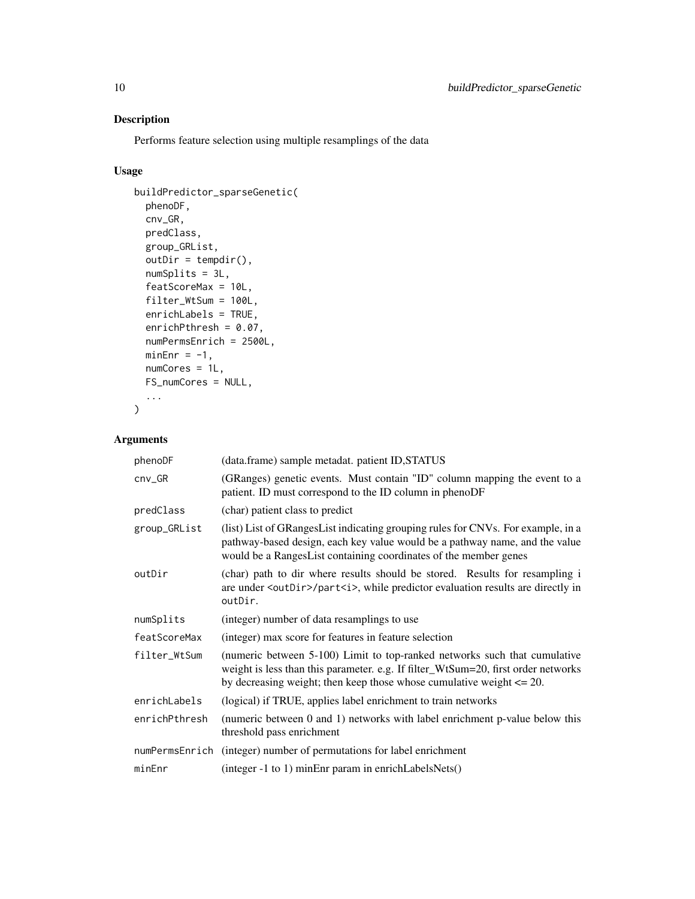## Description

Performs feature selection using multiple resamplings of the data

## Usage

```
buildPredictor_sparseGenetic(
  phenoDF,
  cnv_GR,
  predClass,
  group_GRList,
  outDir = tempdir(),
  numSplits = 3L,
  featScoreMax = 10L,
  filter_WtSum = 100L,
  enrichLabels = TRUE,
  enrichPthresh = 0.07,
  numPermsEnrich = 2500L,
  minEnr = -1,
  numCores = 1L,
  FS_numCores = NULL,
  ...
)
```

## Arguments

| | |
|---|---|
| phenoDF | (data.frame) sample metadat. patient ID,STATUS |
| cnv_GR | (GRanges) genetic events. Must contain "ID" column mapping the event to a patient. ID must correspond to the ID column in phenoDF |
| predClass | (char) patient class to predict |
| group_GRList | (list) List of GRangesList indicating grouping rules for CNVs. For example, in a pathway-based design, each key value would be a pathway name, and the value would be a RangesList containing coordinates of the member genes |
| outDir | (char) path to dir where results should be stored. Results for resampling i are under `<outDir>/part<i>`, while predictor evaluation results are directly in `outDir`. |
| numSplits | (integer) number of data resamplings to use |
| featScoreMax | (integer) max score for features in feature selection |
| filter_WtSum | (numeric between 5-100) Limit to top-ranked networks such that cumulative weight is less than this parameter. e.g. If filter_WtSum=20, first order networks by decreasing weight; then keep those whose cumulative weight <= 20. |
| enrichLabels | (logical) if TRUE, applies label enrichment to train networks |
| enrichPthresh | (numeric between 0 and 1) networks with label enrichment p-value below this threshold pass enrichment |
| numPermsEnrich | (integer) number of permutations for label enrichment |
| minEnr | (integer -1 to 1) minEnr param in enrichLabelsNets() |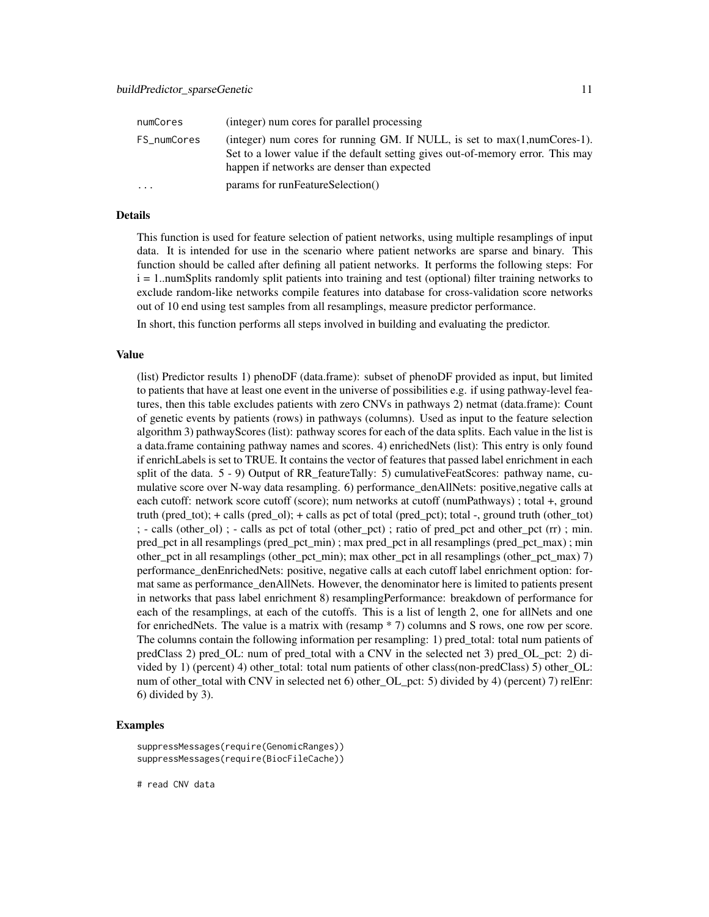| | |
|---|---|
| numCores | (integer) num cores for parallel processing |
| FS_numCores | (integer) num cores for running GM. If NULL, is set to max(1,numCores-1). Set to a lower value if the default setting gives out-of-memory error. This may happen if networks are denser than expected |
| ... | params for runFeatureSelection() |

### Details

This function is used for feature selection of patient networks, using multiple resamplings of input data. It is intended for use in the scenario where patient networks are sparse and binary. This function should be called after defining all patient networks. It performs the following steps: For i = 1..numSplits randomly split patients into training and test (optional) filter training networks to exclude random-like networks compile features into database for cross-validation score networks out of 10 end using test samples from all resamplings, measure predictor performance.

In short, this function performs all steps involved in building and evaluating the predictor.

### Value

(list) Predictor results 1) phenoDF (data.frame): subset of phenoDF provided as input, but limited to patients that have at least one event in the universe of possibilities e.g. if using pathway-level features, then this table excludes patients with zero CNVs in pathways 2) netmat (data.frame): Count of genetic events by patients (rows) in pathways (columns). Used as input to the feature selection algorithm 3) pathwayScores (list): pathway scores for each of the data splits. Each value in the list is a data.frame containing pathway names and scores. 4) enrichedNets (list): This entry is only found if enrichLabels is set to TRUE. It contains the vector of features that passed label enrichment in each split of the data. 5 - 9) Output of RR_featureTally: 5) cumulativeFeatScores: pathway name, cumulative score over N-way data resampling. 6) performance_denAllNets: positive,negative calls at each cutoff: network score cutoff (score); num networks at cutoff (numPathways) ; total +, ground truth (pred_tot); + calls (pred_ol); + calls as pct of total (pred_pct); total -, ground truth (other_tot) ; - calls (other_ol) ; - calls as pct of total (other_pct) ; ratio of pred_pct and other_pct (rr) ; min. pred_pct in all resamplings (pred_pct_min) ; max pred_pct in all resamplings (pred_pct_max) ; min other_pct in all resamplings (other_pct_min); max other_pct in all resamplings (other_pct_max) 7) performance_denEnrichedNets: positive, negative calls at each cutoff label enrichment option: format same as performance_denAllNets. However, the denominator here is limited to patients present in networks that pass label enrichment 8) resamplingPerformance: breakdown of performance for each of the resamplings, at each of the cutoffs. This is a list of length 2, one for allNets and one for enrichedNets. The value is a matrix with (resamp * 7) columns and S rows, one row per score. The columns contain the following information per resampling: 1) pred_total: total num patients of predClass 2) pred_OL: num of pred_total with a CNV in the selected net 3) pred_OL_pct: 2) divided by 1) (percent) 4) other_total: total num patients of other class(non-predClass) 5) other_OL: num of other_total with CNV in selected net 6) other_OL_pct: 5) divided by 4) (percent) 7) relEnr: 6) divided by 3).

### Examples

```
suppressMessages(require(GenomicRanges))
suppressMessages(require(BiocFileCache))

# read CNV data
```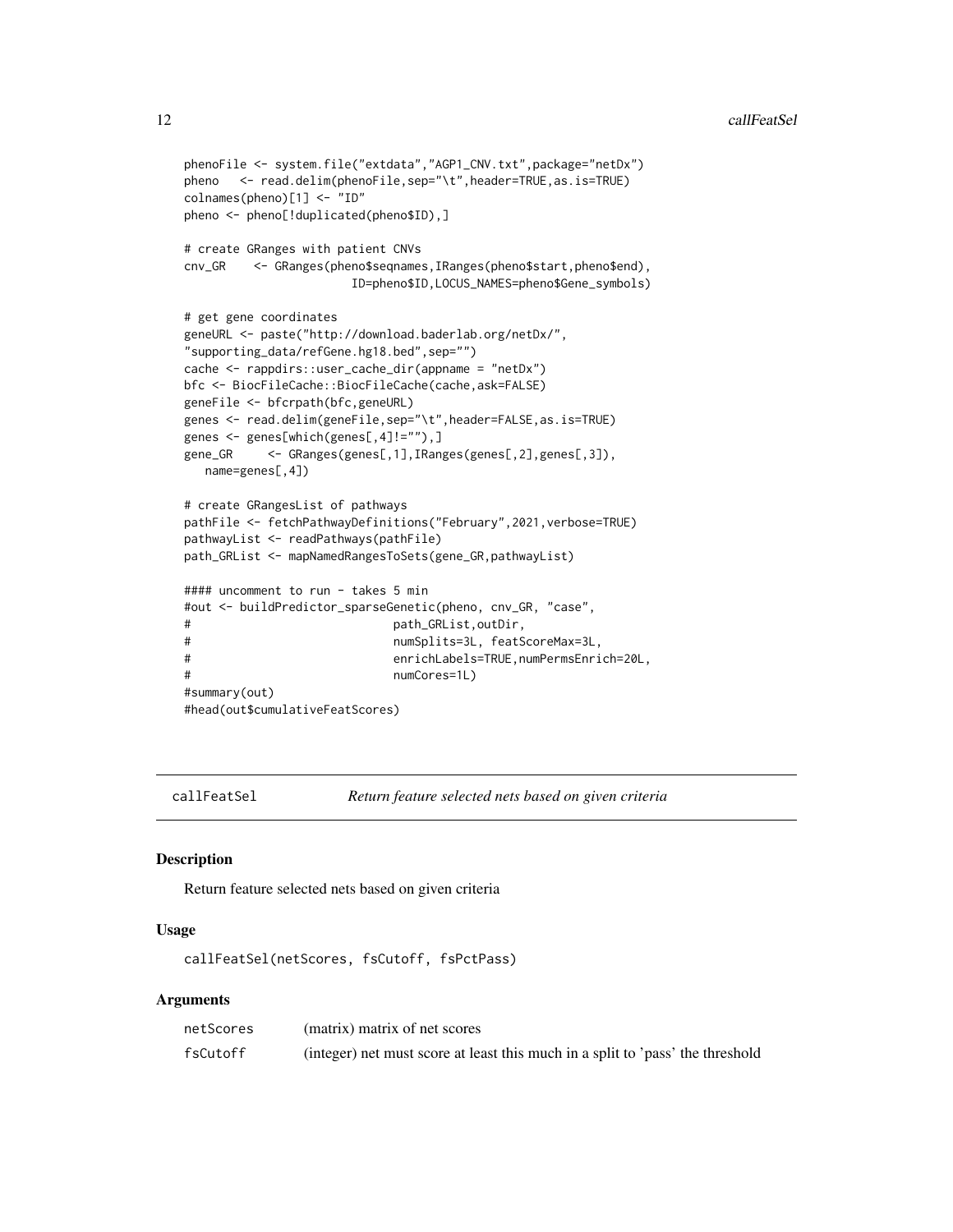```
phenoFile <- system.file("extdata","AGP1_CNV.txt",package="netDx")
pheno   <- read.delim(phenoFile,sep="\t",header=TRUE,as.is=TRUE)
colnames(pheno)[1] <- "ID"
pheno <- pheno[!duplicated(pheno$ID),]

# create GRanges with patient CNVs
cnv_GR    <- GRanges(pheno$seqnames,IRanges(pheno$start,pheno$end),
                        ID=pheno$ID,LOCUS_NAMES=pheno$Gene_symbols)

# get gene coordinates
geneURL <- paste("http://download.baderlab.org/netDx/",
"supporting_data/refGene.hg18.bed",sep="")
cache <- rappdirs::user_cache_dir(appname = "netDx")
bfc <- BiocFileCache::BiocFileCache(cache,ask=FALSE)
geneFile <- bfcrpath(bfc,geneURL)
genes <- read.delim(geneFile,sep="\t",header=FALSE,as.is=TRUE)
genes <- genes[which(genes[,4]!=""),]
gene_GR     <- GRanges(genes[,1],IRanges(genes[,2],genes[,3]),
   name=genes[,4])

# create GRangesList of pathways
pathFile <- fetchPathwayDefinitions("February",2021,verbose=TRUE)
pathwayList <- readPathways(pathFile)
path_GRList <- mapNamedRangesToSets(gene_GR,pathwayList)

#### uncomment to run - takes 5 min
#out <- buildPredictor_sparseGenetic(pheno, cnv_GR, "case",
#                             path_GRList,outDir,
#                             numSplits=3L, featScoreMax=3L,
#                             enrichLabels=TRUE,numPermsEnrich=20L,
#                             numCores=1L)
#summary(out)
#head(out$cumulativeFeatScores)
```

## callFeatSel — *Return feature selected nets based on given criteria*

### Description

Return feature selected nets based on given criteria

### Usage

```
callFeatSel(netScores, fsCutoff, fsPctPass)
```

### Arguments

| | |
|---|---|
| netScores | (matrix) matrix of net scores |
| fsCutoff | (integer) net must score at least this much in a split to 'pass' the threshold |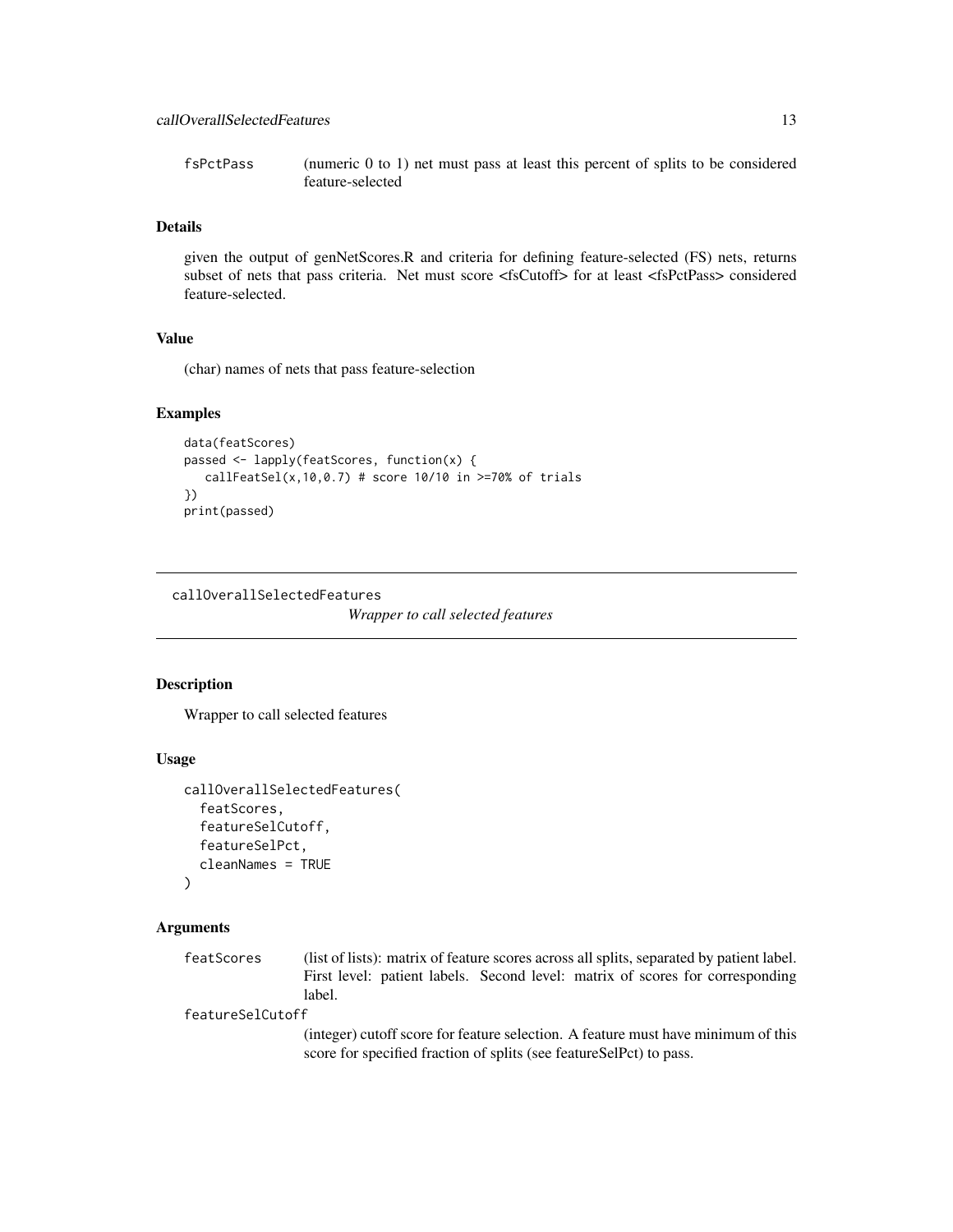fsPctPass (numeric 0 to 1) net must pass at least this percent of splits to be considered feature-selected

### Details

given the output of genNetScores.R and criteria for defining feature-selected (FS) nets, returns subset of nets that pass criteria. Net must score <fsCutoff> for at least <fsPctPass> considered feature-selected.

### Value

(char) names of nets that pass feature-selection

### Examples

```
data(featScores)
passed <- lapply(featScores, function(x) {
   callFeatSel(x,10,0.7) # score 10/10 in >=70% of trials
})
print(passed)
```

---

## callOverallSelectedFeatures

*Wrapper to call selected features*

---

### Description

Wrapper to call selected features

### Usage

```
callOverallSelectedFeatures(
  featScores,
  featureSelCutoff,
  featureSelPct,
  cleanNames = TRUE
)
```

### Arguments

featScores (list of lists): matrix of feature scores across all splits, separated by patient label. First level: patient labels. Second level: matrix of scores for corresponding label.

featureSelCutoff (integer) cutoff score for feature selection. A feature must have minimum of this score for specified fraction of splits (see featureSelPct) to pass.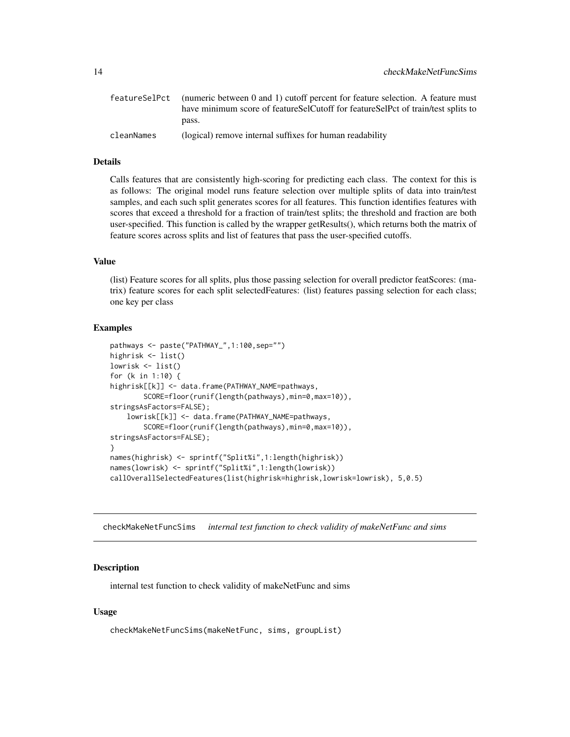| | |
|---|---|
| featureSelPct | (numeric between 0 and 1) cutoff percent for feature selection. A feature must have minimum score of featureSelCutoff for featureSelPct of train/test splits to pass. |
| cleanNames | (logical) remove internal suffixes for human readability |

### Details

Calls features that are consistently high-scoring for predicting each class. The context for this is as follows: The original model runs feature selection over multiple splits of data into train/test samples, and each such split generates scores for all features. This function identifies features with scores that exceed a threshold for a fraction of train/test splits; the threshold and fraction are both user-specified. This function is called by the wrapper getResults(), which returns both the matrix of feature scores across splits and list of features that pass the user-specified cutoffs.

### Value

(list) Feature scores for all splits, plus those passing selection for overall predictor featScores: (matrix) feature scores for each split selectedFeatures: (list) features passing selection for each class; one key per class

### Examples

```
pathways <- paste("PATHWAY_",1:100,sep="")
highrisk <- list()
lowrisk <- list()
for (k in 1:10) {
highrisk[[k]] <- data.frame(PATHWAY_NAME=pathways,
        SCORE=floor(runif(length(pathways),min=0,max=10)),
stringsAsFactors=FALSE);
    lowrisk[[k]] <- data.frame(PATHWAY_NAME=pathways,
        SCORE=floor(runif(length(pathways),min=0,max=10)),
stringsAsFactors=FALSE);
}
names(highrisk) <- sprintf("Split%i",1:length(highrisk))
names(lowrisk) <- sprintf("Split%i",1:length(lowrisk))
callOverallSelectedFeatures(list(highrisk=highrisk,lowrisk=lowrisk), 5,0.5)
```

---

## checkMakeNetFuncSims *internal test function to check validity of makeNetFunc and sims*

---

### Description

internal test function to check validity of makeNetFunc and sims

### Usage

```
checkMakeNetFuncSims(makeNetFunc, sims, groupList)
```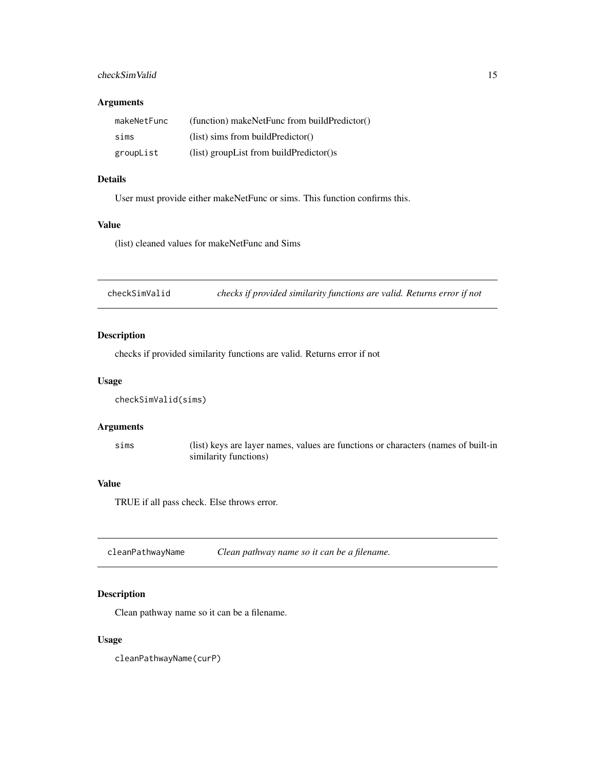## Arguments

| | |
|---|---|
| `makeNetFunc` | (function) makeNetFunc from buildPredictor() |
| `sims` | (list) sims from buildPredictor() |
| `groupList` | (list) groupList from buildPredictor()s |

## Details

User must provide either makeNetFunc or sims. This function confirms this.

## Value

(list) cleaned values for makeNetFunc and Sims

---

# `checkSimValid` *checks if provided similarity functions are valid. Returns error if not*

## Description

checks if provided similarity functions are valid. Returns error if not

## Usage

```
checkSimValid(sims)
```

## Arguments

| | |
|---|---|
| `sims` | (list) keys are layer names, values are functions or characters (names of built-in similarity functions) |

## Value

TRUE if all pass check. Else throws error.

---

# `cleanPathwayName` *Clean pathway name so it can be a filename.*

## Description

Clean pathway name so it can be a filename.

## Usage

```
cleanPathwayName(curP)
```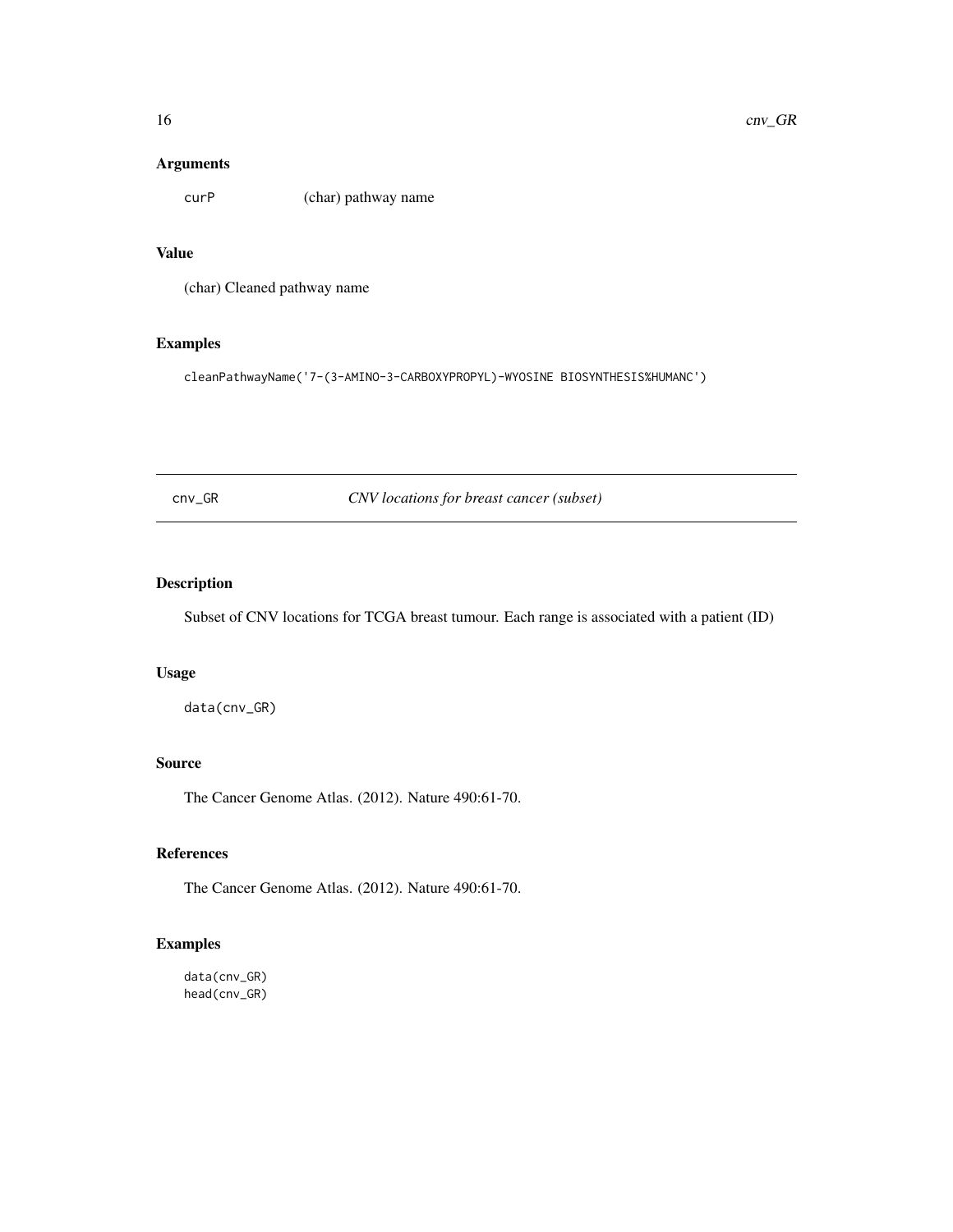### Arguments

curP (char) pathway name

### Value

(char) Cleaned pathway name

### Examples

```
cleanPathwayName('7-(3-AMINO-3-CARBOXYPROPYL)-WYOSINE BIOSYNTHESIS%HUMANC')
```

---

## cnv_GR *CNV locations for breast cancer (subset)*

---

### Description

Subset of CNV locations for TCGA breast tumour. Each range is associated with a patient (ID)

### Usage

```
data(cnv_GR)
```

### Source

The Cancer Genome Atlas. (2012). Nature 490:61-70.

### References

The Cancer Genome Atlas. (2012). Nature 490:61-70.

### Examples

```
data(cnv_GR)
head(cnv_GR)
```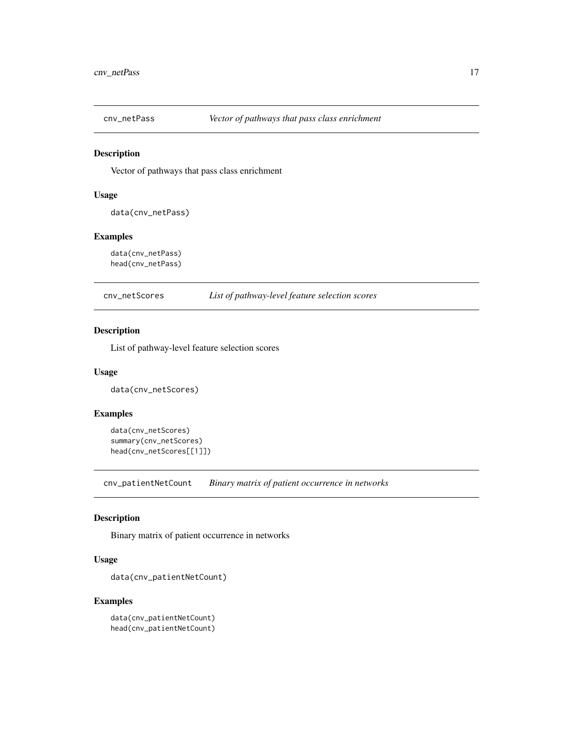## cnv_netPass — *Vector of pathways that pass class enrichment*

### Description

Vector of pathways that pass class enrichment

### Usage

```
data(cnv_netPass)
```

### Examples

```
data(cnv_netPass)
head(cnv_netPass)
```

## cnv_netScores — *List of pathway-level feature selection scores*

### Description

List of pathway-level feature selection scores

### Usage

```
data(cnv_netScores)
```

### Examples

```
data(cnv_netScores)
summary(cnv_netScores)
head(cnv_netScores[[1]])
```

## cnv_patientNetCount — *Binary matrix of patient occurrence in networks*

### Description

Binary matrix of patient occurrence in networks

### Usage

```
data(cnv_patientNetCount)
```

### Examples

```
data(cnv_patientNetCount)
head(cnv_patientNetCount)
```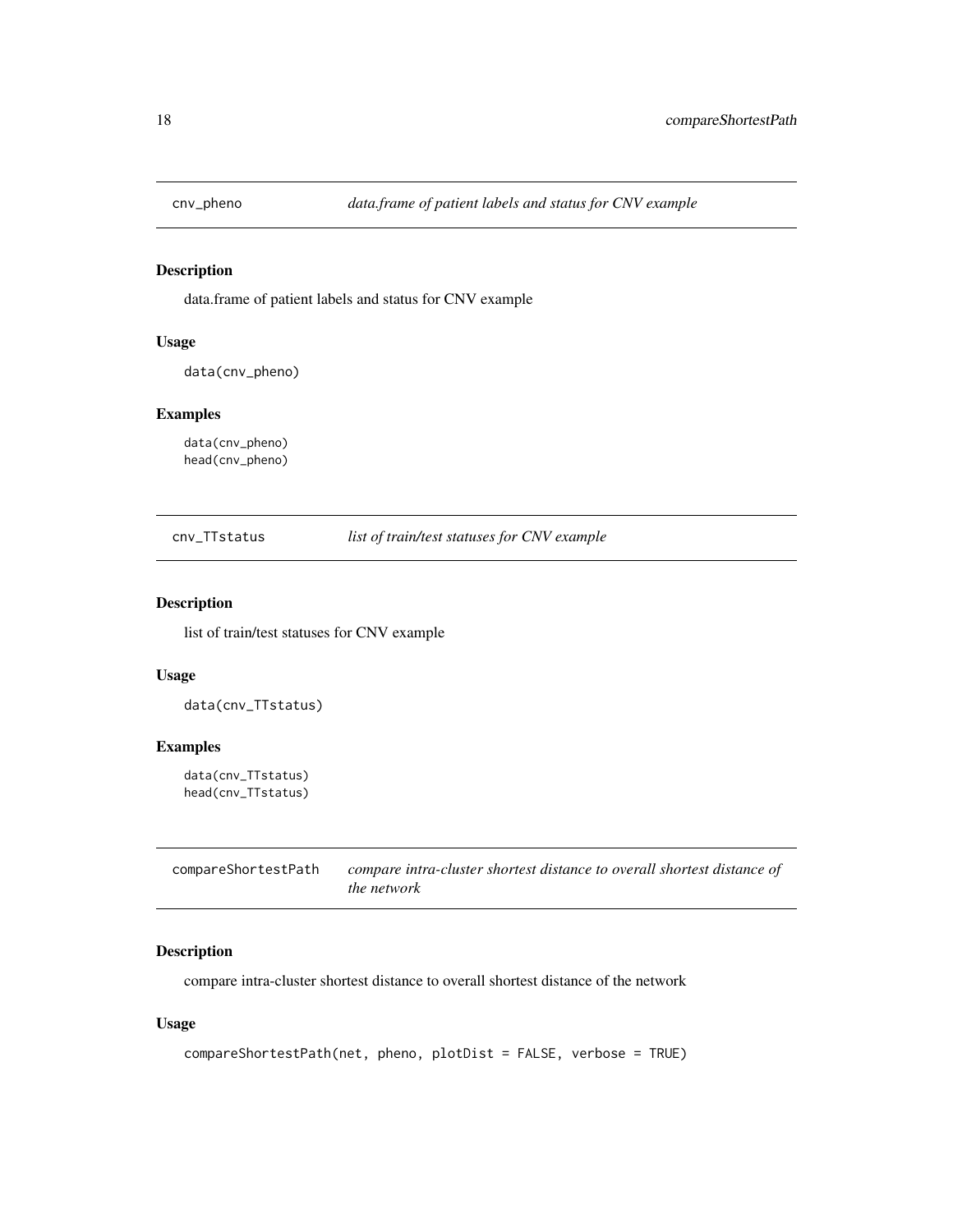## cnv_pheno *data.frame of patient labels and status for CNV example*

### Description

data.frame of patient labels and status for CNV example

### Usage

```
data(cnv_pheno)
```

### Examples

```
data(cnv_pheno)
head(cnv_pheno)
```

## cnv_TTstatus *list of train/test statuses for CNV example*

### Description

list of train/test statuses for CNV example

### Usage

```
data(cnv_TTstatus)
```

### Examples

```
data(cnv_TTstatus)
head(cnv_TTstatus)
```

## compareShortestPath *compare intra-cluster shortest distance to overall shortest distance of the network*

### Description

compare intra-cluster shortest distance to overall shortest distance of the network

### Usage

```
compareShortestPath(net, pheno, plotDist = FALSE, verbose = TRUE)
```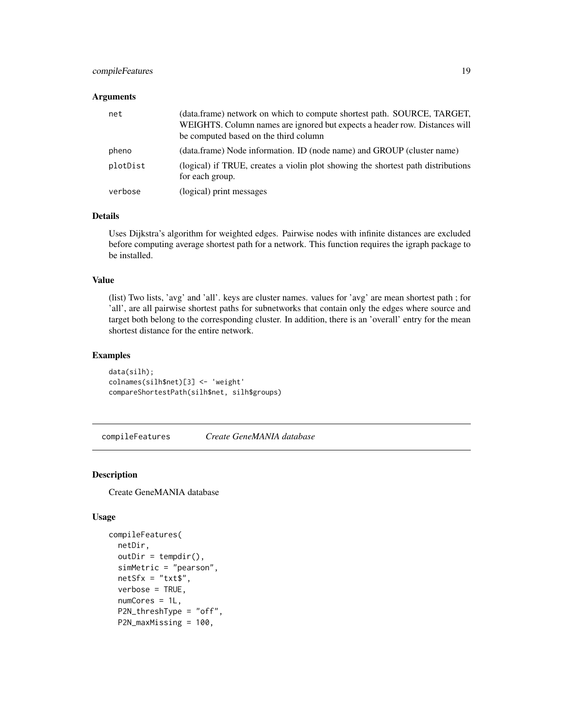### Arguments

| | |
|---|---|
| net | (data.frame) network on which to compute shortest path. SOURCE, TARGET, WEIGHTS. Column names are ignored but expects a header row. Distances will be computed based on the third column |
| pheno | (data.frame) Node information. ID (node name) and GROUP (cluster name) |
| plotDist | (logical) if TRUE, creates a violin plot showing the shortest path distributions for each group. |
| verbose | (logical) print messages |

### Details

Uses Dijkstra's algorithm for weighted edges. Pairwise nodes with infinite distances are excluded before computing average shortest path for a network. This function requires the igraph package to be installed.

### Value

(list) Two lists, 'avg' and 'all'. keys are cluster names. values for 'avg' are mean shortest path ; for 'all', are all pairwise shortest paths for subnetworks that contain only the edges where source and target both belong to the corresponding cluster. In addition, there is an 'overall' entry for the mean shortest distance for the entire network.

### Examples

```
data(silh);
colnames(silh$net)[3] <- 'weight'
compareShortestPath(silh$net, silh$groups)
```

---

## compileFeatures *Create GeneMANIA database*

### Description

Create GeneMANIA database

### Usage

```
compileFeatures(
  netDir,
  outDir = tempdir(),
  simMetric = "pearson",
  netSfx = "txt$",
  verbose = TRUE,
  numCores = 1L,
  P2N_threshType = "off",
  P2N_maxMissing = 100,
```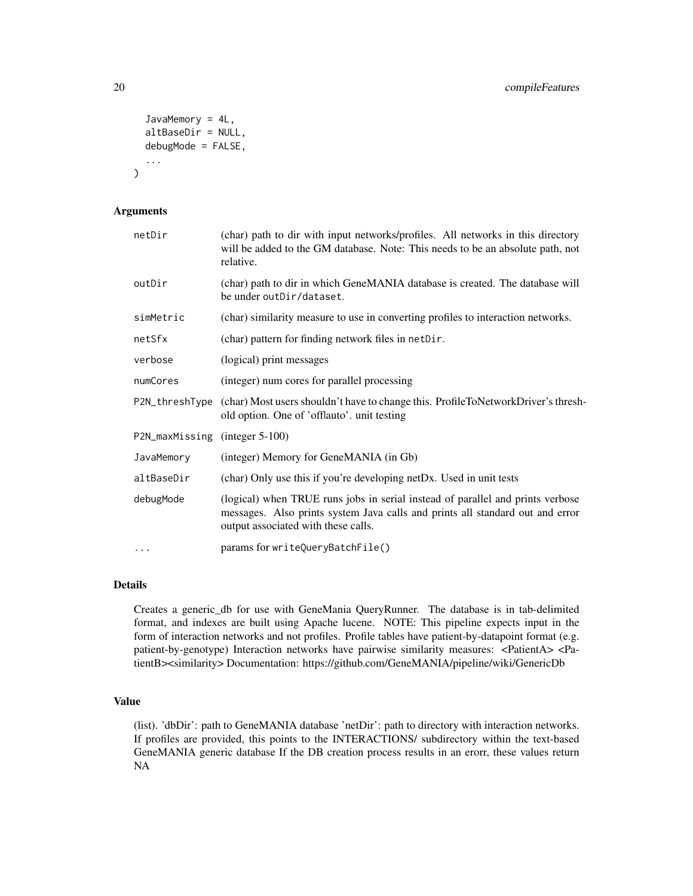```
  JavaMemory = 4L,
  altBaseDir = NULL,
  debugMode = FALSE,
  ...
)
```

## Arguments

| | |
|---|---|
| netDir | (char) path to dir with input networks/profiles. All networks in this directory will be added to the GM database. Note: This needs to be an absolute path, not relative. |
| outDir | (char) path to dir in which GeneMANIA database is created. The database will be under outDir/dataset. |
| simMetric | (char) similarity measure to use in converting profiles to interaction networks. |
| netSfx | (char) pattern for finding network files in netDir. |
| verbose | (logical) print messages |
| numCores | (integer) num cores for parallel processing |
| P2N_threshType | (char) Most users shouldn't have to change this. ProfileToNetworkDriver's threshold option. One of 'off\|auto'. unit testing |
| P2N_maxMissing | (integer 5-100) |
| JavaMemory | (integer) Memory for GeneMANIA (in Gb) |
| altBaseDir | (char) Only use this if you're developing netDx. Used in unit tests |
| debugMode | (logical) when TRUE runs jobs in serial instead of parallel and prints verbose messages. Also prints system Java calls and prints all standard out and error output associated with these calls. |
| ... | params for writeQueryBatchFile() |

## Details

Creates a generic_db for use with GeneMania QueryRunner. The database is in tab-delimited format, and indexes are built using Apache lucene. NOTE: This pipeline expects input in the form of interaction networks and not profiles. Profile tables have patient-by-datapoint format (e.g. patient-by-genotype) Interaction networks have pairwise similarity measures: <PatientA> <PatientB><similarity> Documentation: https://github.com/GeneMANIA/pipeline/wiki/GenericDb

## Value

(list). 'dbDir': path to GeneMANIA database 'netDir': path to directory with interaction networks. If profiles are provided, this points to the INTERACTIONS/ subdirectory within the text-based GeneMANIA generic database If the DB creation process results in an erorr, these values return NA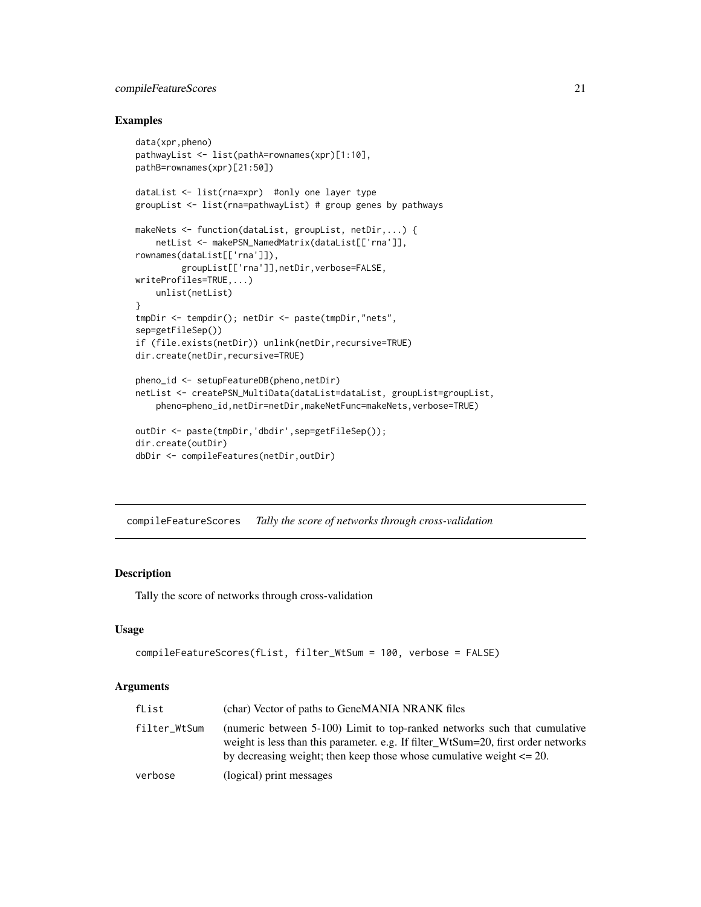## Examples

```
data(xpr,pheno)
pathwayList <- list(pathA=rownames(xpr)[1:10],
pathB=rownames(xpr)[21:50])

dataList <- list(rna=xpr)  #only one layer type
groupList <- list(rna=pathwayList) # group genes by pathways

makeNets <- function(dataList, groupList, netDir,...) {
    netList <- makePSN_NamedMatrix(dataList[['rna']],
rownames(dataList[['rna']]),
        groupList[['rna']],netDir,verbose=FALSE,
writeProfiles=TRUE,...)
    unlist(netList)
}
tmpDir <- tempdir(); netDir <- paste(tmpDir,"nets",
sep=getFileSep())
if (file.exists(netDir)) unlink(netDir,recursive=TRUE)
dir.create(netDir,recursive=TRUE)

pheno_id <- setupFeatureDB(pheno,netDir)
netList <- createPSN_MultiData(dataList=dataList, groupList=groupList,
    pheno=pheno_id,netDir=netDir,makeNetFunc=makeNets,verbose=TRUE)

outDir <- paste(tmpDir,'dbdir',sep=getFileSep());
dir.create(outDir)
dbDir <- compileFeatures(netDir,outDir)
```

---

# compileFeatureScores *Tally the score of networks through cross-validation*

---

## Description

Tally the score of networks through cross-validation

## Usage

```
compileFeatureScores(fList, filter_WtSum = 100, verbose = FALSE)
```

## Arguments

| | |
|---|---|
| fList | (char) Vector of paths to GeneMANIA NRANK files |
| filter_WtSum | (numeric between 5-100) Limit to top-ranked networks such that cumulative weight is less than this parameter. e.g. If filter_WtSum=20, first order networks by decreasing weight; then keep those whose cumulative weight <= 20. |
| verbose | (logical) print messages |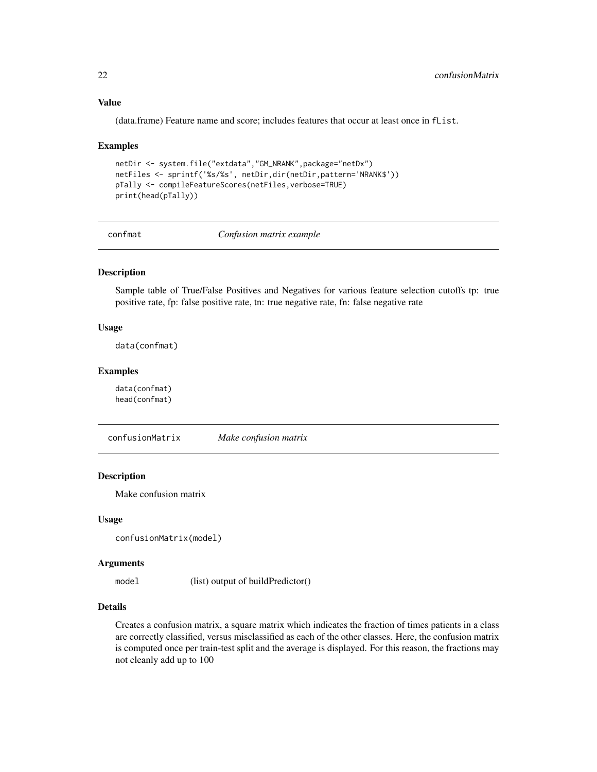### Value

(data.frame) Feature name and score; includes features that occur at least once in `fList`.

### Examples

```
netDir <- system.file("extdata","GM_NRANK",package="netDx")
netFiles <- sprintf('%s/%s', netDir,dir(netDir,pattern='NRANK$'))
pTally <- compileFeatureScores(netFiles,verbose=TRUE)
print(head(pTally))
```

---

## confmat — *Confusion matrix example*

### Description

Sample table of True/False Positives and Negatives for various feature selection cutoffs tp: true positive rate, fp: false positive rate, tn: true negative rate, fn: false negative rate

### Usage

```
data(confmat)
```

### Examples

```
data(confmat)
head(confmat)
```

---

## confusionMatrix — *Make confusion matrix*

### Description

Make confusion matrix

### Usage

```
confusionMatrix(model)
```

### Arguments

| | |
|---|---|
| `model` | (list) output of buildPredictor() |

### Details

Creates a confusion matrix, a square matrix which indicates the fraction of times patients in a class are correctly classified, versus misclassified as each of the other classes. Here, the confusion matrix is computed once per train-test split and the average is displayed. For this reason, the fractions may not cleanly add up to 100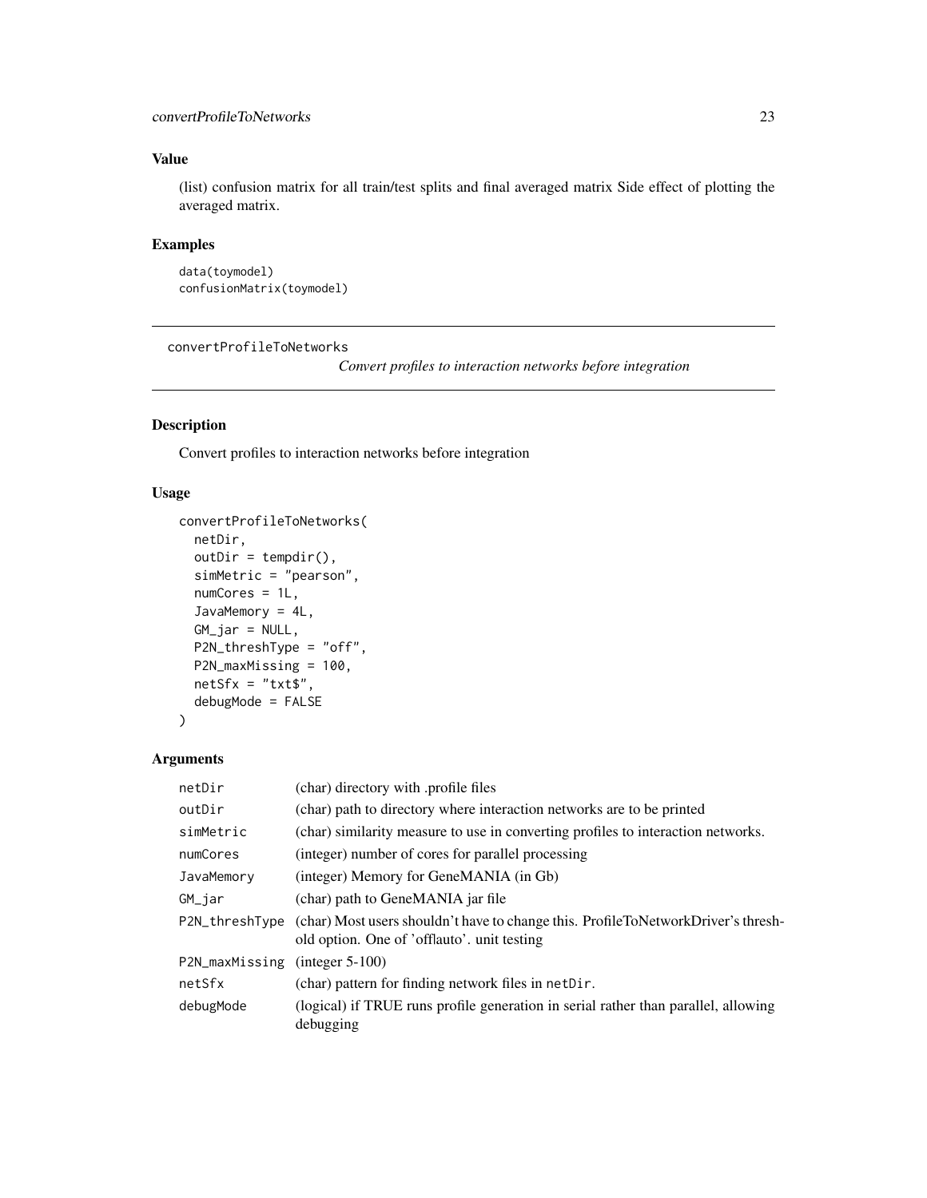## Value

(list) confusion matrix for all train/test splits and final averaged matrix Side effect of plotting the averaged matrix.

## Examples

```
data(toymodel)
confusionMatrix(toymodel)
```

---

# convertProfileToNetworks

*Convert profiles to interaction networks before integration*

## Description

Convert profiles to interaction networks before integration

## Usage

```
convertProfileToNetworks(
  netDir,
  outDir = tempdir(),
  simMetric = "pearson",
  numCores = 1L,
  JavaMemory = 4L,
  GM_jar = NULL,
  P2N_threshType = "off",
  P2N_maxMissing = 100,
  netSfx = "txt$",
  debugMode = FALSE
)
```

## Arguments

| | |
|---|---|
| netDir | (char) directory with .profile files |
| outDir | (char) path to directory where interaction networks are to be printed |
| simMetric | (char) similarity measure to use in converting profiles to interaction networks. |
| numCores | (integer) number of cores for parallel processing |
| JavaMemory | (integer) Memory for GeneMANIA (in Gb) |
| GM_jar | (char) path to GeneMANIA jar file |
| P2N_threshType | (char) Most users shouldn't have to change this. ProfileToNetworkDriver's threshold option. One of 'offlauto'. unit testing |
| P2N_maxMissing | (integer 5-100) |
| netSfx | (char) pattern for finding network files in `netDir`. |
| debugMode | (logical) if TRUE runs profile generation in serial rather than parallel, allowing debugging |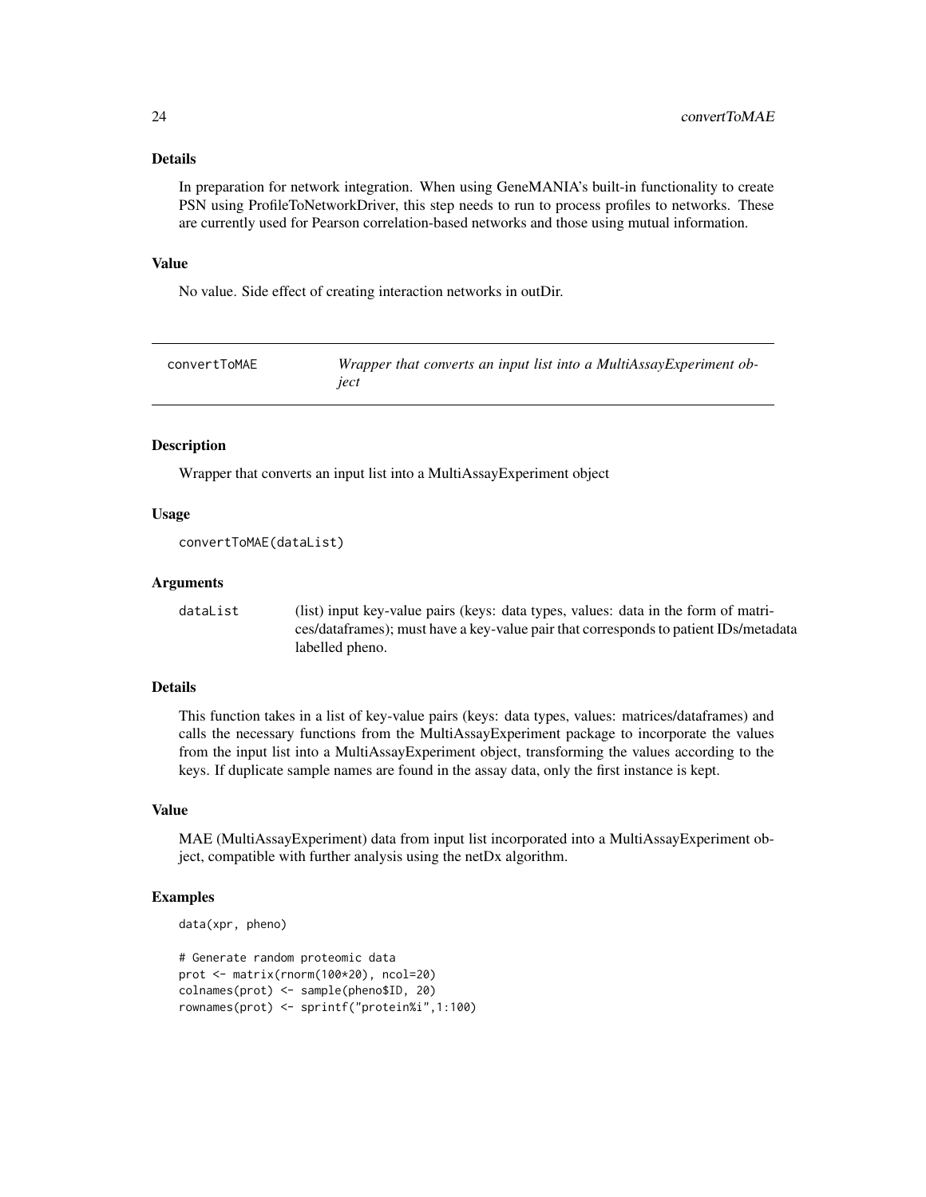### Details

In preparation for network integration. When using GeneMANIA's built-in functionality to create PSN using ProfileToNetworkDriver, this step needs to run to process profiles to networks. These are currently used for Pearson correlation-based networks and those using mutual information.

### Value

No value. Side effect of creating interaction networks in outDir.

---

## convertToMAE

*Wrapper that converts an input list into a MultiAssayExperiment object*

---

### Description

Wrapper that converts an input list into a MultiAssayExperiment object

### Usage

```
convertToMAE(dataList)
```

### Arguments

| | |
|---|---|
| dataList | (list) input key-value pairs (keys: data types, values: data in the form of matrices/dataframes); must have a key-value pair that corresponds to patient IDs/metadata labelled pheno. |

### Details

This function takes in a list of key-value pairs (keys: data types, values: matrices/dataframes) and calls the necessary functions from the MultiAssayExperiment package to incorporate the values from the input list into a MultiAssayExperiment object, transforming the values according to the keys. If duplicate sample names are found in the assay data, only the first instance is kept.

### Value

MAE (MultiAssayExperiment) data from input list incorporated into a MultiAssayExperiment object, compatible with further analysis using the netDx algorithm.

### Examples

```
data(xpr, pheno)

# Generate random proteomic data
prot <- matrix(rnorm(100*20), ncol=20)
colnames(prot) <- sample(pheno$ID, 20)
rownames(prot) <- sprintf("protein%i",1:100)
```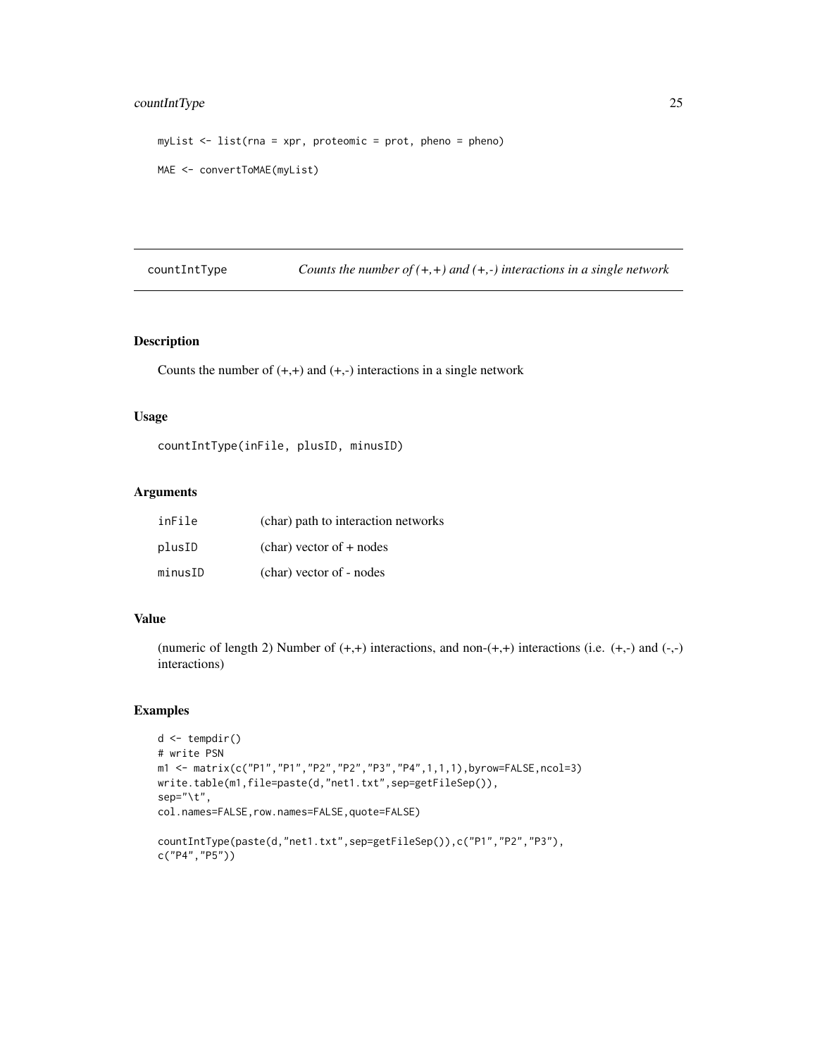```
myList <- list(rna = xpr, proteomic = prot, pheno = pheno)

MAE <- convertToMAE(myList)
```

## countIntType — *Counts the number of (+,+) and (+,-) interactions in a single network*

### Description

Counts the number of (+,+) and (+,-) interactions in a single network

### Usage

```
countIntType(inFile, plusID, minusID)
```

### Arguments

| | |
|---|---|
| inFile | (char) path to interaction networks |
| plusID | (char) vector of + nodes |
| minusID | (char) vector of - nodes |

### Value

(numeric of length 2) Number of (+,+) interactions, and non-(+,+) interactions (i.e. (+,-) and (-,-) interactions)

### Examples

```
d <- tempdir()
# write PSN
m1 <- matrix(c("P1","P1","P2","P2","P3","P4",1,1,1),byrow=FALSE,ncol=3)
write.table(m1,file=paste(d,"net1.txt",sep=getFileSep()),
sep="\t",
col.names=FALSE,row.names=FALSE,quote=FALSE)

countIntType(paste(d,"net1.txt",sep=getFileSep()),c("P1","P2","P3"),
c("P4","P5"))
```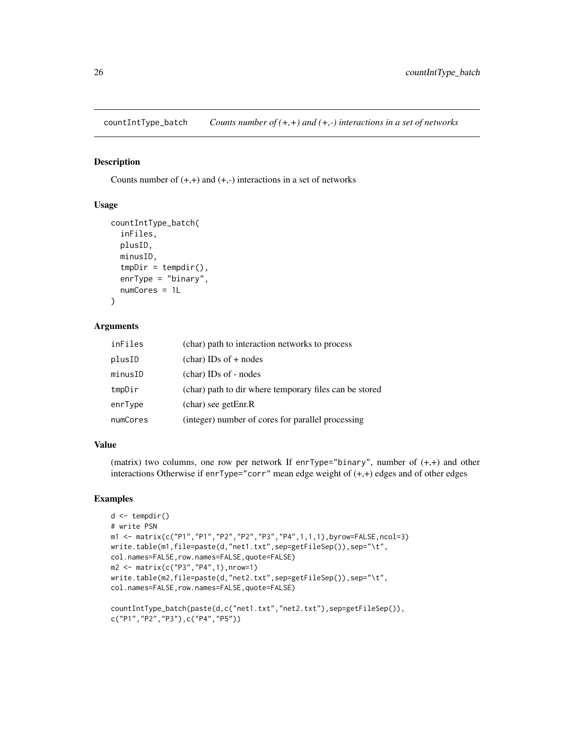# countIntType_batch — *Counts number of (+,+) and (+,-) interactions in a set of networks*

## Description

Counts number of (+,+) and (+,-) interactions in a set of networks

## Usage

```
countIntType_batch(
  inFiles,
  plusID,
  minusID,
  tmpDir = tempdir(),
  enrType = "binary",
  numCores = 1L
)
```

## Arguments

| | |
|---|---|
| inFiles | (char) path to interaction networks to process |
| plusID | (char) IDs of + nodes |
| minusID | (char) IDs of - nodes |
| tmpDir | (char) path to dir where temporary files can be stored |
| enrType | (char) see getEnr.R |
| numCores | (integer) number of cores for parallel processing |

## Value

(matrix) two columns, one row per network If enrType="binary", number of (+,+) and other interactions Otherwise if enrType="corr" mean edge weight of (+,+) edges and of other edges

## Examples

```
d <- tempdir()
# write PSN
m1 <- matrix(c("P1","P1","P2","P2","P3","P4",1,1,1),byrow=FALSE,ncol=3)
write.table(m1,file=paste(d,"net1.txt",sep=getFileSep()),sep="\t",
col.names=FALSE,row.names=FALSE,quote=FALSE)
m2 <- matrix(c("P3","P4",1),nrow=1)
write.table(m2,file=paste(d,"net2.txt",sep=getFileSep()),sep="\t",
col.names=FALSE,row.names=FALSE,quote=FALSE)

countIntType_batch(paste(d,c("net1.txt","net2.txt"),sep=getFileSep()),
c("P1","P2","P3"),c("P4","P5"))
```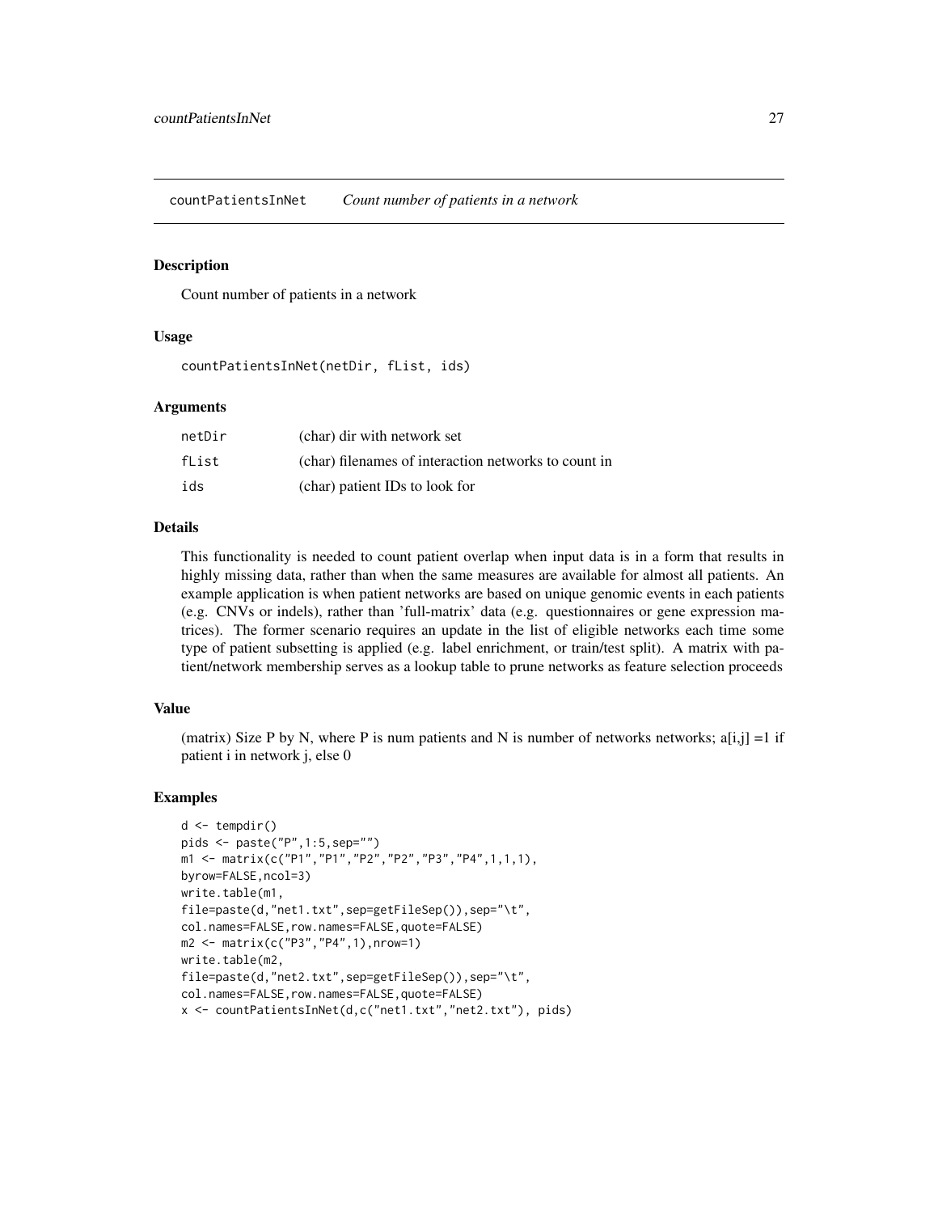countPatientsInNet    *Count number of patients in a network*

## Description

Count number of patients in a network

## Usage

```
countPatientsInNet(netDir, fList, ids)
```

## Arguments

| | |
|---|---|
| netDir | (char) dir with network set |
| fList | (char) filenames of interaction networks to count in |
| ids | (char) patient IDs to look for |

## Details

This functionality is needed to count patient overlap when input data is in a form that results in highly missing data, rather than when the same measures are available for almost all patients. An example application is when patient networks are based on unique genomic events in each patients (e.g. CNVs or indels), rather than 'full-matrix' data (e.g. questionnaires or gene expression matrices). The former scenario requires an update in the list of eligible networks each time some type of patient subsetting is applied (e.g. label enrichment, or train/test split). A matrix with patient/network membership serves as a lookup table to prune networks as feature selection proceeds

## Value

(matrix) Size P by N, where P is num patients and N is number of networks networks; a[i,j] =1 if patient i in network j, else 0

## Examples

```
d <- tempdir()
pids <- paste("P",1:5,sep="")
m1 <- matrix(c("P1","P1","P2","P2","P3","P4",1,1,1),
byrow=FALSE,ncol=3)
write.table(m1,
file=paste(d,"net1.txt",sep=getFileSep()),sep="\t",
col.names=FALSE,row.names=FALSE,quote=FALSE)
m2 <- matrix(c("P3","P4",1),nrow=1)
write.table(m2,
file=paste(d,"net2.txt",sep=getFileSep()),sep="\t",
col.names=FALSE,row.names=FALSE,quote=FALSE)
x <- countPatientsInNet(d,c("net1.txt","net2.txt"), pids)
```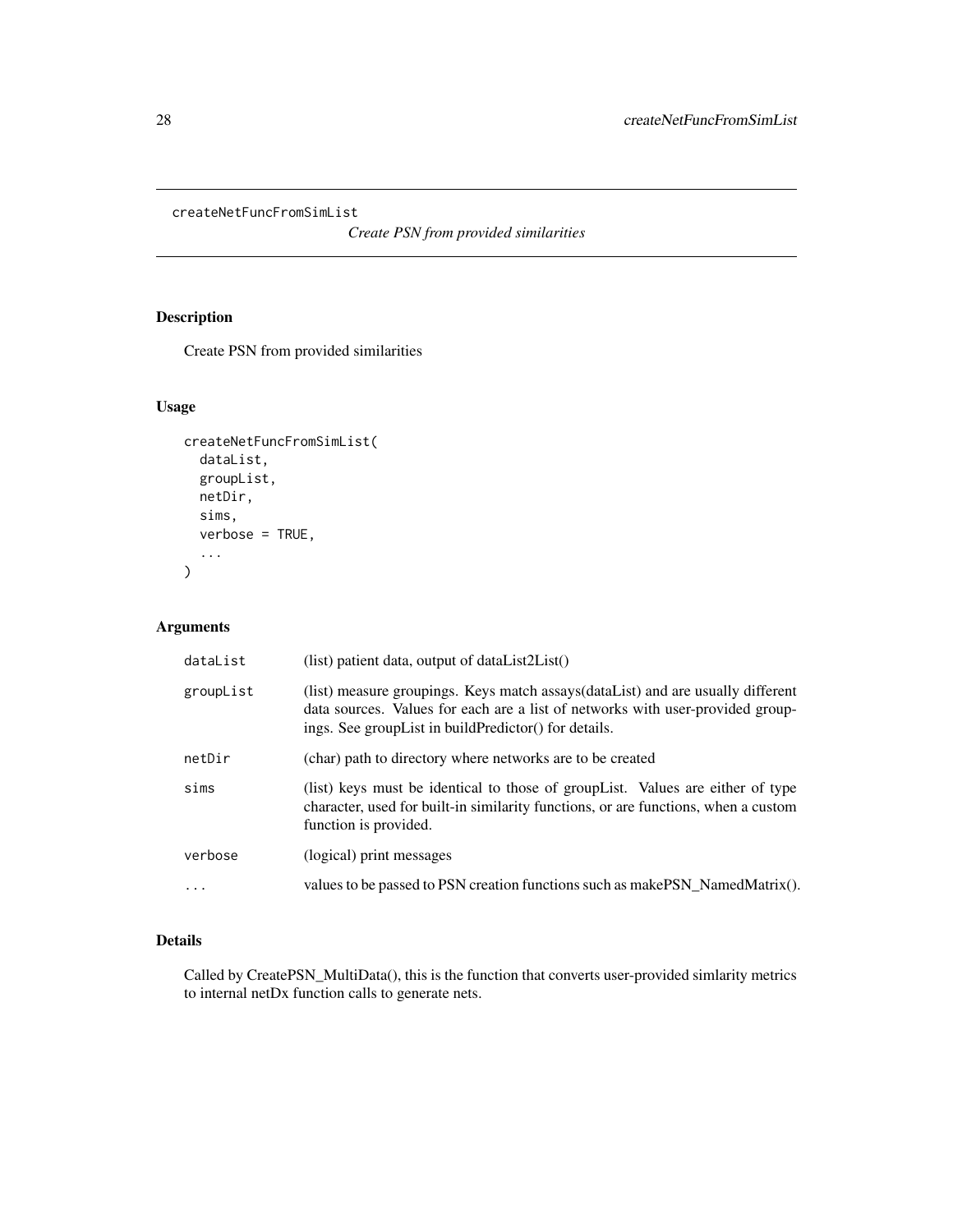# createNetFuncFromSimList

*Create PSN from provided similarities*

## Description

Create PSN from provided similarities

## Usage

```
createNetFuncFromSimList(
  dataList,
  groupList,
  netDir,
  sims,
  verbose = TRUE,
  ...
)
```

## Arguments

| | |
|---|---|
| dataList | (list) patient data, output of dataList2List() |
| groupList | (list) measure groupings. Keys match assays(dataList) and are usually different data sources. Values for each are a list of networks with user-provided groupings. See groupList in buildPredictor() for details. |
| netDir | (char) path to directory where networks are to be created |
| sims | (list) keys must be identical to those of groupList. Values are either of type character, used for built-in similarity functions, or are functions, when a custom function is provided. |
| verbose | (logical) print messages |
| ... | values to be passed to PSN creation functions such as makePSN_NamedMatrix(). |

## Details

Called by CreatePSN_MultiData(), this is the function that converts user-provided simlarity metrics to internal netDx function calls to generate nets.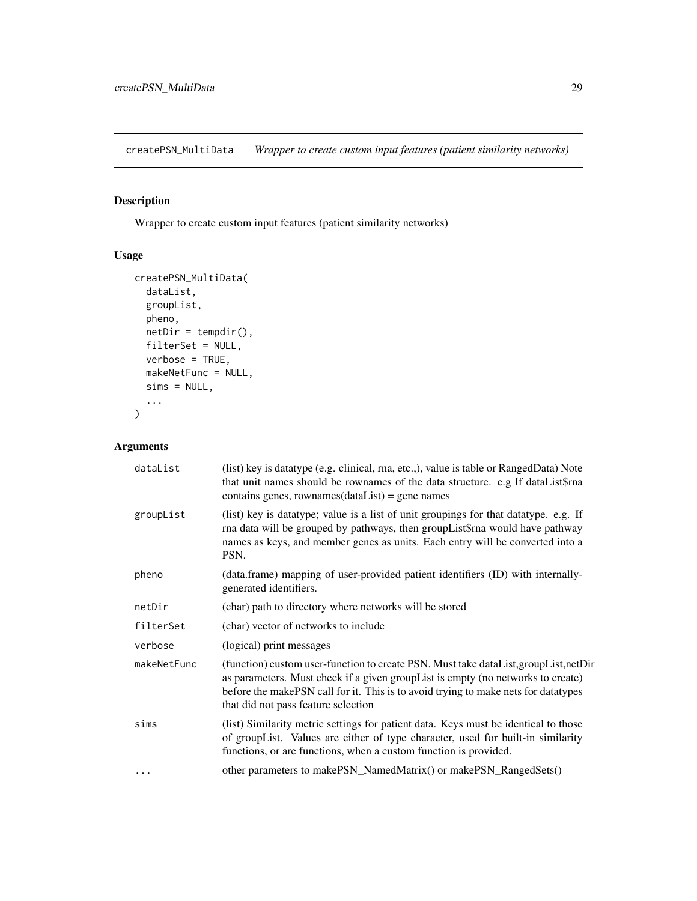## createPSN_MultiData *Wrapper to create custom input features (patient similarity networks)*

### Description

Wrapper to create custom input features (patient similarity networks)

### Usage

```
createPSN_MultiData(
  dataList,
  groupList,
  pheno,
  netDir = tempdir(),
  filterSet = NULL,
  verbose = TRUE,
  makeNetFunc = NULL,
  sims = NULL,
  ...
)
```

### Arguments

| | |
|---|---|
| `dataList` | (list) key is datatype (e.g. clinical, rna, etc.,), value is table or RangedData) Note that unit names should be rownames of the data structure. e.g If dataList$rna contains genes, rownames(dataList) = gene names |
| `groupList` | (list) key is datatype; value is a list of unit groupings for that datatype. e.g. If rna data will be grouped by pathways, then groupList$rna would have pathway names as keys, and member genes as units. Each entry will be converted into a PSN. |
| `pheno` | (data.frame) mapping of user-provided patient identifiers (ID) with internally-generated identifiers. |
| `netDir` | (char) path to directory where networks will be stored |
| `filterSet` | (char) vector of networks to include |
| `verbose` | (logical) print messages |
| `makeNetFunc` | (function) custom user-function to create PSN. Must take dataList,groupList,netDir as parameters. Must check if a given groupList is empty (no networks to create) before the makePSN call for it. This is to avoid trying to make nets for datatypes that did not pass feature selection |
| `sims` | (list) Similarity metric settings for patient data. Keys must be identical to those of groupList. Values are either of type character, used for built-in similarity functions, or are functions, when a custom function is provided. |
| `...` | other parameters to makePSN_NamedMatrix() or makePSN_RangedSets() |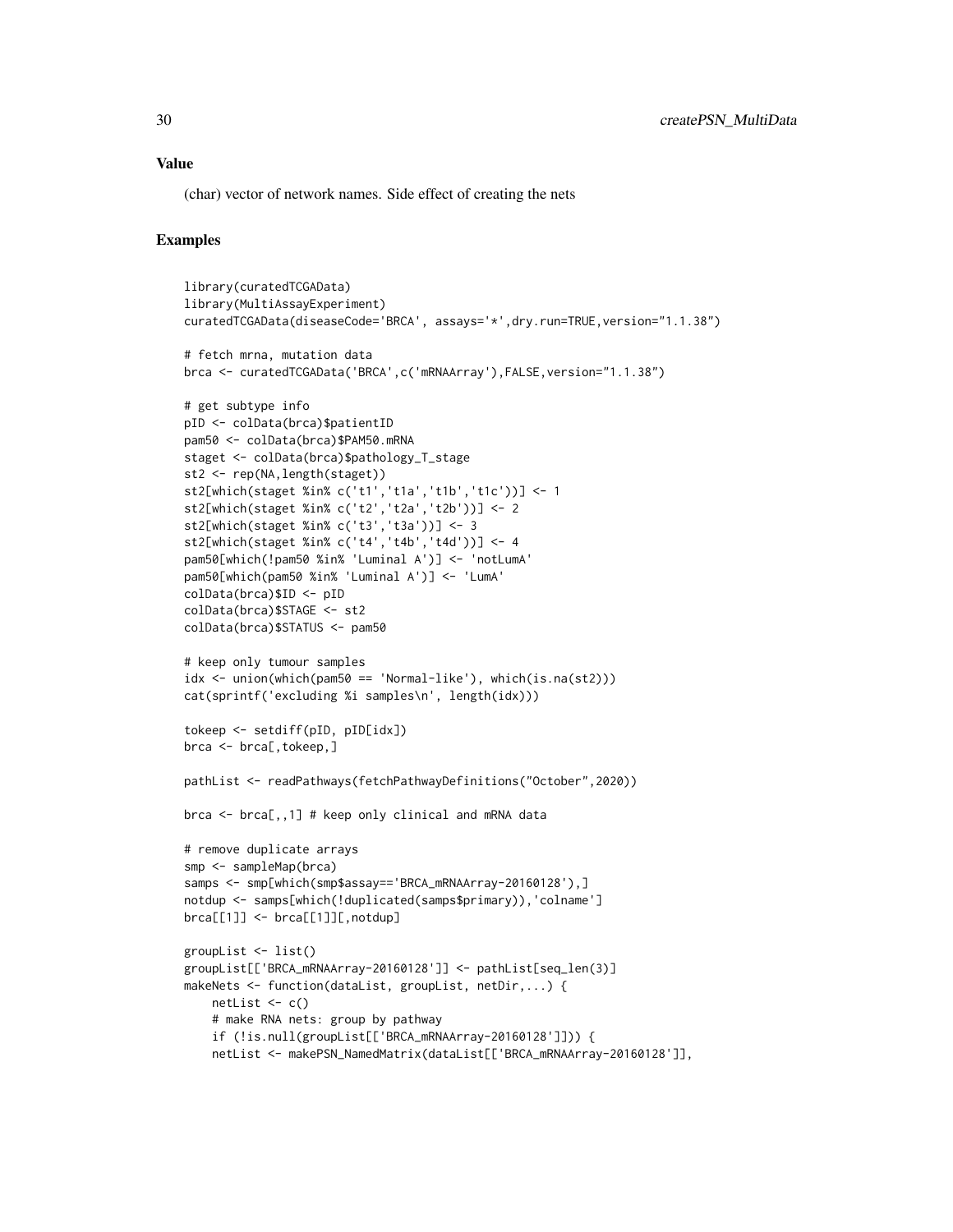## Value

(char) vector of network names. Side effect of creating the nets

## Examples

```
library(curatedTCGAData)
library(MultiAssayExperiment)
curatedTCGAData(diseaseCode='BRCA', assays='*',dry.run=TRUE,version="1.1.38")

# fetch mrna, mutation data
brca <- curatedTCGAData('BRCA',c('mRNAArray'),FALSE,version="1.1.38")

# get subtype info
pID <- colData(brca)$patientID
pam50 <- colData(brca)$PAM50.mRNA
staget <- colData(brca)$pathology_T_stage
st2 <- rep(NA,length(staget))
st2[which(staget %in% c('t1','t1a','t1b','t1c'))] <- 1
st2[which(staget %in% c('t2','t2a','t2b'))] <- 2
st2[which(staget %in% c('t3','t3a'))] <- 3
st2[which(staget %in% c('t4','t4b','t4d'))] <- 4
pam50[which(!pam50 %in% 'Luminal A')] <- 'notLumA'
pam50[which(pam50 %in% 'Luminal A')] <- 'LumA'
colData(brca)$ID <- pID
colData(brca)$STAGE <- st2
colData(brca)$STATUS <- pam50

# keep only tumour samples
idx <- union(which(pam50 == 'Normal-like'), which(is.na(st2)))
cat(sprintf('excluding %i samples\n', length(idx)))

tokeep <- setdiff(pID, pID[idx])
brca <- brca[,tokeep,]

pathList <- readPathways(fetchPathwayDefinitions("October",2020))

brca <- brca[,,1] # keep only clinical and mRNA data

# remove duplicate arrays
smp <- sampleMap(brca)
samps <- smp[which(smp$assay=='BRCA_mRNAArray-20160128'),]
notdup <- samps[which(!duplicated(samps$primary)),'colname']
brca[[1]] <- brca[[1]][,notdup]

groupList <- list()
groupList[['BRCA_mRNAArray-20160128']] <- pathList[seq_len(3)]
makeNets <- function(dataList, groupList, netDir,...) {
    netList <- c()
    # make RNA nets: group by pathway
    if (!is.null(groupList[['BRCA_mRNAArray-20160128']])) {
    netList <- makePSN_NamedMatrix(dataList[['BRCA_mRNAArray-20160128']],
```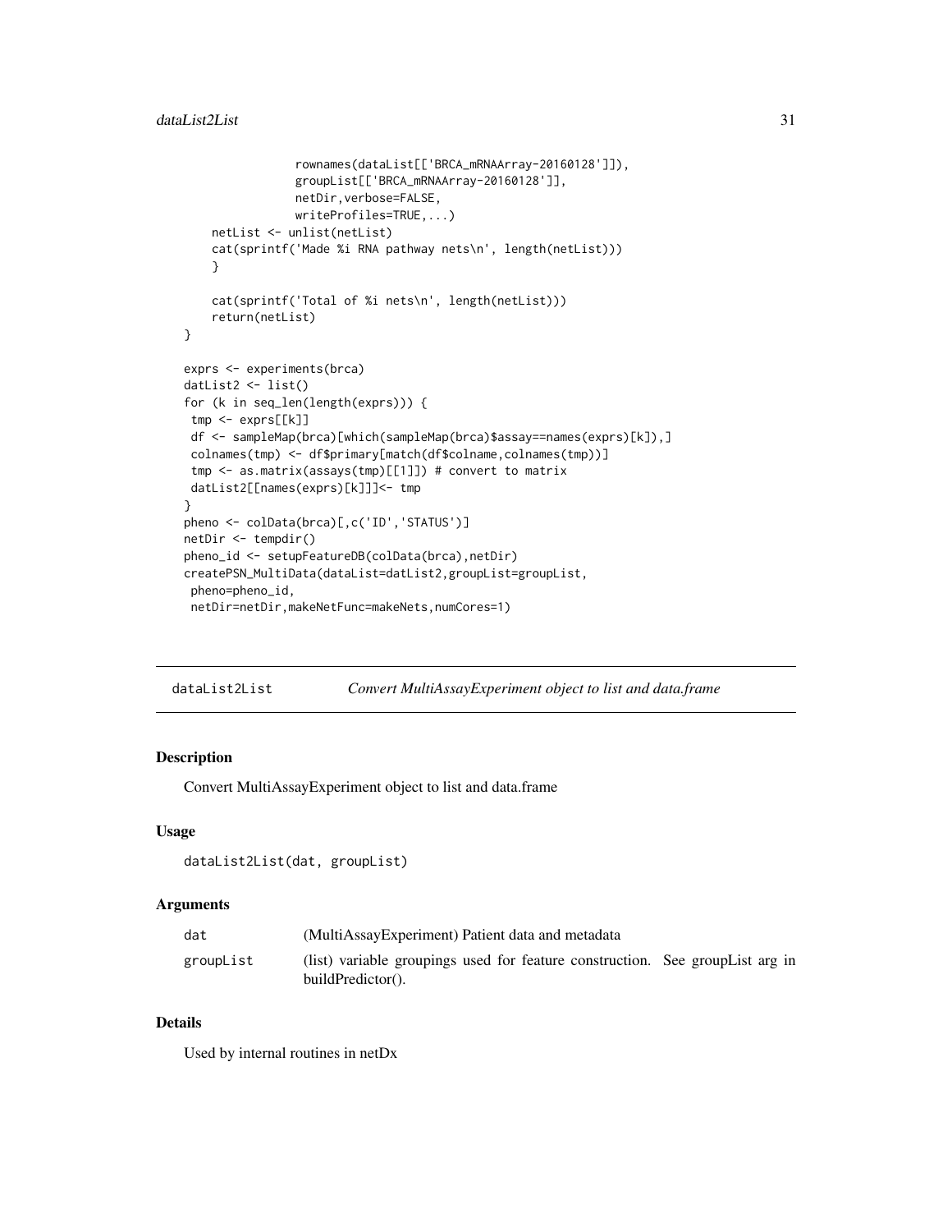```
                rownames(dataList[['BRCA_mRNAArray-20160128']]),
                groupList[['BRCA_mRNAArray-20160128']],
                netDir,verbose=FALSE,
                writeProfiles=TRUE,...)
    netList <- unlist(netList)
    cat(sprintf('Made %i RNA pathway nets\n', length(netList)))
    }

    cat(sprintf('Total of %i nets\n', length(netList)))
    return(netList)
}

exprs <- experiments(brca)
datList2 <- list()
for (k in seq_len(length(exprs))) {
 tmp <- exprs[[k]]
 df <- sampleMap(brca)[which(sampleMap(brca)$assay==names(exprs)[k]),]
 colnames(tmp) <- df$primary[match(df$colname,colnames(tmp))]
 tmp <- as.matrix(assays(tmp)[[1]]) # convert to matrix
 datList2[[names(exprs)[k]]]<- tmp
}
pheno <- colData(brca)[,c('ID','STATUS')]
netDir <- tempdir()
pheno_id <- setupFeatureDB(colData(brca),netDir)
createPSN_MultiData(dataList=datList2,groupList=groupList,
 pheno=pheno_id,
 netDir=netDir,makeNetFunc=makeNets,numCores=1)
```

---

## dataList2List — *Convert MultiAssayExperiment object to list and data.frame*

### Description

Convert MultiAssayExperiment object to list and data.frame

### Usage

```
dataList2List(dat, groupList)
```

### Arguments

| | |
|---|---|
| dat | (MultiAssayExperiment) Patient data and metadata |
| groupList | (list) variable groupings used for feature construction. See groupList arg in buildPredictor(). |

### Details

Used by internal routines in netDx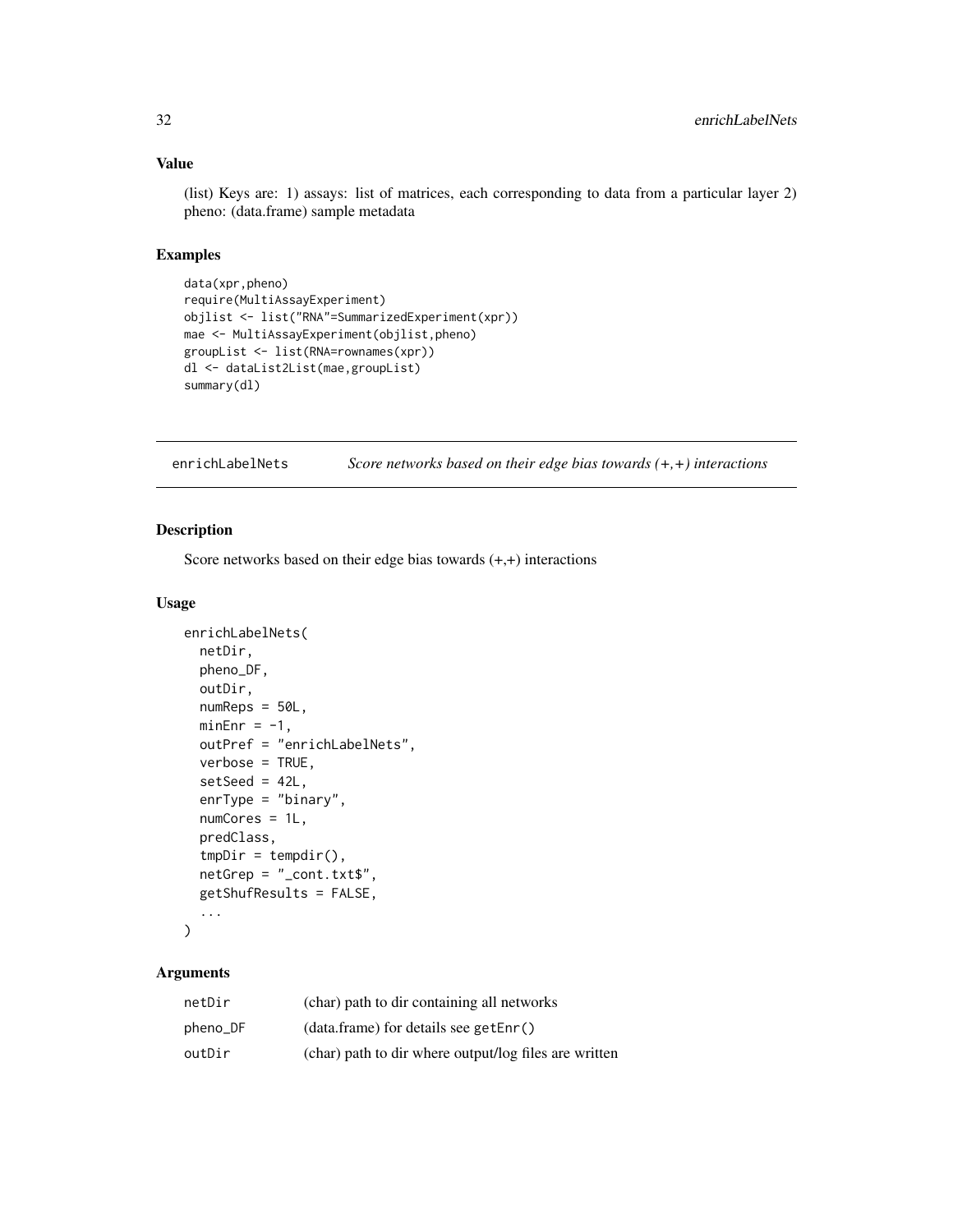### Value

(list) Keys are: 1) assays: list of matrices, each corresponding to data from a particular layer 2) pheno: (data.frame) sample metadata

### Examples

```
data(xpr,pheno)
require(MultiAssayExperiment)
objlist <- list("RNA"=SummarizedExperiment(xpr))
mae <- MultiAssayExperiment(objlist,pheno)
groupList <- list(RNA=rownames(xpr))
dl <- dataList2List(mae,groupList)
summary(dl)
```

---

## enrichLabelNets — *Score networks based on their edge bias towards (+,+) interactions*

### Description

Score networks based on their edge bias towards (+,+) interactions

### Usage

```
enrichLabelNets(
  netDir,
  pheno_DF,
  outDir,
  numReps = 50L,
  minEnr = -1,
  outPref = "enrichLabelNets",
  verbose = TRUE,
  setSeed = 42L,
  enrType = "binary",
  numCores = 1L,
  predClass,
  tmpDir = tempdir(),
  netGrep = "_cont.txt$",
  getShufResults = FALSE,
  ...
)
```

### Arguments

| | |
|---|---|
| netDir | (char) path to dir containing all networks |
| pheno_DF | (data.frame) for details see getEnr() |
| outDir | (char) path to dir where output/log files are written |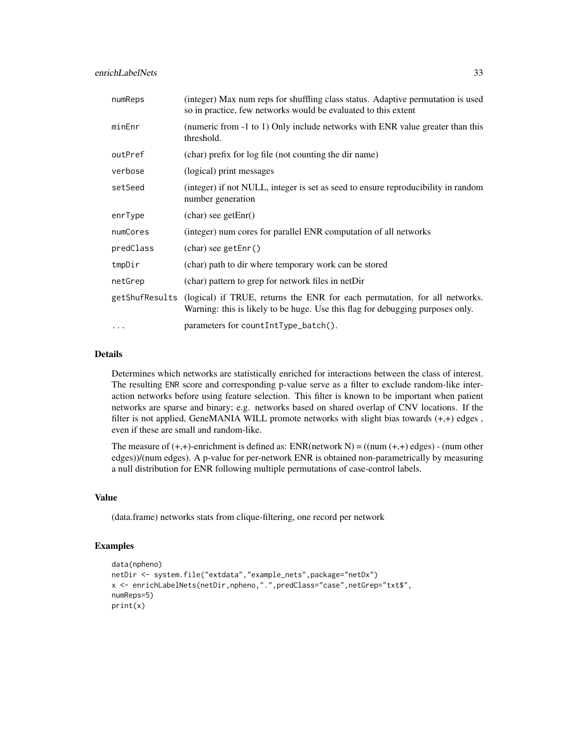| | |
|---|---|
| numReps | (integer) Max num reps for shuffling class status. Adaptive permutation is used so in practice, few networks would be evaluated to this extent |
| minEnr | (numeric from -1 to 1) Only include networks with ENR value greater than this threshold. |
| outPref | (char) prefix for log file (not counting the dir name) |
| verbose | (logical) print messages |
| setSeed | (integer) if not NULL, integer is set as seed to ensure reproducibility in random number generation |
| enrType | (char) see getEnr() |
| numCores | (integer) num cores for parallel ENR computation of all networks |
| predClass | (char) see getEnr() |
| tmpDir | (char) path to dir where temporary work can be stored |
| netGrep | (char) pattern to grep for network files in netDir |
| getShufResults | (logical) if TRUE, returns the ENR for each permutation, for all networks. Warning: this is likely to be huge. Use this flag for debugging purposes only. |
| ... | parameters for countIntType_batch(). |

## Details

Determines which networks are statistically enriched for interactions between the class of interest. The resulting ENR score and corresponding p-value serve as a filter to exclude random-like interaction networks before using feature selection. This filter is known to be important when patient networks are sparse and binary; e.g. networks based on shared overlap of CNV locations. If the filter is not applied, GeneMANIA WILL promote networks with slight bias towards (+,+) edges , even if these are small and random-like.

The measure of (+,+)-enrichment is defined as: ENR(network N) = ((num (+,+) edges) - (num other edges))/(num edges). A p-value for per-network ENR is obtained non-parametrically by measuring a null distribution for ENR following multiple permutations of case-control labels.

## Value

(data.frame) networks stats from clique-filtering, one record per network

## Examples

```
data(npheno)
netDir <- system.file("extdata","example_nets",package="netDx")
x <- enrichLabelNets(netDir,npheno,".",predClass="case",netGrep="txt$",
numReps=5)
print(x)
```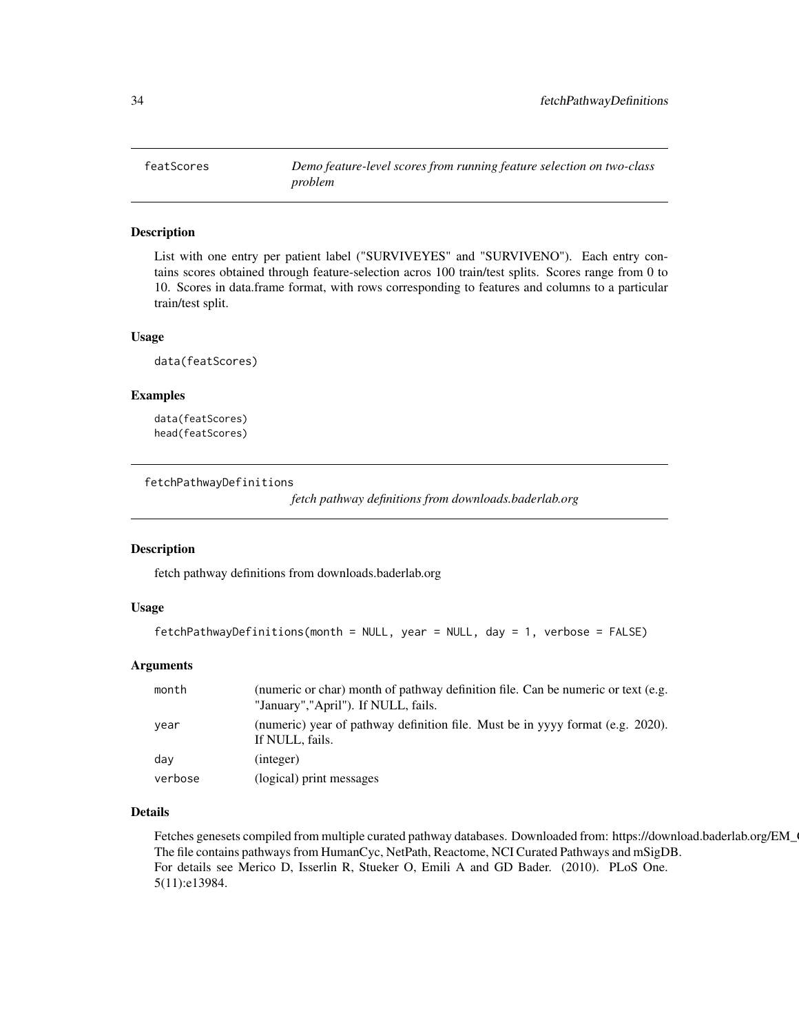## featScores *Demo feature-level scores from running feature selection on two-class problem*

### Description

List with one entry per patient label ("SURVIVEYES" and "SURVIVENO"). Each entry contains scores obtained through feature-selection acros 100 train/test splits. Scores range from 0 to 10. Scores in data.frame format, with rows corresponding to features and columns to a particular train/test split.

### Usage

```
data(featScores)
```

### Examples

```
data(featScores)
head(featScores)
```

## fetchPathwayDefinitions *fetch pathway definitions from downloads.baderlab.org*

### Description

fetch pathway definitions from downloads.baderlab.org

### Usage

```
fetchPathwayDefinitions(month = NULL, year = NULL, day = 1, verbose = FALSE)
```

### Arguments

| | |
|---|---|
| month | (numeric or char) month of pathway definition file. Can be numeric or text (e.g. "January","April"). If NULL, fails. |
| year | (numeric) year of pathway definition file. Must be in yyyy format (e.g. 2020). If NULL, fails. |
| day | (integer) |
| verbose | (logical) print messages |

### Details

Fetches genesets compiled from multiple curated pathway databases. Downloaded from: https://download.baderlab.org/EM_(
The file contains pathways from HumanCyc, NetPath, Reactome, NCI Curated Pathways and mSigDB.
For details see Merico D, Isserlin R, Stueker O, Emili A and GD Bader. (2010). PLoS One. 5(11):e13984.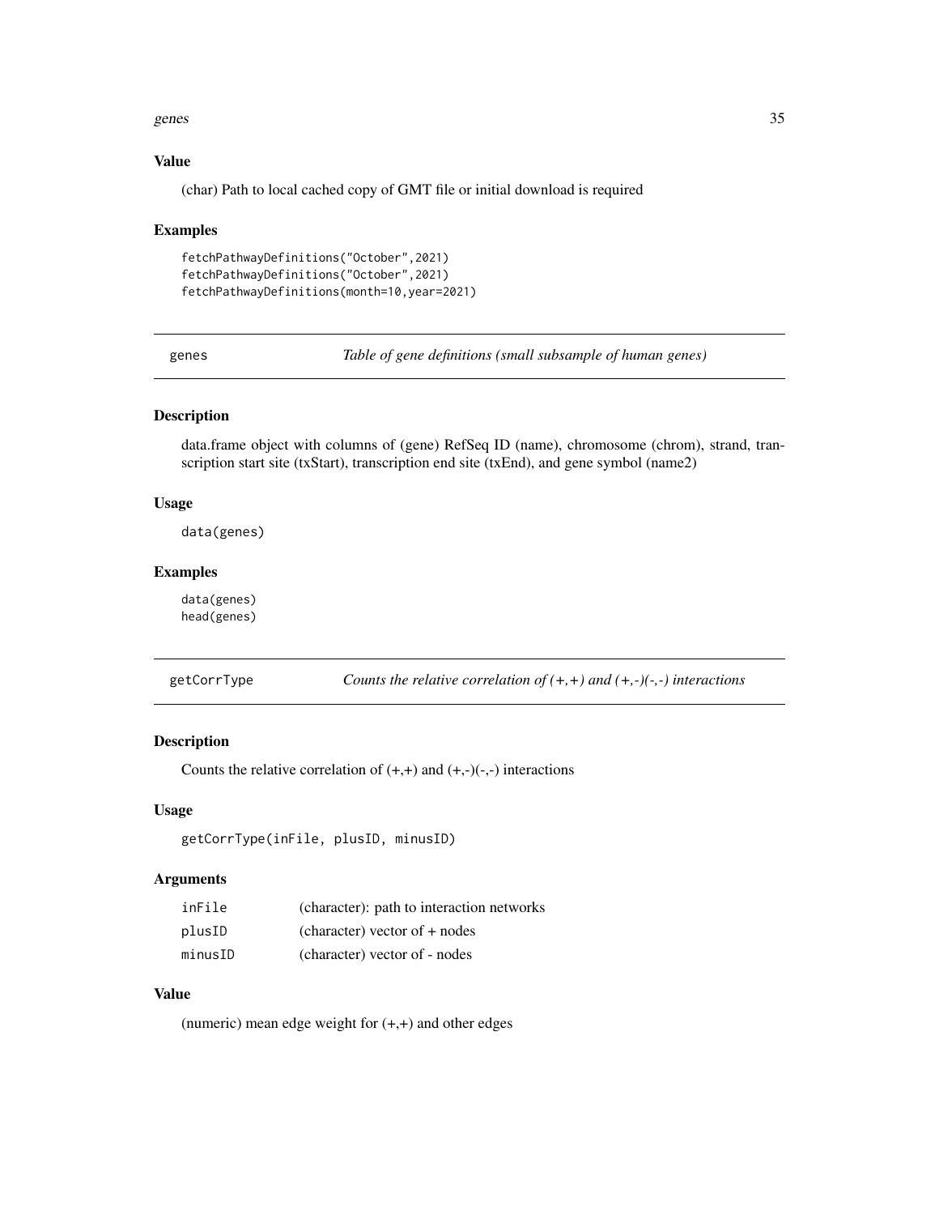### Value

(char) Path to local cached copy of GMT file or initial download is required

### Examples

```
fetchPathwayDefinitions("October",2021)
fetchPathwayDefinitions("October",2021)
fetchPathwayDefinitions(month=10,year=2021)
```

---

## genes *Table of gene definitions (small subsample of human genes)*

---

### Description

data.frame object with columns of (gene) RefSeq ID (name), chromosome (chrom), strand, transcription start site (txStart), transcription end site (txEnd), and gene symbol (name2)

### Usage

```
data(genes)
```

### Examples

```
data(genes)
head(genes)
```

---

## getCorrType *Counts the relative correlation of (+,+) and (+,-)(-,-) interactions*

---

### Description

Counts the relative correlation of (+,+) and (+,-)(-,-) interactions

### Usage

```
getCorrType(inFile, plusID, minusID)
```

### Arguments

| | |
|---|---|
| inFile | (character): path to interaction networks |
| plusID | (character) vector of + nodes |
| minusID | (character) vector of - nodes |

### Value

(numeric) mean edge weight for (+,+) and other edges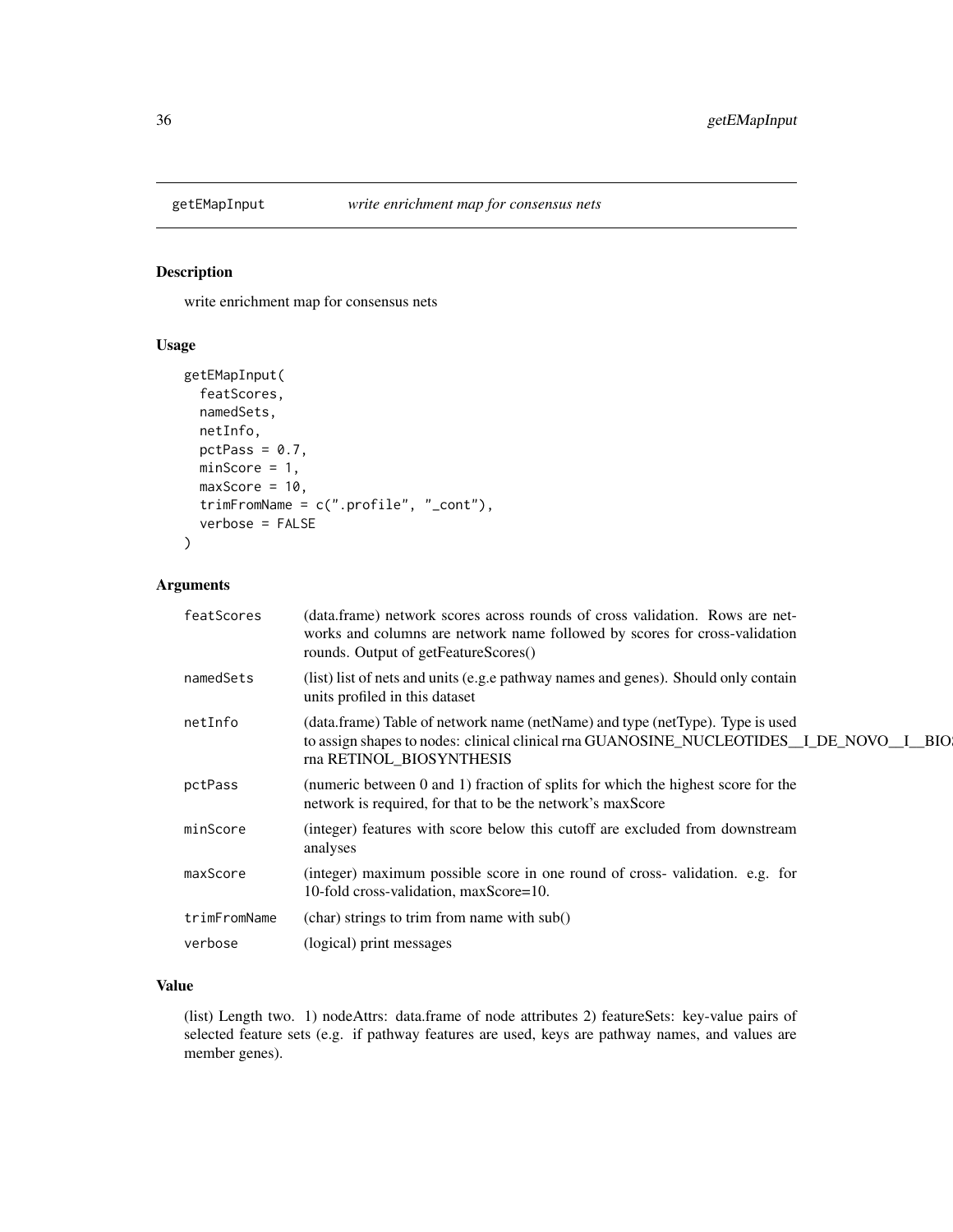## getEMapInput *write enrichment map for consensus nets*

### Description

write enrichment map for consensus nets

### Usage

```
getEMapInput(
  featScores,
  namedSets,
  netInfo,
  pctPass = 0.7,
  minScore = 1,
  maxScore = 10,
  trimFromName = c(".profile", "_cont"),
  verbose = FALSE
)
```

### Arguments

| | |
|---|---|
| featScores | (data.frame) network scores across rounds of cross validation. Rows are networks and columns are network name followed by scores for cross-validation rounds. Output of getFeatureScores() |
| namedSets | (list) list of nets and units (e.g.e pathway names and genes). Should only contain units profiled in this dataset |
| netInfo | (data.frame) Table of network name (netName) and type (netType). Type is used to assign shapes to nodes: clinical clinical rna GUANOSINE_NUCLEOTIDES__I_DE_NOVO__I__BIO rna RETINOL_BIOSYNTHESIS |
| pctPass | (numeric between 0 and 1) fraction of splits for which the highest score for the network is required, for that to be the network's maxScore |
| minScore | (integer) features with score below this cutoff are excluded from downstream analyses |
| maxScore | (integer) maximum possible score in one round of cross- validation. e.g. for 10-fold cross-validation, maxScore=10. |
| trimFromName | (char) strings to trim from name with sub() |
| verbose | (logical) print messages |

### Value

(list) Length two. 1) nodeAttrs: data.frame of node attributes 2) featureSets: key-value pairs of selected feature sets (e.g. if pathway features are used, keys are pathway names, and values are member genes).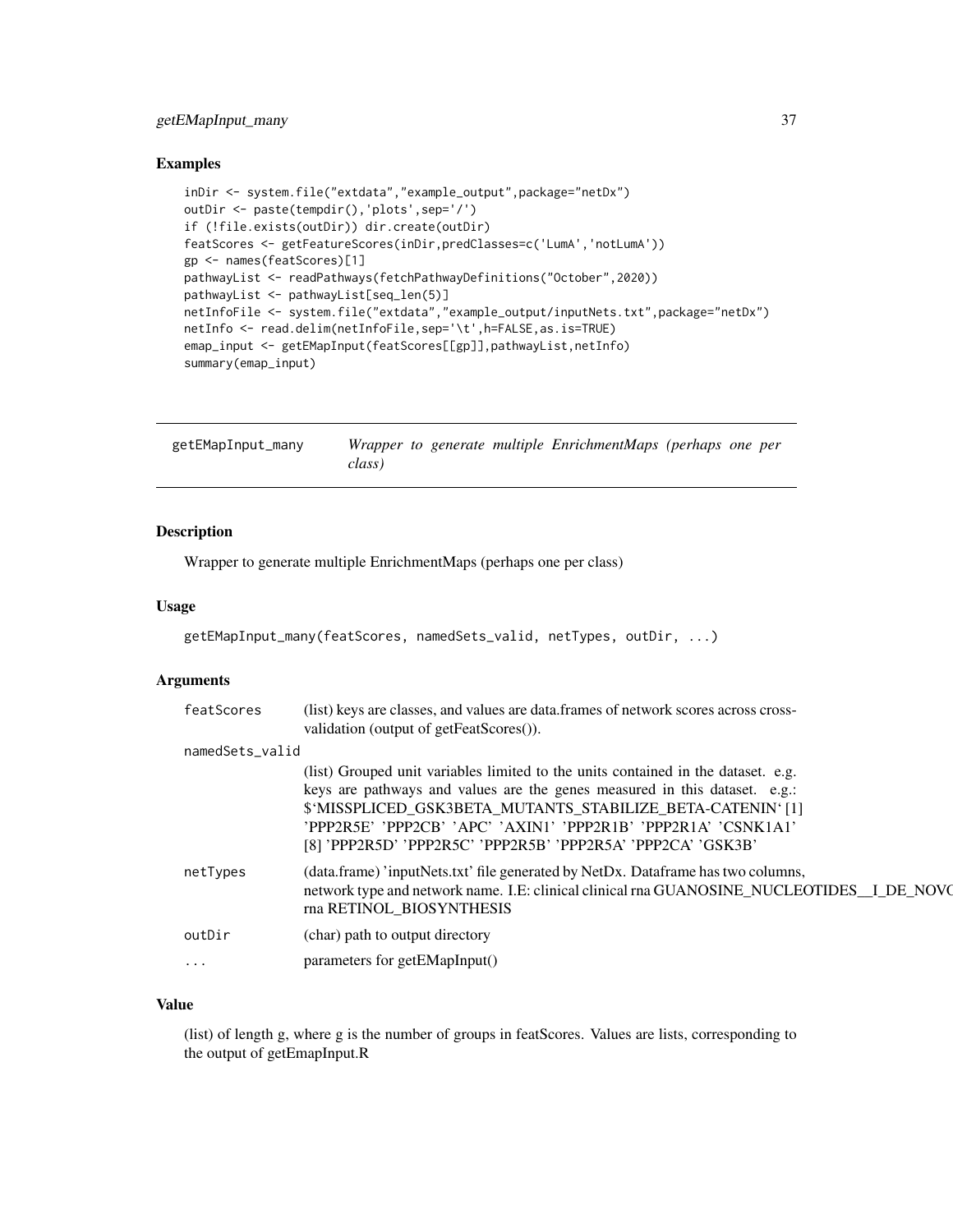## Examples

```
inDir <- system.file("extdata","example_output",package="netDx")
outDir <- paste(tempdir(),'plots',sep='/')
if (!file.exists(outDir)) dir.create(outDir)
featScores <- getFeatureScores(inDir,predClasses=c('LumA','notLumA'))
gp <- names(featScores)[1]
pathwayList <- readPathways(fetchPathwayDefinitions("October",2020))
pathwayList <- pathwayList[seq_len(5)]
netInfoFile <- system.file("extdata","example_output/inputNets.txt",package="netDx")
netInfo <- read.delim(netInfoFile,sep='\t',h=FALSE,as.is=TRUE)
emap_input <- getEMapInput(featScores[[gp]],pathwayList,netInfo)
summary(emap_input)
```

---

# getEMapInput_many — *Wrapper to generate multiple EnrichmentMaps (perhaps one per class)*

---

## Description

Wrapper to generate multiple EnrichmentMaps (perhaps one per class)

## Usage

```
getEMapInput_many(featScores, namedSets_valid, netTypes, outDir, ...)
```

## Arguments

| Argument | Description |
|---|---|
| featScores | (list) keys are classes, and values are data.frames of network scores across cross-validation (output of getFeatScores()). |
| namedSets_valid | (list) Grouped unit variables limited to the units contained in the dataset. e.g. keys are pathways and values are the genes measured in this dataset. e.g.: $'MISSPLICED_GSK3BETA_MUTANTS_STABILIZE_BETA-CATENIN' [1] 'PPP2R5E' 'PPP2CB' 'APC' 'AXIN1' 'PPP2R1B' 'PPP2R1A' 'CSNK1A1' [8] 'PPP2R5D' 'PPP2R5C' 'PPP2R5B' 'PPP2R5A' 'PPP2CA' 'GSK3B' |
| netTypes | (data.frame) 'inputNets.txt' file generated by NetDx. Dataframe has two columns, network type and network name. I.E: clinical clinical rna GUANOSINE_NUCLEOTIDES__I_DE_NOVO rna RETINOL_BIOSYNTHESIS |
| outDir | (char) path to output directory |
| ... | parameters for getEMapInput() |

## Value

(list) of length g, where g is the number of groups in featScores. Values are lists, corresponding to the output of getEmapInput.R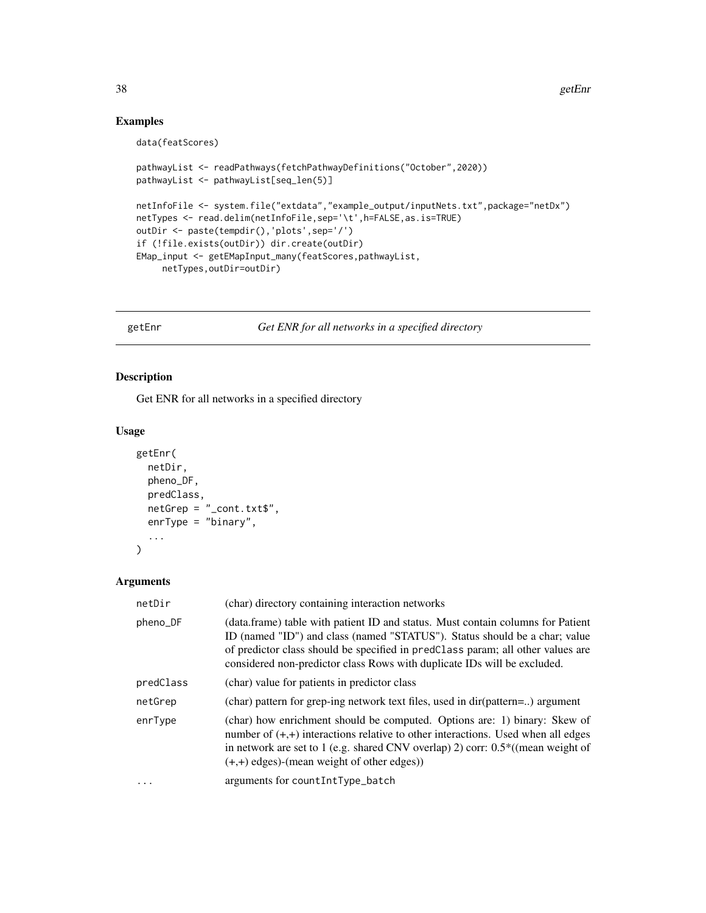## Examples

```
data(featScores)

pathwayList <- readPathways(fetchPathwayDefinitions("October",2020))
pathwayList <- pathwayList[seq_len(5)]

netInfoFile <- system.file("extdata","example_output/inputNets.txt",package="netDx")
netTypes <- read.delim(netInfoFile,sep='\t',h=FALSE,as.is=TRUE)
outDir <- paste(tempdir(),'plots',sep='/')
if (!file.exists(outDir)) dir.create(outDir)
EMap_input <- getEMapInput_many(featScores,pathwayList,
     netTypes,outDir=outDir)
```

---

# getEnr — *Get ENR for all networks in a specified directory*

## Description

Get ENR for all networks in a specified directory

## Usage

```
getEnr(
  netDir,
  pheno_DF,
  predClass,
  netGrep = "_cont.txt$",
  enrType = "binary",
  ...
)
```

## Arguments

| | |
|---|---|
| netDir | (char) directory containing interaction networks |
| pheno_DF | (data.frame) table with patient ID and status. Must contain columns for Patient ID (named "ID") and class (named "STATUS"). Status should be a char; value of predictor class should be specified in `predClass` param; all other values are considered non-predictor class Rows with duplicate IDs will be excluded. |
| predClass | (char) value for patients in predictor class |
| netGrep | (char) pattern for grep-ing network text files, used in dir(pattern=..) argument |
| enrType | (char) how enrichment should be computed. Options are: 1) binary: Skew of number of (+,+) interactions relative to other interactions. Used when all edges in network are set to 1 (e.g. shared CNV overlap) 2) corr: 0.5*((mean weight of (+,+) edges)-(mean weight of other edges)) |
| ... | arguments for `countIntType_batch` |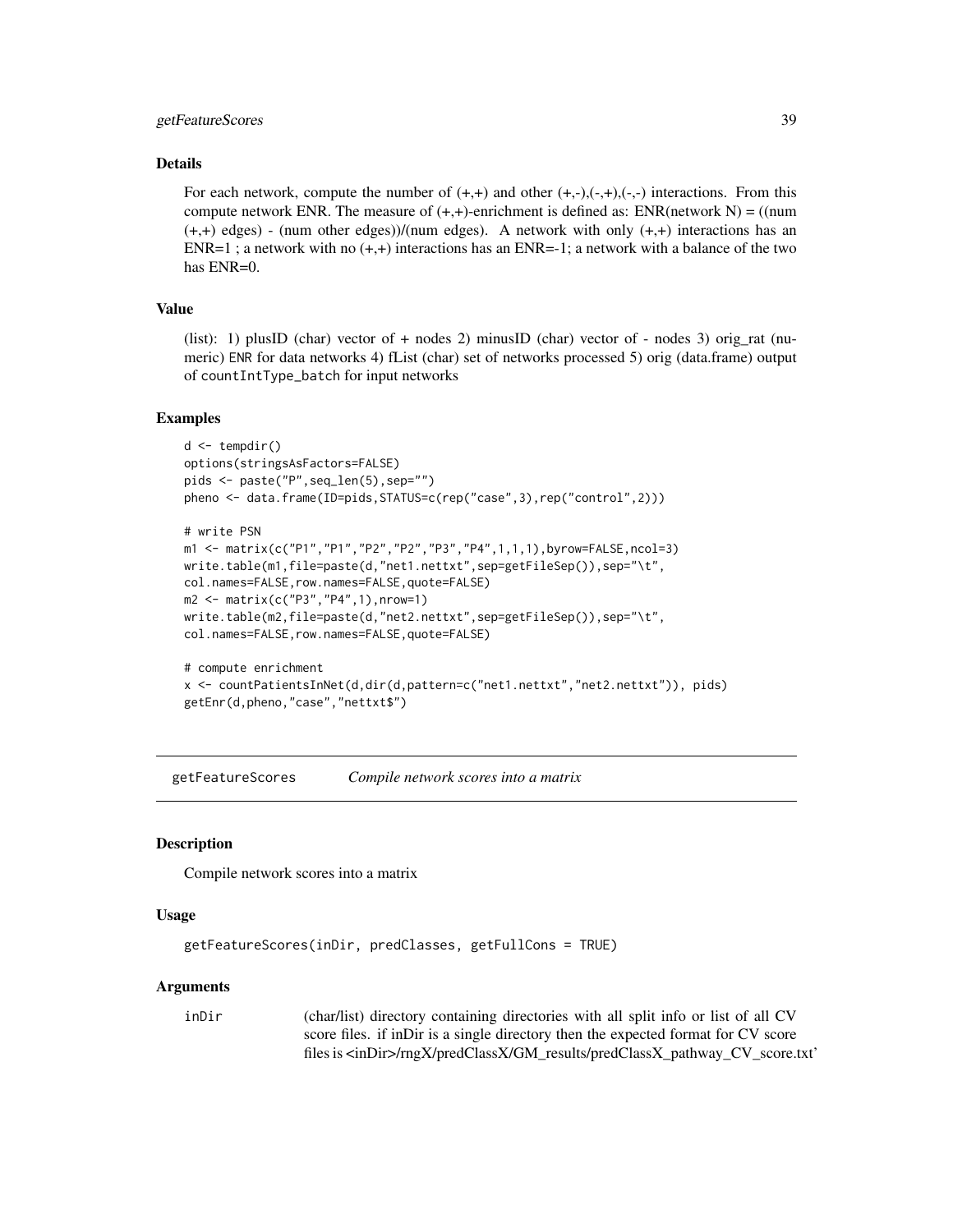### Details

For each network, compute the number of (+,+) and other (+,-),(-,+),(-,-) interactions. From this compute network ENR. The measure of (+,+)-enrichment is defined as: ENR(network N) = ((num (+,+) edges) - (num other edges))/(num edges). A network with only (+,+) interactions has an ENR=1 ; a network with no (+,+) interactions has an ENR=-1; a network with a balance of the two has ENR=0.

### Value

(list): 1) plusID (char) vector of + nodes 2) minusID (char) vector of - nodes 3) orig_rat (numeric) ENR for data networks 4) fList (char) set of networks processed 5) orig (data.frame) output of `countIntType_batch` for input networks

### Examples

```
d <- tempdir()
options(stringsAsFactors=FALSE)
pids <- paste("P",seq_len(5),sep="")
pheno <- data.frame(ID=pids,STATUS=c(rep("case",3),rep("control",2)))

# write PSN
m1 <- matrix(c("P1","P1","P2","P2","P3","P4",1,1,1),byrow=FALSE,ncol=3)
write.table(m1,file=paste(d,"net1.nettxt",sep=getFileSep()),sep="\t",
col.names=FALSE,row.names=FALSE,quote=FALSE)
m2 <- matrix(c("P3","P4",1),nrow=1)
write.table(m2,file=paste(d,"net2.nettxt",sep=getFileSep()),sep="\t",
col.names=FALSE,row.names=FALSE,quote=FALSE)

# compute enrichment
x <- countPatientsInNet(d,dir(d,pattern=c("net1.nettxt","net2.nettxt")), pids)
getEnr(d,pheno,"case","nettxt$")
```

---

## getFeatureScores *Compile network scores into a matrix*

### Description

Compile network scores into a matrix

### Usage

```
getFeatureScores(inDir, predClasses, getFullCons = TRUE)
```

### Arguments

| | |
|---|---|
| inDir | (char/list) directory containing directories with all split info or list of all CV score files. if inDir is a single directory then the expected format for CV score files is <inDir>/rngX/predClassX/GM_results/predClassX_pathway_CV_score.txt' |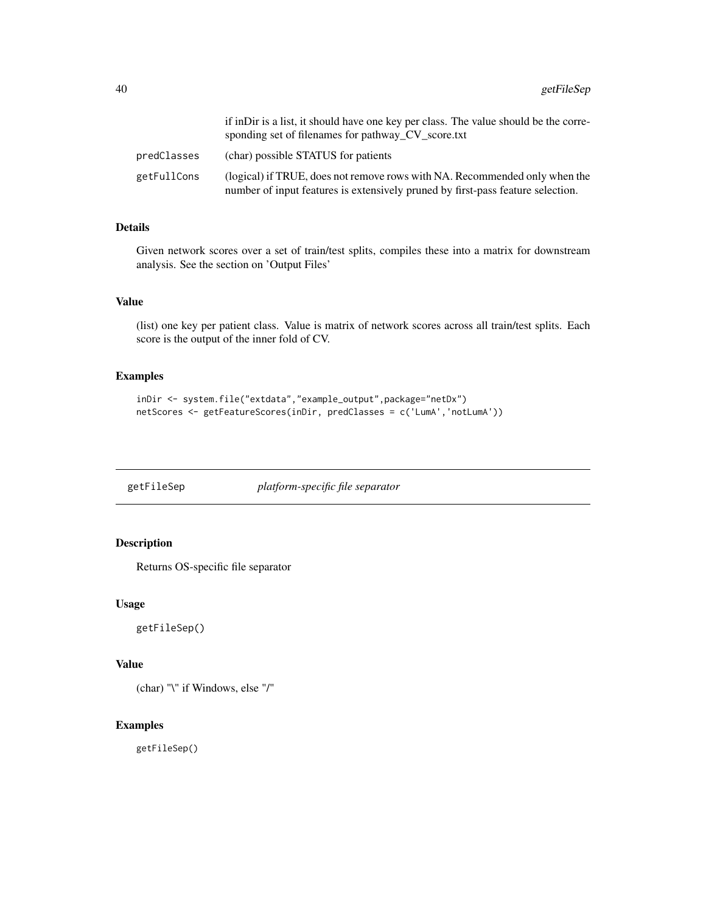| | |
|---|---|
| | if inDir is a list, it should have one key per class. The value should be the corresponding set of filenames for pathway_CV_score.txt |
| predClasses | (char) possible STATUS for patients |
| getFullCons | (logical) if TRUE, does not remove rows with NA. Recommended only when the number of input features is extensively pruned by first-pass feature selection. |

### Details

Given network scores over a set of train/test splits, compiles these into a matrix for downstream analysis. See the section on 'Output Files'

### Value

(list) one key per patient class. Value is matrix of network scores across all train/test splits. Each score is the output of the inner fold of CV.

### Examples

```
inDir <- system.file("extdata","example_output",package="netDx")
netScores <- getFeatureScores(inDir, predClasses = c('LumA','notLumA'))
```

---

## getFileSep &nbsp;&nbsp;&nbsp;&nbsp; *platform-specific file separator*

---

### Description

Returns OS-specific file separator

### Usage

```
getFileSep()
```

### Value

(char) "\" if Windows, else "/"

### Examples

```
getFileSep()
```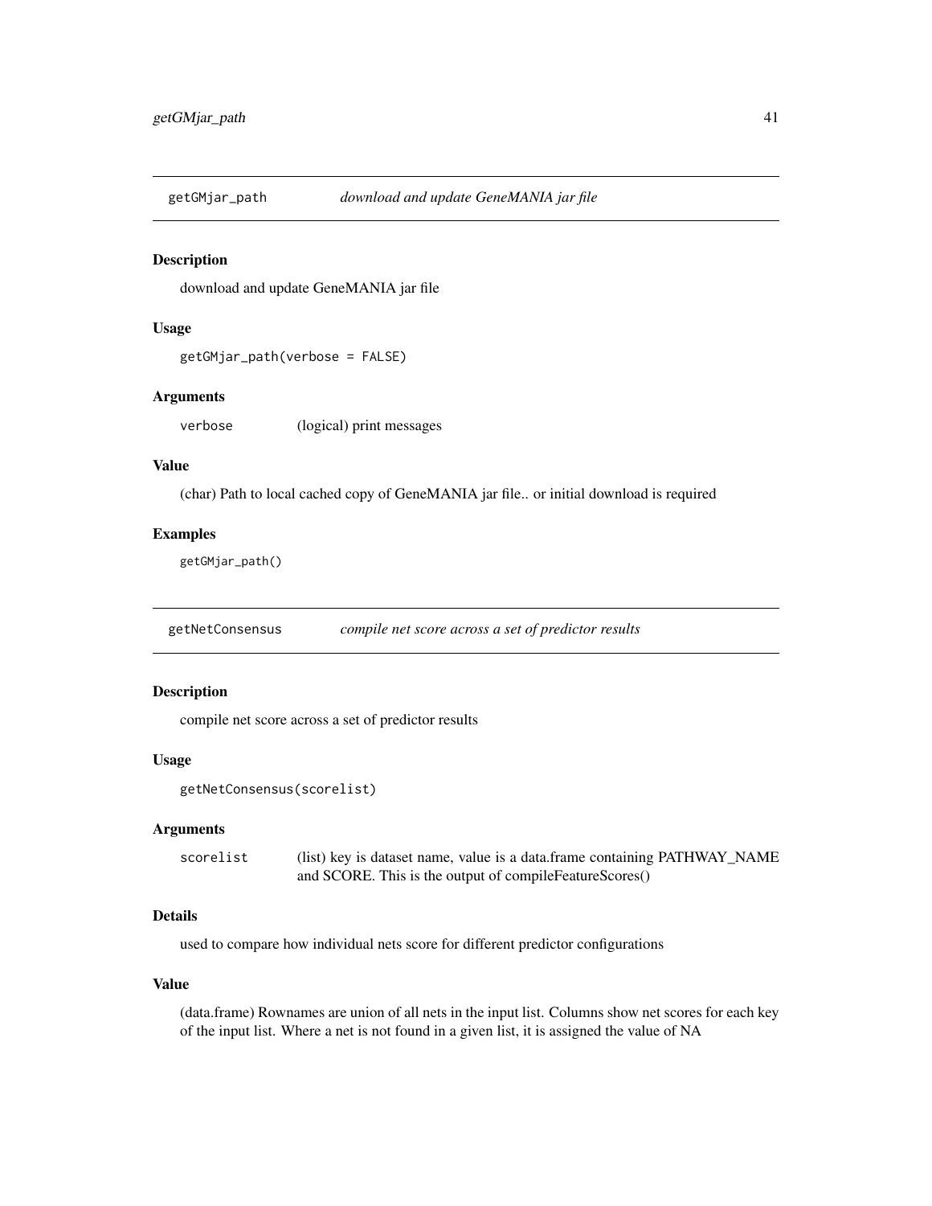## getGMjar_path *download and update GeneMANIA jar file*

### Description

download and update GeneMANIA jar file

### Usage

```
getGMjar_path(verbose = FALSE)
```

### Arguments

| | |
|---|---|
| `verbose` | (logical) print messages |

### Value

(char) Path to local cached copy of GeneMANIA jar file.. or initial download is required

### Examples

```
getGMjar_path()
```

## getNetConsensus *compile net score across a set of predictor results*

### Description

compile net score across a set of predictor results

### Usage

```
getNetConsensus(scorelist)
```

### Arguments

| | |
|---|---|
| `scorelist` | (list) key is dataset name, value is a data.frame containing PATHWAY_NAME and SCORE. This is the output of compileFeatureScores() |

### Details

used to compare how individual nets score for different predictor configurations

### Value

(data.frame) Rownames are union of all nets in the input list. Columns show net scores for each key of the input list. Where a net is not found in a given list, it is assigned the value of NA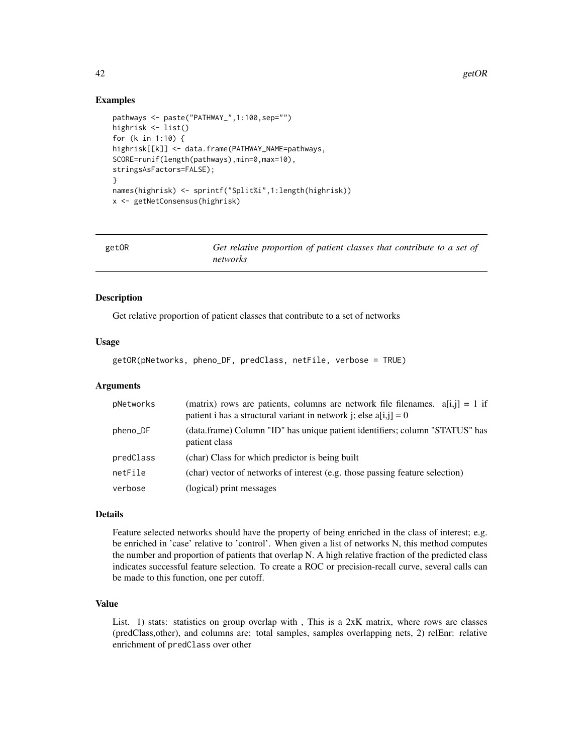## Examples

```
pathways <- paste("PATHWAY_",1:100,sep="")
highrisk <- list()
for (k in 1:10) {
highrisk[[k]] <- data.frame(PATHWAY_NAME=pathways,
SCORE=runif(length(pathways),min=0,max=10),
stringsAsFactors=FALSE);
}
names(highrisk) <- sprintf("Split%i",1:length(highrisk))
x <- getNetConsensus(highrisk)
```

---

# getOR — *Get relative proportion of patient classes that contribute to a set of networks*

---

## Description

Get relative proportion of patient classes that contribute to a set of networks

## Usage

```
getOR(pNetworks, pheno_DF, predClass, netFile, verbose = TRUE)
```

## Arguments

| | |
|---|---|
| pNetworks | (matrix) rows are patients, columns are network file filenames. a[i,j] = 1 if patient i has a structural variant in network j; else a[i,j] = 0 |
| pheno_DF | (data.frame) Column "ID" has unique patient identifiers; column "STATUS" has patient class |
| predClass | (char) Class for which predictor is being built |
| netFile | (char) vector of networks of interest (e.g. those passing feature selection) |
| verbose | (logical) print messages |

## Details

Feature selected networks should have the property of being enriched in the class of interest; e.g. be enriched in 'case' relative to 'control'. When given a list of networks N, this method computes the number and proportion of patients that overlap N. A high relative fraction of the predicted class indicates successful feature selection. To create a ROC or precision-recall curve, several calls can be made to this function, one per cutoff.

## Value

List. 1) stats: statistics on group overlap with , This is a 2xK matrix, where rows are classes (predClass,other), and columns are: total samples, samples overlapping nets, 2) relEnr: relative enrichment of `predClass` over other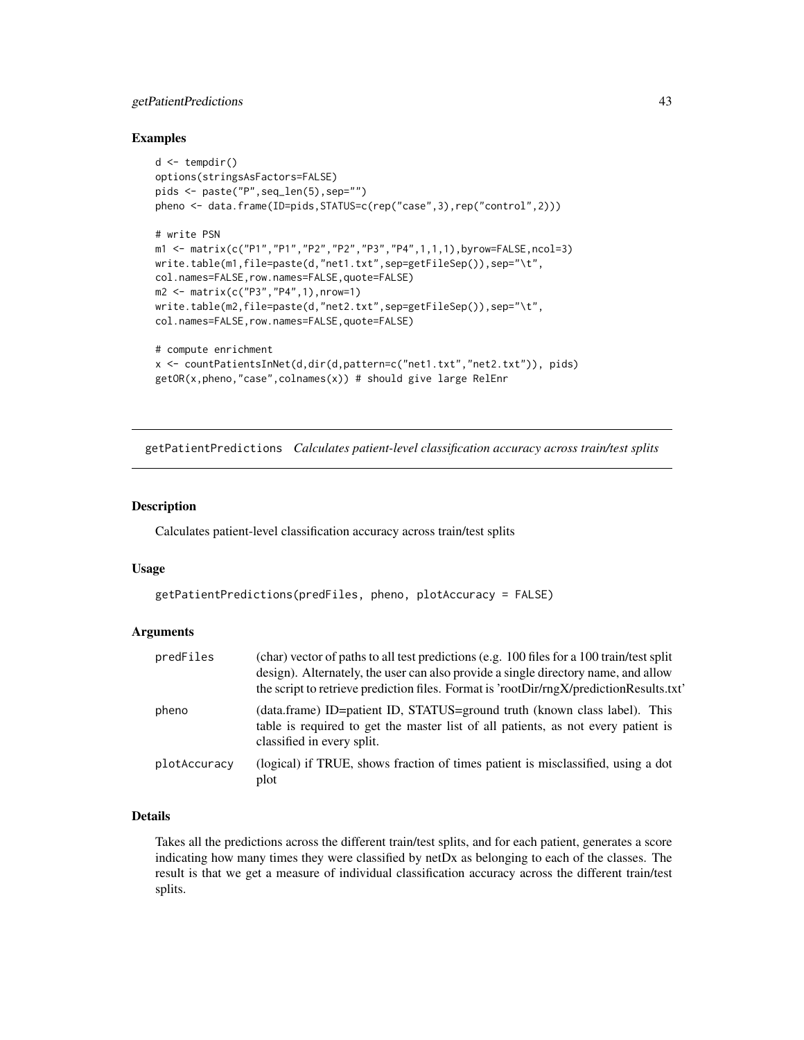## Examples

```
d <- tempdir()
options(stringsAsFactors=FALSE)
pids <- paste("P",seq_len(5),sep="")
pheno <- data.frame(ID=pids,STATUS=c(rep("case",3),rep("control",2)))

# write PSN
m1 <- matrix(c("P1","P1","P2","P2","P3","P4",1,1,1),byrow=FALSE,ncol=3)
write.table(m1,file=paste(d,"net1.txt",sep=getFileSep()),sep="\t",
col.names=FALSE,row.names=FALSE,quote=FALSE)
m2 <- matrix(c("P3","P4",1),nrow=1)
write.table(m2,file=paste(d,"net2.txt",sep=getFileSep()),sep="\t",
col.names=FALSE,row.names=FALSE,quote=FALSE)

# compute enrichment
x <- countPatientsInNet(d,dir(d,pattern=c("net1.txt","net2.txt")), pids)
getOR(x,pheno,"case",colnames(x)) # should give large RelEnr
```

---

# getPatientPredictions *Calculates patient-level classification accuracy across train/test splits*

## Description

Calculates patient-level classification accuracy across train/test splits

## Usage

```
getPatientPredictions(predFiles, pheno, plotAccuracy = FALSE)
```

## Arguments

| | |
|---|---|
| predFiles | (char) vector of paths to all test predictions (e.g. 100 files for a 100 train/test split design). Alternately, the user can also provide a single directory name, and allow the script to retrieve prediction files. Format is 'rootDir/rngX/predictionResults.txt' |
| pheno | (data.frame) ID=patient ID, STATUS=ground truth (known class label). This table is required to get the master list of all patients, as not every patient is classified in every split. |
| plotAccuracy | (logical) if TRUE, shows fraction of times patient is misclassified, using a dot plot |

## Details

Takes all the predictions across the different train/test splits, and for each patient, generates a score indicating how many times they were classified by netDx as belonging to each of the classes. The result is that we get a measure of individual classification accuracy across the different train/test splits.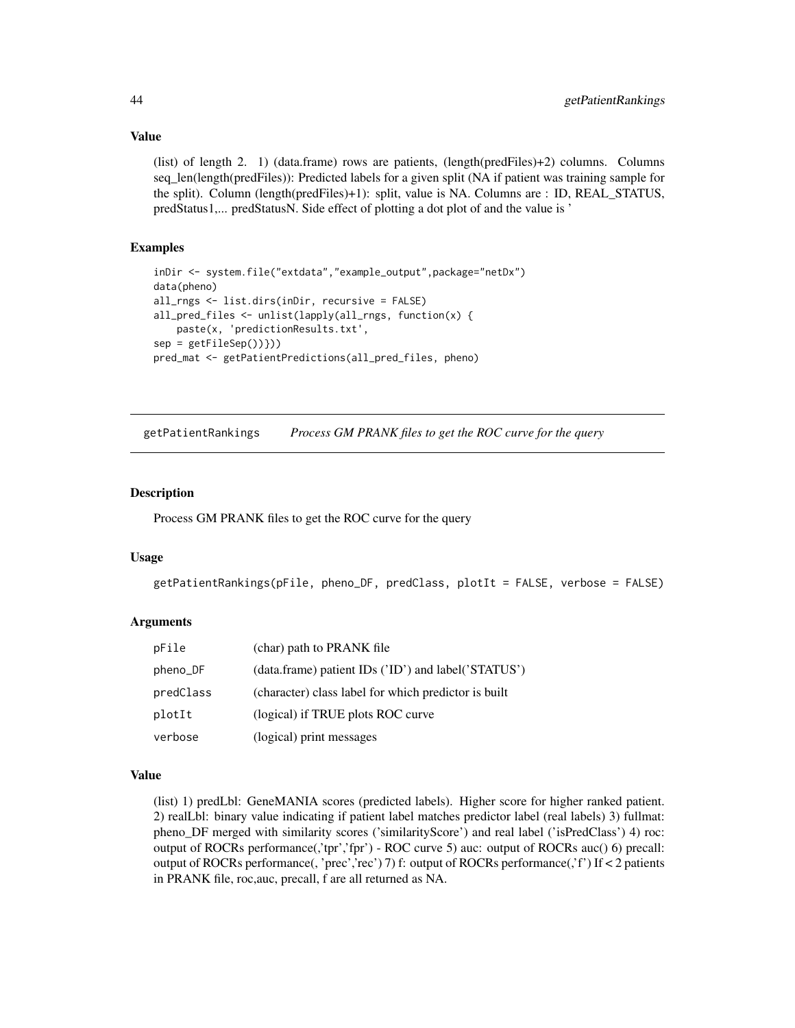### Value

(list) of length 2. 1) (data.frame) rows are patients, (length(predFiles)+2) columns. Columns seq_len(length(predFiles)): Predicted labels for a given split (NA if patient was training sample for the split). Column (length(predFiles)+1): split, value is NA. Columns are : ID, REAL_STATUS, predStatus1,... predStatusN. Side effect of plotting a dot plot of and the value is '

### Examples

```
inDir <- system.file("extdata","example_output",package="netDx")
data(pheno)
all_rngs <- list.dirs(inDir, recursive = FALSE)
all_pred_files <- unlist(lapply(all_rngs, function(x) {
    paste(x, 'predictionResults.txt',
sep = getFileSep())}))
pred_mat <- getPatientPredictions(all_pred_files, pheno)
```

---

## getPatientRankings    *Process GM PRANK files to get the ROC curve for the query*

### Description

Process GM PRANK files to get the ROC curve for the query

### Usage

```
getPatientRankings(pFile, pheno_DF, predClass, plotIt = FALSE, verbose = FALSE)
```

### Arguments

| | |
|---|---|
| pFile | (char) path to PRANK file |
| pheno_DF | (data.frame) patient IDs ('ID') and label('STATUS') |
| predClass | (character) class label for which predictor is built |
| plotIt | (logical) if TRUE plots ROC curve |
| verbose | (logical) print messages |

### Value

(list) 1) predLbl: GeneMANIA scores (predicted labels). Higher score for higher ranked patient. 2) realLbl: binary value indicating if patient label matches predictor label (real labels) 3) fullmat: pheno_DF merged with similarity scores ('similarityScore') and real label ('isPredClass') 4) roc: output of ROCRs performance(,'tpr','fpr') - ROC curve 5) auc: output of ROCRs auc() 6) precall: output of ROCRs performance(, 'prec','rec') 7) f: output of ROCRs performance(,'f') If < 2 patients in PRANK file, roc,auc, precall, f are all returned as NA.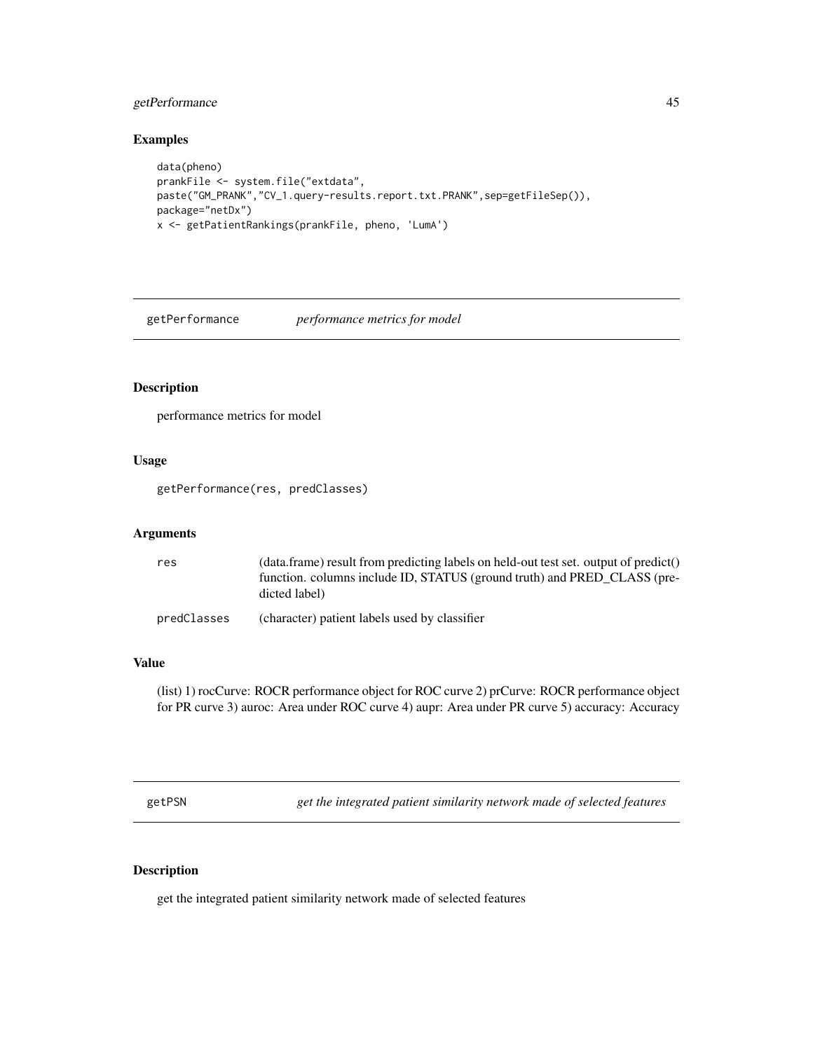## Examples

```
data(pheno)
prankFile <- system.file("extdata",
paste("GM_PRANK","CV_1.query-results.report.txt.PRANK",sep=getFileSep()),
package="netDx")
x <- getPatientRankings(prankFile, pheno, 'LumA')
```

# getPerformance — *performance metrics for model*

## Description

performance metrics for model

## Usage

```
getPerformance(res, predClasses)
```

## Arguments

| | |
|---|---|
| res | (data.frame) result from predicting labels on held-out test set. output of predict() function. columns include ID, STATUS (ground truth) and PRED_CLASS (predicted label) |
| predClasses | (character) patient labels used by classifier |

## Value

(list) 1) rocCurve: ROCR performance object for ROC curve 2) prCurve: ROCR performance object for PR curve 3) auroc: Area under ROC curve 4) aupr: Area under PR curve 5) accuracy: Accuracy

# getPSN — *get the integrated patient similarity network made of selected features*

## Description

get the integrated patient similarity network made of selected features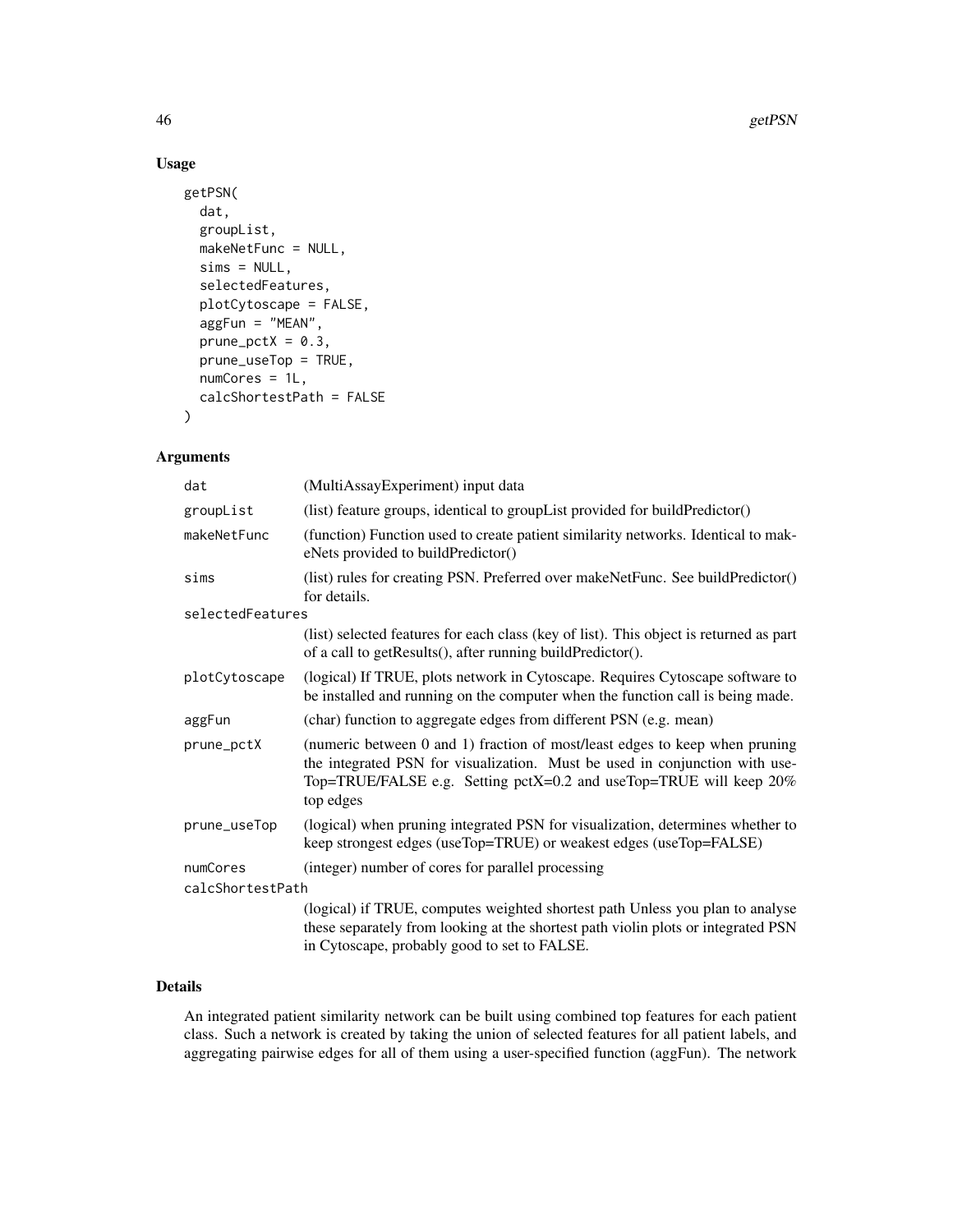## Usage

```
getPSN(
  dat,
  groupList,
  makeNetFunc = NULL,
  sims = NULL,
  selectedFeatures,
  plotCytoscape = FALSE,
  aggFun = "MEAN",
  prune_pctX = 0.3,
  prune_useTop = TRUE,
  numCores = 1L,
  calcShortestPath = FALSE
)
```

## Arguments

| | |
|---|---|
| dat | (MultiAssayExperiment) input data |
| groupList | (list) feature groups, identical to groupList provided for buildPredictor() |
| makeNetFunc | (function) Function used to create patient similarity networks. Identical to makeNets provided to buildPredictor() |
| sims | (list) rules for creating PSN. Preferred over makeNetFunc. See buildPredictor() for details. |
| selectedFeatures | (list) selected features for each class (key of list). This object is returned as part of a call to getResults(), after running buildPredictor(). |
| plotCytoscape | (logical) If TRUE, plots network in Cytoscape. Requires Cytoscape software to be installed and running on the computer when the function call is being made. |
| aggFun | (char) function to aggregate edges from different PSN (e.g. mean) |
| prune_pctX | (numeric between 0 and 1) fraction of most/least edges to keep when pruning the integrated PSN for visualization. Must be used in conjunction with useTop=TRUE/FALSE e.g. Setting pctX=0.2 and useTop=TRUE will keep 20% top edges |
| prune_useTop | (logical) when pruning integrated PSN for visualization, determines whether to keep strongest edges (useTop=TRUE) or weakest edges (useTop=FALSE) |
| numCores | (integer) number of cores for parallel processing |
| calcShortestPath | (logical) if TRUE, computes weighted shortest path Unless you plan to analyse these separately from looking at the shortest path violin plots or integrated PSN in Cytoscape, probably good to set to FALSE. |

## Details

An integrated patient similarity network can be built using combined top features for each patient class. Such a network is created by taking the union of selected features for all patient labels, and aggregating pairwise edges for all of them using a user-specified function (aggFun). The network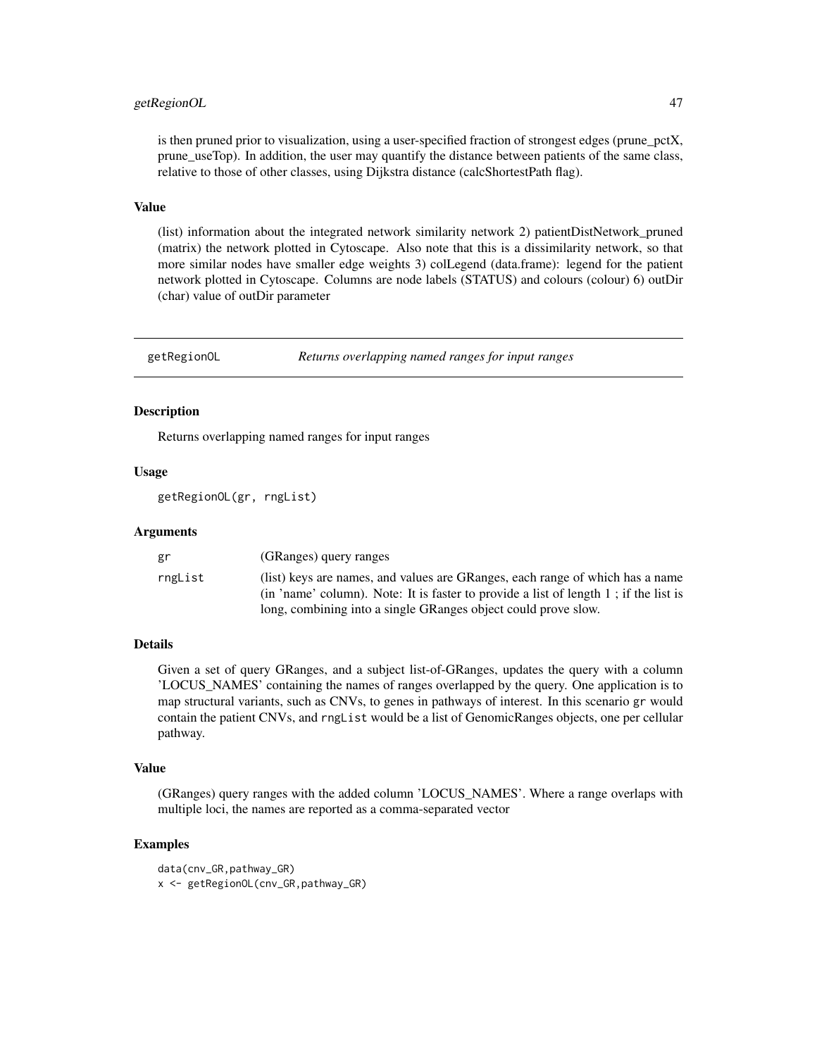is then pruned prior to visualization, using a user-specified fraction of strongest edges (prune_pctX, prune_useTop). In addition, the user may quantify the distance between patients of the same class, relative to those of other classes, using Dijkstra distance (calcShortestPath flag).

### Value

(list) information about the integrated network similarity network 2) patientDistNetwork_pruned (matrix) the network plotted in Cytoscape. Also note that this is a dissimilarity network, so that more similar nodes have smaller edge weights 3) colLegend (data.frame): legend for the patient network plotted in Cytoscape. Columns are node labels (STATUS) and colours (colour) 6) outDir (char) value of outDir parameter

---

## getRegionOL *Returns overlapping named ranges for input ranges*

---

### Description

Returns overlapping named ranges for input ranges

### Usage

```
getRegionOL(gr, rngList)
```

### Arguments

| | |
|---|---|
| gr | (GRanges) query ranges |
| rngList | (list) keys are names, and values are GRanges, each range of which has a name (in 'name' column). Note: It is faster to provide a list of length 1 ; if the list is long, combining into a single GRanges object could prove slow. |

### Details

Given a set of query GRanges, and a subject list-of-GRanges, updates the query with a column 'LOCUS_NAMES' containing the names of ranges overlapped by the query. One application is to map structural variants, such as CNVs, to genes in pathways of interest. In this scenario `gr` would contain the patient CNVs, and `rngList` would be a list of GenomicRanges objects, one per cellular pathway.

### Value

(GRanges) query ranges with the added column 'LOCUS_NAMES'. Where a range overlaps with multiple loci, the names are reported as a comma-separated vector

### Examples

```
data(cnv_GR,pathway_GR)
x <- getRegionOL(cnv_GR,pathway_GR)
```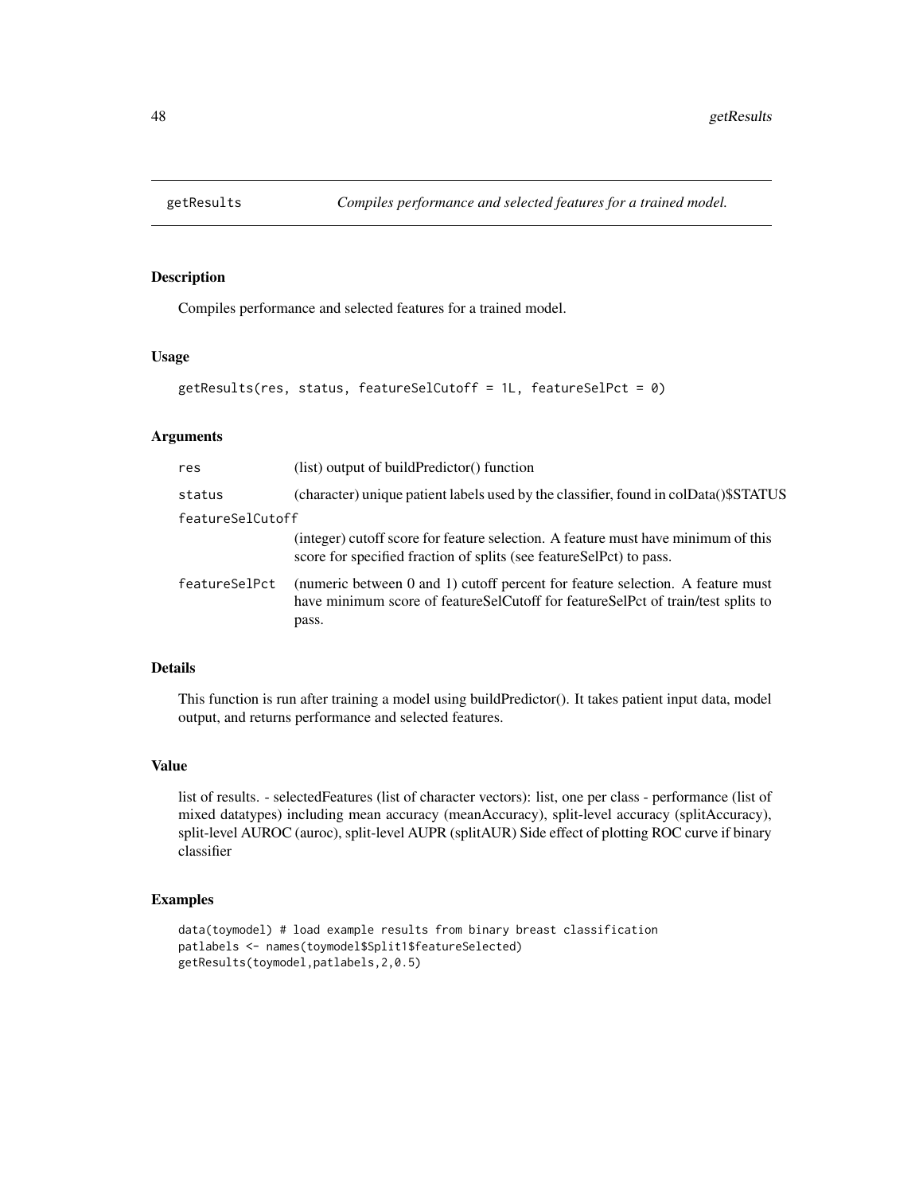## getResults    *Compiles performance and selected features for a trained model.*

### Description

Compiles performance and selected features for a trained model.

### Usage

```
getResults(res, status, featureSelCutoff = 1L, featureSelPct = 0)
```

### Arguments

| | |
|---|---|
| res | (list) output of buildPredictor() function |
| status | (character) unique patient labels used by the classifier, found in colData()$STATUS |
| featureSelCutoff | (integer) cutoff score for feature selection. A feature must have minimum of this score for specified fraction of splits (see featureSelPct) to pass. |
| featureSelPct | (numeric between 0 and 1) cutoff percent for feature selection. A feature must have minimum score of featureSelCutoff for featureSelPct of train/test splits to pass. |

### Details

This function is run after training a model using buildPredictor(). It takes patient input data, model output, and returns performance and selected features.

### Value

list of results. - selectedFeatures (list of character vectors): list, one per class - performance (list of mixed datatypes) including mean accuracy (meanAccuracy), split-level accuracy (splitAccuracy), split-level AUROC (auroc), split-level AUPR (splitAUR) Side effect of plotting ROC curve if binary classifier

### Examples

```
data(toymodel) # load example results from binary breast classification
patlabels <- names(toymodel$Split1$featureSelected)
getResults(toymodel,patlabels,2,0.5)
```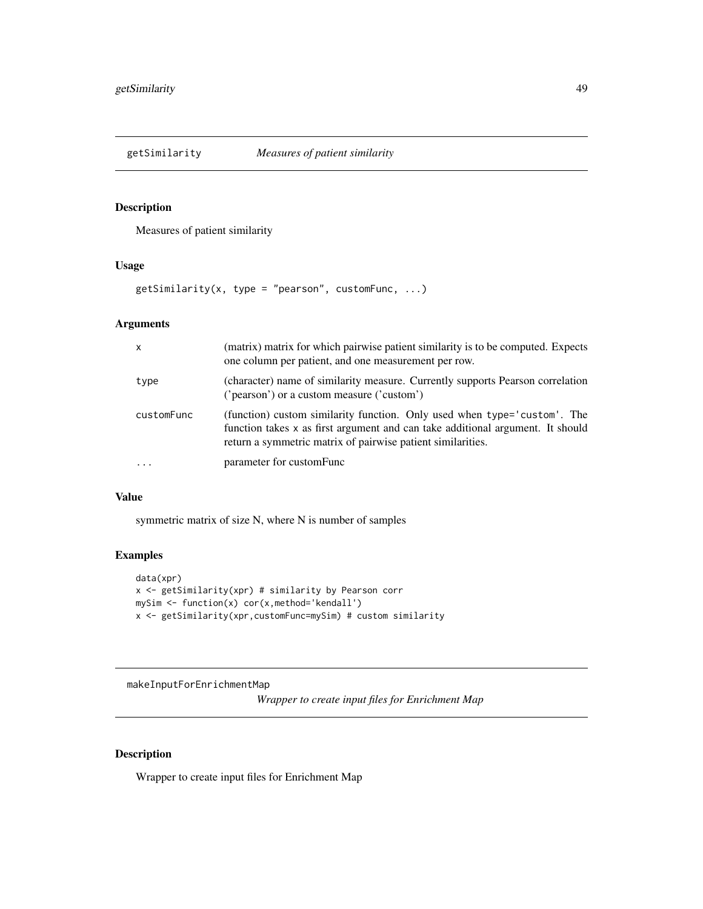## getSimilarity *Measures of patient similarity*

### Description

Measures of patient similarity

### Usage

```
getSimilarity(x, type = "pearson", customFunc, ...)
```

### Arguments

| | |
|---|---|
| x | (matrix) matrix for which pairwise patient similarity is to be computed. Expects one column per patient, and one measurement per row. |
| type | (character) name of similarity measure. Currently supports Pearson correlation ('pearson') or a custom measure ('custom') |
| customFunc | (function) custom similarity function. Only used when type='custom'. The function takes x as first argument and can take additional argument. It should return a symmetric matrix of pairwise patient similarities. |
| ... | parameter for customFunc |

### Value

symmetric matrix of size N, where N is number of samples

### Examples

```
data(xpr)
x <- getSimilarity(xpr) # similarity by Pearson corr
mySim <- function(x) cor(x,method='kendall')
x <- getSimilarity(xpr,customFunc=mySim) # custom similarity
```

## makeInputForEnrichmentMap *Wrapper to create input files for Enrichment Map*

### Description

Wrapper to create input files for Enrichment Map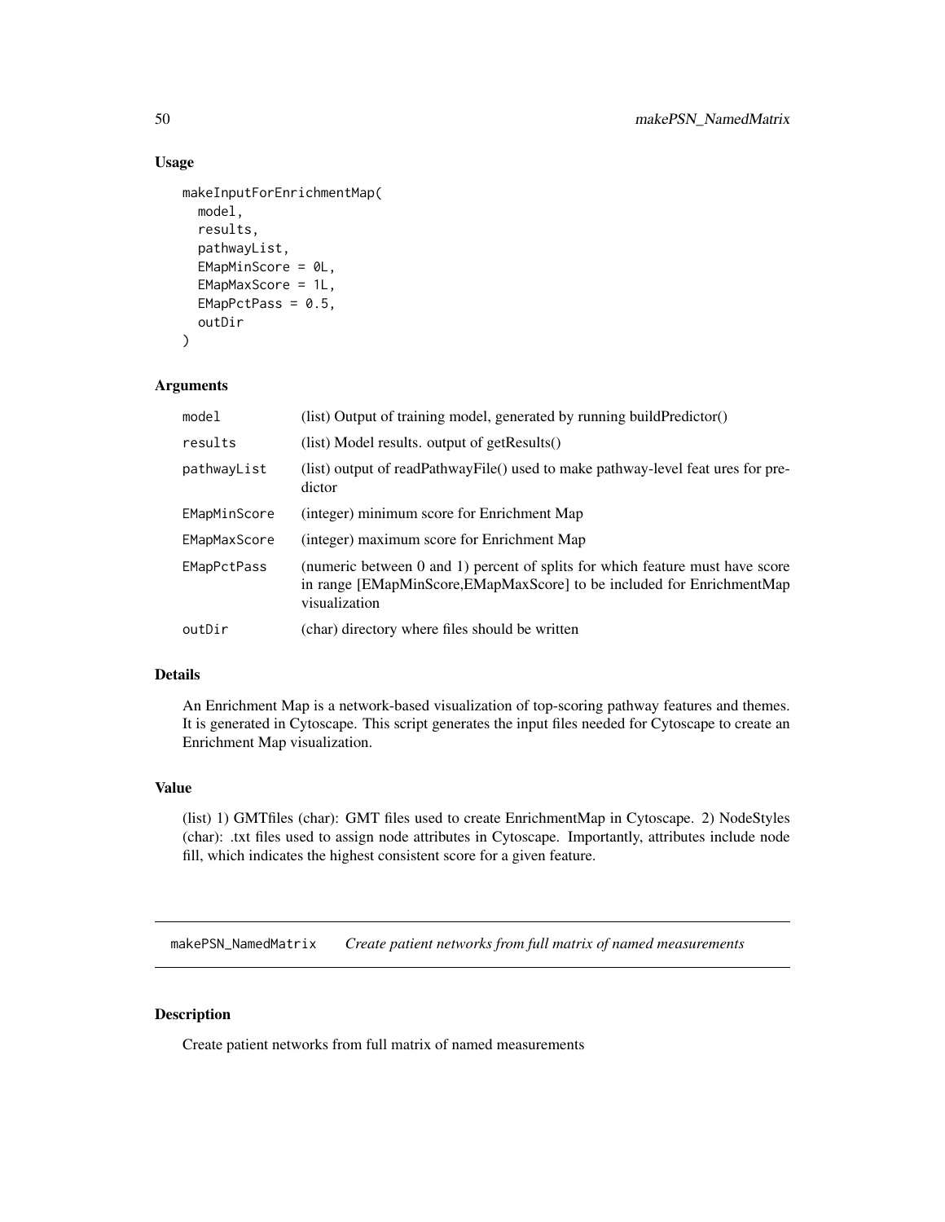### Usage

```
makeInputForEnrichmentMap(
  model,
  results,
  pathwayList,
  EMapMinScore = 0L,
  EMapMaxScore = 1L,
  EMapPctPass = 0.5,
  outDir
)
```

### Arguments

| | |
|---|---|
| model | (list) Output of training model, generated by running buildPredictor() |
| results | (list) Model results. output of getResults() |
| pathwayList | (list) output of readPathwayFile() used to make pathway-level feat ures for predictor |
| EMapMinScore | (integer) minimum score for Enrichment Map |
| EMapMaxScore | (integer) maximum score for Enrichment Map |
| EMapPctPass | (numeric between 0 and 1) percent of splits for which feature must have score in range [EMapMinScore,EMapMaxScore] to be included for EnrichmentMap visualization |
| outDir | (char) directory where files should be written |

### Details

An Enrichment Map is a network-based visualization of top-scoring pathway features and themes. It is generated in Cytoscape. This script generates the input files needed for Cytoscape to create an Enrichment Map visualization.

### Value

(list) 1) GMTfiles (char): GMT files used to create EnrichmentMap in Cytoscape. 2) NodeStyles (char): .txt files used to assign node attributes in Cytoscape. Importantly, attributes include node fill, which indicates the highest consistent score for a given feature.

---

## makePSN_NamedMatrix    *Create patient networks from full matrix of named measurements*

---

### Description

Create patient networks from full matrix of named measurements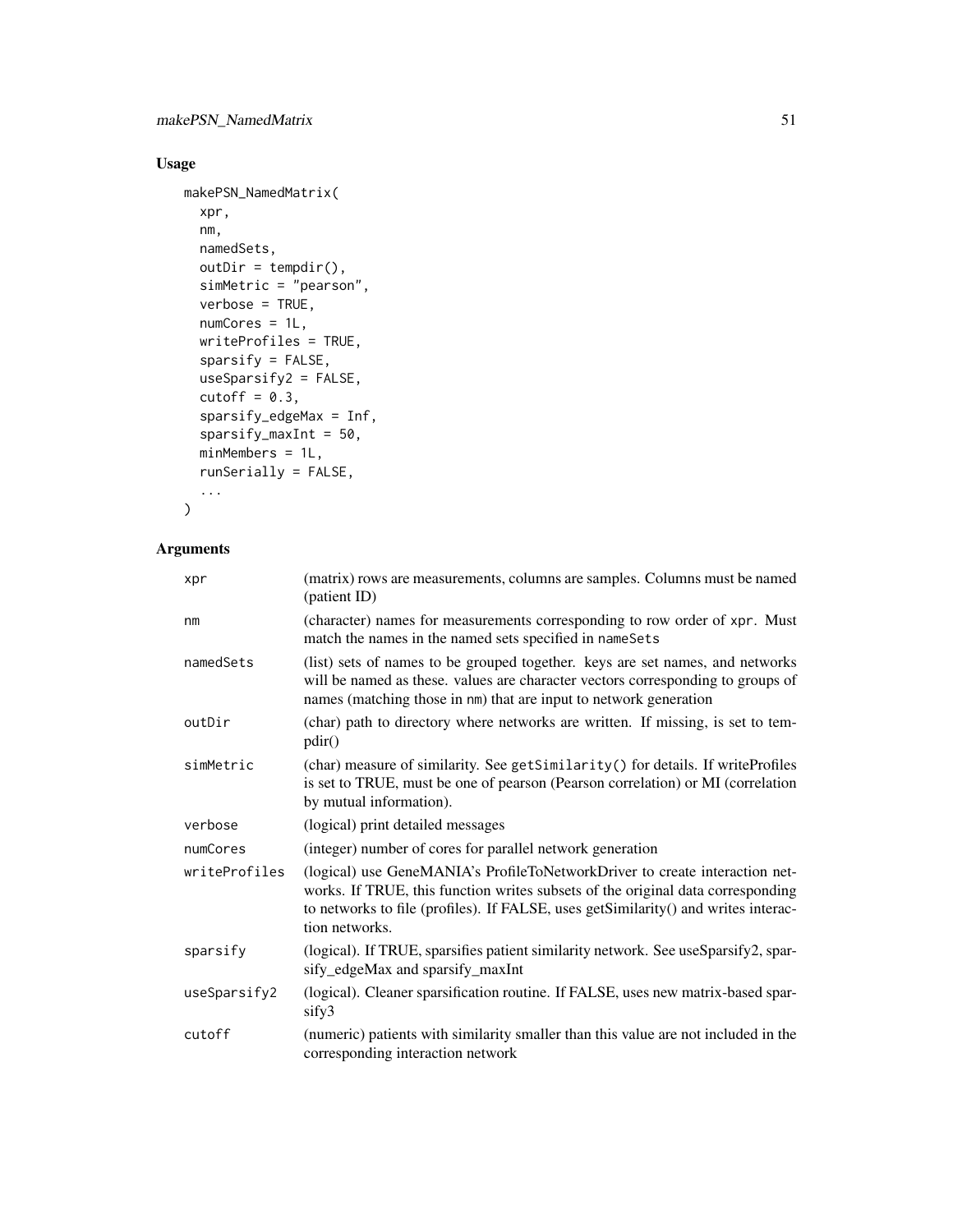## Usage

```
makePSN_NamedMatrix(
  xpr,
  nm,
  namedSets,
  outDir = tempdir(),
  simMetric = "pearson",
  verbose = TRUE,
  numCores = 1L,
  writeProfiles = TRUE,
  sparsify = FALSE,
  useSparsify2 = FALSE,
  cutoff = 0.3,
  sparsify_edgeMax = Inf,
  sparsify_maxInt = 50,
  minMembers = 1L,
  runSerially = FALSE,
  ...
)
```

## Arguments

| | |
|---|---|
| `xpr` | (matrix) rows are measurements, columns are samples. Columns must be named (patient ID) |
| `nm` | (character) names for measurements corresponding to row order of `xpr`. Must match the names in the named sets specified in `nameSets` |
| `namedSets` | (list) sets of names to be grouped together. keys are set names, and networks will be named as these. values are character vectors corresponding to groups of names (matching those in `nm`) that are input to network generation |
| `outDir` | (char) path to directory where networks are written. If missing, is set to tempdir() |
| `simMetric` | (char) measure of similarity. See `getSimilarity()` for details. If writeProfiles is set to TRUE, must be one of pearson (Pearson correlation) or MI (correlation by mutual information). |
| `verbose` | (logical) print detailed messages |
| `numCores` | (integer) number of cores for parallel network generation |
| `writeProfiles` | (logical) use GeneMANIA's ProfileToNetworkDriver to create interaction networks. If TRUE, this function writes subsets of the original data corresponding to networks to file (profiles). If FALSE, uses getSimilarity() and writes interaction networks. |
| `sparsify` | (logical). If TRUE, sparsifies patient similarity network. See useSparsify2, sparsify_edgeMax and sparsify_maxInt |
| `useSparsify2` | (logical). Cleaner sparsification routine. If FALSE, uses new matrix-based sparsify3 |
| `cutoff` | (numeric) patients with similarity smaller than this value are not included in the corresponding interaction network |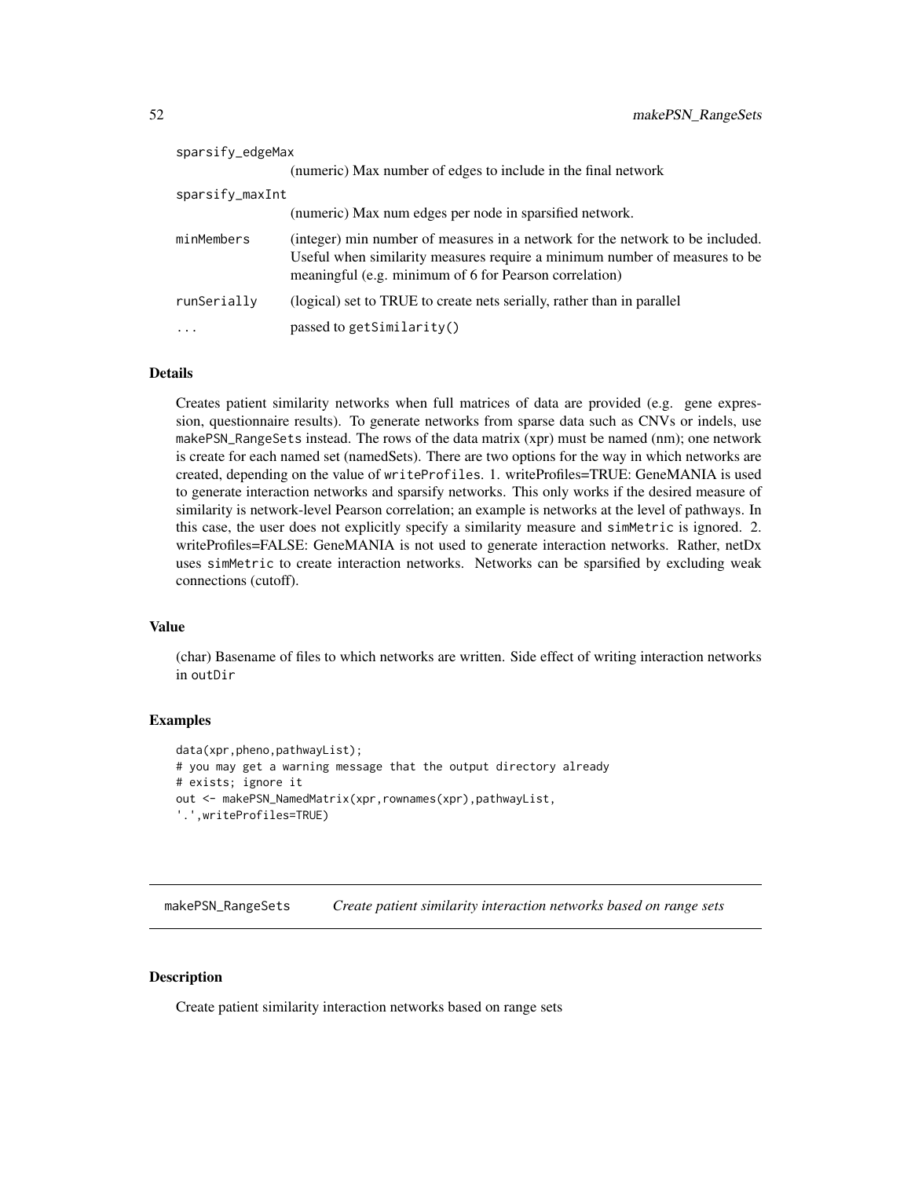| | |
|---|---|
| sparsify_edgeMax | (numeric) Max number of edges to include in the final network |
| sparsify_maxInt | (numeric) Max num edges per node in sparsified network. |
| minMembers | (integer) min number of measures in a network for the network to be included. Useful when similarity measures require a minimum number of measures to be meaningful (e.g. minimum of 6 for Pearson correlation) |
| runSerially | (logical) set to TRUE to create nets serially, rather than in parallel |
| ... | passed to getSimilarity() |

### Details

Creates patient similarity networks when full matrices of data are provided (e.g. gene expression, questionnaire results). To generate networks from sparse data such as CNVs or indels, use makePSN_RangeSets instead. The rows of the data matrix (xpr) must be named (nm); one network is create for each named set (namedSets). There are two options for the way in which networks are created, depending on the value of writeProfiles. 1. writeProfiles=TRUE: GeneMANIA is used to generate interaction networks and sparsify networks. This only works if the desired measure of similarity is network-level Pearson correlation; an example is networks at the level of pathways. In this case, the user does not explicitly specify a similarity measure and simMetric is ignored. 2. writeProfiles=FALSE: GeneMANIA is not used to generate interaction networks. Rather, netDx uses simMetric to create interaction networks. Networks can be sparsified by excluding weak connections (cutoff).

### Value

(char) Basename of files to which networks are written. Side effect of writing interaction networks in outDir

### Examples

```
data(xpr,pheno,pathwayList);
# you may get a warning message that the output directory already
# exists; ignore it
out <- makePSN_NamedMatrix(xpr,rownames(xpr),pathwayList,
'.',writeProfiles=TRUE)
```

---

## makePSN_RangeSets *Create patient similarity interaction networks based on range sets*

---

### Description

Create patient similarity interaction networks based on range sets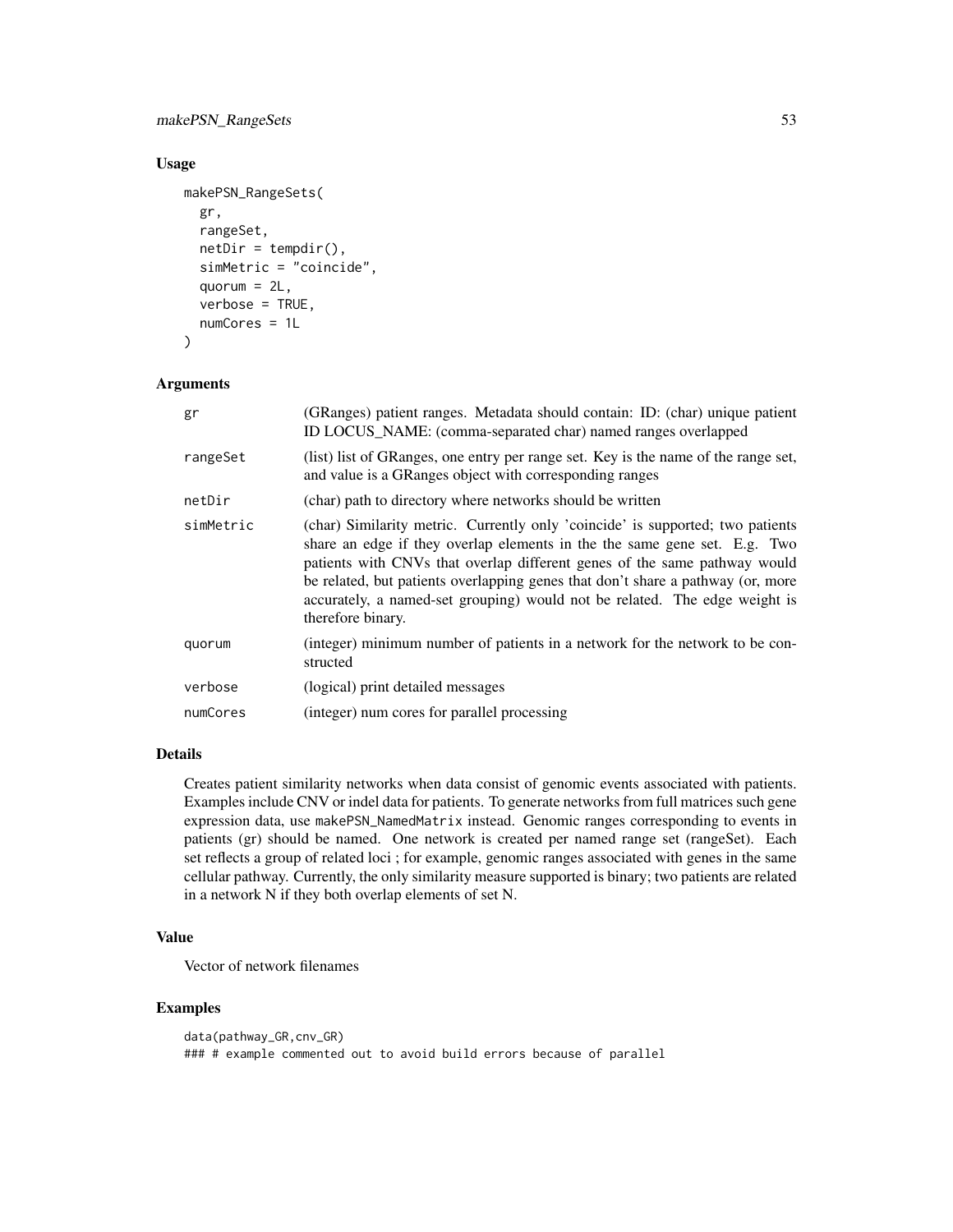## Usage

```
makePSN_RangeSets(
  gr,
  rangeSet,
  netDir = tempdir(),
  simMetric = "coincide",
  quorum = 2L,
  verbose = TRUE,
  numCores = 1L
)
```

## Arguments

| | |
|---|---|
| gr | (GRanges) patient ranges. Metadata should contain: ID: (char) unique patient ID LOCUS_NAME: (comma-separated char) named ranges overlapped |
| rangeSet | (list) list of GRanges, one entry per range set. Key is the name of the range set, and value is a GRanges object with corresponding ranges |
| netDir | (char) path to directory where networks should be written |
| simMetric | (char) Similarity metric. Currently only 'coincide' is supported; two patients share an edge if they overlap elements in the the same gene set. E.g. Two patients with CNVs that overlap different genes of the same pathway would be related, but patients overlapping genes that don't share a pathway (or, more accurately, a named-set grouping) would not be related. The edge weight is therefore binary. |
| quorum | (integer) minimum number of patients in a network for the network to be constructed |
| verbose | (logical) print detailed messages |
| numCores | (integer) num cores for parallel processing |

## Details

Creates patient similarity networks when data consist of genomic events associated with patients. Examples include CNV or indel data for patients. To generate networks from full matrices such gene expression data, use `makePSN_NamedMatrix` instead. Genomic ranges corresponding to events in patients (gr) should be named. One network is created per named range set (rangeSet). Each set reflects a group of related loci ; for example, genomic ranges associated with genes in the same cellular pathway. Currently, the only similarity measure supported is binary; two patients are related in a network N if they both overlap elements of set N.

## Value

Vector of network filenames

## Examples

```
data(pathway_GR,cnv_GR)
### # example commented out to avoid build errors because of parallel
```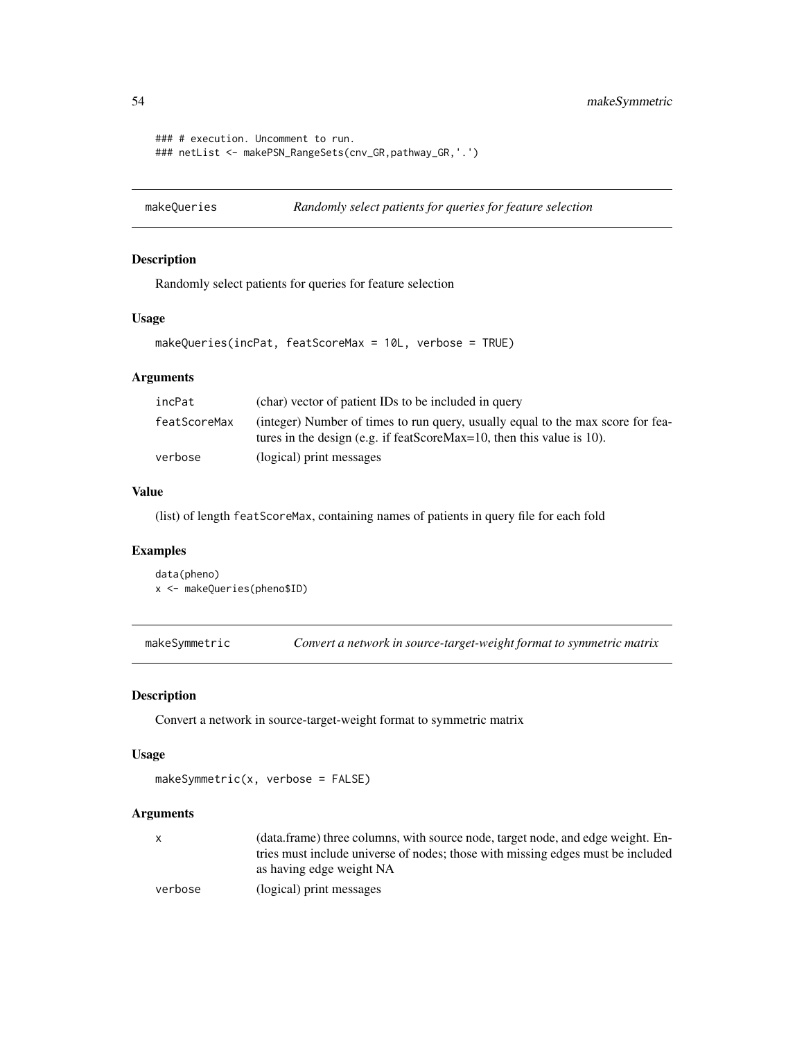```
### # execution. Uncomment to run.
### netList <- makePSN_RangeSets(cnv_GR,pathway_GR,'.')
```

## makeQueries — *Randomly select patients for queries for feature selection*

### Description

Randomly select patients for queries for feature selection

### Usage

```
makeQueries(incPat, featScoreMax = 10L, verbose = TRUE)
```

### Arguments

| | |
|---|---|
| incPat | (char) vector of patient IDs to be included in query |
| featScoreMax | (integer) Number of times to run query, usually equal to the max score for features in the design (e.g. if featScoreMax=10, then this value is 10). |
| verbose | (logical) print messages |

### Value

(list) of length featScoreMax, containing names of patients in query file for each fold

### Examples

```
data(pheno)
x <- makeQueries(pheno$ID)
```

## makeSymmetric — *Convert a network in source-target-weight format to symmetric matrix*

### Description

Convert a network in source-target-weight format to symmetric matrix

### Usage

```
makeSymmetric(x, verbose = FALSE)
```

### Arguments

| | |
|---|---|
| x | (data.frame) three columns, with source node, target node, and edge weight. Entries must include universe of nodes; those with missing edges must be included as having edge weight NA |
| verbose | (logical) print messages |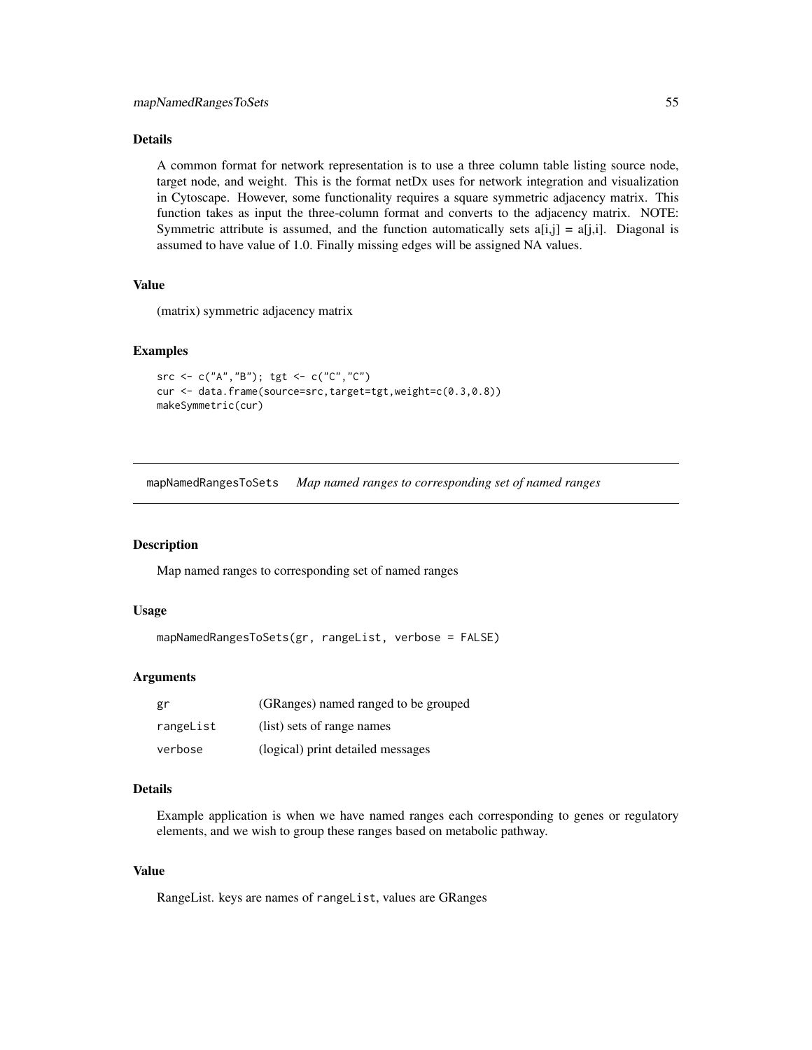### Details

A common format for network representation is to use a three column table listing source node, target node, and weight. This is the format netDx uses for network integration and visualization in Cytoscape. However, some functionality requires a square symmetric adjacency matrix. This function takes as input the three-column format and converts to the adjacency matrix. NOTE: Symmetric attribute is assumed, and the function automatically sets a[i,j] = a[j,i]. Diagonal is assumed to have value of 1.0. Finally missing edges will be assigned NA values.

### Value

(matrix) symmetric adjacency matrix

### Examples

```
src <- c("A","B"); tgt <- c("C","C")
cur <- data.frame(source=src,target=tgt,weight=c(0.3,0.8))
makeSymmetric(cur)
```

---

## mapNamedRangesToSets *Map named ranges to corresponding set of named ranges*

### Description

Map named ranges to corresponding set of named ranges

### Usage

```
mapNamedRangesToSets(gr, rangeList, verbose = FALSE)
```

### Arguments

| | |
|---|---|
| gr | (GRanges) named ranged to be grouped |
| rangeList | (list) sets of range names |
| verbose | (logical) print detailed messages |

### Details

Example application is when we have named ranges each corresponding to genes or regulatory elements, and we wish to group these ranges based on metabolic pathway.

### Value

RangeList. keys are names of `rangeList`, values are GRanges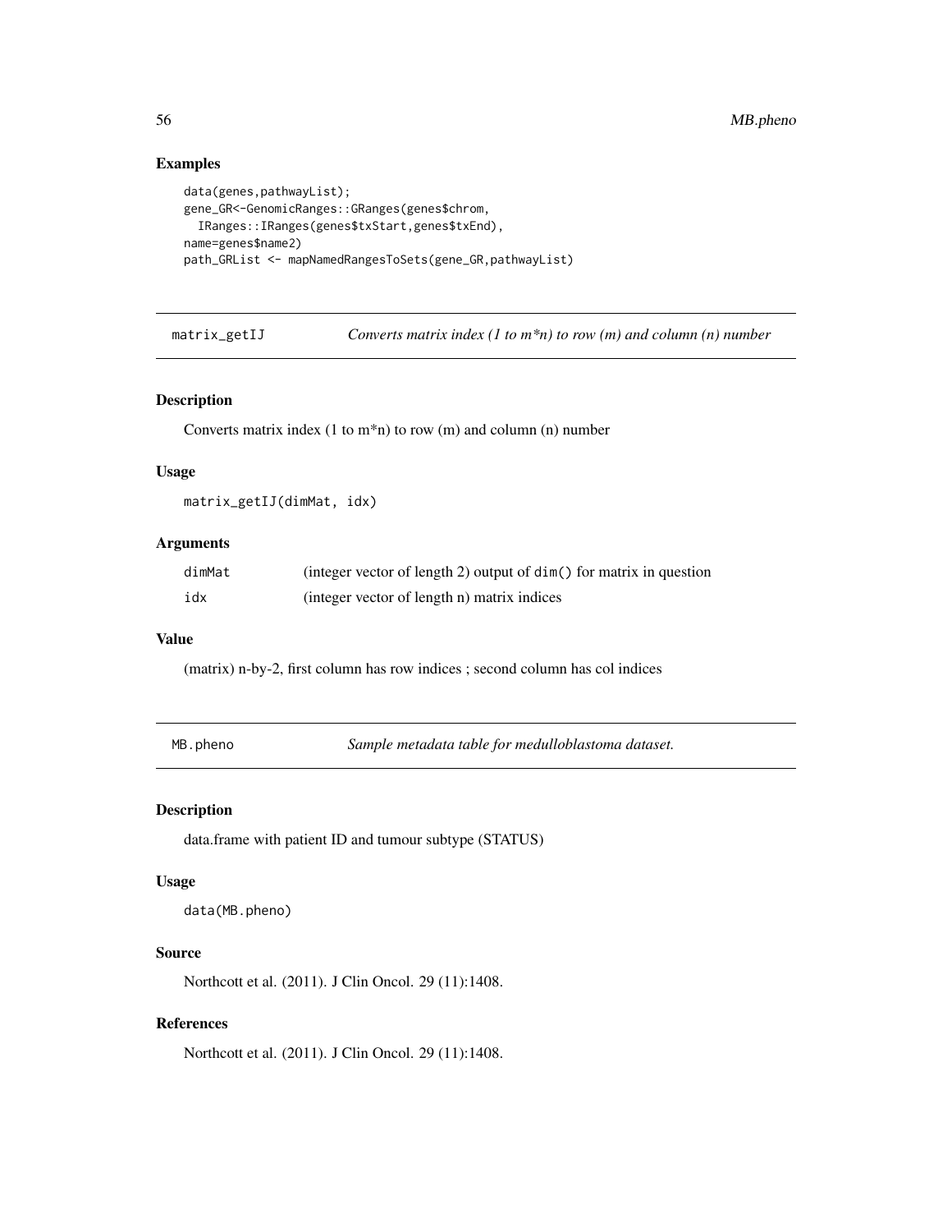## Examples

```
data(genes,pathwayList);
gene_GR<-GenomicRanges::GRanges(genes$chrom,
  IRanges::IRanges(genes$txStart,genes$txEnd),
name=genes$name2)
path_GRList <- mapNamedRangesToSets(gene_GR,pathwayList)
```

---

## matrix_getIJ — *Converts matrix index (1 to m*n) to row (m) and column (n) number*

### Description

Converts matrix index (1 to m*n) to row (m) and column (n) number

### Usage

```
matrix_getIJ(dimMat, idx)
```

### Arguments

| | |
|---|---|
| dimMat | (integer vector of length 2) output of `dim()` for matrix in question |
| idx | (integer vector of length n) matrix indices |

### Value

(matrix) n-by-2, first column has row indices ; second column has col indices

---

## MB.pheno — *Sample metadata table for medulloblastoma dataset.*

### Description

data.frame with patient ID and tumour subtype (STATUS)

### Usage

```
data(MB.pheno)
```

### Source

Northcott et al. (2011). J Clin Oncol. 29 (11):1408.

### References

Northcott et al. (2011). J Clin Oncol. 29 (11):1408.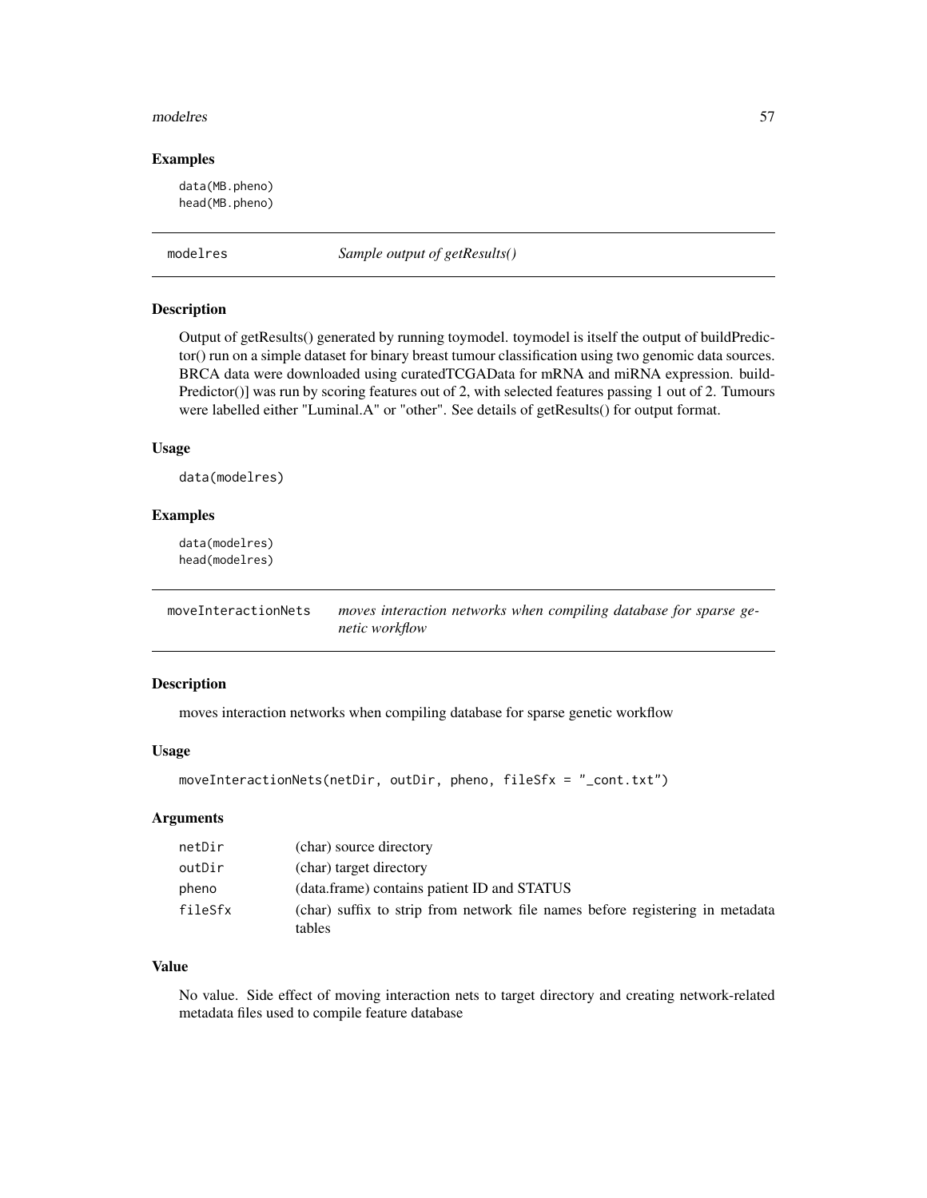### Examples

```
data(MB.pheno)
head(MB.pheno)
```

---

## modelres — *Sample output of getResults()*

### Description

Output of getResults() generated by running toymodel. toymodel is itself the output of buildPredictor() run on a simple dataset for binary breast tumour classification using two genomic data sources. BRCA data were downloaded using curatedTCGAData for mRNA and miRNA expression. buildPredictor()] was run by scoring features out of 2, with selected features passing 1 out of 2. Tumours were labelled either "Luminal.A" or "other". See details of getResults() for output format.

### Usage

```
data(modelres)
```

### Examples

```
data(modelres)
head(modelres)
```

---

## moveInteractionNets — *moves interaction networks when compiling database for sparse genetic workflow*

### Description

moves interaction networks when compiling database for sparse genetic workflow

### Usage

```
moveInteractionNets(netDir, outDir, pheno, fileSfx = "_cont.txt")
```

### Arguments

| | |
|---|---|
| netDir | (char) source directory |
| outDir | (char) target directory |
| pheno | (data.frame) contains patient ID and STATUS |
| fileSfx | (char) suffix to strip from network file names before registering in metadata tables |

### Value

No value. Side effect of moving interaction nets to target directory and creating network-related metadata files used to compile feature database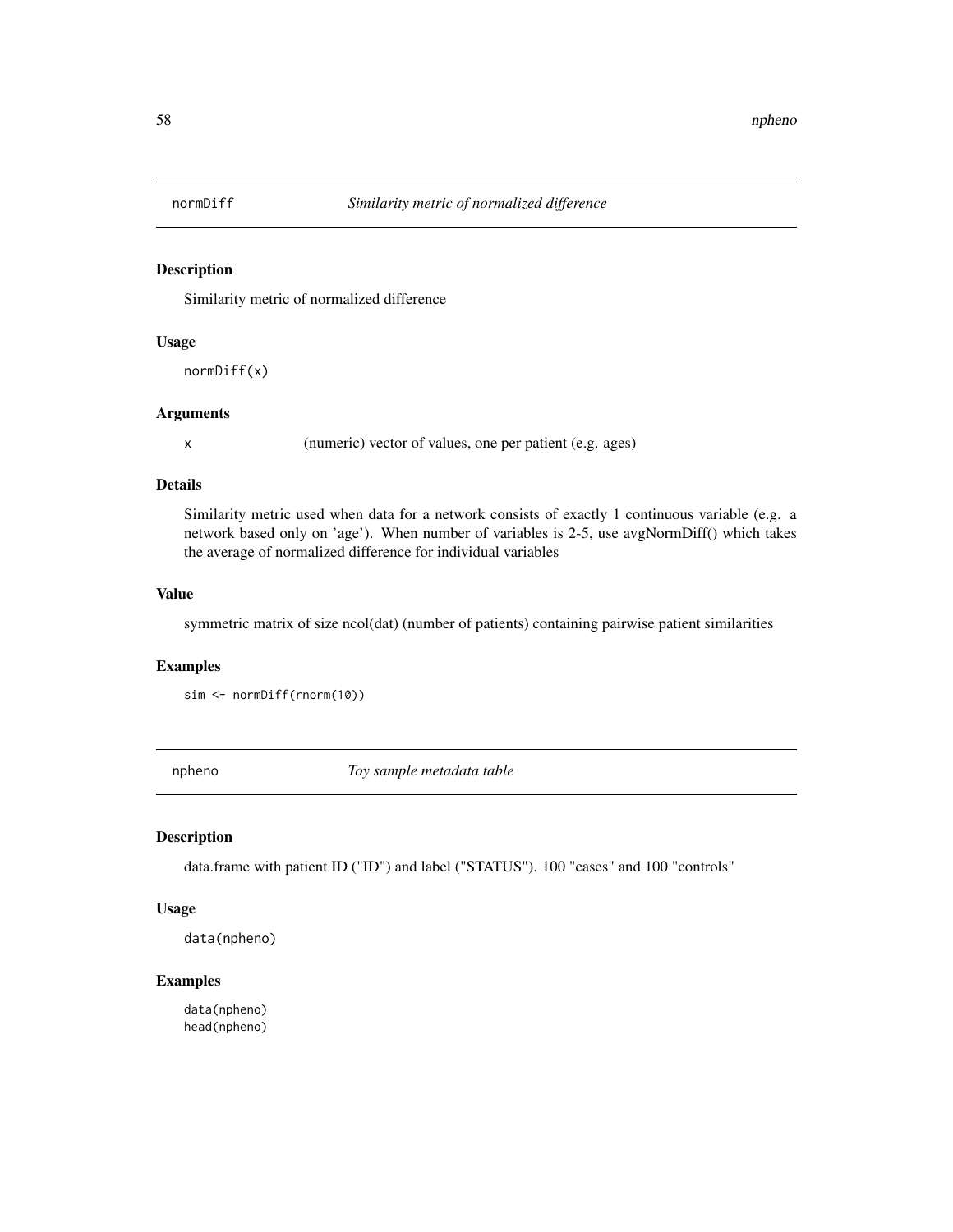## normDiff — *Similarity metric of normalized difference*

### Description

Similarity metric of normalized difference

### Usage

```
normDiff(x)
```

### Arguments

| | |
|---|---|
| x | (numeric) vector of values, one per patient (e.g. ages) |

### Details

Similarity metric used when data for a network consists of exactly 1 continuous variable (e.g. a network based only on 'age'). When number of variables is 2-5, use avgNormDiff() which takes the average of normalized difference for individual variables

### Value

symmetric matrix of size ncol(dat) (number of patients) containing pairwise patient similarities

### Examples

```
sim <- normDiff(rnorm(10))
```

## npheno — *Toy sample metadata table*

### Description

data.frame with patient ID ("ID") and label ("STATUS"). 100 "cases" and 100 "controls"

### Usage

```
data(npheno)
```

### Examples

```
data(npheno)
head(npheno)
```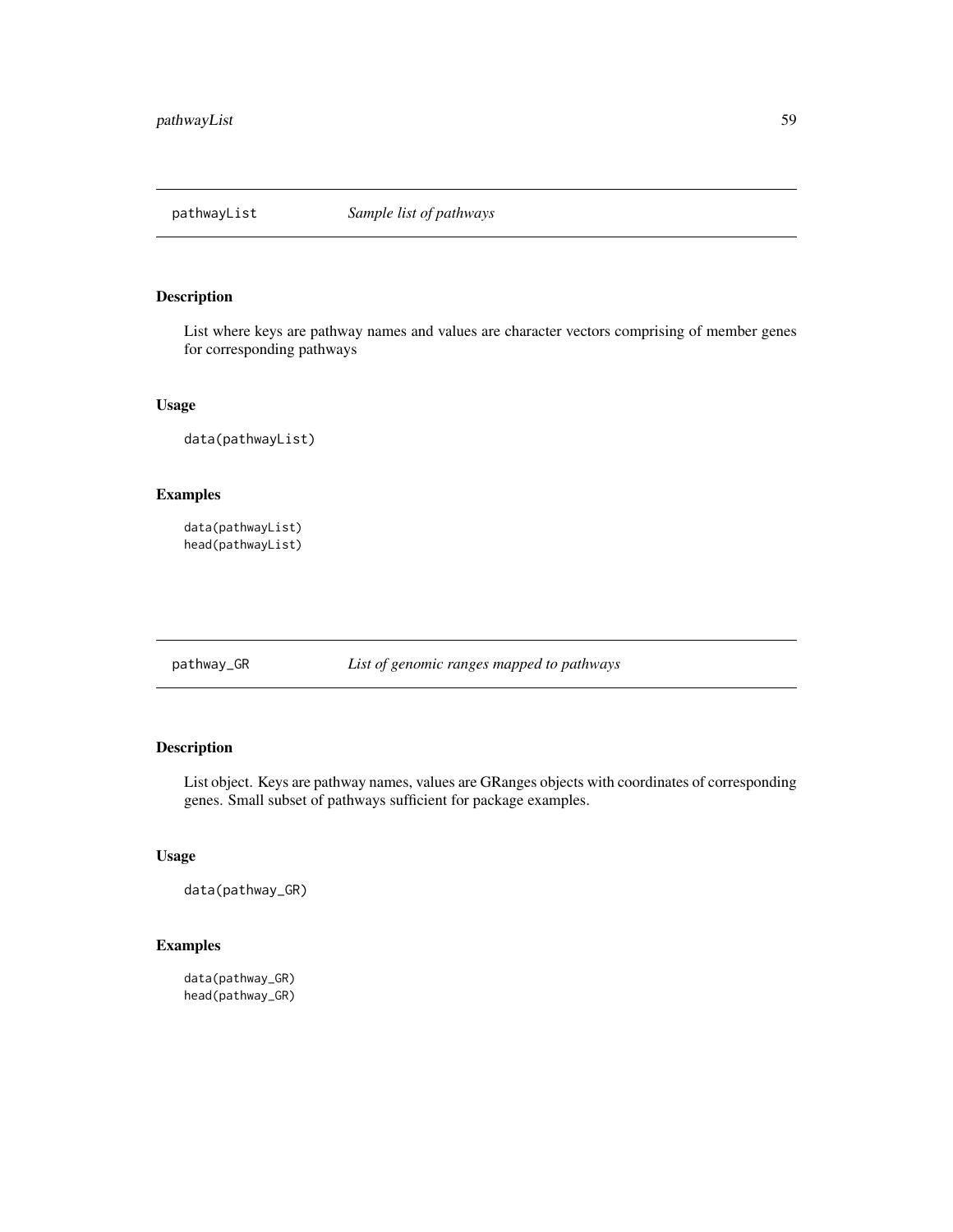## pathwayList *Sample list of pathways*

### Description

List where keys are pathway names and values are character vectors comprising of member genes for corresponding pathways

### Usage

```
data(pathwayList)
```

### Examples

```
data(pathwayList)
head(pathwayList)
```

## pathway_GR *List of genomic ranges mapped to pathways*

### Description

List object. Keys are pathway names, values are GRanges objects with coordinates of corresponding genes. Small subset of pathways sufficient for package examples.

### Usage

```
data(pathway_GR)
```

### Examples

```
data(pathway_GR)
head(pathway_GR)
```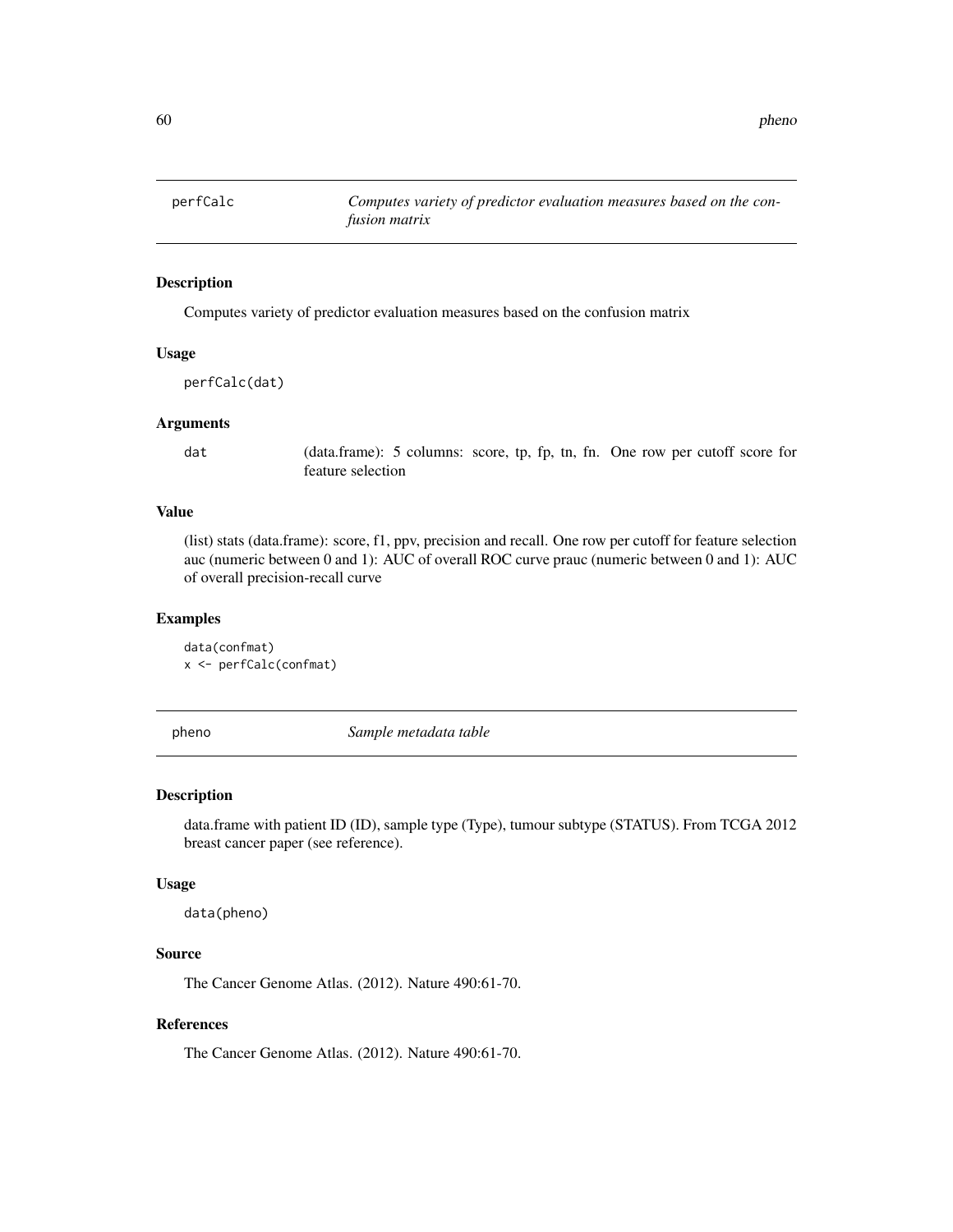## perfCalc &nbsp;&nbsp;&nbsp; *Computes variety of predictor evaluation measures based on the confusion matrix*

### Description

Computes variety of predictor evaluation measures based on the confusion matrix

### Usage

```
perfCalc(dat)
```

### Arguments

| | |
|---|---|
| dat | (data.frame): 5 columns: score, tp, fp, tn, fn. One row per cutoff score for feature selection |

### Value

(list) stats (data.frame): score, f1, ppv, precision and recall. One row per cutoff for feature selection auc (numeric between 0 and 1): AUC of overall ROC curve prauc (numeric between 0 and 1): AUC of overall precision-recall curve

### Examples

```
data(confmat)
x <- perfCalc(confmat)
```

## pheno &nbsp;&nbsp;&nbsp; *Sample metadata table*

### Description

data.frame with patient ID (ID), sample type (Type), tumour subtype (STATUS). From TCGA 2012 breast cancer paper (see reference).

### Usage

```
data(pheno)
```

### Source

The Cancer Genome Atlas. (2012). Nature 490:61-70.

### References

The Cancer Genome Atlas. (2012). Nature 490:61-70.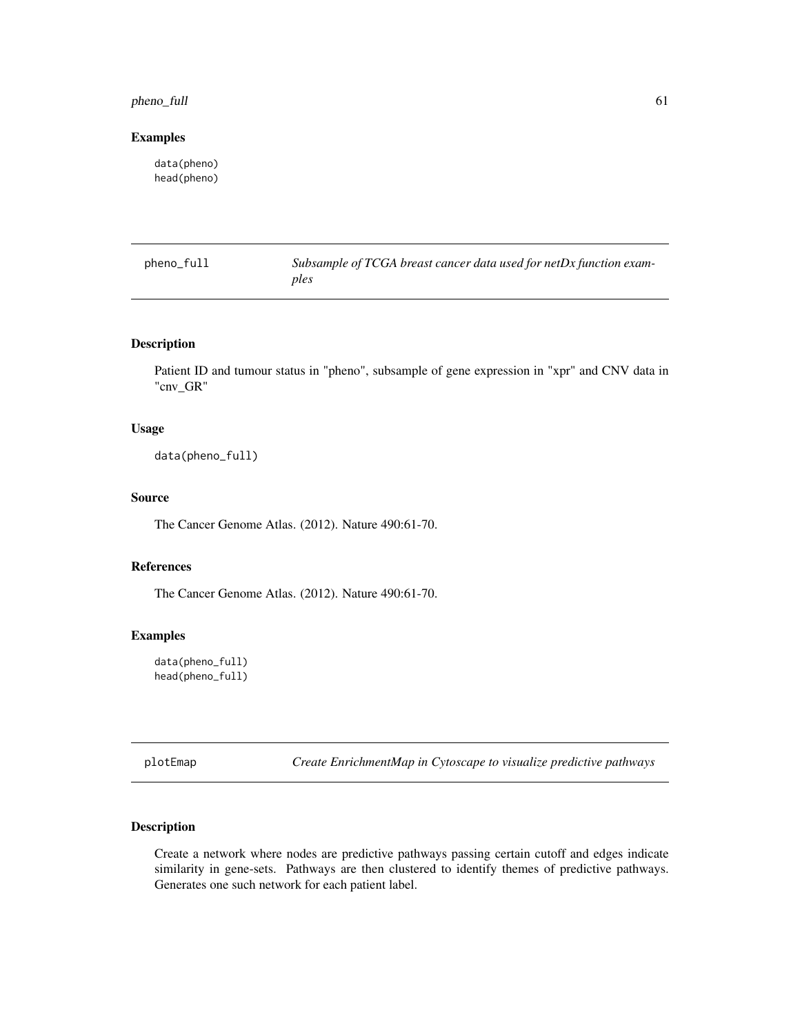## Examples

```
data(pheno)
head(pheno)
```

---

## pheno_full — *Subsample of TCGA breast cancer data used for netDx function examples*

### Description

Patient ID and tumour status in "pheno", subsample of gene expression in "xpr" and CNV data in "cnv_GR"

### Usage

```
data(pheno_full)
```

### Source

The Cancer Genome Atlas. (2012). Nature 490:61-70.

### References

The Cancer Genome Atlas. (2012). Nature 490:61-70.

### Examples

```
data(pheno_full)
head(pheno_full)
```

---

## plotEmap — *Create EnrichmentMap in Cytoscape to visualize predictive pathways*

### Description

Create a network where nodes are predictive pathways passing certain cutoff and edges indicate similarity in gene-sets. Pathways are then clustered to identify themes of predictive pathways. Generates one such network for each patient label.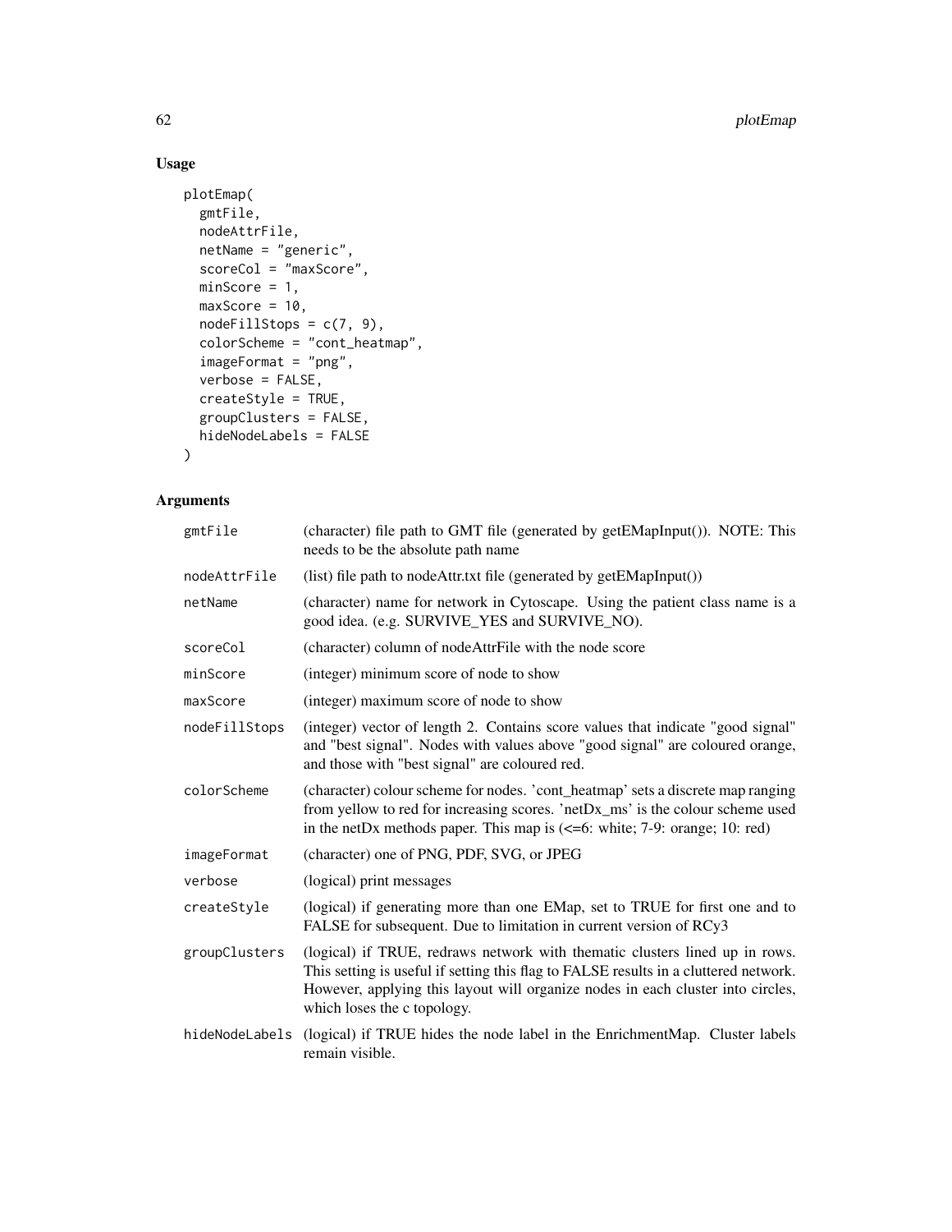## Usage

```
plotEmap(
  gmtFile,
  nodeAttrFile,
  netName = "generic",
  scoreCol = "maxScore",
  minScore = 1,
  maxScore = 10,
  nodeFillStops = c(7, 9),
  colorScheme = "cont_heatmap",
  imageFormat = "png",
  verbose = FALSE,
  createStyle = TRUE,
  groupClusters = FALSE,
  hideNodeLabels = FALSE
)
```

## Arguments

| | |
|---|---|
| gmtFile | (character) file path to GMT file (generated by getEMapInput()). NOTE: This needs to be the absolute path name |
| nodeAttrFile | (list) file path to nodeAttr.txt file (generated by getEMapInput()) |
| netName | (character) name for network in Cytoscape. Using the patient class name is a good idea. (e.g. SURVIVE_YES and SURVIVE_NO). |
| scoreCol | (character) column of nodeAttrFile with the node score |
| minScore | (integer) minimum score of node to show |
| maxScore | (integer) maximum score of node to show |
| nodeFillStops | (integer) vector of length 2. Contains score values that indicate "good signal" and "best signal". Nodes with values above "good signal" are coloured orange, and those with "best signal" are coloured red. |
| colorScheme | (character) colour scheme for nodes. 'cont_heatmap' sets a discrete map ranging from yellow to red for increasing scores. 'netDx_ms' is the colour scheme used in the netDx methods paper. This map is (<=6: white; 7-9: orange; 10: red) |
| imageFormat | (character) one of PNG, PDF, SVG, or JPEG |
| verbose | (logical) print messages |
| createStyle | (logical) if generating more than one EMap, set to TRUE for first one and to FALSE for subsequent. Due to limitation in current version of RCy3 |
| groupClusters | (logical) if TRUE, redraws network with thematic clusters lined up in rows. This setting is useful if setting this flag to FALSE results in a cluttered network. However, applying this layout will organize nodes in each cluster into circles, which loses the c topology. |
| hideNodeLabels | (logical) if TRUE hides the node label in the EnrichmentMap. Cluster labels remain visible. |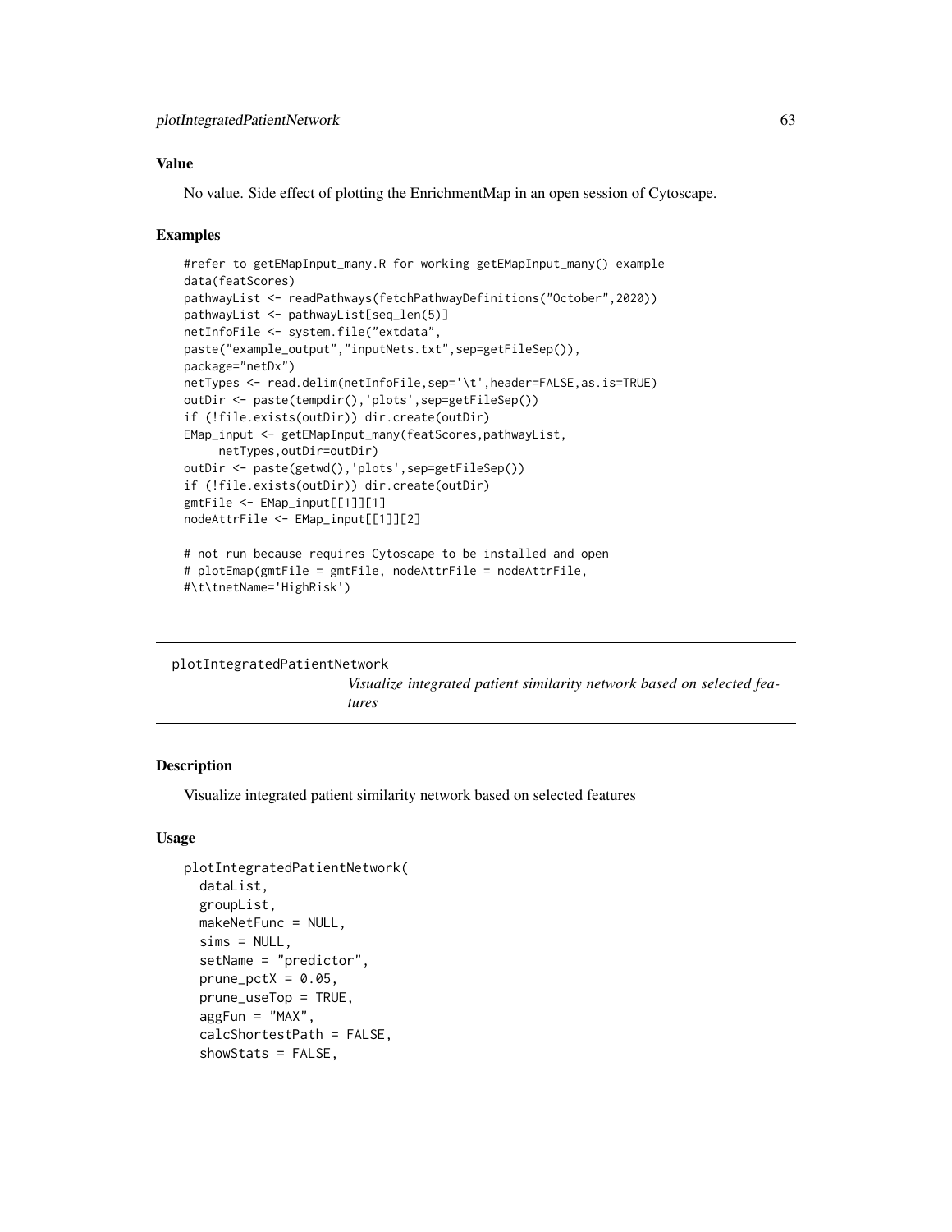## Value

No value. Side effect of plotting the EnrichmentMap in an open session of Cytoscape.

## Examples

```
#refer to getEMapInput_many.R for working getEMapInput_many() example
data(featScores)
pathwayList <- readPathways(fetchPathwayDefinitions("October",2020))
pathwayList <- pathwayList[seq_len(5)]
netInfoFile <- system.file("extdata",
paste("example_output","inputNets.txt",sep=getFileSep()),
package="netDx")
netTypes <- read.delim(netInfoFile,sep='\t',header=FALSE,as.is=TRUE)
outDir <- paste(tempdir(),'plots',sep=getFileSep())
if (!file.exists(outDir)) dir.create(outDir)
EMap_input <- getEMapInput_many(featScores,pathwayList,
     netTypes,outDir=outDir)
outDir <- paste(getwd(),'plots',sep=getFileSep())
if (!file.exists(outDir)) dir.create(outDir)
gmtFile <- EMap_input[[1]][1]
nodeAttrFile <- EMap_input[[1]][2]

# not run because requires Cytoscape to be installed and open
# plotEmap(gmtFile = gmtFile, nodeAttrFile = nodeAttrFile,
#\t\tnetName='HighRisk')
```

---

# plotIntegratedPatientNetwork

*Visualize integrated patient similarity network based on selected features*

---

## Description

Visualize integrated patient similarity network based on selected features

## Usage

```
plotIntegratedPatientNetwork(
  dataList,
  groupList,
  makeNetFunc = NULL,
  sims = NULL,
  setName = "predictor",
  prune_pctX = 0.05,
  prune_useTop = TRUE,
  aggFun = "MAX",
  calcShortestPath = FALSE,
  showStats = FALSE,
```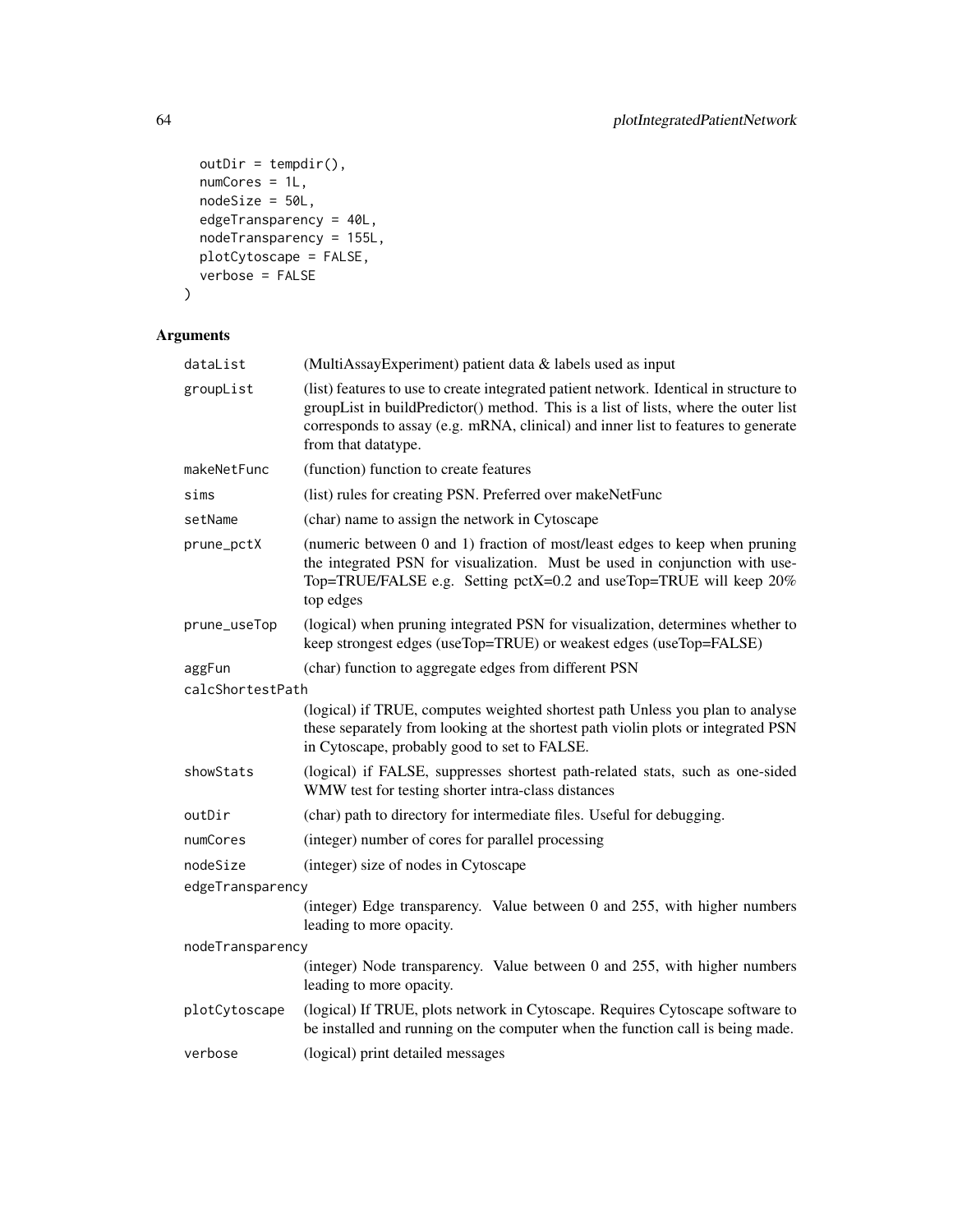```
  outDir = tempdir(),
  numCores = 1L,
  nodeSize = 50L,
  edgeTransparency = 40L,
  nodeTransparency = 155L,
  plotCytoscape = FALSE,
  verbose = FALSE
)
```

## Arguments

| | |
|---|---|
| `dataList` | (MultiAssayExperiment) patient data & labels used as input |
| `groupList` | (list) features to use to create integrated patient network. Identical in structure to groupList in buildPredictor() method. This is a list of lists, where the outer list corresponds to assay (e.g. mRNA, clinical) and inner list to features to generate from that datatype. |
| `makeNetFunc` | (function) function to create features |
| `sims` | (list) rules for creating PSN. Preferred over makeNetFunc |
| `setName` | (char) name to assign the network in Cytoscape |
| `prune_pctX` | (numeric between 0 and 1) fraction of most/least edges to keep when pruning the integrated PSN for visualization. Must be used in conjunction with useTop=TRUE/FALSE e.g. Setting pctX=0.2 and useTop=TRUE will keep 20% top edges |
| `prune_useTop` | (logical) when pruning integrated PSN for visualization, determines whether to keep strongest edges (useTop=TRUE) or weakest edges (useTop=FALSE) |
| `aggFun` | (char) function to aggregate edges from different PSN |
| `calcShortestPath` | (logical) if TRUE, computes weighted shortest path Unless you plan to analyse these separately from looking at the shortest path violin plots or integrated PSN in Cytoscape, probably good to set to FALSE. |
| `showStats` | (logical) if FALSE, suppresses shortest path-related stats, such as one-sided WMW test for testing shorter intra-class distances |
| `outDir` | (char) path to directory for intermediate files. Useful for debugging. |
| `numCores` | (integer) number of cores for parallel processing |
| `nodeSize` | (integer) size of nodes in Cytoscape |
| `edgeTransparency` | (integer) Edge transparency. Value between 0 and 255, with higher numbers leading to more opacity. |
| `nodeTransparency` | (integer) Node transparency. Value between 0 and 255, with higher numbers leading to more opacity. |
| `plotCytoscape` | (logical) If TRUE, plots network in Cytoscape. Requires Cytoscape software to be installed and running on the computer when the function call is being made. |
| `verbose` | (logical) print detailed messages |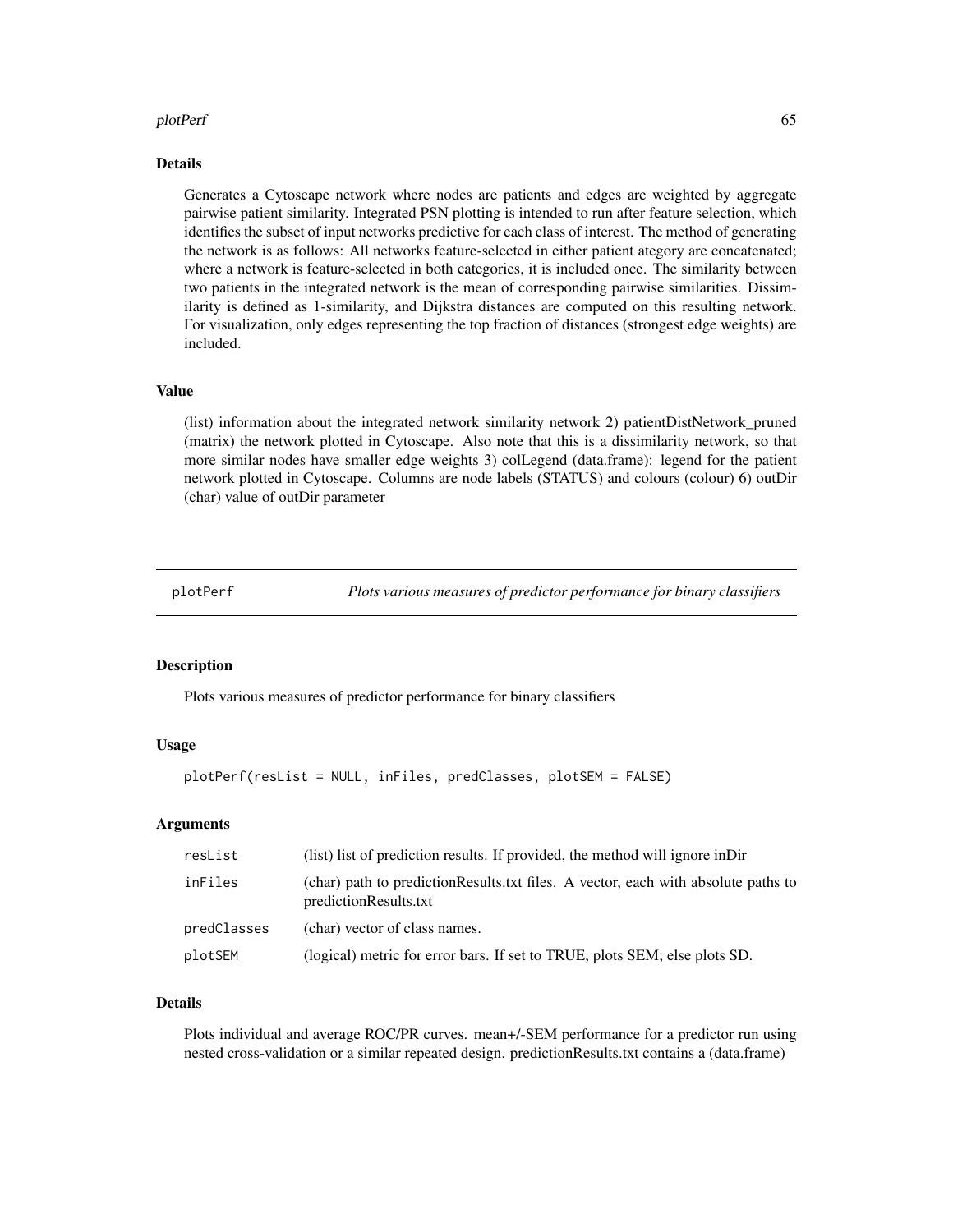### Details

Generates a Cytoscape network where nodes are patients and edges are weighted by aggregate pairwise patient similarity. Integrated PSN plotting is intended to run after feature selection, which identifies the subset of input networks predictive for each class of interest. The method of generating the network is as follows: All networks feature-selected in either patient ategory are concatenated; where a network is feature-selected in both categories, it is included once. The similarity between two patients in the integrated network is the mean of corresponding pairwise similarities. Dissimilarity is defined as 1-similarity, and Dijkstra distances are computed on this resulting network. For visualization, only edges representing the top fraction of distances (strongest edge weights) are included.

### Value

(list) information about the integrated network similarity network 2) patientDistNetwork_pruned (matrix) the network plotted in Cytoscape. Also note that this is a dissimilarity network, so that more similar nodes have smaller edge weights 3) colLegend (data.frame): legend for the patient network plotted in Cytoscape. Columns are node labels (STATUS) and colours (colour) 6) outDir (char) value of outDir parameter

---

## plotPerf — *Plots various measures of predictor performance for binary classifiers*

### Description

Plots various measures of predictor performance for binary classifiers

### Usage

```
plotPerf(resList = NULL, inFiles, predClasses, plotSEM = FALSE)
```

### Arguments

| | |
|---|---|
| resList | (list) list of prediction results. If provided, the method will ignore inDir |
| inFiles | (char) path to predictionResults.txt files. A vector, each with absolute paths to predictionResults.txt |
| predClasses | (char) vector of class names. |
| plotSEM | (logical) metric for error bars. If set to TRUE, plots SEM; else plots SD. |

### Details

Plots individual and average ROC/PR curves. mean+/-SEM performance for a predictor run using nested cross-validation or a similar repeated design. predictionResults.txt contains a (data.frame)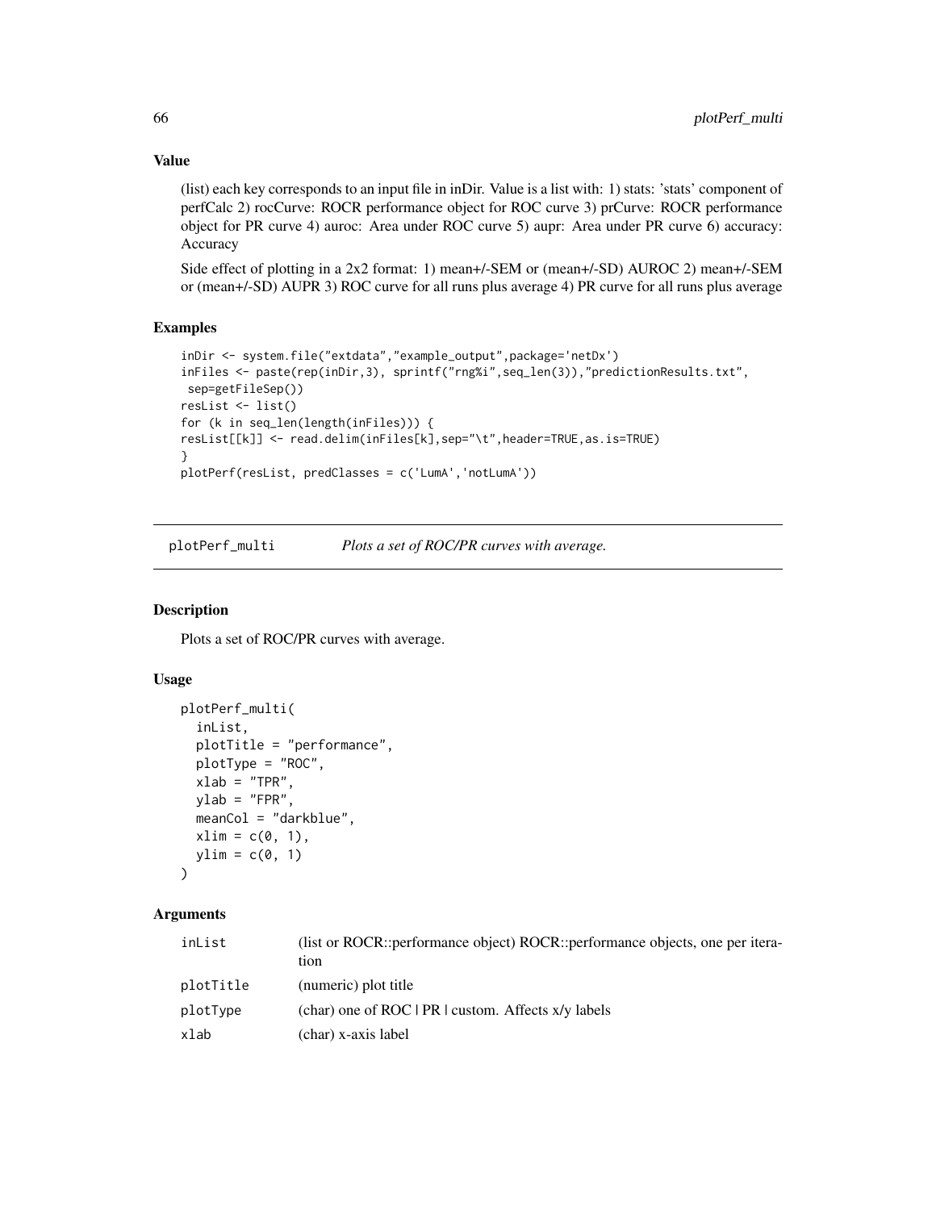### Value

(list) each key corresponds to an input file in inDir. Value is a list with: 1) stats: 'stats' component of perfCalc 2) rocCurve: ROCR performance object for ROC curve 3) prCurve: ROCR performance object for PR curve 4) auroc: Area under ROC curve 5) aupr: Area under PR curve 6) accuracy: Accuracy

Side effect of plotting in a 2x2 format: 1) mean+/-SEM or (mean+/-SD) AUROC 2) mean+/-SEM or (mean+/-SD) AUPR 3) ROC curve for all runs plus average 4) PR curve for all runs plus average

### Examples

```
inDir <- system.file("extdata","example_output",package='netDx')
inFiles <- paste(rep(inDir,3), sprintf("rng%i",seq_len(3)),"predictionResults.txt",
 sep=getFileSep())
resList <- list()
for (k in seq_len(length(inFiles))) {
resList[[k]] <- read.delim(inFiles[k],sep="\t",header=TRUE,as.is=TRUE)
}
plotPerf(resList, predClasses = c('LumA','notLumA'))
```

---

## plotPerf_multi — *Plots a set of ROC/PR curves with average.*

### Description

Plots a set of ROC/PR curves with average.

### Usage

```
plotPerf_multi(
  inList,
  plotTitle = "performance",
  plotType = "ROC",
  xlab = "TPR",
  ylab = "FPR",
  meanCol = "darkblue",
  xlim = c(0, 1),
  ylim = c(0, 1)
)
```

### Arguments

| | |
|---|---|
| inList | (list or ROCR::performance object) ROCR::performance objects, one per iteration |
| plotTitle | (numeric) plot title |
| plotType | (char) one of ROC \| PR \| custom. Affects x/y labels |
| xlab | (char) x-axis label |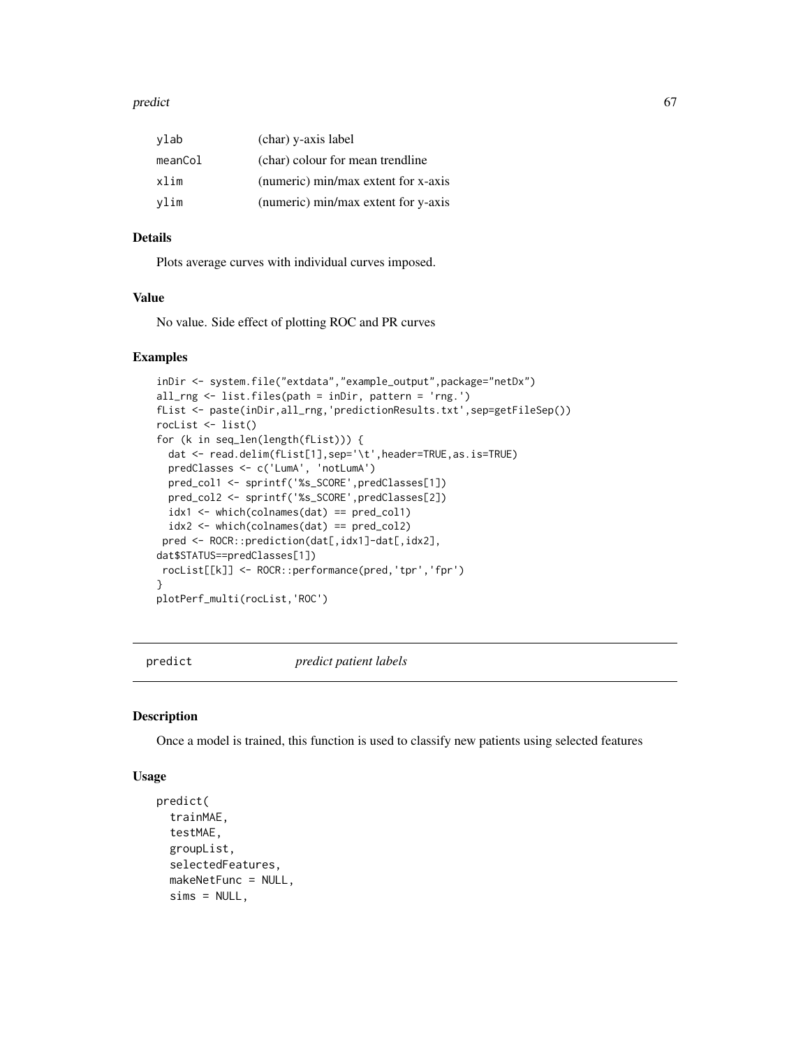| | |
|---|---|
| ylab | (char) y-axis label |
| meanCol | (char) colour for mean trendline |
| xlim | (numeric) min/max extent for x-axis |
| ylim | (numeric) min/max extent for y-axis |

### Details

Plots average curves with individual curves imposed.

### Value

No value. Side effect of plotting ROC and PR curves

### Examples

```
inDir <- system.file("extdata","example_output",package="netDx")
all_rng <- list.files(path = inDir, pattern = 'rng.')
fList <- paste(inDir,all_rng,'predictionResults.txt',sep=getFileSep())
rocList <- list()
for (k in seq_len(length(fList))) {
  dat <- read.delim(fList[1],sep='\t',header=TRUE,as.is=TRUE)
  predClasses <- c('LumA', 'notLumA')
  pred_col1 <- sprintf('%s_SCORE',predClasses[1])
  pred_col2 <- sprintf('%s_SCORE',predClasses[2])
  idx1 <- which(colnames(dat) == pred_col1)
  idx2 <- which(colnames(dat) == pred_col2)
 pred <- ROCR::prediction(dat[,idx1]-dat[,idx2],
dat$STATUS==predClasses[1])
 rocList[[k]] <- ROCR::performance(pred,'tpr','fpr')
}
plotPerf_multi(rocList,'ROC')
```

## predict *predict patient labels*

### Description

Once a model is trained, this function is used to classify new patients using selected features

### Usage

```
predict(
  trainMAE,
  testMAE,
  groupList,
  selectedFeatures,
  makeNetFunc = NULL,
  sims = NULL,
```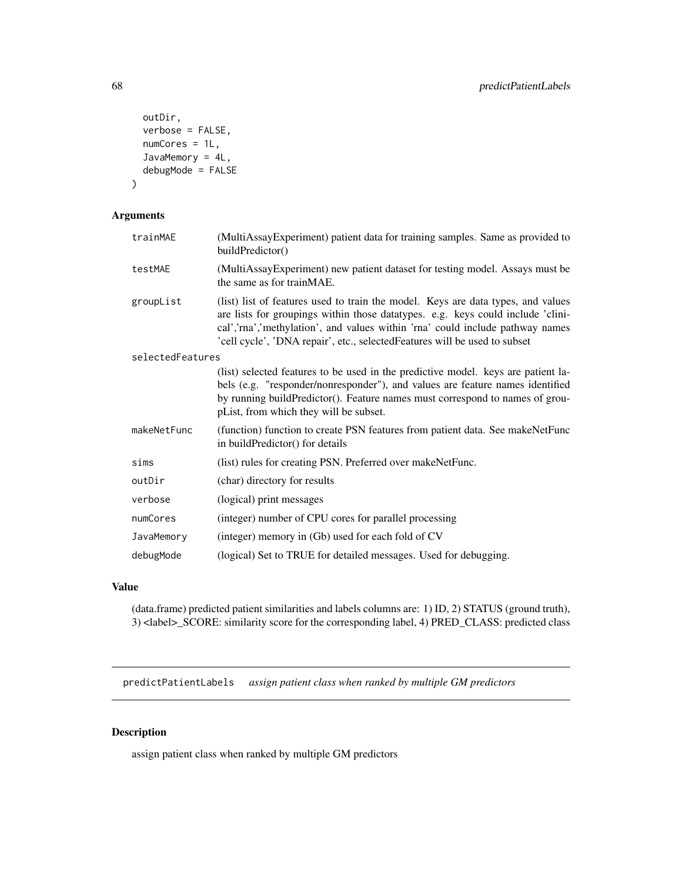```
  outDir,
  verbose = FALSE,
  numCores = 1L,
  JavaMemory = 4L,
  debugMode = FALSE
)
```

### Arguments

| | |
|---|---|
| trainMAE | (MultiAssayExperiment) patient data for training samples. Same as provided to buildPredictor() |
| testMAE | (MultiAssayExperiment) new patient dataset for testing model. Assays must be the same as for trainMAE. |
| groupList | (list) list of features used to train the model. Keys are data types, and values are lists for groupings within those datatypes. e.g. keys could include 'clinical','rna','methylation', and values within 'rna' could include pathway names 'cell cycle', 'DNA repair', etc., selectedFeatures will be used to subset |
| selectedFeatures | (list) selected features to be used in the predictive model. keys are patient labels (e.g. "responder/nonresponder"), and values are feature names identified by running buildPredictor(). Feature names must correspond to names of groupList, from which they will be subset. |
| makeNetFunc | (function) function to create PSN features from patient data. See makeNetFunc in buildPredictor() for details |
| sims | (list) rules for creating PSN. Preferred over makeNetFunc. |
| outDir | (char) directory for results |
| verbose | (logical) print messages |
| numCores | (integer) number of CPU cores for parallel processing |
| JavaMemory | (integer) memory in (Gb) used for each fold of CV |
| debugMode | (logical) Set to TRUE for detailed messages. Used for debugging. |

### Value

(data.frame) predicted patient similarities and labels columns are: 1) ID, 2) STATUS (ground truth), 3) <label>_SCORE: similarity score for the corresponding label, 4) PRED_CLASS: predicted class

---

## predictPatientLabels *assign patient class when ranked by multiple GM predictors*

---

### Description

assign patient class when ranked by multiple GM predictors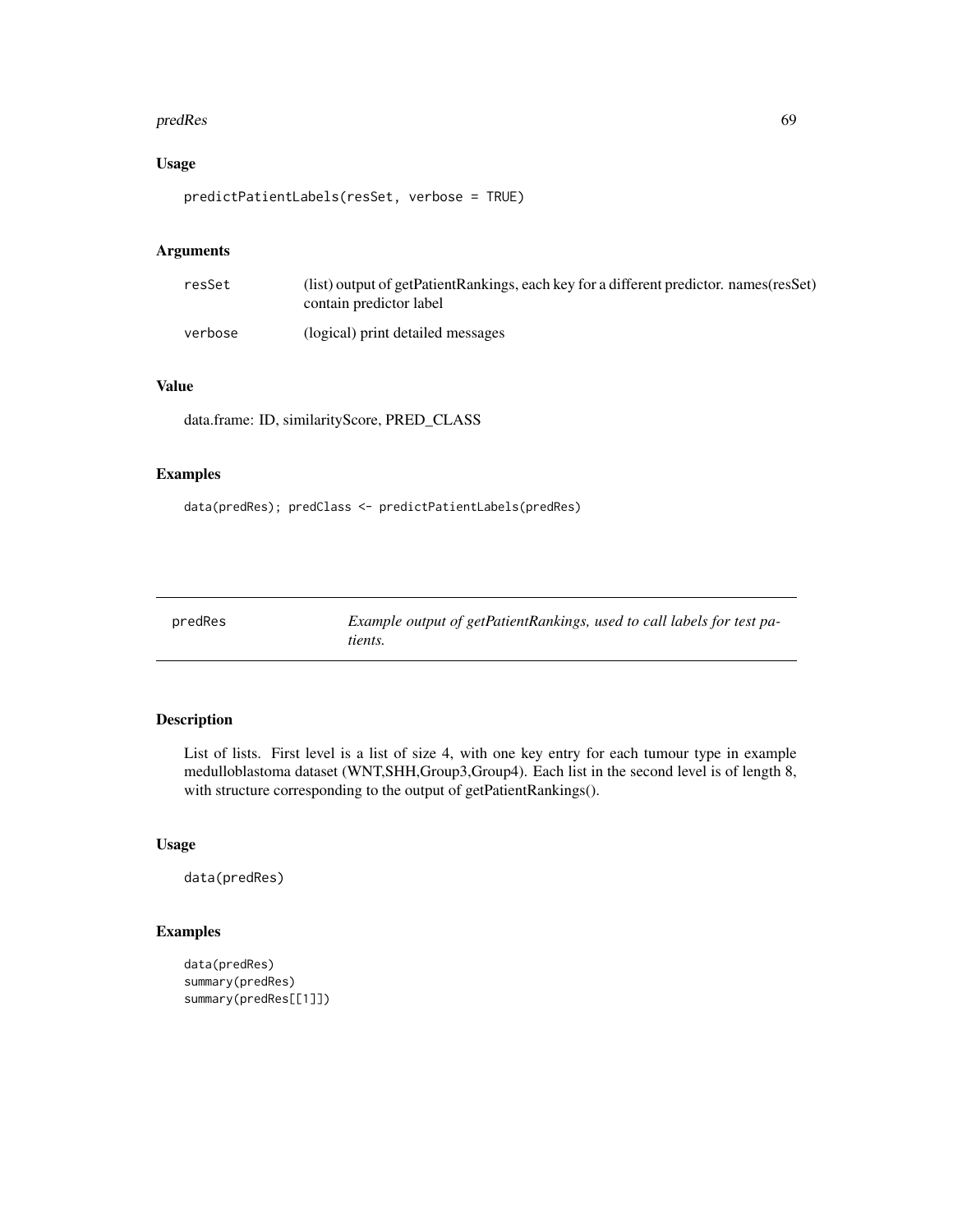### Usage

```
predictPatientLabels(resSet, verbose = TRUE)
```

### Arguments

| | |
|---|---|
| resSet | (list) output of getPatientRankings, each key for a different predictor. names(resSet) contain predictor label |
| verbose | (logical) print detailed messages |

### Value

data.frame: ID, similarityScore, PRED_CLASS

### Examples

```
data(predRes); predClass <- predictPatientLabels(predRes)
```

---

## predRes — *Example output of getPatientRankings, used to call labels for test patients.*

---

### Description

List of lists. First level is a list of size 4, with one key entry for each tumour type in example medulloblastoma dataset (WNT,SHH,Group3,Group4). Each list in the second level is of length 8, with structure corresponding to the output of getPatientRankings().

### Usage

```
data(predRes)
```

### Examples

```
data(predRes)
summary(predRes)
summary(predRes[[1]])
```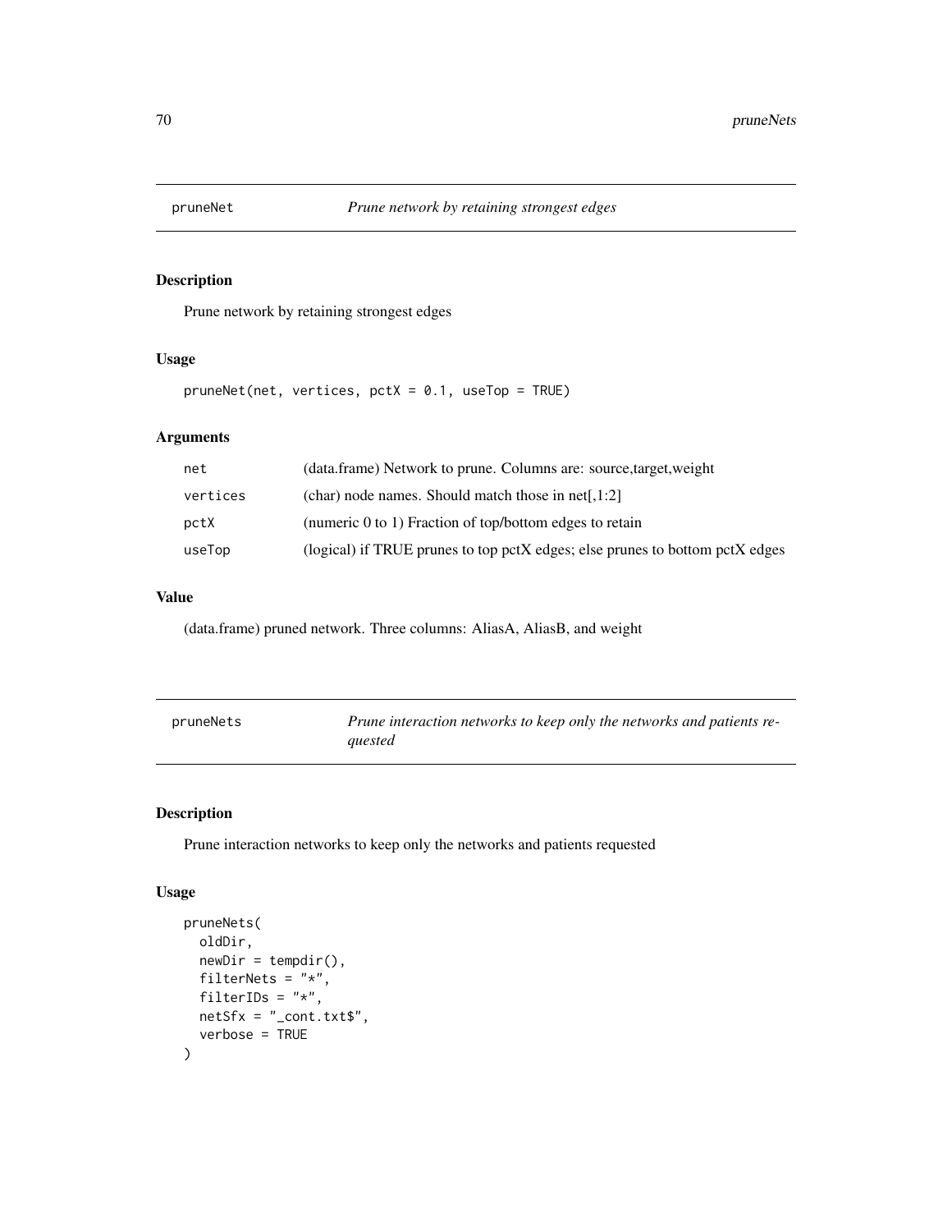## pruneNet — *Prune network by retaining strongest edges*

### Description

Prune network by retaining strongest edges

### Usage

```
pruneNet(net, vertices, pctX = 0.1, useTop = TRUE)
```

### Arguments

| | |
|---|---|
| net | (data.frame) Network to prune. Columns are: source,target,weight |
| vertices | (char) node names. Should match those in net[,1:2] |
| pctX | (numeric 0 to 1) Fraction of top/bottom edges to retain |
| useTop | (logical) if TRUE prunes to top pctX edges; else prunes to bottom pctX edges |

### Value

(data.frame) pruned network. Three columns: AliasA, AliasB, and weight

## pruneNets — *Prune interaction networks to keep only the networks and patients requested*

### Description

Prune interaction networks to keep only the networks and patients requested

### Usage

```
pruneNets(
  oldDir,
  newDir = tempdir(),
  filterNets = "*",
  filterIDs = "*",
  netSfx = "_cont.txt$",
  verbose = TRUE
)
```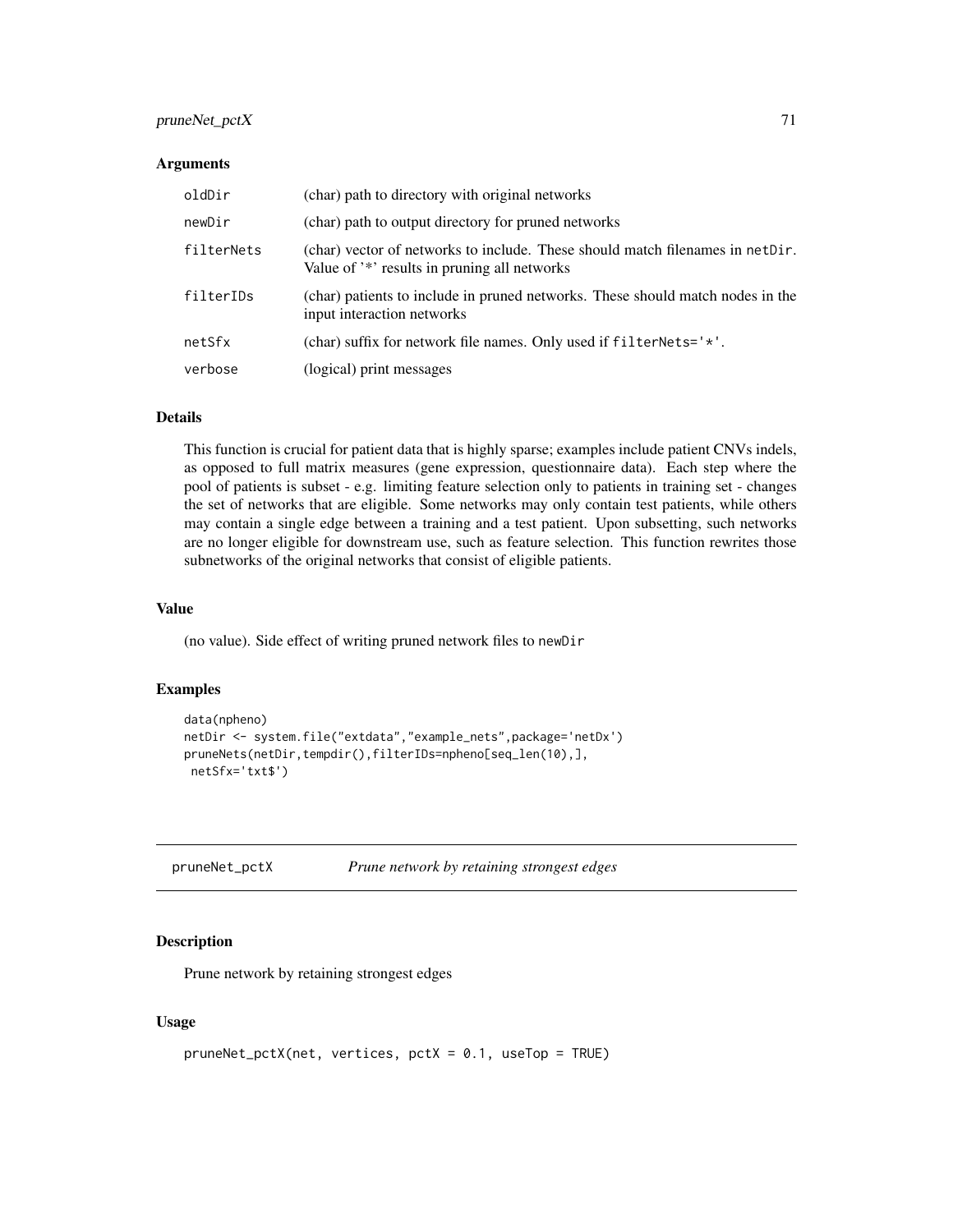### Arguments

| | |
|---|---|
| oldDir | (char) path to directory with original networks |
| newDir | (char) path to output directory for pruned networks |
| filterNets | (char) vector of networks to include. These should match filenames in netDir. Value of '*' results in pruning all networks |
| filterIDs | (char) patients to include in pruned networks. These should match nodes in the input interaction networks |
| netSfx | (char) suffix for network file names. Only used if filterNets='*'. |
| verbose | (logical) print messages |

### Details

This function is crucial for patient data that is highly sparse; examples include patient CNVs indels, as opposed to full matrix measures (gene expression, questionnaire data). Each step where the pool of patients is subset - e.g. limiting feature selection only to patients in training set - changes the set of networks that are eligible. Some networks may only contain test patients, while others may contain a single edge between a training and a test patient. Upon subsetting, such networks are no longer eligible for downstream use, such as feature selection. This function rewrites those subnetworks of the original networks that consist of eligible patients.

### Value

(no value). Side effect of writing pruned network files to newDir

### Examples

```
data(npheno)
netDir <- system.file("extdata","example_nets",package='netDx')
pruneNets(netDir,tempdir(),filterIDs=npheno[seq_len(10),],
 netSfx='txt$')
```

---

## pruneNet_pctX *Prune network by retaining strongest edges*

### Description

Prune network by retaining strongest edges

### Usage

```
pruneNet_pctX(net, vertices, pctX = 0.1, useTop = TRUE)
```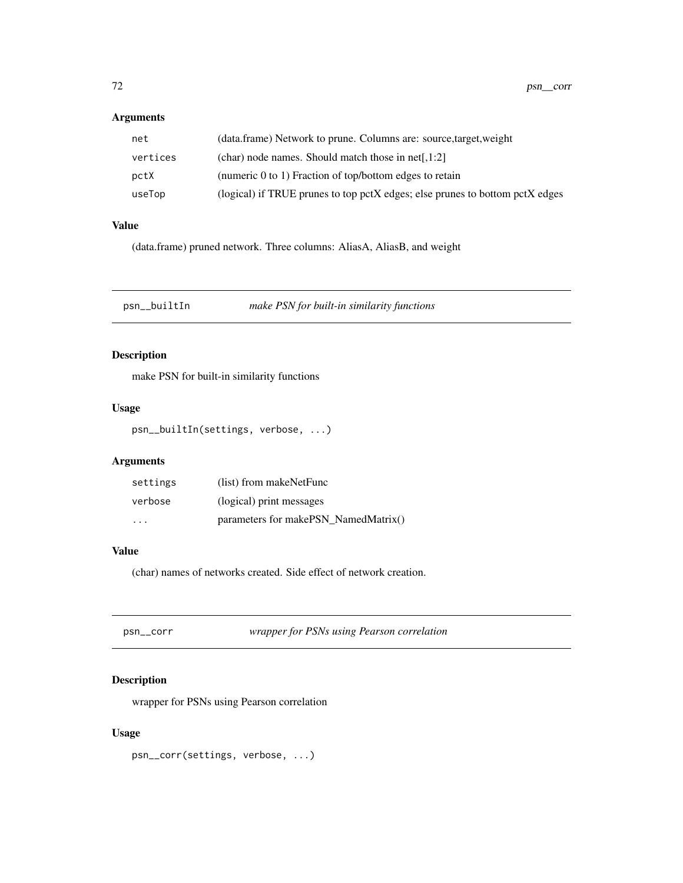## Arguments

| | |
|---|---|
| net | (data.frame) Network to prune. Columns are: source,target,weight |
| vertices | (char) node names. Should match those in net[,1:2] |
| pctX | (numeric 0 to 1) Fraction of top/bottom edges to retain |
| useTop | (logical) if TRUE prunes to top pctX edges; else prunes to bottom pctX edges |

## Value

(data.frame) pruned network. Three columns: AliasA, AliasB, and weight

---

# psn__builtIn — *make PSN for built-in similarity functions*

## Description

make PSN for built-in similarity functions

## Usage

```
psn__builtIn(settings, verbose, ...)
```

## Arguments

| | |
|---|---|
| settings | (list) from makeNetFunc |
| verbose | (logical) print messages |
| ... | parameters for makePSN_NamedMatrix() |

## Value

(char) names of networks created. Side effect of network creation.

---

# psn__corr — *wrapper for PSNs using Pearson correlation*

## Description

wrapper for PSNs using Pearson correlation

## Usage

```
psn__corr(settings, verbose, ...)
```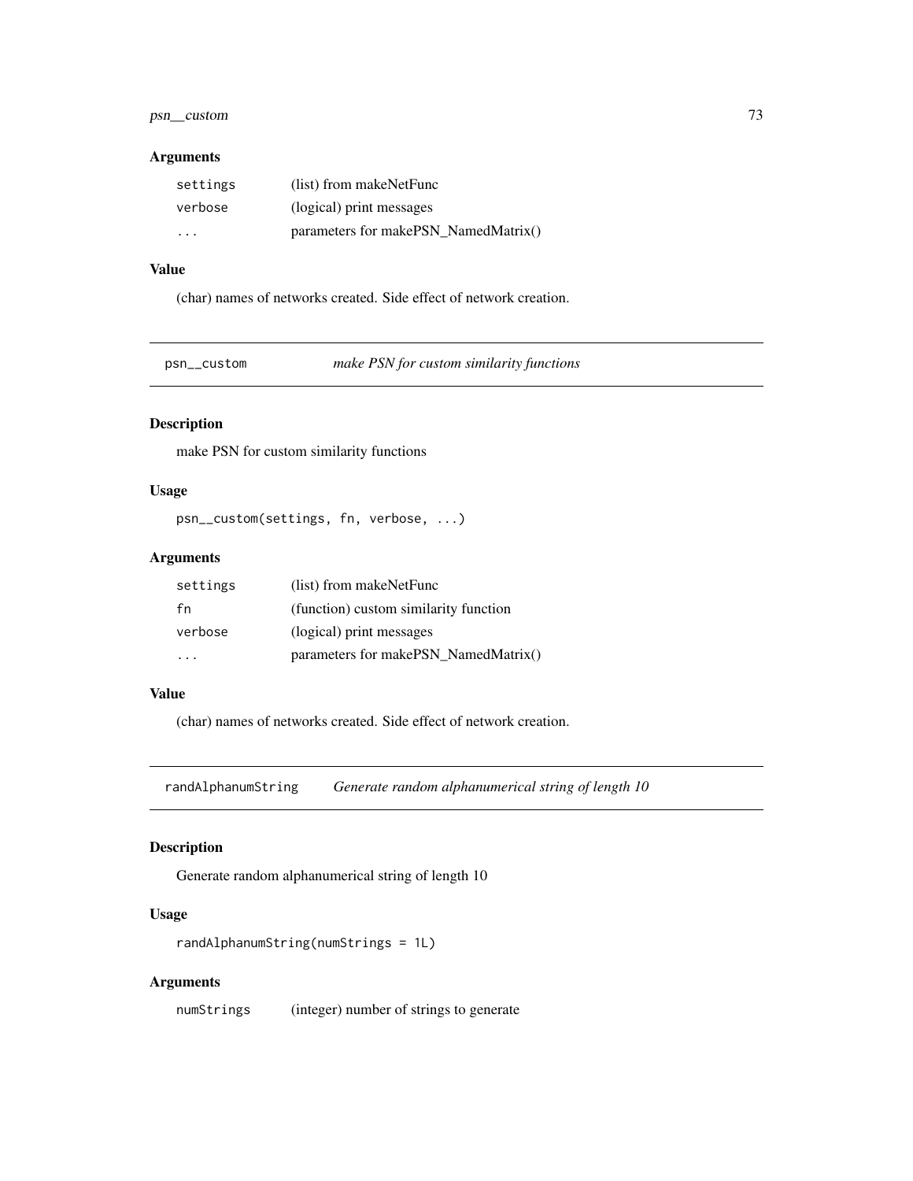### Arguments

| | |
|---|---|
| settings | (list) from makeNetFunc |
| verbose | (logical) print messages |
| ... | parameters for makePSN_NamedMatrix() |

### Value

(char) names of networks created. Side effect of network creation.

## psn__custom *make PSN for custom similarity functions*

### Description

make PSN for custom similarity functions

### Usage

```
psn__custom(settings, fn, verbose, ...)
```

### Arguments

| | |
|---|---|
| settings | (list) from makeNetFunc |
| fn | (function) custom similarity function |
| verbose | (logical) print messages |
| ... | parameters for makePSN_NamedMatrix() |

### Value

(char) names of networks created. Side effect of network creation.

## randAlphanumString *Generate random alphanumerical string of length 10*

### Description

Generate random alphanumerical string of length 10

### Usage

```
randAlphanumString(numStrings = 1L)
```

### Arguments

| | |
|---|---|
| numStrings | (integer) number of strings to generate |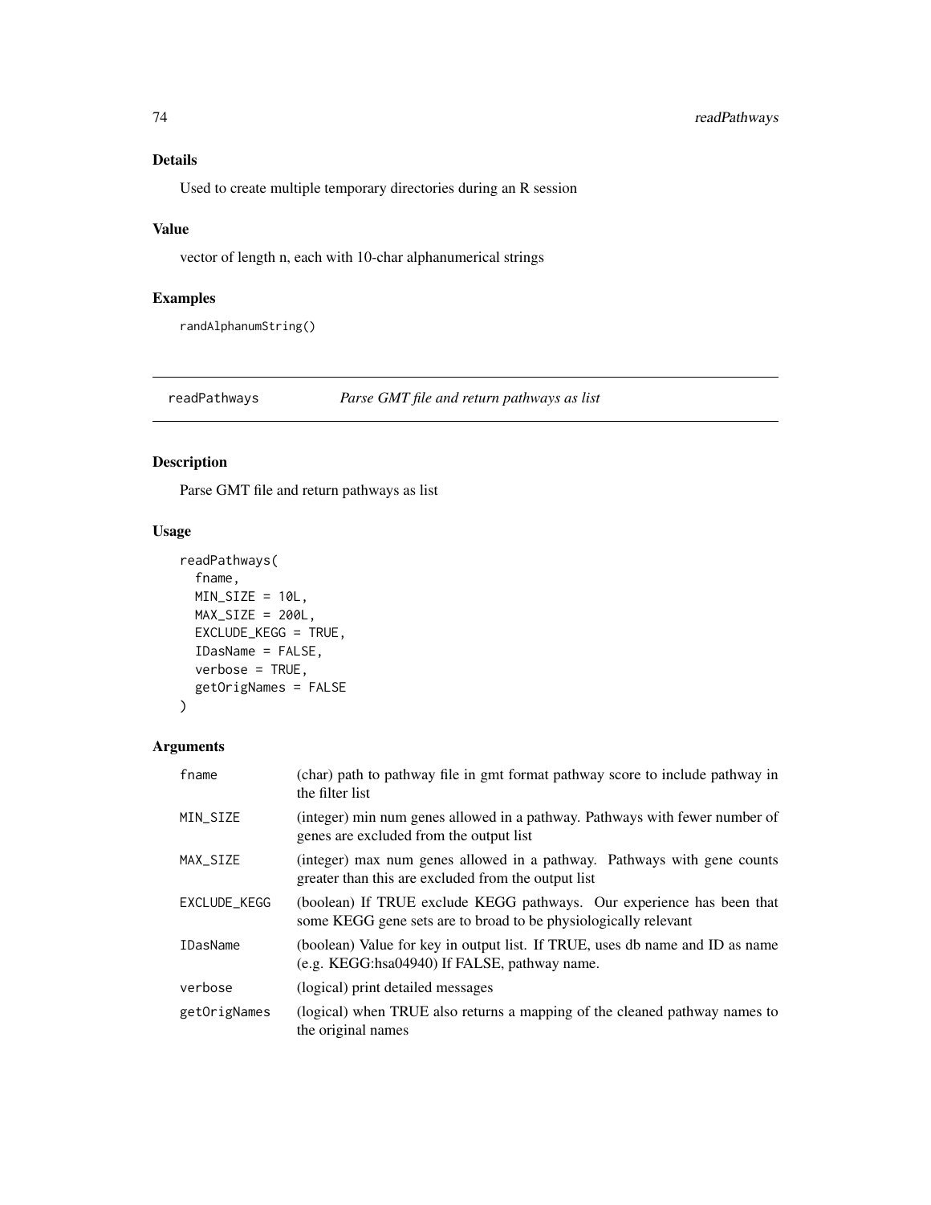### Details

Used to create multiple temporary directories during an R session

### Value

vector of length n, each with 10-char alphanumerical strings

### Examples

```
randAlphanumString()
```

---

## readPathways *Parse GMT file and return pathways as list*

---

### Description

Parse GMT file and return pathways as list

### Usage

```
readPathways(
  fname,
  MIN_SIZE = 10L,
  MAX_SIZE = 200L,
  EXCLUDE_KEGG = TRUE,
  IDasName = FALSE,
  verbose = TRUE,
  getOrigNames = FALSE
)
```

### Arguments

| | |
|---|---|
| fname | (char) path to pathway file in gmt format pathway score to include pathway in the filter list |
| MIN_SIZE | (integer) min num genes allowed in a pathway. Pathways with fewer number of genes are excluded from the output list |
| MAX_SIZE | (integer) max num genes allowed in a pathway. Pathways with gene counts greater than this are excluded from the output list |
| EXCLUDE_KEGG | (boolean) If TRUE exclude KEGG pathways. Our experience has been that some KEGG gene sets are to broad to be physiologically relevant |
| IDasName | (boolean) Value for key in output list. If TRUE, uses db name and ID as name (e.g. KEGG:hsa04940) If FALSE, pathway name. |
| verbose | (logical) print detailed messages |
| getOrigNames | (logical) when TRUE also returns a mapping of the cleaned pathway names to the original names |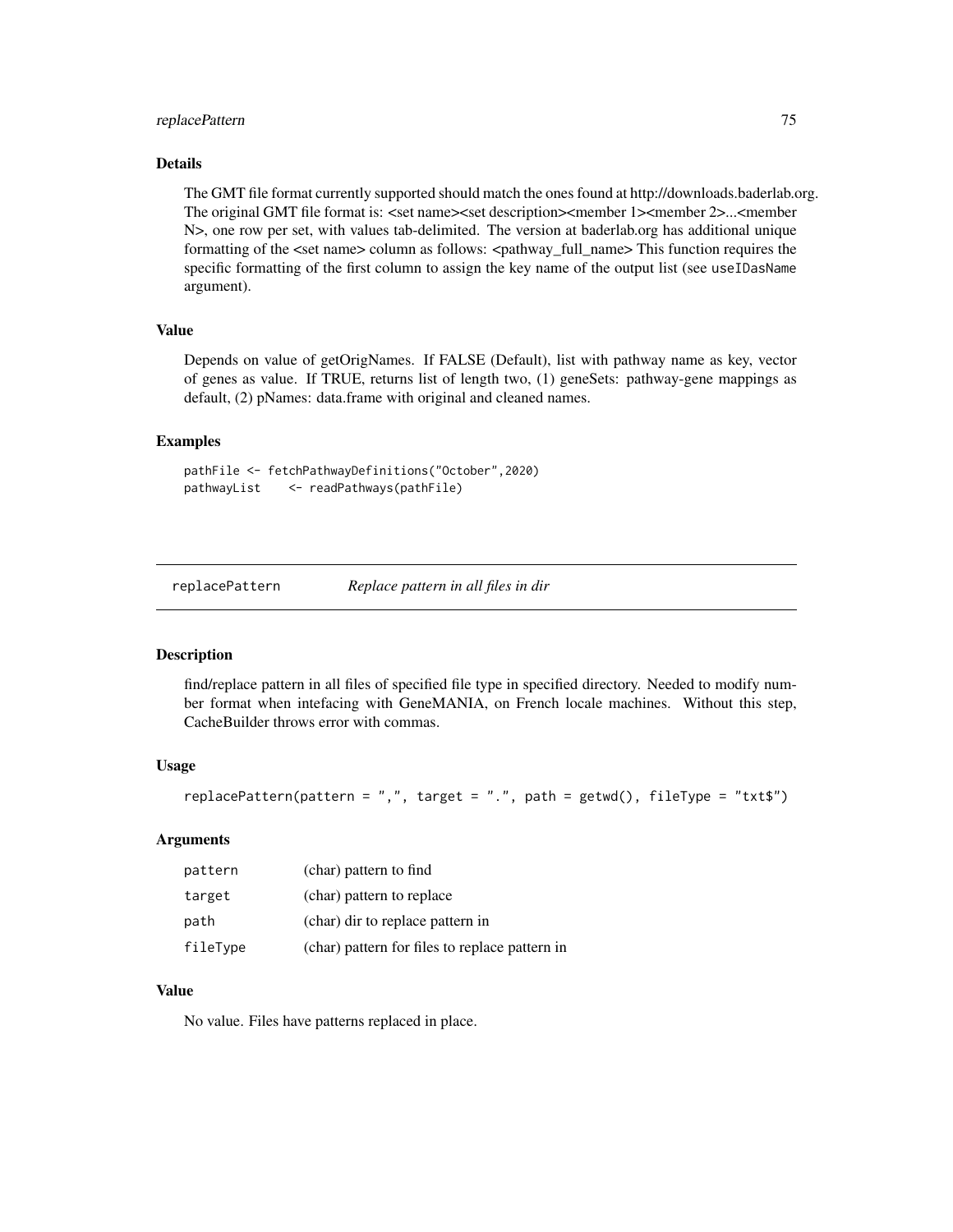### Details

The GMT file format currently supported should match the ones found at http://downloads.baderlab.org. The original GMT file format is: <set name><set description><member 1><member 2>...<member N>, one row per set, with values tab-delimited. The version at baderlab.org has additional unique formatting of the <set name> column as follows: <pathway_full_name> This function requires the specific formatting of the first column to assign the key name of the output list (see `useIDasName` argument).

### Value

Depends on value of getOrigNames. If FALSE (Default), list with pathway name as key, vector of genes as value. If TRUE, returns list of length two, (1) geneSets: pathway-gene mappings as default, (2) pNames: data.frame with original and cleaned names.

### Examples

```
pathFile <- fetchPathwayDefinitions("October",2020)
pathwayList    <- readPathways(pathFile)
```

---

## replacePattern &nbsp;&nbsp;&nbsp; *Replace pattern in all files in dir*

---

### Description

find/replace pattern in all files of specified file type in specified directory. Needed to modify number format when intefacing with GeneMANIA, on French locale machines. Without this step, CacheBuilder throws error with commas.

### Usage

```
replacePattern(pattern = ",", target = ".", path = getwd(), fileType = "txt$")
```

### Arguments

| | |
|---|---|
| `pattern` | (char) pattern to find |
| `target` | (char) pattern to replace |
| `path` | (char) dir to replace pattern in |
| `fileType` | (char) pattern for files to replace pattern in |

### Value

No value. Files have patterns replaced in place.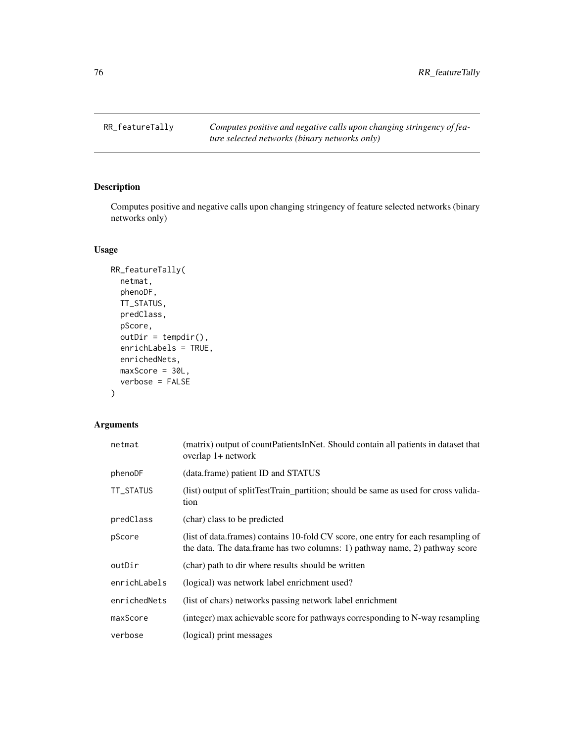# RR_featureTally

*Computes positive and negative calls upon changing stringency of feature selected networks (binary networks only)*

## Description

Computes positive and negative calls upon changing stringency of feature selected networks (binary networks only)

## Usage

```
RR_featureTally(
  netmat,
  phenoDF,
  TT_STATUS,
  predClass,
  pScore,
  outDir = tempdir(),
  enrichLabels = TRUE,
  enrichedNets,
  maxScore = 30L,
  verbose = FALSE
)
```

## Arguments

| | |
|---|---|
| netmat | (matrix) output of countPatientsInNet. Should contain all patients in dataset that overlap 1+ network |
| phenoDF | (data.frame) patient ID and STATUS |
| TT_STATUS | (list) output of splitTestTrain_partition; should be same as used for cross validation |
| predClass | (char) class to be predicted |
| pScore | (list of data.frames) contains 10-fold CV score, one entry for each resampling of the data. The data.frame has two columns: 1) pathway name, 2) pathway score |
| outDir | (char) path to dir where results should be written |
| enrichLabels | (logical) was network label enrichment used? |
| enrichedNets | (list of chars) networks passing network label enrichment |
| maxScore | (integer) max achievable score for pathways corresponding to N-way resampling |
| verbose | (logical) print messages |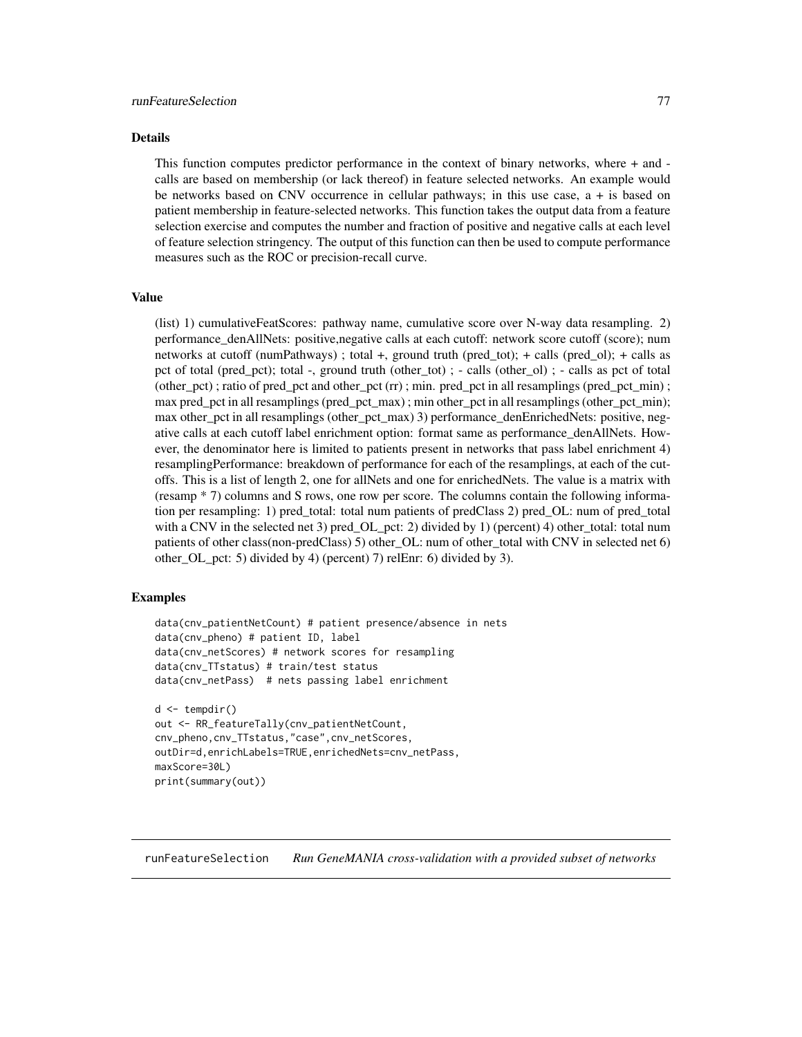## Details

This function computes predictor performance in the context of binary networks, where + and - calls are based on membership (or lack thereof) in feature selected networks. An example would be networks based on CNV occurrence in cellular pathways; in this use case, a + is based on patient membership in feature-selected networks. This function takes the output data from a feature selection exercise and computes the number and fraction of positive and negative calls at each level of feature selection stringency. The output of this function can then be used to compute performance measures such as the ROC or precision-recall curve.

## Value

(list) 1) cumulativeFeatScores: pathway name, cumulative score over N-way data resampling. 2) performance_denAllNets: positive,negative calls at each cutoff: network score cutoff (score); num networks at cutoff (numPathways) ; total +, ground truth (pred_tot); + calls (pred_ol); + calls as pct of total (pred_pct); total -, ground truth (other_tot) ; - calls (other_ol) ; - calls as pct of total (other_pct) ; ratio of pred_pct and other_pct (rr) ; min. pred_pct in all resamplings (pred_pct_min) ; max pred_pct in all resamplings (pred_pct_max) ; min other_pct in all resamplings (other_pct_min); max other_pct in all resamplings (other_pct_max) 3) performance_denEnrichedNets: positive, negative calls at each cutoff label enrichment option: format same as performance_denAllNets. However, the denominator here is limited to patients present in networks that pass label enrichment 4) resamplingPerformance: breakdown of performance for each of the resamplings, at each of the cutoffs. This is a list of length 2, one for allNets and one for enrichedNets. The value is a matrix with (resamp * 7) columns and S rows, one row per score. The columns contain the following information per resampling: 1) pred_total: total num patients of predClass 2) pred_OL: num of pred_total with a CNV in the selected net 3) pred_OL_pct: 2) divided by 1) (percent) 4) other_total: total num patients of other class(non-predClass) 5) other_OL: num of other_total with CNV in selected net 6) other_OL_pct: 5) divided by 4) (percent) 7) relEnr: 6) divided by 3).

## Examples

```
data(cnv_patientNetCount) # patient presence/absence in nets
data(cnv_pheno) # patient ID, label
data(cnv_netScores) # network scores for resampling
data(cnv_TTstatus) # train/test status
data(cnv_netPass)  # nets passing label enrichment

d <- tempdir()
out <- RR_featureTally(cnv_patientNetCount,
cnv_pheno,cnv_TTstatus,"case",cnv_netScores,
outDir=d,enrichLabels=TRUE,enrichedNets=cnv_netPass,
maxScore=30L)
print(summary(out))
```

---

runFeatureSelection *Run GeneMANIA cross-validation with a provided subset of networks*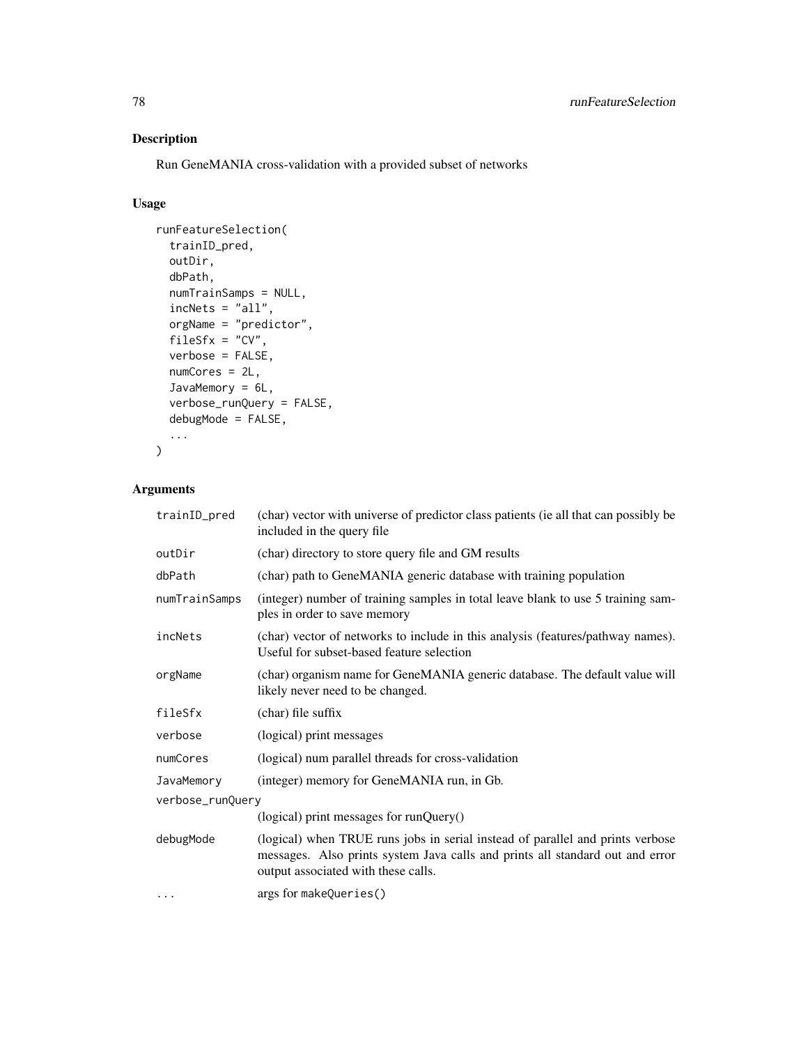## Description

Run GeneMANIA cross-validation with a provided subset of networks

## Usage

```
runFeatureSelection(
  trainID_pred,
  outDir,
  dbPath,
  numTrainSamps = NULL,
  incNets = "all",
  orgName = "predictor",
  fileSfx = "CV",
  verbose = FALSE,
  numCores = 2L,
  JavaMemory = 6L,
  verbose_runQuery = FALSE,
  debugMode = FALSE,
  ...
)
```

## Arguments

| Argument | Description |
| --- | --- |
| trainID_pred | (char) vector with universe of predictor class patients (ie all that can possibly be included in the query file |
| outDir | (char) directory to store query file and GM results |
| dbPath | (char) path to GeneMANIA generic database with training population |
| numTrainSamps | (integer) number of training samples in total leave blank to use 5 training samples in order to save memory |
| incNets | (char) vector of networks to include in this analysis (features/pathway names). Useful for subset-based feature selection |
| orgName | (char) organism name for GeneMANIA generic database. The default value will likely never need to be changed. |
| fileSfx | (char) file suffix |
| verbose | (logical) print messages |
| numCores | (logical) num parallel threads for cross-validation |
| JavaMemory | (integer) memory for GeneMANIA run, in Gb. |
| verbose_runQuery | (logical) print messages for runQuery() |
| debugMode | (logical) when TRUE runs jobs in serial instead of parallel and prints verbose messages. Also prints system Java calls and prints all standard out and error output associated with these calls. |
| ... | args for `makeQueries()` |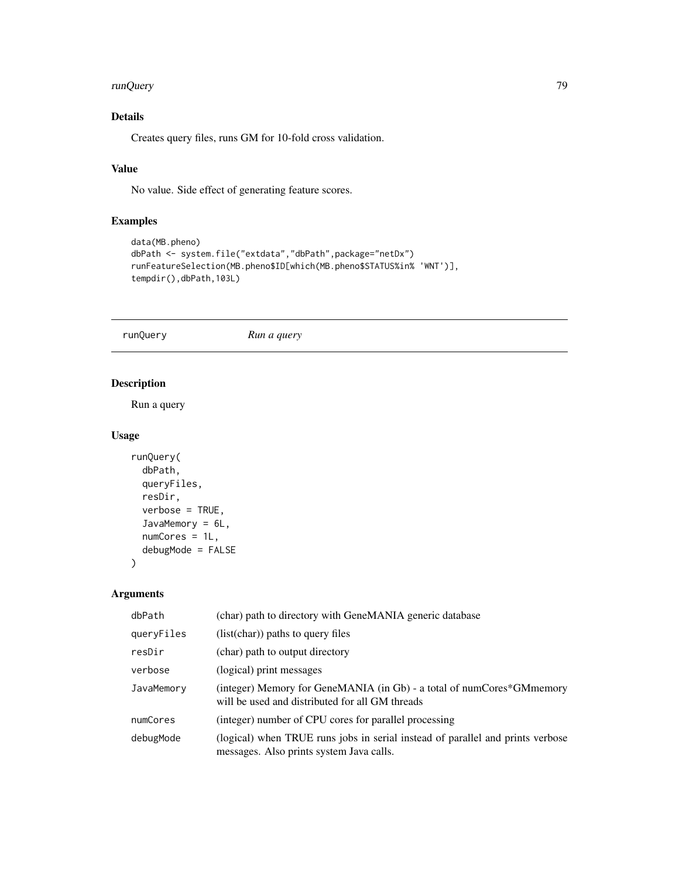### Details

Creates query files, runs GM for 10-fold cross validation.

### Value

No value. Side effect of generating feature scores.

### Examples

```
data(MB.pheno)
dbPath <- system.file("extdata","dbPath",package="netDx")
runFeatureSelection(MB.pheno$ID[which(MB.pheno$STATUS%in% 'WNT')],
tempdir(),dbPath,103L)
```

---

## runQuery *Run a query*

### Description

Run a query

### Usage

```
runQuery(
  dbPath,
  queryFiles,
  resDir,
  verbose = TRUE,
  JavaMemory = 6L,
  numCores = 1L,
  debugMode = FALSE
)
```

### Arguments

| | |
|---|---|
| dbPath | (char) path to directory with GeneMANIA generic database |
| queryFiles | (list(char)) paths to query files |
| resDir | (char) path to output directory |
| verbose | (logical) print messages |
| JavaMemory | (integer) Memory for GeneMANIA (in Gb) - a total of numCores*GMmemory will be used and distributed for all GM threads |
| numCores | (integer) number of CPU cores for parallel processing |
| debugMode | (logical) when TRUE runs jobs in serial instead of parallel and prints verbose messages. Also prints system Java calls. |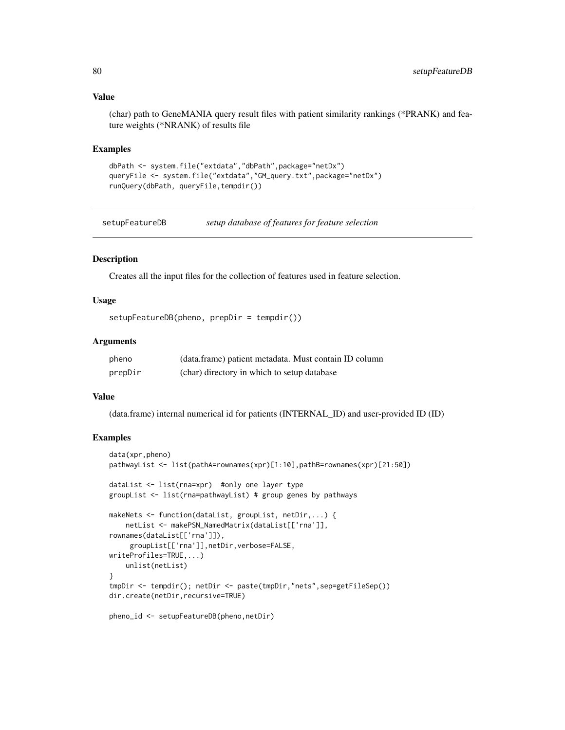### Value

(char) path to GeneMANIA query result files with patient similarity rankings (*PRANK) and feature weights (*NRANK) of results file

### Examples

```
dbPath <- system.file("extdata","dbPath",package="netDx")
queryFile <- system.file("extdata","GM_query.txt",package="netDx")
runQuery(dbPath, queryFile,tempdir())
```

---

## setupFeatureDB    *setup database of features for feature selection*

---

### Description

Creates all the input files for the collection of features used in feature selection.

### Usage

```
setupFeatureDB(pheno, prepDir = tempdir())
```

### Arguments

| | |
|---|---|
| pheno | (data.frame) patient metadata. Must contain ID column |
| prepDir | (char) directory in which to setup database |

### Value

(data.frame) internal numerical id for patients (INTERNAL_ID) and user-provided ID (ID)

### Examples

```
data(xpr,pheno)
pathwayList <- list(pathA=rownames(xpr)[1:10],pathB=rownames(xpr)[21:50])

dataList <- list(rna=xpr)  #only one layer type
groupList <- list(rna=pathwayList) # group genes by pathways

makeNets <- function(dataList, groupList, netDir,...) {
    netList <- makePSN_NamedMatrix(dataList[['rna']],
rownames(dataList[['rna']]),
     groupList[['rna']],netDir,verbose=FALSE,
writeProfiles=TRUE,...)
    unlist(netList)
}
tmpDir <- tempdir(); netDir <- paste(tmpDir,"nets",sep=getFileSep())
dir.create(netDir,recursive=TRUE)

pheno_id <- setupFeatureDB(pheno,netDir)
```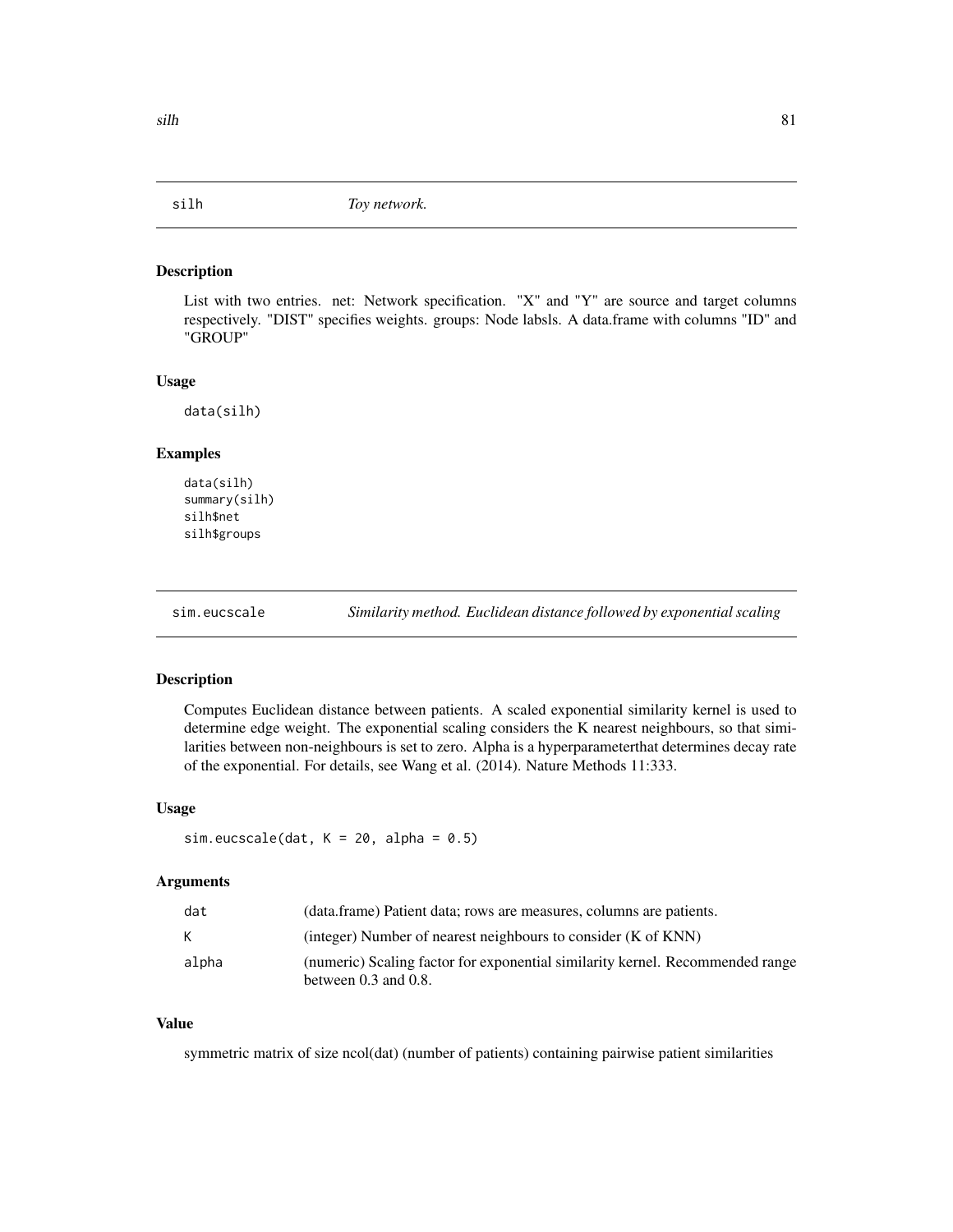## silh — *Toy network.*

### Description

List with two entries. net: Network specification. "X" and "Y" are source and target columns respectively. "DIST" specifies weights. groups: Node labsls. A data.frame with columns "ID" and "GROUP"

### Usage

```
data(silh)
```

### Examples

```
data(silh)
summary(silh)
silh$net
silh$groups
```

## sim.eucscale — *Similarity method. Euclidean distance followed by exponential scaling*

### Description

Computes Euclidean distance between patients. A scaled exponential similarity kernel is used to determine edge weight. The exponential scaling considers the K nearest neighbours, so that similarities between non-neighbours is set to zero. Alpha is a hyperparameterthat determines decay rate of the exponential. For details, see Wang et al. (2014). Nature Methods 11:333.

### Usage

```
sim.eucscale(dat, K = 20, alpha = 0.5)
```

### Arguments

| | |
|---|---|
| dat | (data.frame) Patient data; rows are measures, columns are patients. |
| K | (integer) Number of nearest neighbours to consider (K of KNN) |
| alpha | (numeric) Scaling factor for exponential similarity kernel. Recommended range between 0.3 and 0.8. |

### Value

symmetric matrix of size ncol(dat) (number of patients) containing pairwise patient similarities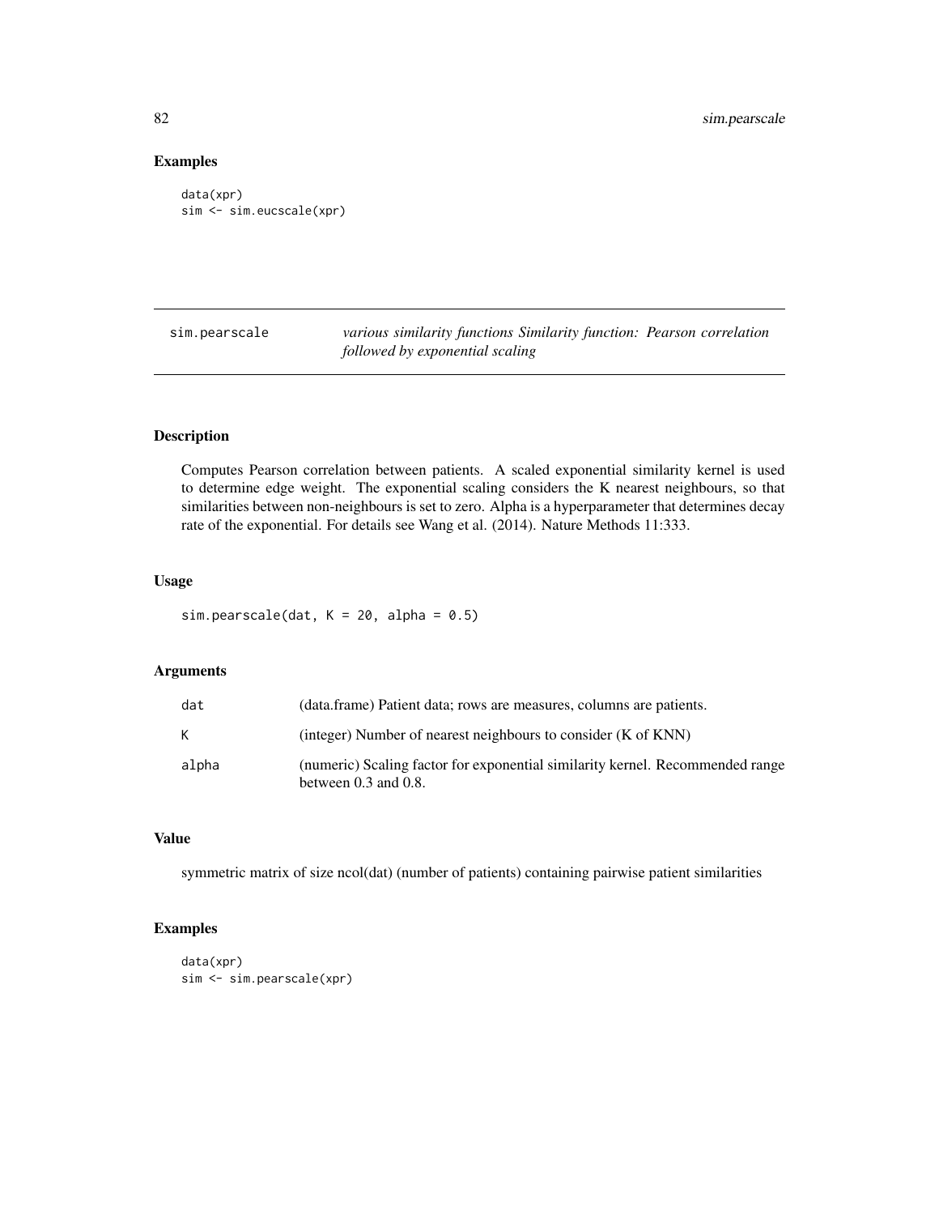## Examples

```
data(xpr)
sim <- sim.eucscale(xpr)
```

---

sim.pearscale    *various similarity functions Similarity function: Pearson correlation followed by exponential scaling*

---

### Description

Computes Pearson correlation between patients. A scaled exponential similarity kernel is used to determine edge weight. The exponential scaling considers the K nearest neighbours, so that similarities between non-neighbours is set to zero. Alpha is a hyperparameter that determines decay rate of the exponential. For details see Wang et al. (2014). Nature Methods 11:333.

### Usage

```
sim.pearscale(dat, K = 20, alpha = 0.5)
```

### Arguments

| | |
|---|---|
| dat | (data.frame) Patient data; rows are measures, columns are patients. |
| K | (integer) Number of nearest neighbours to consider (K of KNN) |
| alpha | (numeric) Scaling factor for exponential similarity kernel. Recommended range between 0.3 and 0.8. |

### Value

symmetric matrix of size ncol(dat) (number of patients) containing pairwise patient similarities

### Examples

```
data(xpr)
sim <- sim.pearscale(xpr)
```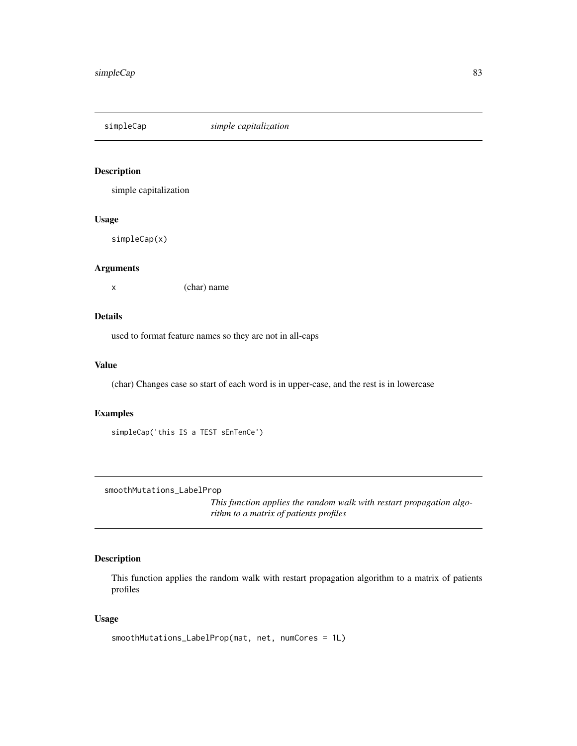## simpleCap *simple capitalization*

### Description

simple capitalization

### Usage

```
simpleCap(x)
```

### Arguments

| | |
|---|---|
| x | (char) name |

### Details

used to format feature names so they are not in all-caps

### Value

(char) Changes case so start of each word is in upper-case, and the rest is in lowercase

### Examples

```
simpleCap('this IS a TEST sEnTenCe')
```

## smoothMutations_LabelProp *This function applies the random walk with restart propagation algorithm to a matrix of patients profiles*

### Description

This function applies the random walk with restart propagation algorithm to a matrix of patients profiles

### Usage

```
smoothMutations_LabelProp(mat, net, numCores = 1L)
```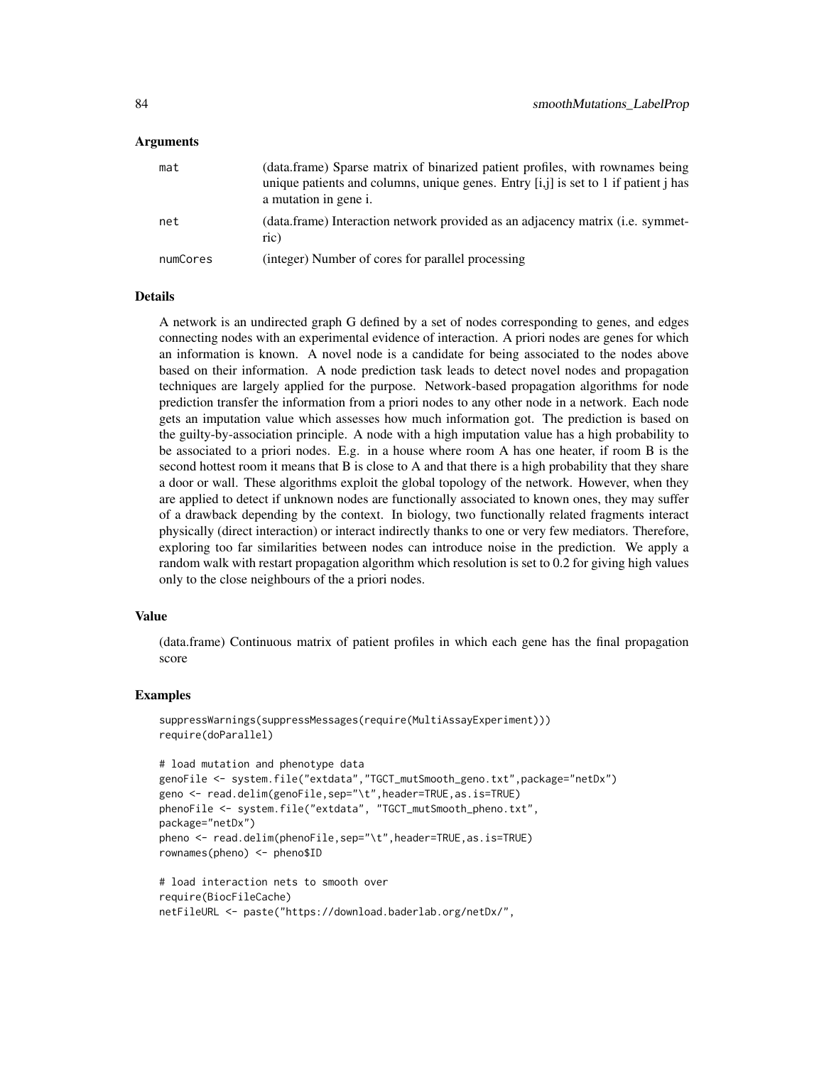### Arguments

| | |
|---|---|
| mat | (data.frame) Sparse matrix of binarized patient profiles, with rownames being unique patients and columns, unique genes. Entry [i,j] is set to 1 if patient j has a mutation in gene i. |
| net | (data.frame) Interaction network provided as an adjacency matrix (i.e. symmetric) |
| numCores | (integer) Number of cores for parallel processing |

### Details

A network is an undirected graph G defined by a set of nodes corresponding to genes, and edges connecting nodes with an experimental evidence of interaction. A priori nodes are genes for which an information is known. A novel node is a candidate for being associated to the nodes above based on their information. A node prediction task leads to detect novel nodes and propagation techniques are largely applied for the purpose. Network-based propagation algorithms for node prediction transfer the information from a priori nodes to any other node in a network. Each node gets an imputation value which assesses how much information got. The prediction is based on the guilty-by-association principle. A node with a high imputation value has a high probability to be associated to a priori nodes. E.g. in a house where room A has one heater, if room B is the second hottest room it means that B is close to A and that there is a high probability that they share a door or wall. These algorithms exploit the global topology of the network. However, when they are applied to detect if unknown nodes are functionally associated to known ones, they may suffer of a drawback depending by the context. In biology, two functionally related fragments interact physically (direct interaction) or interact indirectly thanks to one or very few mediators. Therefore, exploring too far similarities between nodes can introduce noise in the prediction. We apply a random walk with restart propagation algorithm which resolution is set to 0.2 for giving high values only to the close neighbours of the a priori nodes.

### Value

(data.frame) Continuous matrix of patient profiles in which each gene has the final propagation score

### Examples

```
suppressWarnings(suppressMessages(require(MultiAssayExperiment)))
require(doParallel)

# load mutation and phenotype data
genoFile <- system.file("extdata","TGCT_mutSmooth_geno.txt",package="netDx")
geno <- read.delim(genoFile,sep="\t",header=TRUE,as.is=TRUE)
phenoFile <- system.file("extdata", "TGCT_mutSmooth_pheno.txt",
package="netDx")
pheno <- read.delim(phenoFile,sep="\t",header=TRUE,as.is=TRUE)
rownames(pheno) <- pheno$ID

# load interaction nets to smooth over
require(BiocFileCache)
netFileURL <- paste("https://download.baderlab.org/netDx/",
```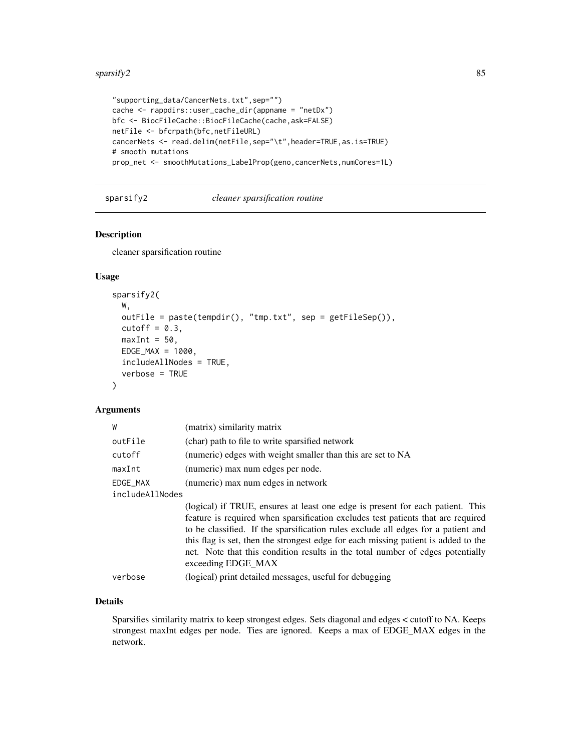```
"supporting_data/CancerNets.txt",sep="")
cache <- rappdirs::user_cache_dir(appname = "netDx")
bfc <- BiocFileCache::BiocFileCache(cache,ask=FALSE)
netFile <- bfcrpath(bfc,netFileURL)
cancerNets <- read.delim(netFile,sep="\t",header=TRUE,as.is=TRUE)
# smooth mutations
prop_net <- smoothMutations_LabelProp(geno,cancerNets,numCores=1L)
```

## sparsify2 *cleaner sparsification routine*

### Description

cleaner sparsification routine

### Usage

```
sparsify2(
  W,
  outFile = paste(tempdir(), "tmp.txt", sep = getFileSep()),
  cutoff = 0.3,
  maxInt = 50,
  EDGE_MAX = 1000,
  includeAllNodes = TRUE,
  verbose = TRUE
)
```

### Arguments

| | |
|---|---|
| W | (matrix) similarity matrix |
| outFile | (char) path to file to write sparsified network |
| cutoff | (numeric) edges with weight smaller than this are set to NA |
| maxInt | (numeric) max num edges per node. |
| EDGE_MAX | (numeric) max num edges in network |
| includeAllNodes | (logical) if TRUE, ensures at least one edge is present for each patient. This feature is required when sparsification excludes test patients that are required to be classified. If the sparsification rules exclude all edges for a patient and this flag is set, then the strongest edge for each missing patient is added to the net. Note that this condition results in the total number of edges potentially exceeding EDGE_MAX |
| verbose | (logical) print detailed messages, useful for debugging |

### Details

Sparsifies similarity matrix to keep strongest edges. Sets diagonal and edges < cutoff to NA. Keeps strongest maxInt edges per node. Ties are ignored. Keeps a max of EDGE_MAX edges in the network.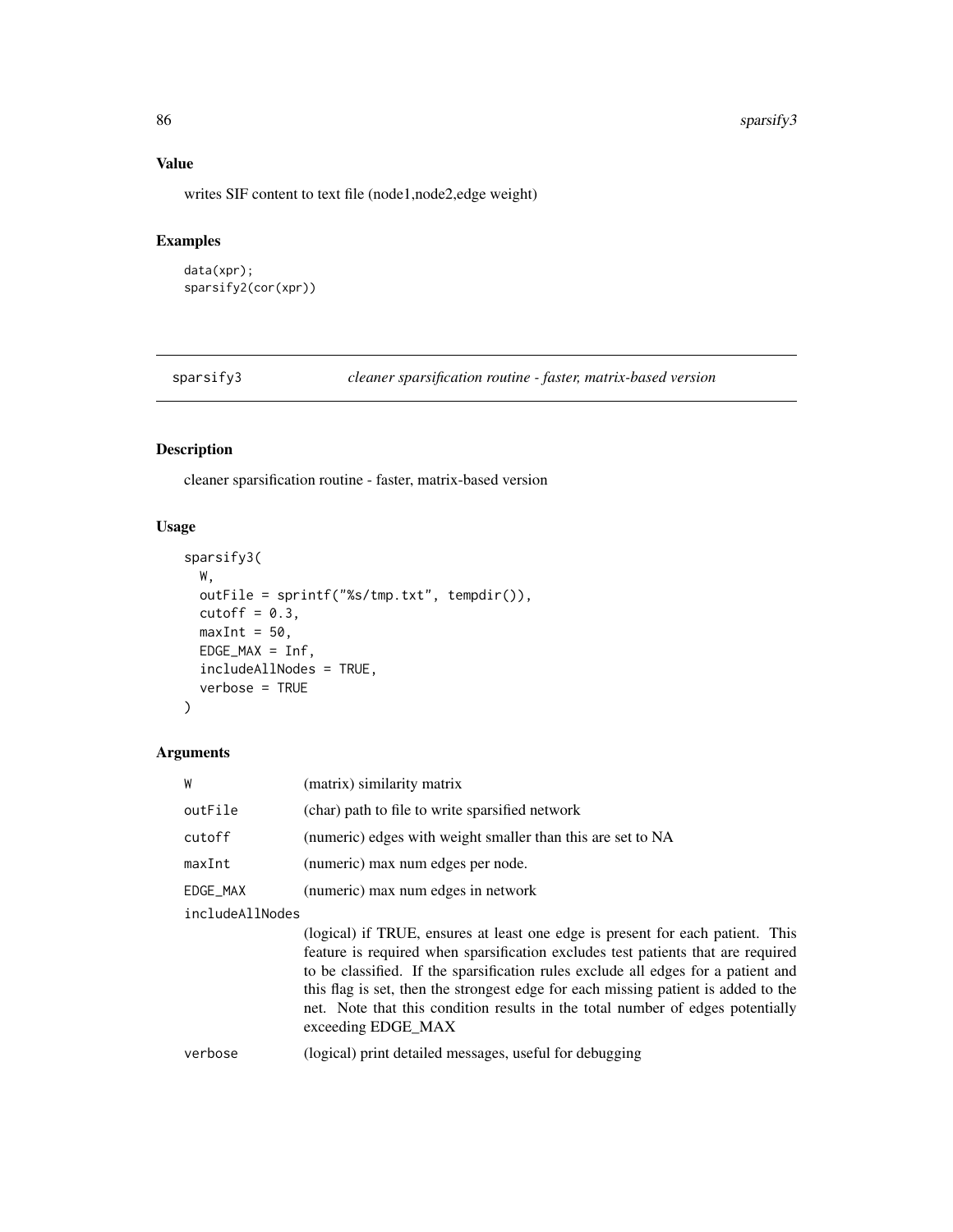## Value

writes SIF content to text file (node1,node2,edge weight)

## Examples

```
data(xpr);
sparsify2(cor(xpr))
```

---

# sparsify3 *cleaner sparsification routine - faster, matrix-based version*

## Description

cleaner sparsification routine - faster, matrix-based version

## Usage

```
sparsify3(
  W,
  outFile = sprintf("%s/tmp.txt", tempdir()),
  cutoff = 0.3,
  maxInt = 50,
  EDGE_MAX = Inf,
  includeAllNodes = TRUE,
  verbose = TRUE
)
```

## Arguments

| | |
|---|---|
| `W` | (matrix) similarity matrix |
| `outFile` | (char) path to file to write sparsified network |
| `cutoff` | (numeric) edges with weight smaller than this are set to NA |
| `maxInt` | (numeric) max num edges per node. |
| `EDGE_MAX` | (numeric) max num edges in network |
| `includeAllNodes` | (logical) if TRUE, ensures at least one edge is present for each patient. This feature is required when sparsification excludes test patients that are required to be classified. If the sparsification rules exclude all edges for a patient and this flag is set, then the strongest edge for each missing patient is added to the net. Note that this condition results in the total number of edges potentially exceeding EDGE_MAX |
| `verbose` | (logical) print detailed messages, useful for debugging |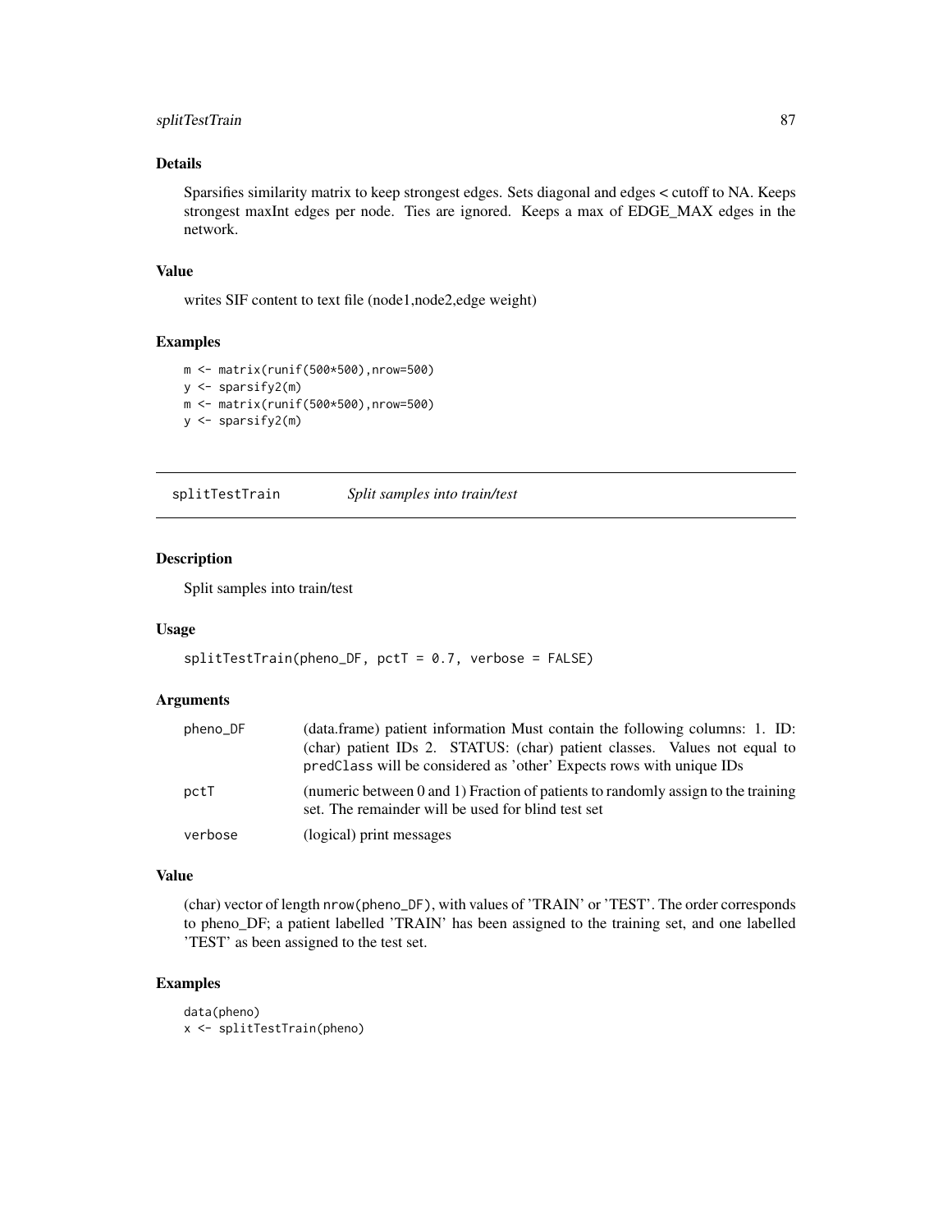### Details

Sparsifies similarity matrix to keep strongest edges. Sets diagonal and edges < cutoff to NA. Keeps strongest maxInt edges per node. Ties are ignored. Keeps a max of EDGE_MAX edges in the network.

### Value

writes SIF content to text file (node1,node2,edge weight)

### Examples

```
m <- matrix(runif(500*500),nrow=500)
y <- sparsify2(m)
m <- matrix(runif(500*500),nrow=500)
y <- sparsify2(m)
```

---

## splitTestTrain *Split samples into train/test*

### Description

Split samples into train/test

### Usage

```
splitTestTrain(pheno_DF, pctT = 0.7, verbose = FALSE)
```

### Arguments

| | |
|---|---|
| pheno_DF | (data.frame) patient information Must contain the following columns: 1. ID: (char) patient IDs 2. STATUS: (char) patient classes. Values not equal to predClass will be considered as 'other' Expects rows with unique IDs |
| pctT | (numeric between 0 and 1) Fraction of patients to randomly assign to the training set. The remainder will be used for blind test set |
| verbose | (logical) print messages |

### Value

(char) vector of length nrow(pheno_DF), with values of 'TRAIN' or 'TEST'. The order corresponds to pheno_DF; a patient labelled 'TRAIN' has been assigned to the training set, and one labelled 'TEST' as been assigned to the test set.

### Examples

```
data(pheno)
x <- splitTestTrain(pheno)
```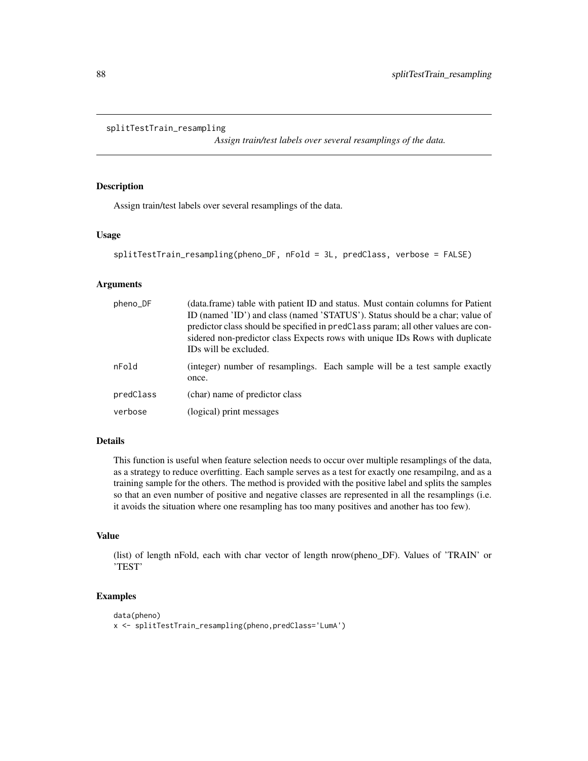splitTestTrain_resampling

*Assign train/test labels over several resamplings of the data.*

## Description

Assign train/test labels over several resamplings of the data.

## Usage

```
splitTestTrain_resampling(pheno_DF, nFold = 3L, predClass, verbose = FALSE)
```

## Arguments

| | |
|---|---|
| pheno_DF | (data.frame) table with patient ID and status. Must contain columns for Patient ID (named 'ID') and class (named 'STATUS'). Status should be a char; value of predictor class should be specified in predClass param; all other values are considered non-predictor class Expects rows with unique IDs Rows with duplicate IDs will be excluded. |
| nFold | (integer) number of resamplings. Each sample will be a test sample exactly once. |
| predClass | (char) name of predictor class |
| verbose | (logical) print messages |

## Details

This function is useful when feature selection needs to occur over multiple resamplings of the data, as a strategy to reduce overfitting. Each sample serves as a test for exactly one resampilng, and as a training sample for the others. The method is provided with the positive label and splits the samples so that an even number of positive and negative classes are represented in all the resamplings (i.e. it avoids the situation where one resampling has too many positives and another has too few).

## Value

(list) of length nFold, each with char vector of length nrow(pheno_DF). Values of 'TRAIN' or 'TEST'

## Examples

```
data(pheno)
x <- splitTestTrain_resampling(pheno,predClass='LumA')
```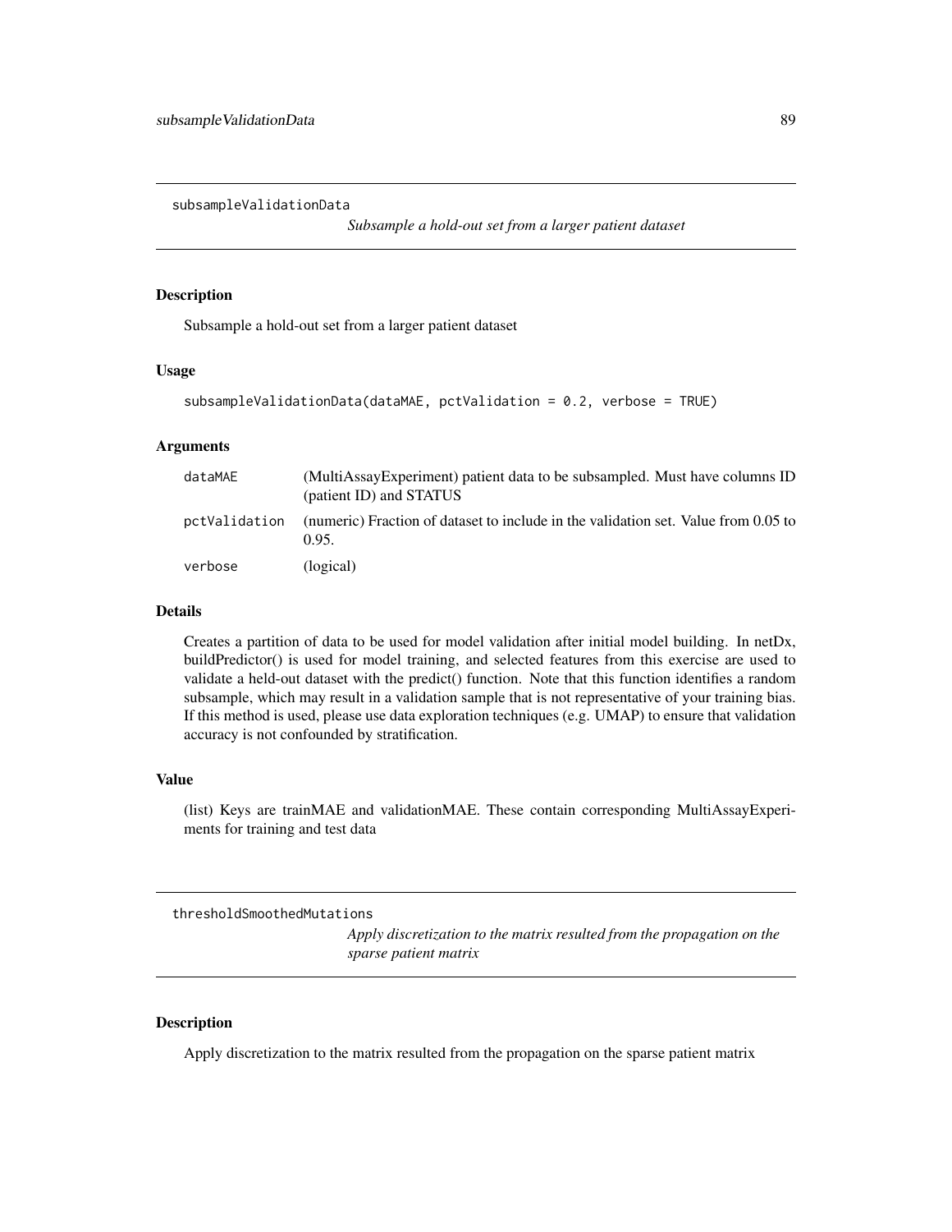## subsampleValidationData

*Subsample a hold-out set from a larger patient dataset*

### Description

Subsample a hold-out set from a larger patient dataset

### Usage

```
subsampleValidationData(dataMAE, pctValidation = 0.2, verbose = TRUE)
```

### Arguments

| | |
|---|---|
| dataMAE | (MultiAssayExperiment) patient data to be subsampled. Must have columns ID (patient ID) and STATUS |
| pctValidation | (numeric) Fraction of dataset to include in the validation set. Value from 0.05 to 0.95. |
| verbose | (logical) |

### Details

Creates a partition of data to be used for model validation after initial model building. In netDx, buildPredictor() is used for model training, and selected features from this exercise are used to validate a held-out dataset with the predict() function. Note that this function identifies a random subsample, which may result in a validation sample that is not representative of your training bias. If this method is used, please use data exploration techniques (e.g. UMAP) to ensure that validation accuracy is not confounded by stratification.

### Value

(list) Keys are trainMAE and validationMAE. These contain corresponding MultiAssayExperiments for training and test data

## thresholdSmoothedMutations

*Apply discretization to the matrix resulted from the propagation on the sparse patient matrix*

### Description

Apply discretization to the matrix resulted from the propagation on the sparse patient matrix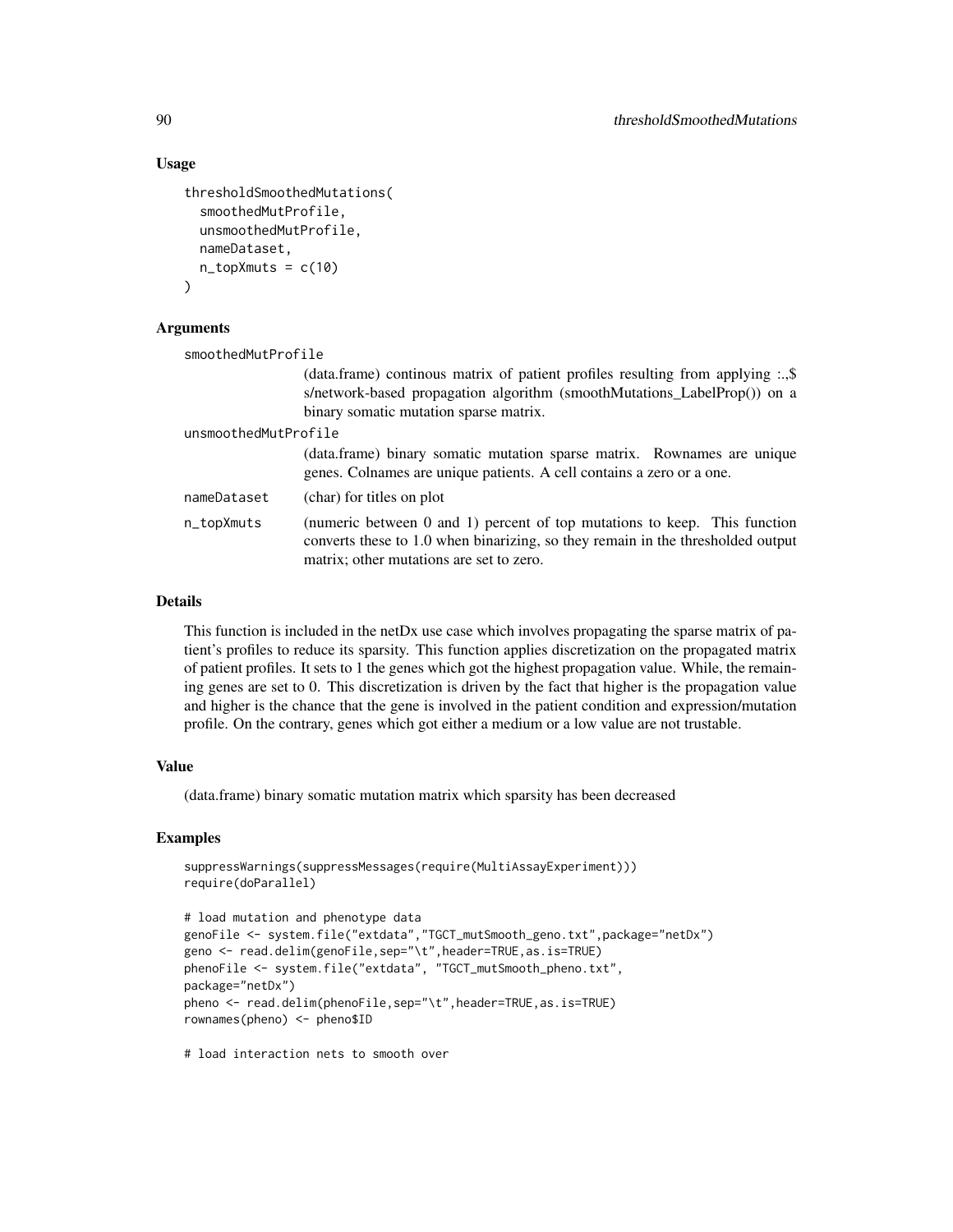## Usage

```
thresholdSmoothedMutations(
  smoothedMutProfile,
  unsmoothedMutProfile,
  nameDataset,
  n_topXmuts = c(10)
)
```

## Arguments

`smoothedMutProfile`
: (data.frame) continous matrix of patient profiles resulting from applying :.,$ s/network-based propagation algorithm (smoothMutations_LabelProp()) on a binary somatic mutation sparse matrix.

`unsmoothedMutProfile`
: (data.frame) binary somatic mutation sparse matrix. Rownames are unique genes. Colnames are unique patients. A cell contains a zero or a one.

`nameDataset`
: (char) for titles on plot

`n_topXmuts`
: (numeric between 0 and 1) percent of top mutations to keep. This function converts these to 1.0 when binarizing, so they remain in the thresholded output matrix; other mutations are set to zero.

## Details

This function is included in the netDx use case which involves propagating the sparse matrix of patient's profiles to reduce its sparsity. This function applies discretization on the propagated matrix of patient profiles. It sets to 1 the genes which got the highest propagation value. While, the remaining genes are set to 0. This discretization is driven by the fact that higher is the propagation value and higher is the chance that the gene is involved in the patient condition and expression/mutation profile. On the contrary, genes which got either a medium or a low value are not trustable.

## Value

(data.frame) binary somatic mutation matrix which sparsity has been decreased

## Examples

```
suppressWarnings(suppressMessages(require(MultiAssayExperiment)))
require(doParallel)

# load mutation and phenotype data
genoFile <- system.file("extdata","TGCT_mutSmooth_geno.txt",package="netDx")
geno <- read.delim(genoFile,sep="\t",header=TRUE,as.is=TRUE)
phenoFile <- system.file("extdata", "TGCT_mutSmooth_pheno.txt",
package="netDx")
pheno <- read.delim(phenoFile,sep="\t",header=TRUE,as.is=TRUE)
rownames(pheno) <- pheno$ID

# load interaction nets to smooth over
```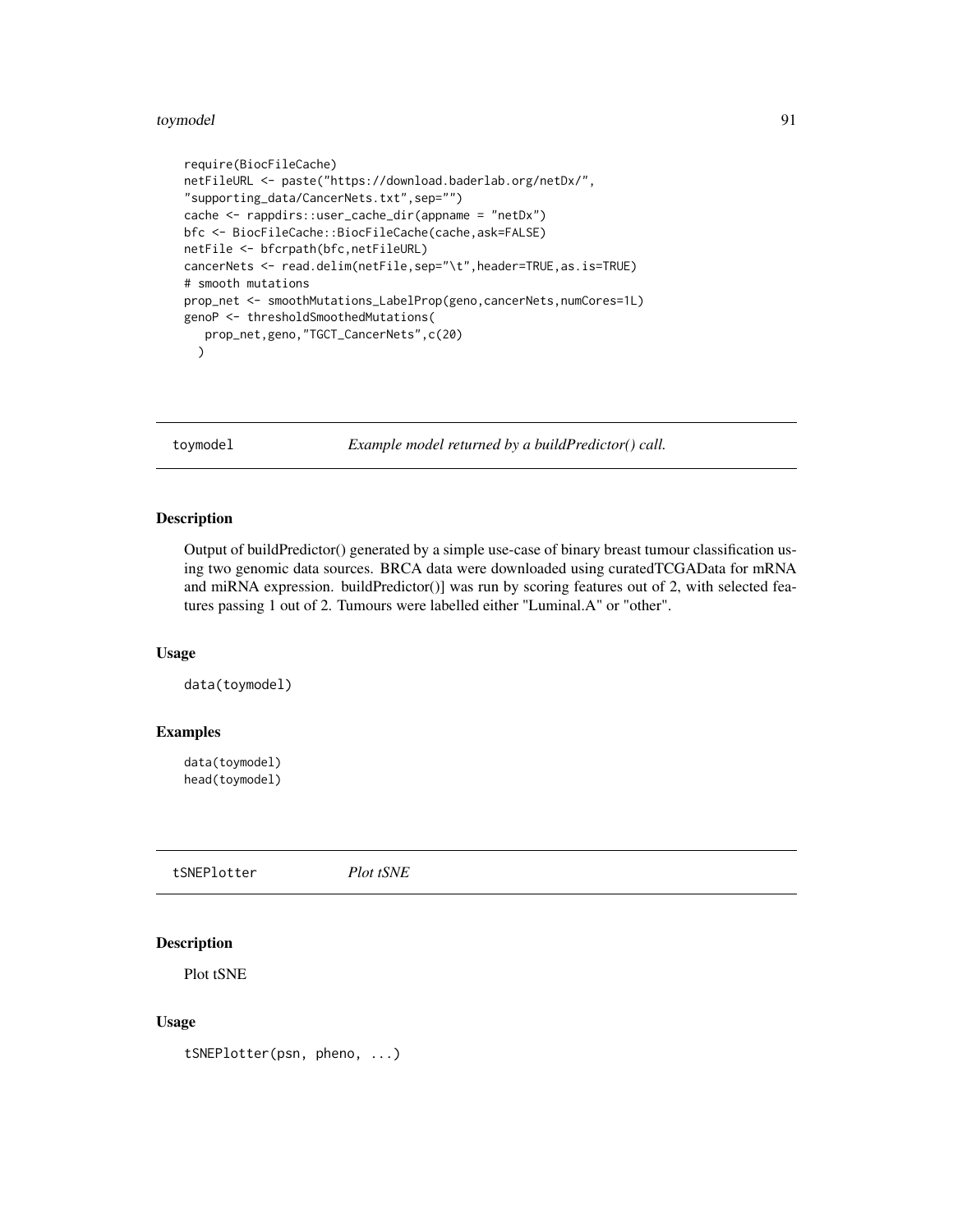```
require(BiocFileCache)
netFileURL <- paste("https://download.baderlab.org/netDx/",
"supporting_data/CancerNets.txt",sep="")
cache <- rappdirs::user_cache_dir(appname = "netDx")
bfc <- BiocFileCache::BiocFileCache(cache,ask=FALSE)
netFile <- bfcrpath(bfc,netFileURL)
cancerNets <- read.delim(netFile,sep="\t",header=TRUE,as.is=TRUE)
# smooth mutations
prop_net <- smoothMutations_LabelProp(geno,cancerNets,numCores=1L)
genoP <- thresholdSmoothedMutations(
   prop_net,geno,"TGCT_CancerNets",c(20)
  )
```

## toymodel — *Example model returned by a buildPredictor() call.*

### Description

Output of buildPredictor() generated by a simple use-case of binary breast tumour classification using two genomic data sources. BRCA data were downloaded using curatedTCGAData for mRNA and miRNA expression. buildPredictor()] was run by scoring features out of 2, with selected features passing 1 out of 2. Tumours were labelled either "Luminal.A" or "other".

### Usage

```
data(toymodel)
```

### Examples

```
data(toymodel)
head(toymodel)
```

## tSNEPlotter — *Plot tSNE*

### Description

Plot tSNE

### Usage

```
tSNEPlotter(psn, pheno, ...)
```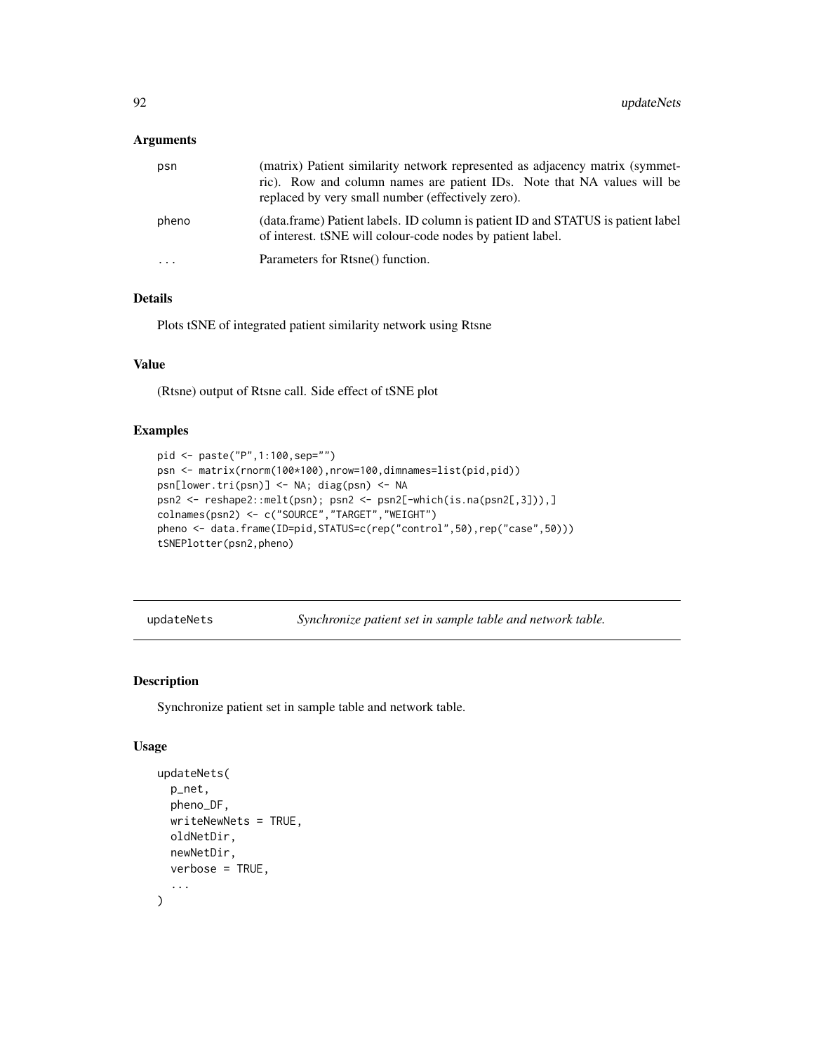### Arguments

| | |
|---|---|
| psn | (matrix) Patient similarity network represented as adjacency matrix (symmetric). Row and column names are patient IDs. Note that NA values will be replaced by very small number (effectively zero). |
| pheno | (data.frame) Patient labels. ID column is patient ID and STATUS is patient label of interest. tSNE will colour-code nodes by patient label. |
| ... | Parameters for Rtsne() function. |

### Details

Plots tSNE of integrated patient similarity network using Rtsne

### Value

(Rtsne) output of Rtsne call. Side effect of tSNE plot

### Examples

```
pid <- paste("P",1:100,sep="")
psn <- matrix(rnorm(100*100),nrow=100,dimnames=list(pid,pid))
psn[lower.tri(psn)] <- NA; diag(psn) <- NA
psn2 <- reshape2::melt(psn); psn2 <- psn2[-which(is.na(psn2[,3])),]
colnames(psn2) <- c("SOURCE","TARGET","WEIGHT")
pheno <- data.frame(ID=pid,STATUS=c(rep("control",50),rep("case",50)))
tSNEPlotter(psn2,pheno)
```

---

## updateNets — *Synchronize patient set in sample table and network table.*

### Description

Synchronize patient set in sample table and network table.

### Usage

```
updateNets(
  p_net,
  pheno_DF,
  writeNewNets = TRUE,
  oldNetDir,
  newNetDir,
  verbose = TRUE,
  ...
)
```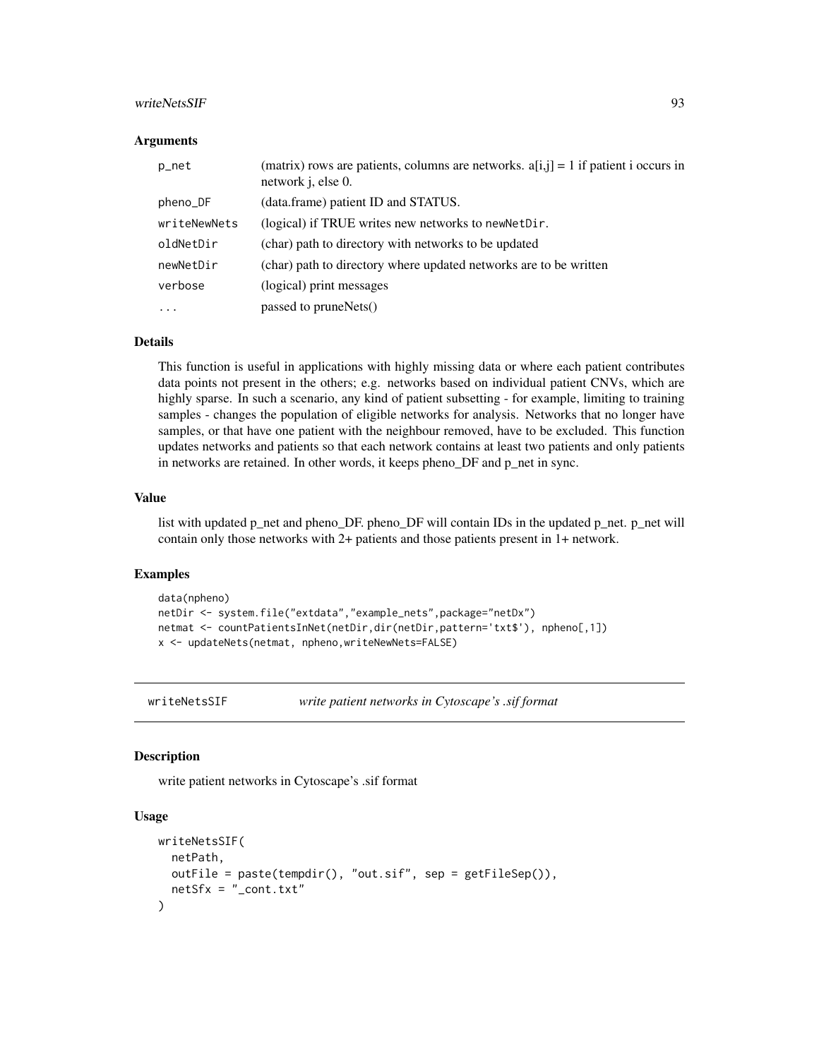### Arguments

| | |
|---|---|
| p_net | (matrix) rows are patients, columns are networks. a[i,j] = 1 if patient i occurs in network j, else 0. |
| pheno_DF | (data.frame) patient ID and STATUS. |
| writeNewNets | (logical) if TRUE writes new networks to `newNetDir`. |
| oldNetDir | (char) path to directory with networks to be updated |
| newNetDir | (char) path to directory where updated networks are to be written |
| verbose | (logical) print messages |
| ... | passed to pruneNets() |

### Details

This function is useful in applications with highly missing data or where each patient contributes data points not present in the others; e.g. networks based on individual patient CNVs, which are highly sparse. In such a scenario, any kind of patient subsetting - for example, limiting to training samples - changes the population of eligible networks for analysis. Networks that no longer have samples, or that have one patient with the neighbour removed, have to be excluded. This function updates networks and patients so that each network contains at least two patients and only patients in networks are retained. In other words, it keeps pheno_DF and p_net in sync.

### Value

list with updated p_net and pheno_DF. pheno_DF will contain IDs in the updated p_net. p_net will contain only those networks with 2+ patients and those patients present in 1+ network.

### Examples

```
data(npheno)
netDir <- system.file("extdata","example_nets",package="netDx")
netmat <- countPatientsInNet(netDir,dir(netDir,pattern='txt$'), npheno[,1])
x <- updateNets(netmat, npheno,writeNewNets=FALSE)
```

---

## writeNetsSIF — *write patient networks in Cytoscape's .sif format*

### Description

write patient networks in Cytoscape's .sif format

### Usage

```
writeNetsSIF(
  netPath,
  outFile = paste(tempdir(), "out.sif", sep = getFileSep()),
  netSfx = "_cont.txt"
)
```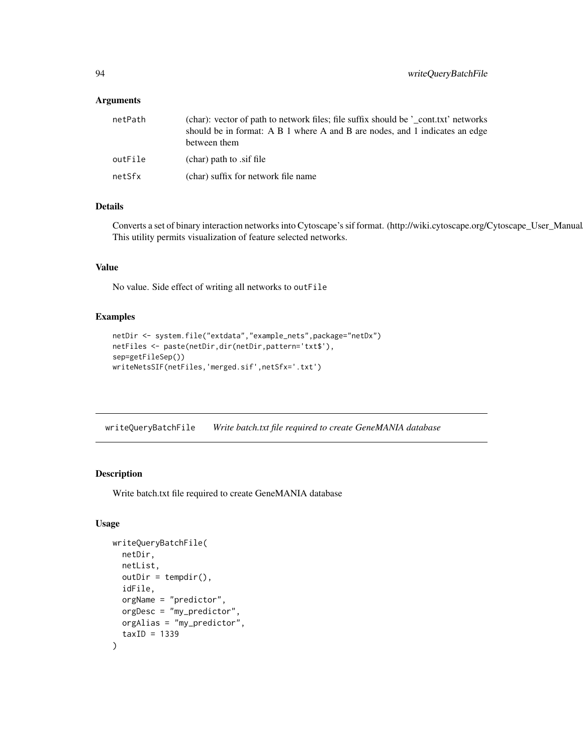### Arguments

| | |
|---|---|
| netPath | (char): vector of path to network files; file suffix should be '_cont.txt' networks should be in format: A B 1 where A and B are nodes, and 1 indicates an edge between them |
| outFile | (char) path to .sif file |
| netSfx | (char) suffix for network file name |

### Details

Converts a set of binary interaction networks into Cytoscape's sif format. (http://wiki.cytoscape.org/Cytoscape_User_Manual This utility permits visualization of feature selected networks.

### Value

No value. Side effect of writing all networks to `outFile`

### Examples

```
netDir <- system.file("extdata","example_nets",package="netDx")
netFiles <- paste(netDir,dir(netDir,pattern='txt$'),
sep=getFileSep())
writeNetsSIF(netFiles,'merged.sif',netSfx='.txt')
```

---

## writeQueryBatchFile    *Write batch.txt file required to create GeneMANIA database*

---

### Description

Write batch.txt file required to create GeneMANIA database

### Usage

```
writeQueryBatchFile(
  netDir,
  netList,
  outDir = tempdir(),
  idFile,
  orgName = "predictor",
  orgDesc = "my_predictor",
  orgAlias = "my_predictor",
  taxID = 1339
)
```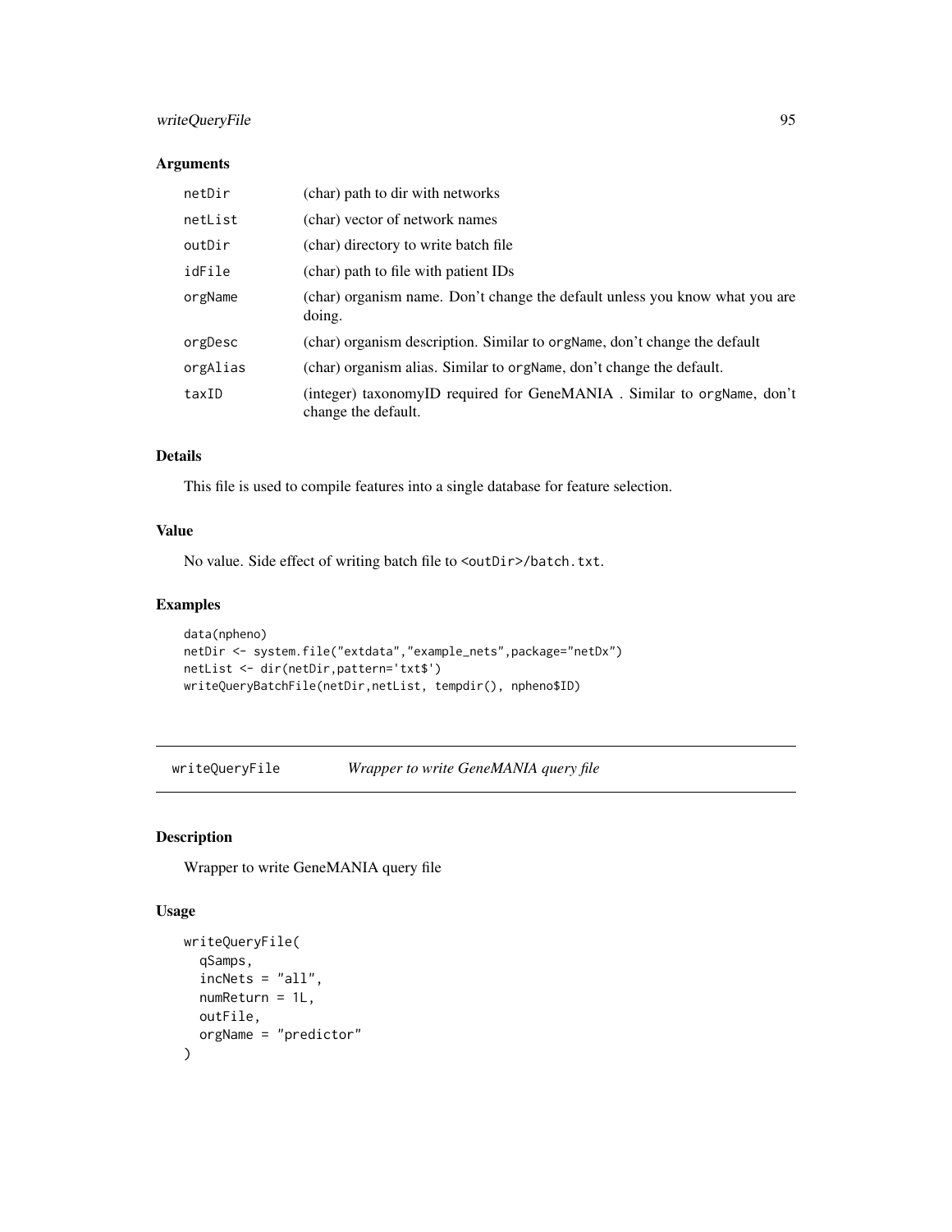### Arguments

| | |
|---|---|
| `netDir` | (char) path to dir with networks |
| `netList` | (char) vector of network names |
| `outDir` | (char) directory to write batch file |
| `idFile` | (char) path to file with patient IDs |
| `orgName` | (char) organism name. Don't change the default unless you know what you are doing. |
| `orgDesc` | (char) organism description. Similar to `orgName`, don't change the default |
| `orgAlias` | (char) organism alias. Similar to `orgName`, don't change the default. |
| `taxID` | (integer) taxonomyID required for GeneMANIA . Similar to `orgName`, don't change the default. |

### Details

This file is used to compile features into a single database for feature selection.

### Value

No value. Side effect of writing batch file to `<outDir>/batch.txt`.

### Examples

```
data(npheno)
netDir <- system.file("extdata","example_nets",package="netDx")
netList <- dir(netDir,pattern='txt$')
writeQueryBatchFile(netDir,netList, tempdir(), npheno$ID)
```

---

## writeQueryFile    *Wrapper to write GeneMANIA query file*

---

### Description

Wrapper to write GeneMANIA query file

### Usage

```
writeQueryFile(
  qSamps,
  incNets = "all",
  numReturn = 1L,
  outFile,
  orgName = "predictor"
)
```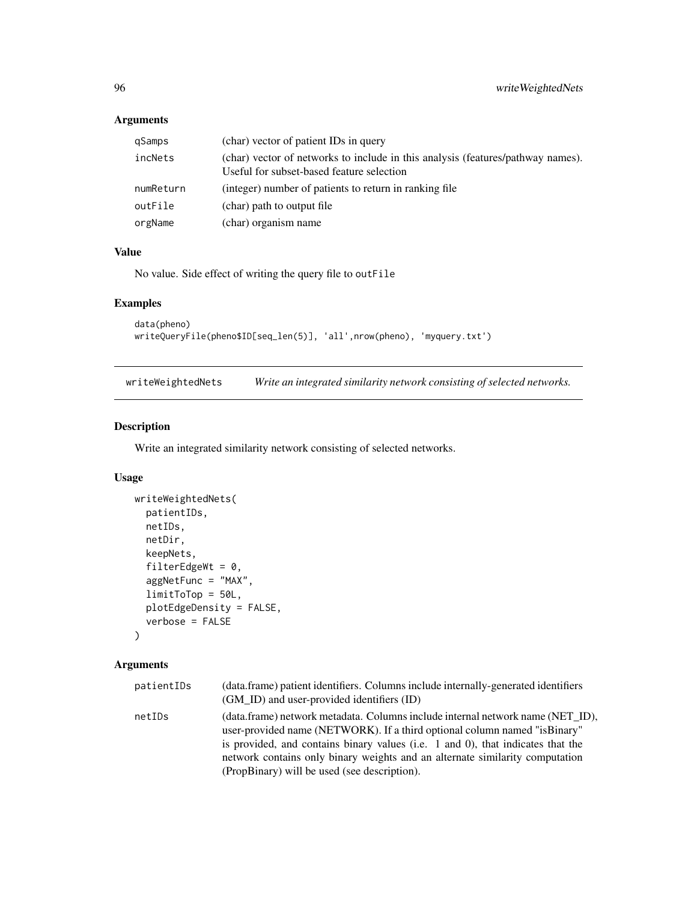### Arguments

| | |
|---|---|
| qSamps | (char) vector of patient IDs in query |
| incNets | (char) vector of networks to include in this analysis (features/pathway names). Useful for subset-based feature selection |
| numReturn | (integer) number of patients to return in ranking file |
| outFile | (char) path to output file |
| orgName | (char) organism name |

### Value

No value. Side effect of writing the query file to `outFile`

### Examples

```
data(pheno)
writeQueryFile(pheno$ID[seq_len(5)], 'all',nrow(pheno), 'myquery.txt')
```

---

## writeWeightedNets — *Write an integrated similarity network consisting of selected networks.*

### Description

Write an integrated similarity network consisting of selected networks.

### Usage

```
writeWeightedNets(
  patientIDs,
  netIDs,
  netDir,
  keepNets,
  filterEdgeWt = 0,
  aggNetFunc = "MAX",
  limitToTop = 50L,
  plotEdgeDensity = FALSE,
  verbose = FALSE
)
```

### Arguments

| | |
|---|---|
| patientIDs | (data.frame) patient identifiers. Columns include internally-generated identifiers (GM_ID) and user-provided identifiers (ID) |
| netIDs | (data.frame) network metadata. Columns include internal network name (NET_ID), user-provided name (NETWORK). If a third optional column named "isBinary" is provided, and contains binary values (i.e. 1 and 0), that indicates that the network contains only binary weights and an alternate similarity computation (PropBinary) will be used (see description). |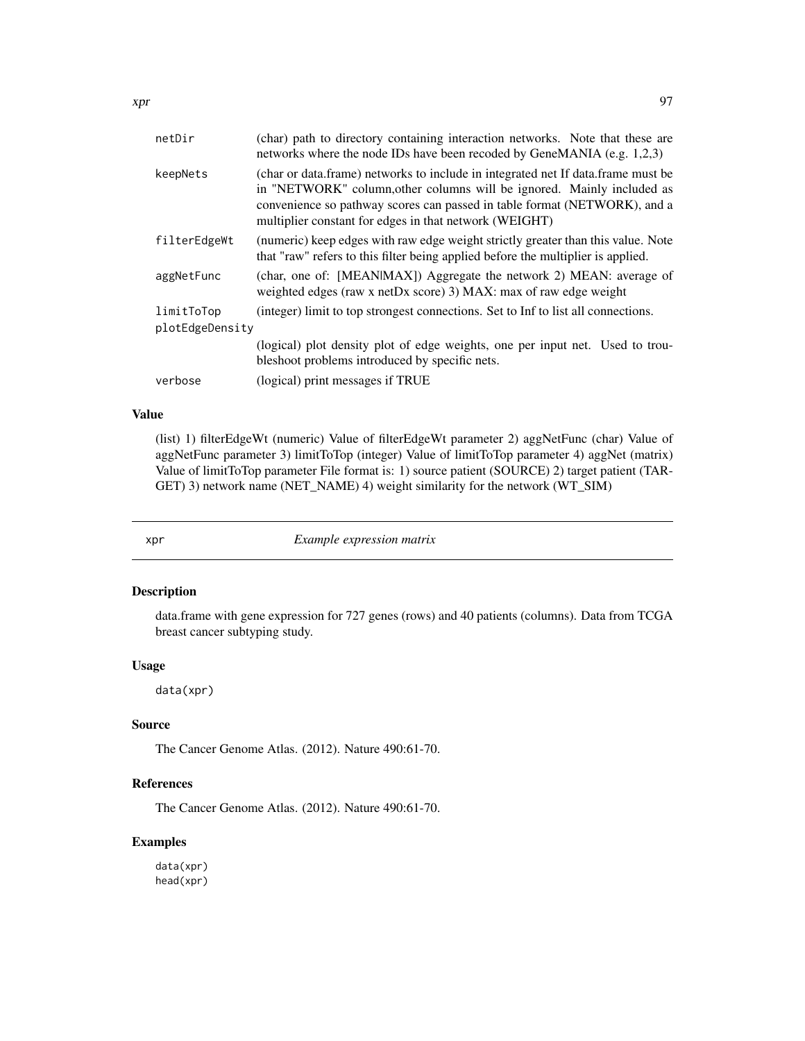| | |
|---|---|
| `netDir` | (char) path to directory containing interaction networks. Note that these are networks where the node IDs have been recoded by GeneMANIA (e.g. 1,2,3) |
| `keepNets` | (char or data.frame) networks to include in integrated net If data.frame must be in "NETWORK" column,other columns will be ignored. Mainly included as convenience so pathway scores can passed in table format (NETWORK), and a multiplier constant for edges in that network (WEIGHT) |
| `filterEdgeWt` | (numeric) keep edges with raw edge weight strictly greater than this value. Note that "raw" refers to this filter being applied before the multiplier is applied. |
| `aggNetFunc` | (char, one of: [MEAN\|MAX]) Aggregate the network 2) MEAN: average of weighted edges (raw x netDx score) 3) MAX: max of raw edge weight |
| `limitToTop` | (integer) limit to top strongest connections. Set to Inf to list all connections. |
| `plotEdgeDensity` | (logical) plot density plot of edge weights, one per input net. Used to troubleshoot problems introduced by specific nets. |
| `verbose` | (logical) print messages if TRUE |

### Value

(list) 1) filterEdgeWt (numeric) Value of filterEdgeWt parameter 2) aggNetFunc (char) Value of aggNetFunc parameter 3) limitToTop (integer) Value of limitToTop parameter 4) aggNet (matrix) Value of limitToTop parameter File format is: 1) source patient (SOURCE) 2) target patient (TARGET) 3) network name (NET_NAME) 4) weight similarity for the network (WT_SIM)

---

## xpr *Example expression matrix*

### Description

data.frame with gene expression for 727 genes (rows) and 40 patients (columns). Data from TCGA breast cancer subtyping study.

### Usage

```
data(xpr)
```

### Source

The Cancer Genome Atlas. (2012). Nature 490:61-70.

### References

The Cancer Genome Atlas. (2012). Nature 490:61-70.

### Examples

```
data(xpr)
head(xpr)
```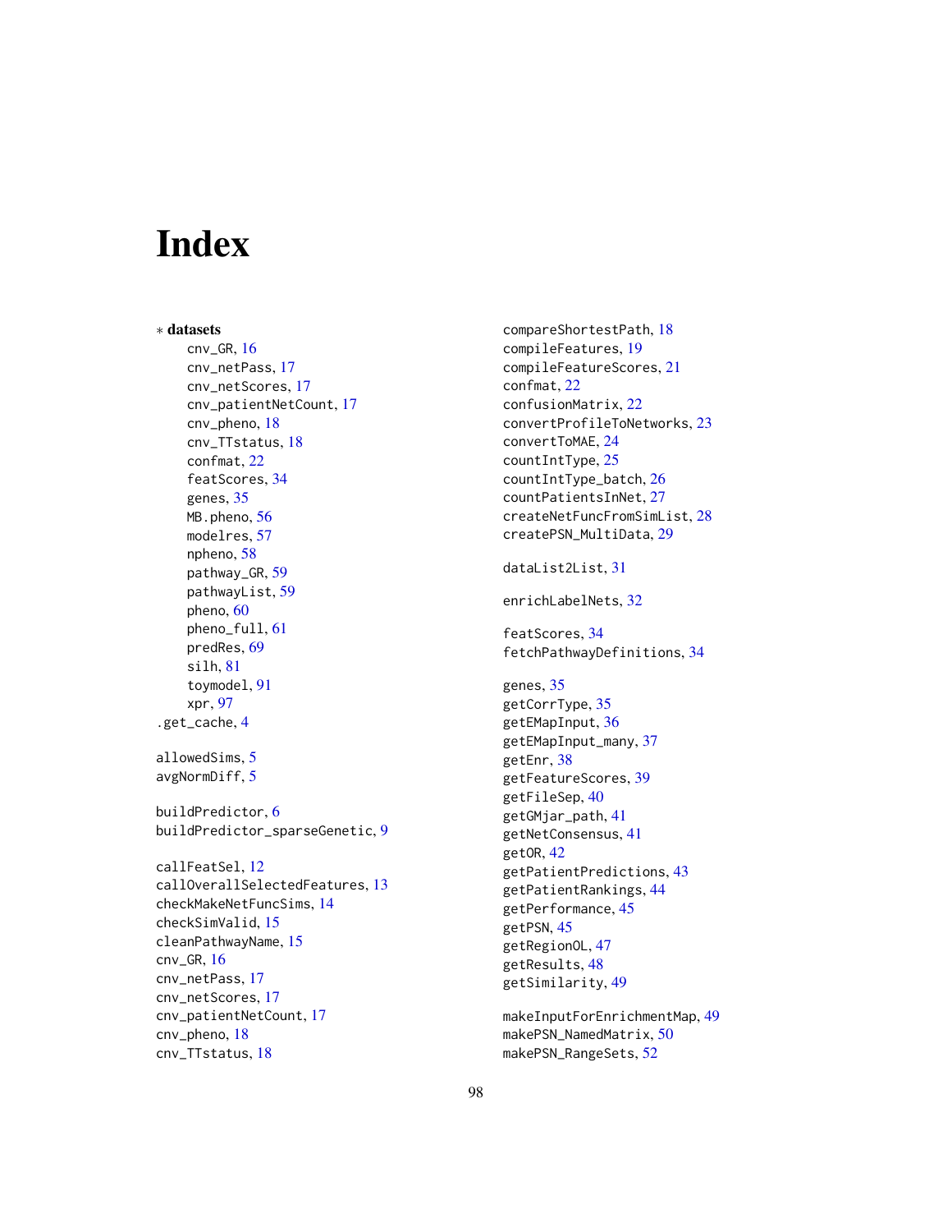# Index

∗ **datasets**

- cnv_GR, 16
- cnv_netPass, 17
- cnv_netScores, 17
- cnv_patientNetCount, 17
- cnv_pheno, 18
- cnv_TTstatus, 18
- confmat, 22
- featScores, 34
- genes, 35
- MB.pheno, 56
- modelres, 57
- npheno, 58
- pathway_GR, 59
- pathwayList, 59
- pheno, 60
- pheno_full, 61
- predRes, 69
- silh, 81
- toymodel, 91
- xpr, 97

.get_cache, 4

allowedSims, 5
avgNormDiff, 5

buildPredictor, 6
buildPredictor_sparseGenetic, 9

callFeatSel, 12
callOverallSelectedFeatures, 13
checkMakeNetFuncSims, 14
checkSimValid, 15
cleanPathwayName, 15
cnv_GR, 16
cnv_netPass, 17
cnv_netScores, 17
cnv_patientNetCount, 17
cnv_pheno, 18
cnv_TTstatus, 18
compareShortestPath, 18
compileFeatures, 19
compileFeatureScores, 21
confmat, 22
confusionMatrix, 22
convertProfileToNetworks, 23
convertToMAE, 24
countIntType, 25
countIntType_batch, 26
countPatientsInNet, 27
createNetFuncFromSimList, 28
createPSN_MultiData, 29

dataList2List, 31

enrichLabelNets, 32

featScores, 34
fetchPathwayDefinitions, 34

genes, 35
getCorrType, 35
getEMapInput, 36
getEMapInput_many, 37
getEnr, 38
getFeatureScores, 39
getFileSep, 40
getGMjar_path, 41
getNetConsensus, 41
getOR, 42
getPatientPredictions, 43
getPatientRankings, 44
getPerformance, 45
getPSN, 45
getRegionOL, 47
getResults, 48
getSimilarity, 49

makeInputForEnrichmentMap, 49
makePSN_NamedMatrix, 50
makePSN_RangeSets, 52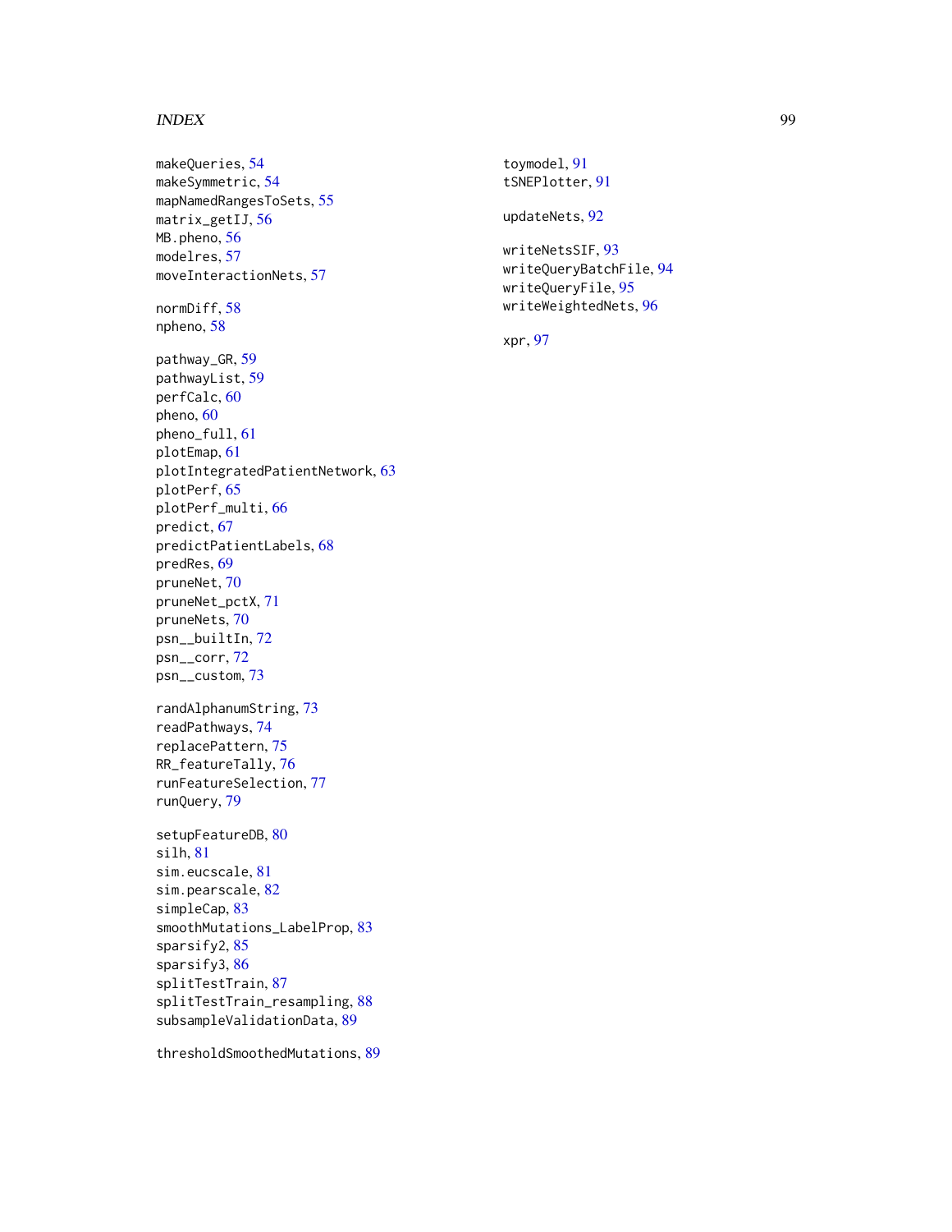makeQueries, 54
makeSymmetric, 54
mapNamedRangesToSets, 55
matrix_getIJ, 56
MB.pheno, 56
modelres, 57
moveInteractionNets, 57

normDiff, 58
npheno, 58

pathway_GR, 59
pathwayList, 59
perfCalc, 60
pheno, 60
pheno_full, 61
plotEmap, 61
plotIntegratedPatientNetwork, 63
plotPerf, 65
plotPerf_multi, 66
predict, 67
predictPatientLabels, 68
predRes, 69
pruneNet, 70
pruneNet_pctX, 71
pruneNets, 70
psn__builtIn, 72
psn__corr, 72
psn__custom, 73

randAlphanumString, 73
readPathways, 74
replacePattern, 75
RR_featureTally, 76
runFeatureSelection, 77
runQuery, 79

setupFeatureDB, 80
silh, 81
sim.eucscale, 81
sim.pearscale, 82
simpleCap, 83
smoothMutations_LabelProp, 83
sparsify2, 85
sparsify3, 86
splitTestTrain, 87
splitTestTrain_resampling, 88
subsampleValidationData, 89

thresholdSmoothedMutations, 89
toymodel, 91
tSNEPlotter, 91

updateNets, 92

writeNetsSIF, 93
writeQueryBatchFile, 94
writeQueryFile, 95
writeWeightedNets, 96

xpr, 97